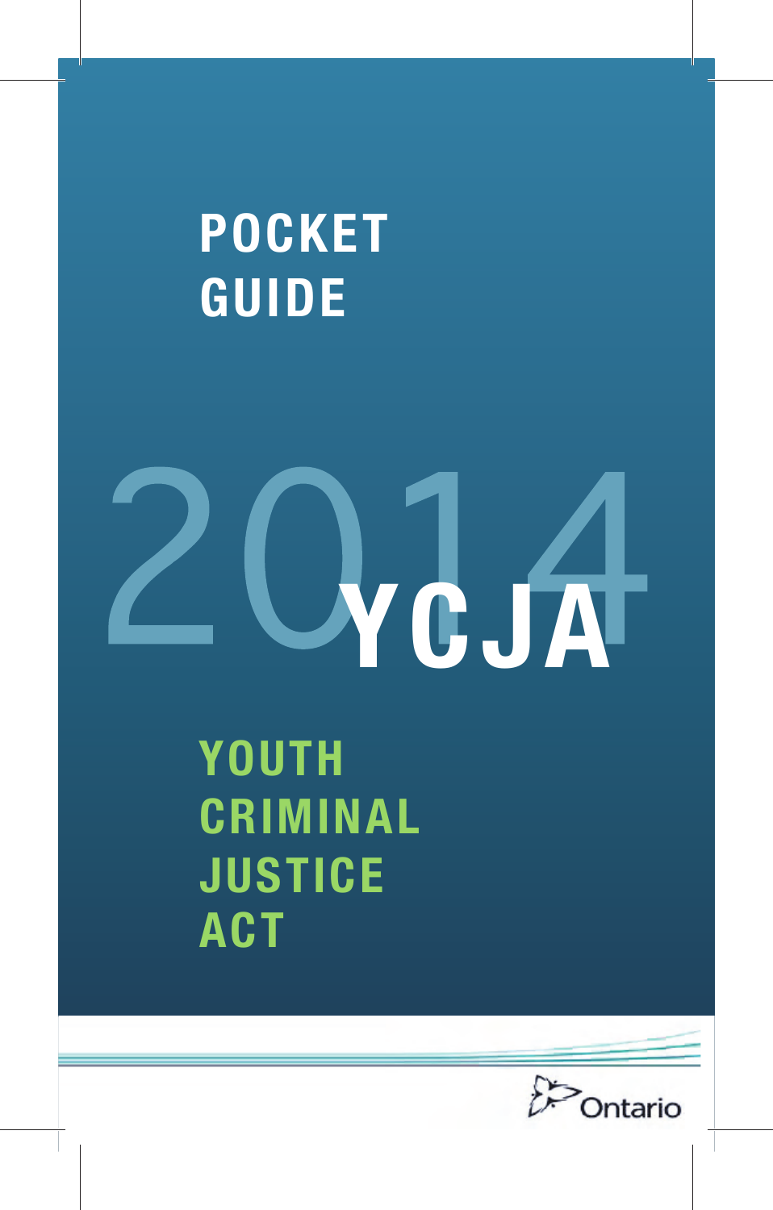# POCKET GUIDE

# 2014 YCJA

## YOUTH CRIMINAL JUSTICE ACT

Ontario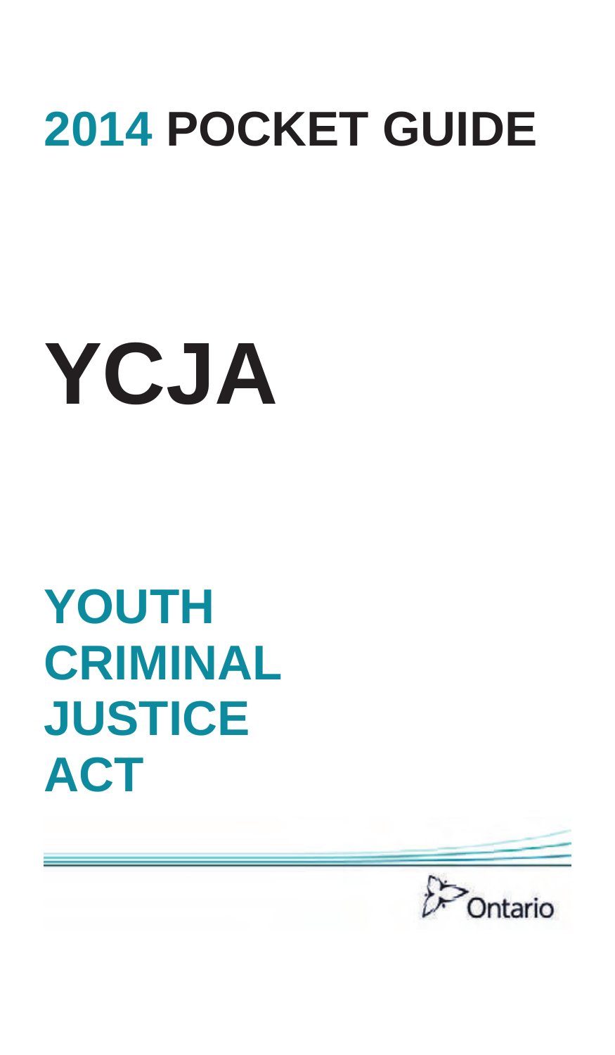# 2014 POCKET GUIDE

# YCJA

## YOUTH CRIMINAL JUSTICE ACT

Ontario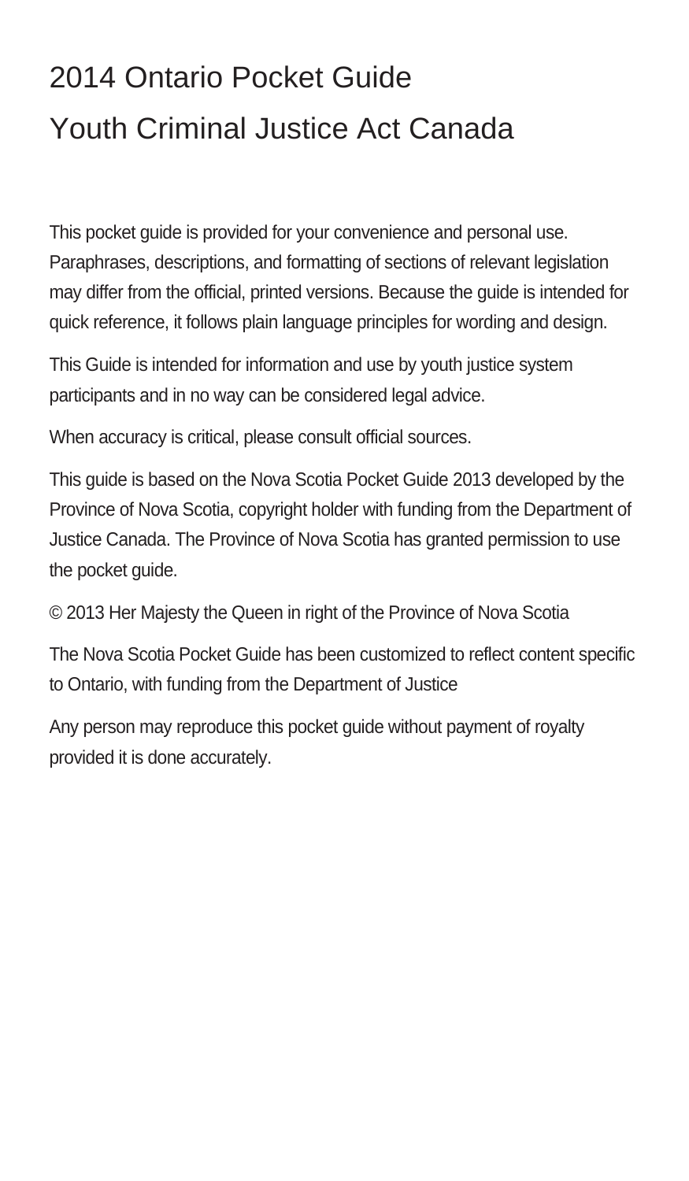# 2014 Ontario Pocket Guide

# Youth Criminal Justice Act Canada

This pocket guide is provided for your convenience and personal use. Paraphrases, descriptions, and formatting of sections of relevant legislation may differ from the official, printed versions. Because the guide is intended for quick reference, it follows plain language principles for wording and design.

This Guide is intended for information and use by youth justice system participants and in no way can be considered legal advice.

When accuracy is critical, please consult official sources.

This guide is based on the Nova Scotia Pocket Guide 2013 developed by the Province of Nova Scotia, copyright holder with funding from the Department of Justice Canada. The Province of Nova Scotia has granted permission to use the pocket guide.

© 2013 Her Majesty the Queen in right of the Province of Nova Scotia

The Nova Scotia Pocket Guide has been customized to reflect content specific to Ontario, with funding from the Department of Justice

Any person may reproduce this pocket guide without payment of royalty provided it is done accurately.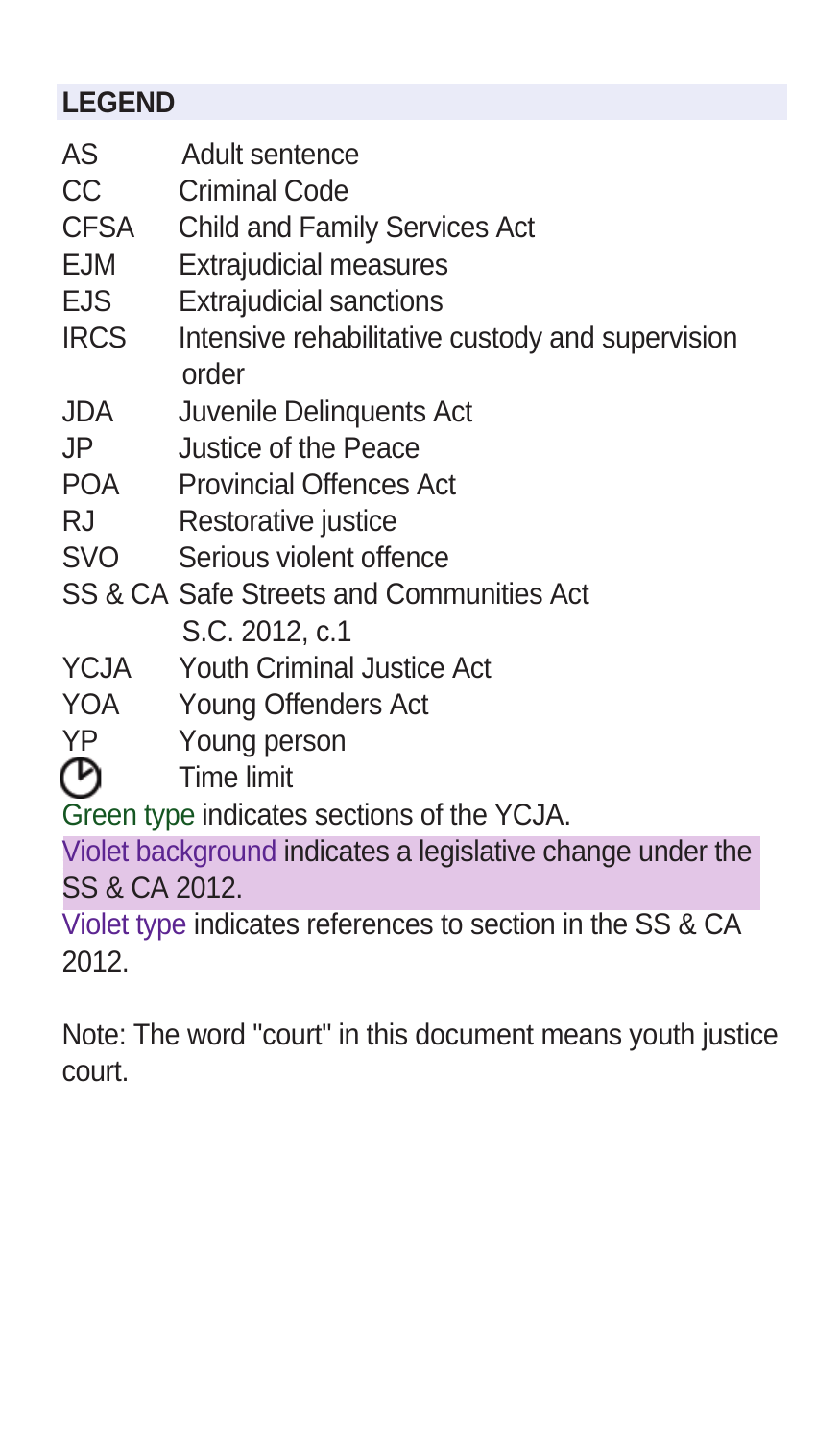## LEGEND

| | |
|---|---|
| AS | Adult sentence |
| CC | Criminal Code |
| CFSA | Child and Family Services Act |
| EJM | Extrajudicial measures |
| EJS | Extrajudicial sanctions |
| IRCS | Intensive rehabilitative custody and supervision order |
| JDA | Juvenile Delinquents Act |
| JP | Justice of the Peace |
| POA | Provincial Offences Act |
| RJ | Restorative justice |
| SVO | Serious violent offence |
| SS & CA | Safe Streets and Communities Act S.C. 2012, c.1 |
| YCJA | Youth Criminal Justice Act |
| YOA | Young Offenders Act |
| YP | Young person |
| ⏲ | Time limit |

Green type indicates sections of the YCJA.

Violet background indicates a legislative change under the SS & CA 2012.

Violet type indicates references to section in the SS & CA 2012.

Note: The word "court" in this document means youth justice court.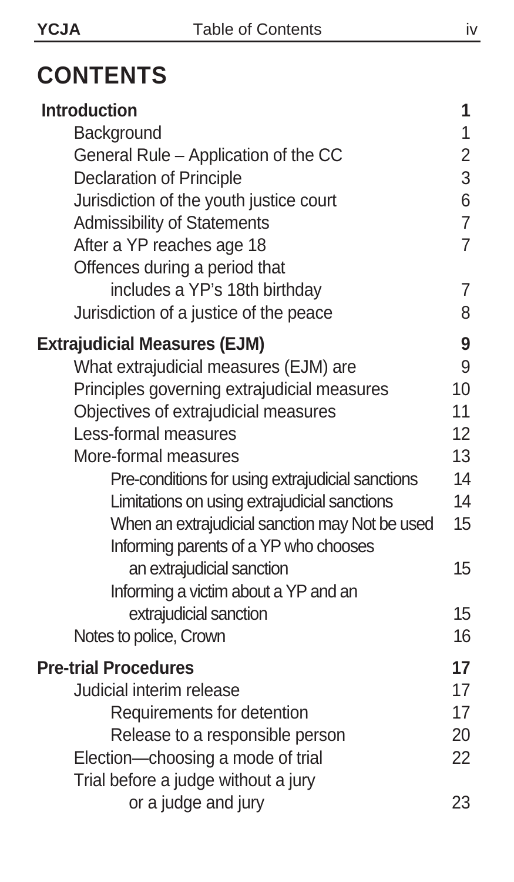# CONTENTS

| | |
|---|---|
| **Introduction** | **1** |
| Background | 1 |
| General Rule – Application of the CC | 2 |
| Declaration of Principle | 3 |
| Jurisdiction of the youth justice court | 6 |
| Admissibility of Statements | 7 |
| After a YP reaches age 18 | 7 |
| Offences during a period that includes a YP's 18th birthday | 7 |
| Jurisdiction of a justice of the peace | 8 |
| **Extrajudicial Measures (EJM)** | **9** |
| What extrajudicial measures (EJM) are | 9 |
| Principles governing extrajudicial measures | 10 |
| Objectives of extrajudicial measures | 11 |
| Less-formal measures | 12 |
| More-formal measures | 13 |
| Pre-conditions for using extrajudicial sanctions | 14 |
| Limitations on using extrajudicial sanctions | 14 |
| When an extrajudicial sanction may Not be used | 15 |
| Informing parents of a YP who chooses an extrajudicial sanction | 15 |
| Informing a victim about a YP and an extrajudicial sanction | 15 |
| Notes to police, Crown | 16 |
| **Pre-trial Procedures** | **17** |
| Judicial interim release | 17 |
| Requirements for detention | 17 |
| Release to a responsible person | 20 |
| Election—choosing a mode of trial | 22 |
| Trial before a judge without a jury or a judge and jury | 23 |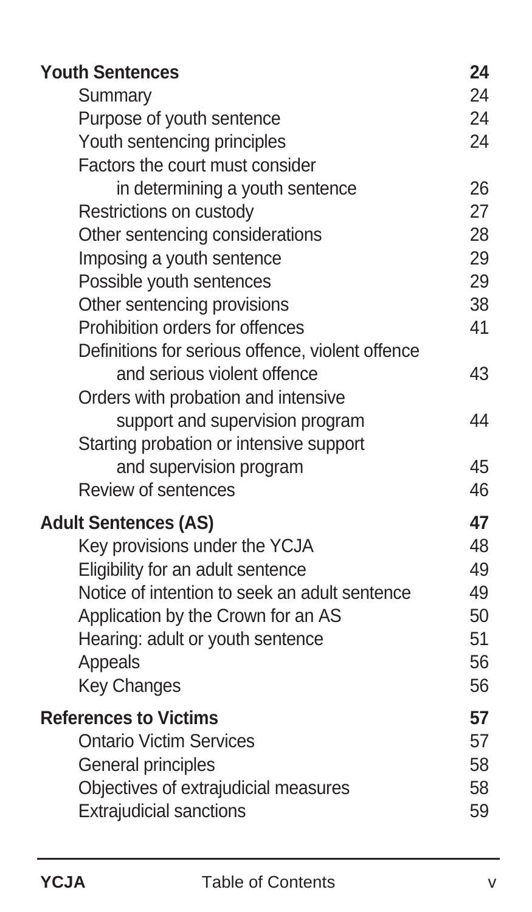| | |
|---|---|
| **Youth Sentences** | **24** |
| Summary | 24 |
| Purpose of youth sentence | 24 |
| Youth sentencing principles | 24 |
| Factors the court must consider in determining a youth sentence | 26 |
| Restrictions on custody | 27 |
| Other sentencing considerations | 28 |
| Imposing a youth sentence | 29 |
| Possible youth sentences | 29 |
| Other sentencing provisions | 38 |
| Prohibition orders for offences | 41 |
| Definitions for serious offence, violent offence and serious violent offence | 43 |
| Orders with probation and intensive support and supervision program | 44 |
| Starting probation or intensive support and supervision program | 45 |
| Review of sentences | 46 |
| **Adult Sentences (AS)** | **47** |
| Key provisions under the YCJA | 48 |
| Eligibility for an adult sentence | 49 |
| Notice of intention to seek an adult sentence | 49 |
| Application by the Crown for an AS | 50 |
| Hearing: adult or youth sentence | 51 |
| Appeals | 56 |
| Key Changes | 56 |
| **References to Victims** | **57** |
| Ontario Victim Services | 57 |
| General principles | 58 |
| Objectives of extrajudicial measures | 58 |
| Extrajudicial sanctions | 59 |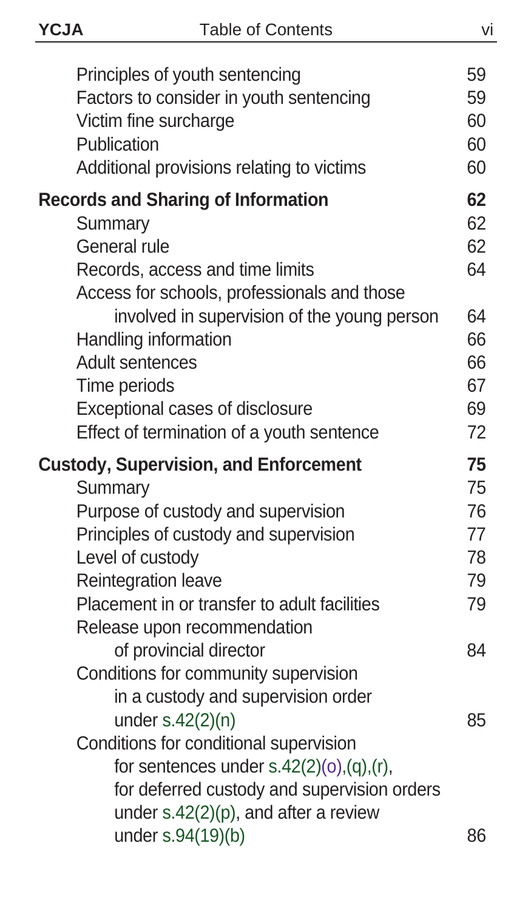| | |
|---|---|
| Principles of youth sentencing | 59 |
| Factors to consider in youth sentencing | 59 |
| Victim fine surcharge | 60 |
| Publication | 60 |
| Additional provisions relating to victims | 60 |
| **Records and Sharing of Information** | **62** |
| Summary | 62 |
| General rule | 62 |
| Records, access and time limits | 64 |
| Access for schools, professionals and those involved in supervision of the young person | 64 |
| Handling information | 66 |
| Adult sentences | 66 |
| Time periods | 67 |
| Exceptional cases of disclosure | 69 |
| Effect of termination of a youth sentence | 72 |
| **Custody, Supervision, and Enforcement** | **75** |
| Summary | 75 |
| Purpose of custody and supervision | 76 |
| Principles of custody and supervision | 77 |
| Level of custody | 78 |
| Reintegration leave | 79 |
| Placement in or transfer to adult facilities | 79 |
| Release upon recommendation of provincial director | 84 |
| Conditions for community supervision in a custody and supervision order under s.42(2)(n) | 85 |
| Conditions for conditional supervision for sentences under s.42(2)(o),(q),(r), for deferred custody and supervision orders under s.42(2)(p), and after a review under s.94(19)(b) | 86 |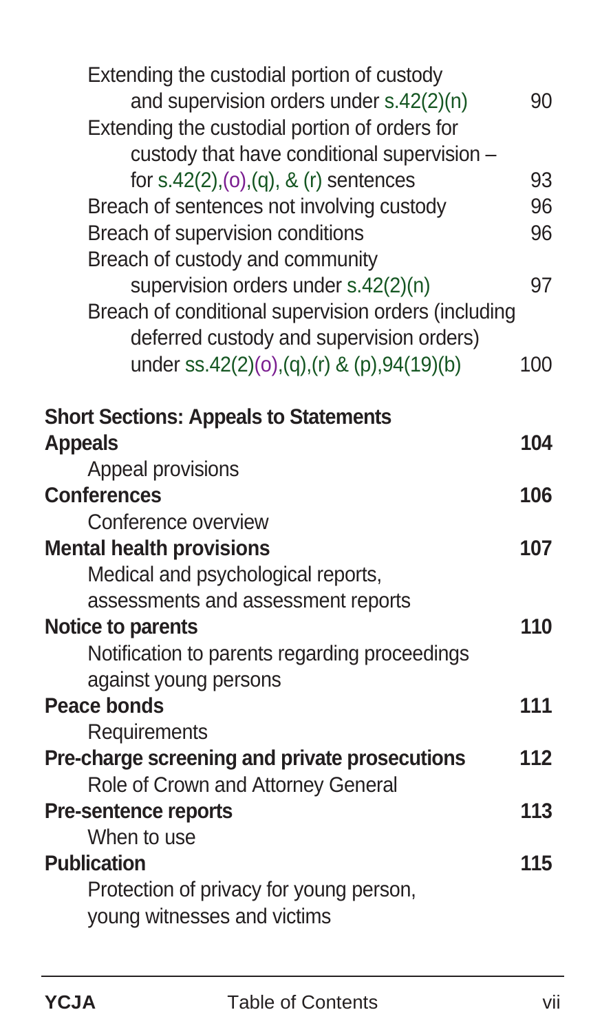Extending the custodial portion of custody and supervision orders under s.42(2)(n) 90

Extending the custodial portion of orders for custody that have conditional supervision – for s.42(2),(o),(q), & (r) sentences 93

Breach of sentences not involving custody 96

Breach of supervision conditions 96

Breach of custody and community supervision orders under s.42(2)(n) 97

Breach of conditional supervision orders (including deferred custody and supervision orders) under ss.42(2)(o),(q),(r) & (p),94(19)(b) 100

**Short Sections: Appeals to Statements**

**Appeals** **104**

Appeal provisions

**Conferences** **106**

Conference overview

**Mental health provisions** **107**

Medical and psychological reports, assessments and assessment reports

**Notice to parents** **110**

Notification to parents regarding proceedings against young persons

**Peace bonds** **111**

Requirements

**Pre-charge screening and private prosecutions** **112**

Role of Crown and Attorney General

**Pre-sentence reports** **113**

When to use

**Publication** **115**

Protection of privacy for young person, young witnesses and victims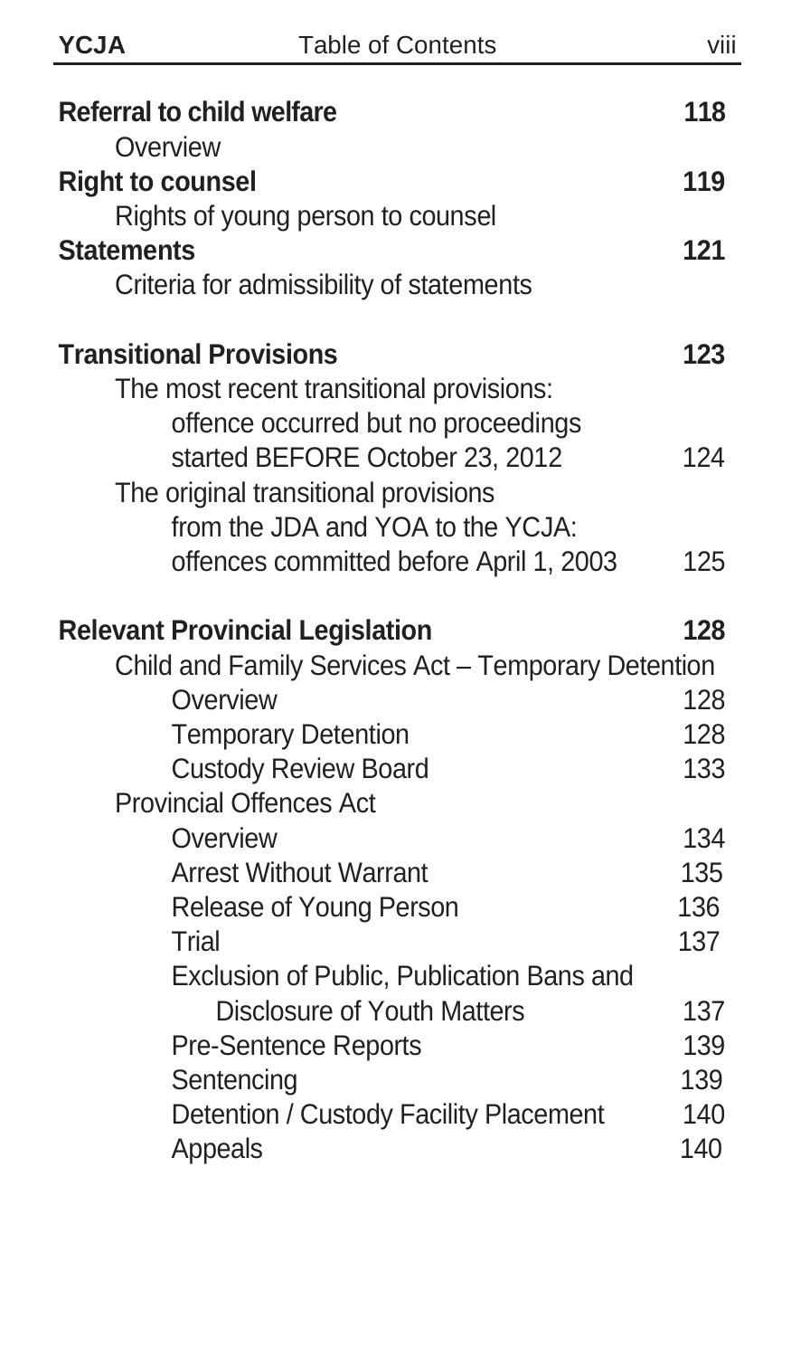**Referral to child welfare** **118**
Overview

**Right to counsel** **119**
Rights of young person to counsel

**Statements** **121**
Criteria for admissibility of statements

**Transitional Provisions** **123**

The most recent transitional provisions: offence occurred but no proceedings started BEFORE October 23, 2012 — 124

The original transitional provisions from the JDA and YOA to the YCJA: offences committed before April 1, 2003 — 125

**Relevant Provincial Legislation** **128**

Child and Family Services Act – Temporary Detention

- Overview — 128
- Temporary Detention — 128
- Custody Review Board — 133

Provincial Offences Act

- Overview — 134
- Arrest Without Warrant — 135
- Release of Young Person — 136
- Trial — 137
- Exclusion of Public, Publication Bans and Disclosure of Youth Matters — 137
- Pre-Sentence Reports — 139
- Sentencing — 139
- Detention / Custody Facility Placement — 140
- Appeals — 140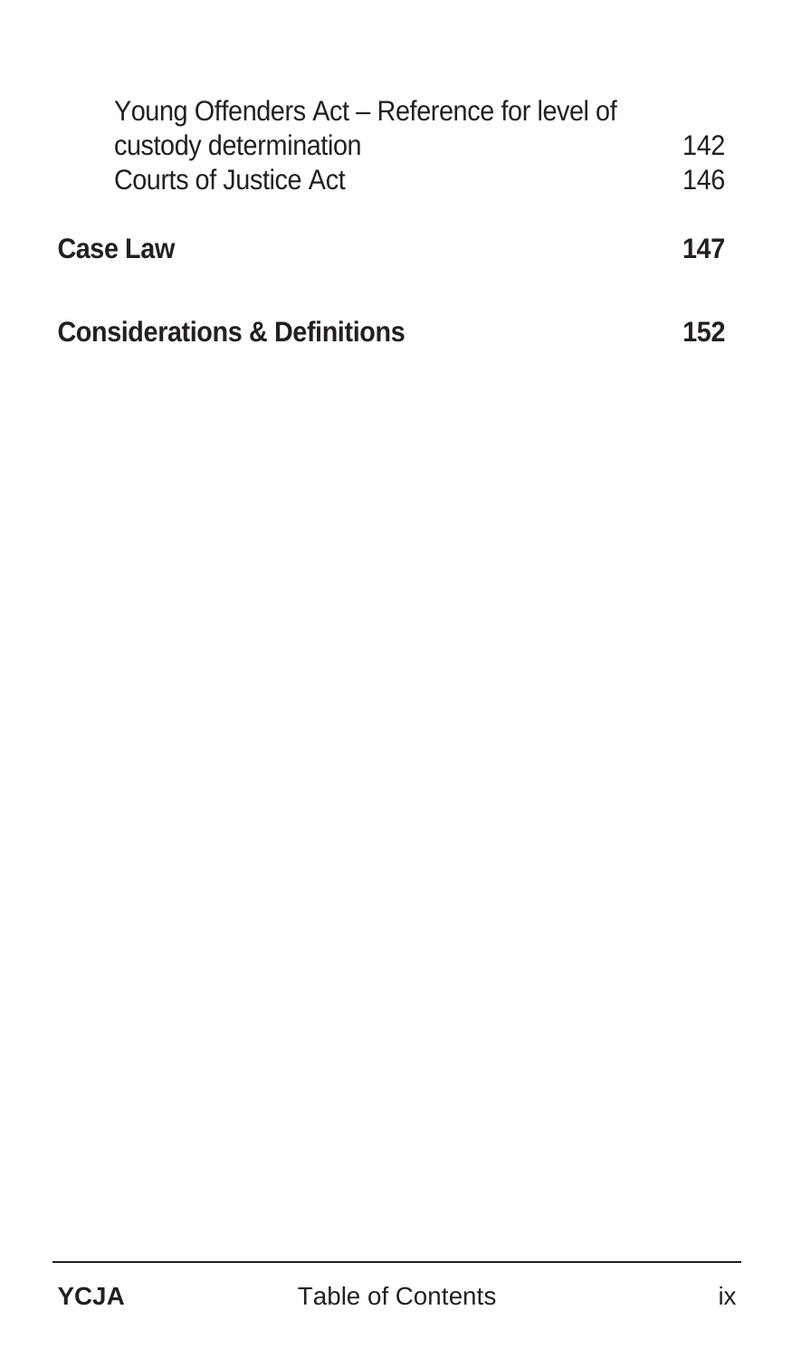| | |
|---|---|
| Young Offenders Act – Reference for level of custody determination | 142 |
| Courts of Justice Act | 146 |
| **Case Law** | **147** |
| **Considerations & Definitions** | **152** |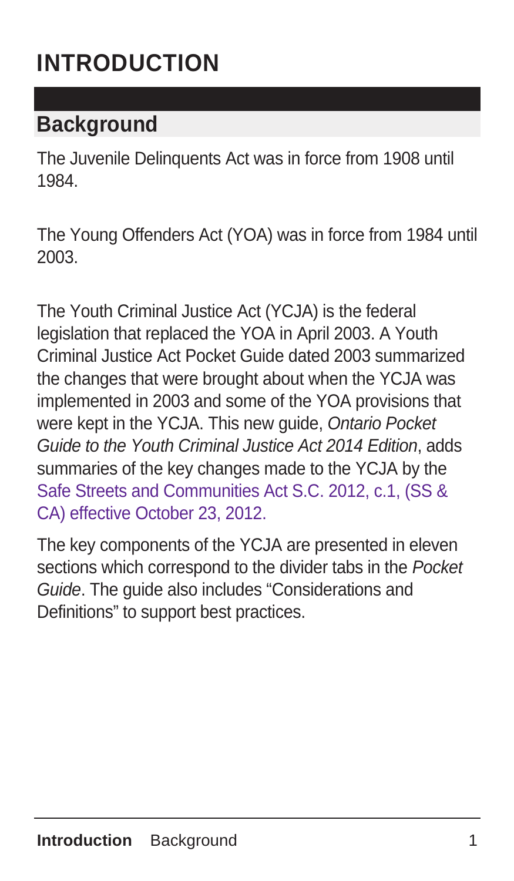# INTRODUCTION

## Background

The Juvenile Delinquents Act was in force from 1908 until 1984.

The Young Offenders Act (YOA) was in force from 1984 until 2003.

The Youth Criminal Justice Act (YCJA) is the federal legislation that replaced the YOA in April 2003. A Youth Criminal Justice Act Pocket Guide dated 2003 summarized the changes that were brought about when the YCJA was implemented in 2003 and some of the YOA provisions that were kept in the YCJA. This new guide, *Ontario Pocket Guide to the Youth Criminal Justice Act 2014 Edition*, adds summaries of the key changes made to the YCJA by the Safe Streets and Communities Act S.C. 2012, c.1, (SS & CA) effective October 23, 2012.

The key components of the YCJA are presented in eleven sections which correspond to the divider tabs in the *Pocket Guide*. The guide also includes "Considerations and Definitions" to support best practices.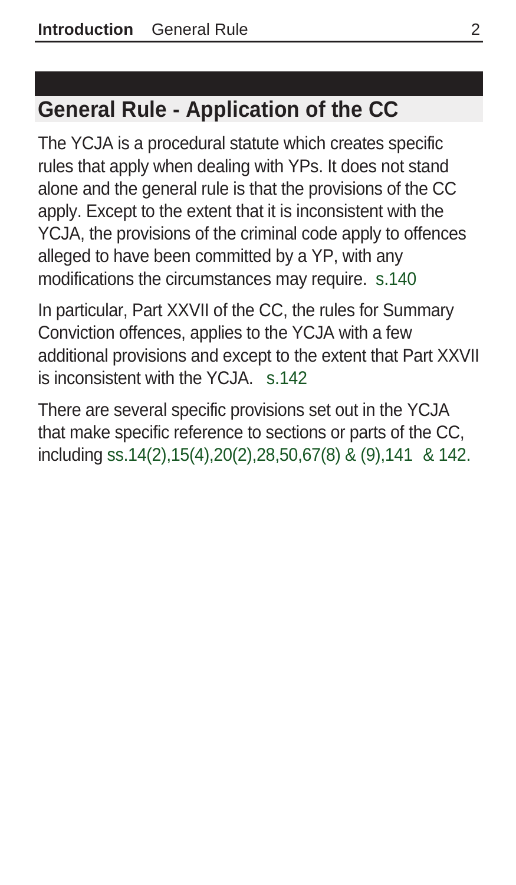## General Rule - Application of the CC

The YCJA is a procedural statute which creates specific rules that apply when dealing with YPs. It does not stand alone and the general rule is that the provisions of the CC apply. Except to the extent that it is inconsistent with the YCJA, the provisions of the criminal code apply to offences alleged to have been committed by a YP, with any modifications the circumstances may require. s.140

In particular, Part XXVII of the CC, the rules for Summary Conviction offences, applies to the YCJA with a few additional provisions and except to the extent that Part XXVII is inconsistent with the YCJA. s.142

There are several specific provisions set out in the YCJA that make specific reference to sections or parts of the CC, including ss.14(2),15(4),20(2),28,50,67(8) & (9),141 & 142.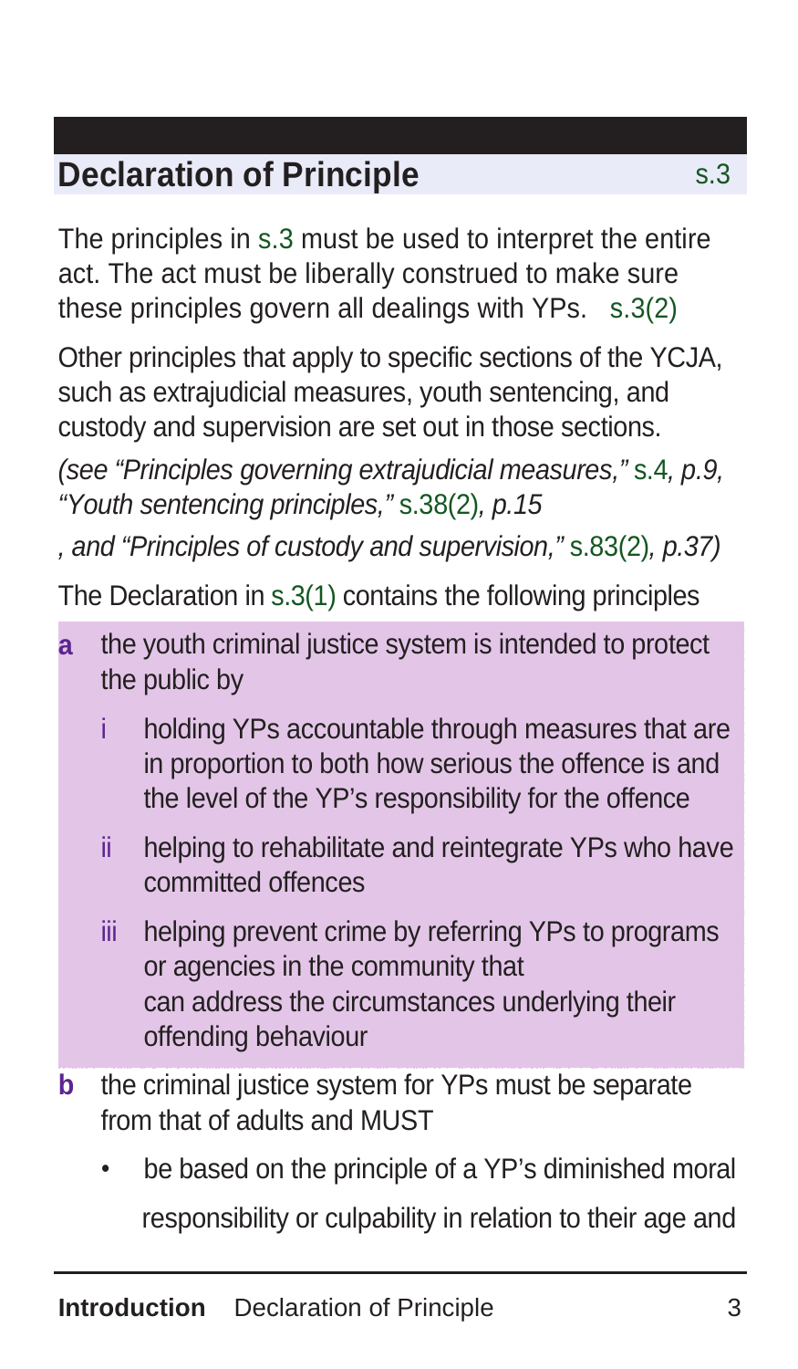## Declaration of Principle s.3

The principles in s.3 must be used to interpret the entire act. The act must be liberally construed to make sure these principles govern all dealings with YPs. s.3(2)

Other principles that apply to specific sections of the YCJA, such as extrajudicial measures, youth sentencing, and custody and supervision are set out in those sections.

*(see "Principles governing extrajudicial measures,"* s.4*, p.9, "Youth sentencing principles,"* s.38(2)*, p.15*

*, and "Principles of custody and supervision,"* s.83(2)*, p.37)*

The Declaration in s.3(1) contains the following principles

**a** the youth criminal justice system is intended to protect the public by

- i holding YPs accountable through measures that are in proportion to both how serious the offence is and the level of the YP's responsibility for the offence
- ii helping to rehabilitate and reintegrate YPs who have committed offences
- iii helping prevent crime by referring YPs to programs or agencies in the community that can address the circumstances underlying their offending behaviour

**b** the criminal justice system for YPs must be separate from that of adults and MUST

- be based on the principle of a YP's diminished moral responsibility or culpability in relation to their age and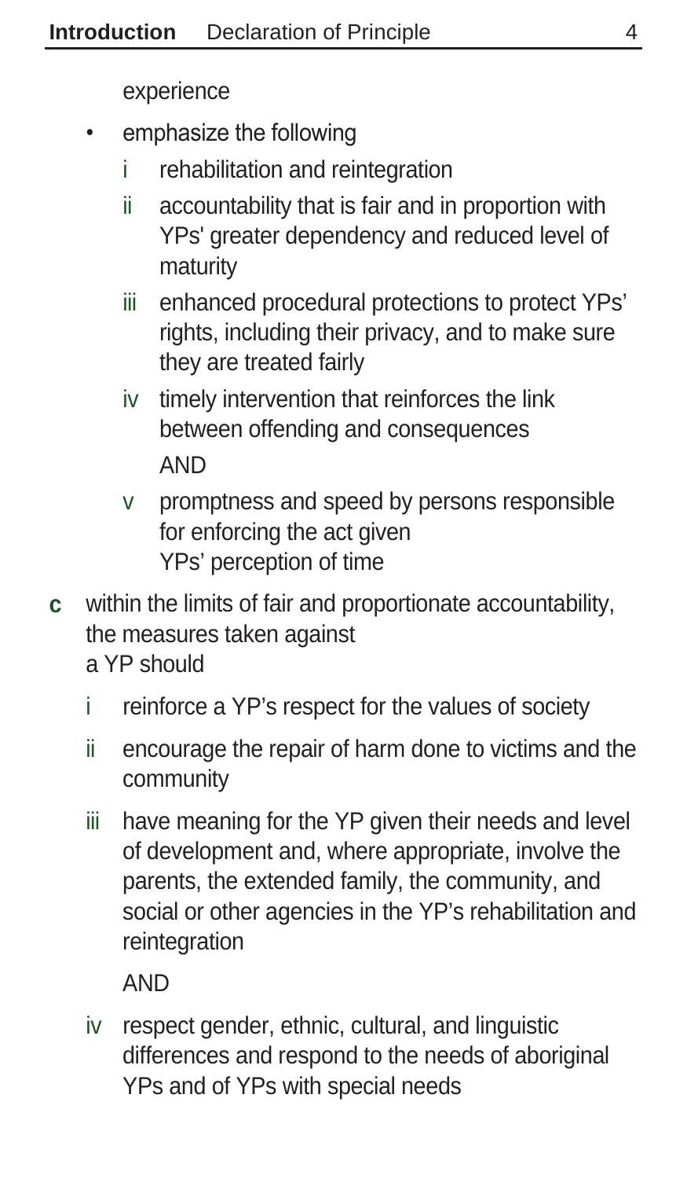experience

- emphasize the following
  - i rehabilitation and reintegration
  - ii accountability that is fair and in proportion with YPs' greater dependency and reduced level of maturity
  - iii enhanced procedural protections to protect YPs' rights, including their privacy, and to make sure they are treated fairly
  - iv timely intervention that reinforces the link between offending and consequences

    AND
  - v promptness and speed by persons responsible for enforcing the act given YPs' perception of time

**c** within the limits of fair and proportionate accountability, the measures taken against a YP should

- i reinforce a YP's respect for the values of society
- ii encourage the repair of harm done to victims and the community
- iii have meaning for the YP given their needs and level of development and, where appropriate, involve the parents, the extended family, the community, and social or other agencies in the YP's rehabilitation and reintegration

  AND
- iv respect gender, ethnic, cultural, and linguistic differences and respond to the needs of aboriginal YPs and of YPs with special needs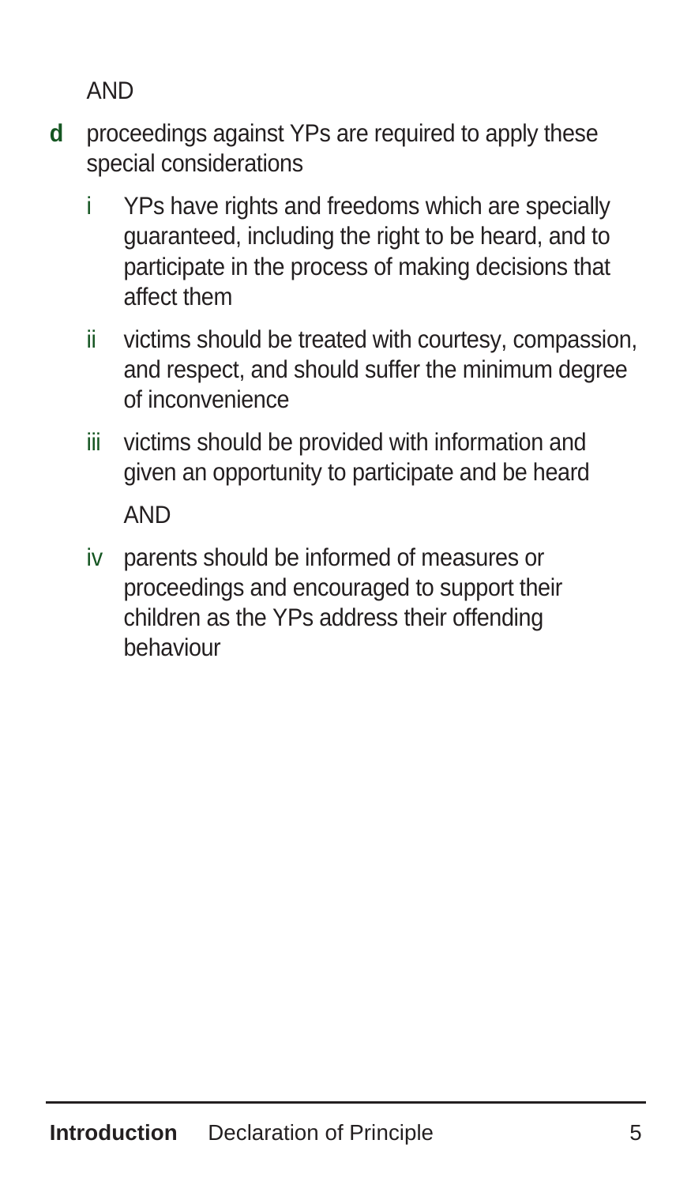AND

**d** proceedings against YPs are required to apply these special considerations

   i YPs have rights and freedoms which are specially guaranteed, including the right to be heard, and to participate in the process of making decisions that affect them

   ii victims should be treated with courtesy, compassion, and respect, and should suffer the minimum degree of inconvenience

   iii victims should be provided with information and given an opportunity to participate and be heard

   AND

   iv parents should be informed of measures or proceedings and encouraged to support their children as the YPs address their offending behaviour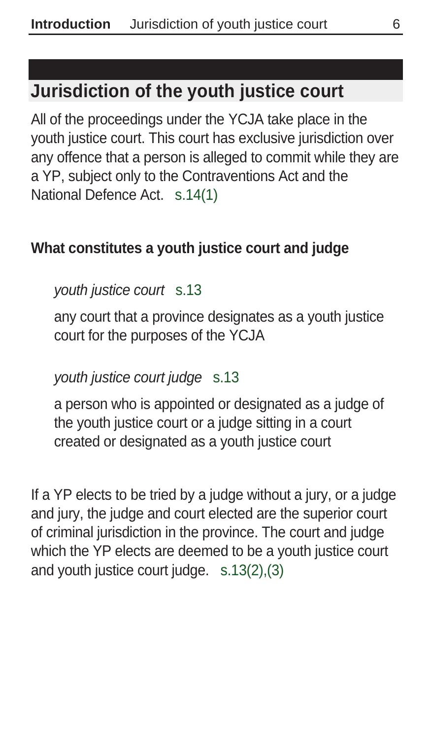## Jurisdiction of the youth justice court

All of the proceedings under the YCJA take place in the youth justice court. This court has exclusive jurisdiction over any offence that a person is alleged to commit while they are a YP, subject only to the Contraventions Act and the National Defence Act. s.14(1)

### What constitutes a youth justice court and judge

*youth justice court* s.13

any court that a province designates as a youth justice court for the purposes of the YCJA

*youth justice court judge* s.13

a person who is appointed or designated as a judge of the youth justice court or a judge sitting in a court created or designated as a youth justice court

If a YP elects to be tried by a judge without a jury, or a judge and jury, the judge and court elected are the superior court of criminal jurisdiction in the province. The court and judge which the YP elects are deemed to be a youth justice court and youth justice court judge. s.13(2),(3)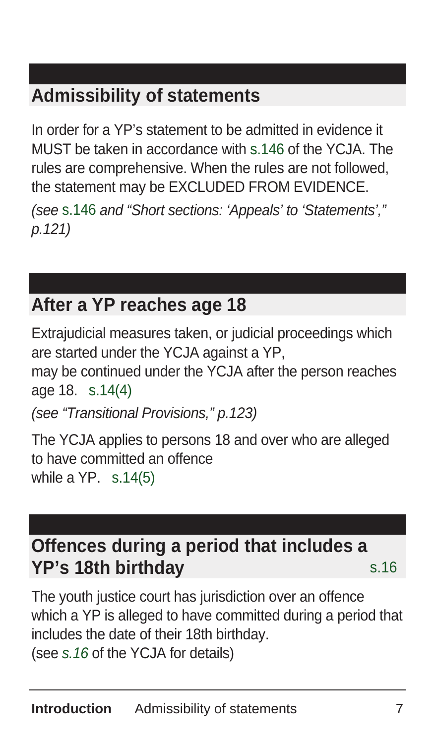## Admissibility of statements

In order for a YP's statement to be admitted in evidence it MUST be taken in accordance with s.146 of the YCJA. The rules are comprehensive. When the rules are not followed, the statement may be EXCLUDED FROM EVIDENCE.

*(see s.146 and "Short sections: 'Appeals' to 'Statements'," p.121)*

## After a YP reaches age 18

Extrajudicial measures taken, or judicial proceedings which are started under the YCJA against a YP, may be continued under the YCJA after the person reaches age 18. s.14(4)

*(see "Transitional Provisions," p.123)*

The YCJA applies to persons 18 and over who are alleged to have committed an offence while a YP. s.14(5)

## Offences during a period that includes a YP's 18th birthday s.16

The youth justice court has jurisdiction over an offence which a YP is alleged to have committed during a period that includes the date of their 18th birthday.
(see *s.16* of the YCJA for details)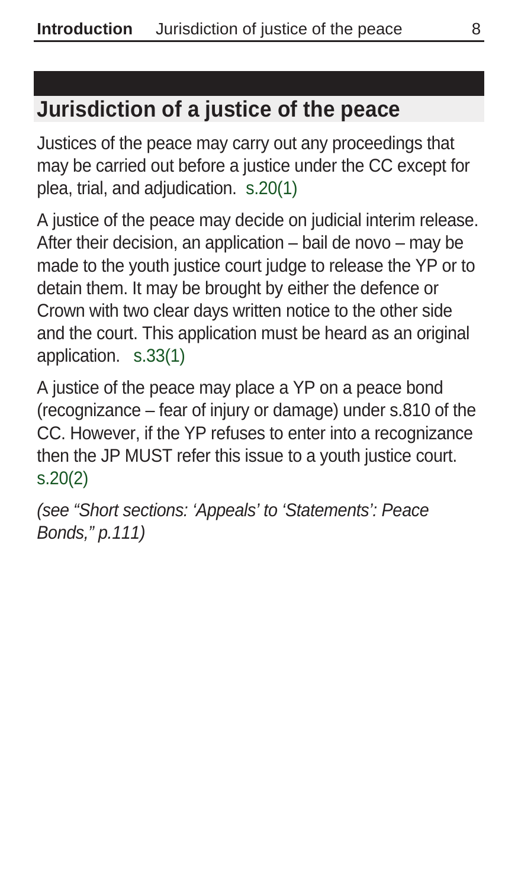## Jurisdiction of a justice of the peace

Justices of the peace may carry out any proceedings that may be carried out before a justice under the CC except for plea, trial, and adjudication. s.20(1)

A justice of the peace may decide on judicial interim release. After their decision, an application – bail de novo – may be made to the youth justice court judge to release the YP or to detain them. It may be brought by either the defence or Crown with two clear days written notice to the other side and the court. This application must be heard as an original application. s.33(1)

A justice of the peace may place a YP on a peace bond (recognizance – fear of injury or damage) under s.810 of the CC. However, if the YP refuses to enter into a recognizance then the JP MUST refer this issue to a youth justice court. s.20(2)

*(see "Short sections: 'Appeals' to 'Statements': Peace Bonds," p.111)*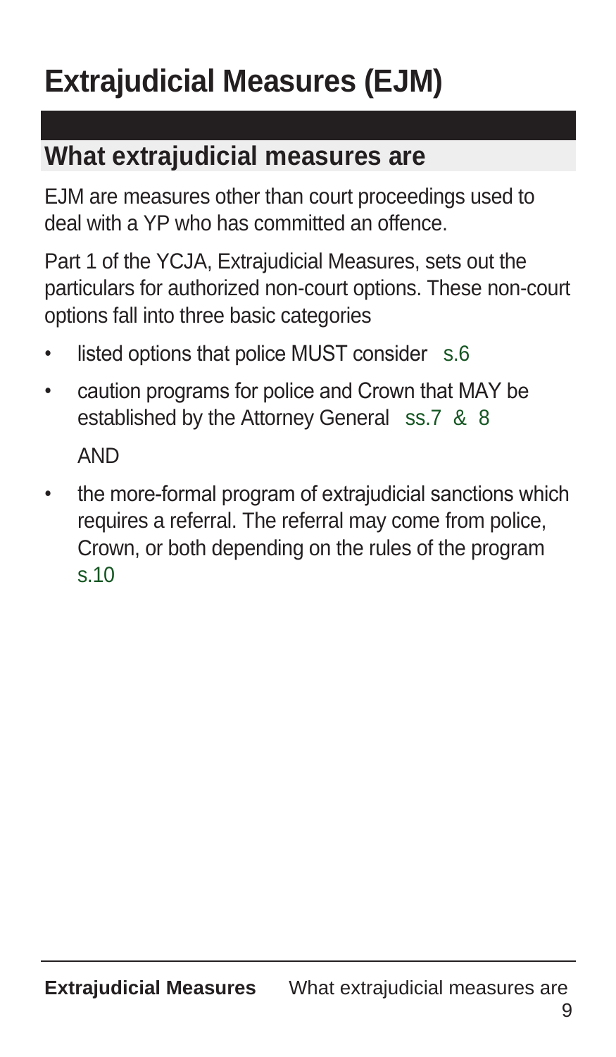# Extrajudicial Measures (EJM)

## What extrajudicial measures are

EJM are measures other than court proceedings used to deal with a YP who has committed an offence.

Part 1 of the YCJA, Extrajudicial Measures, sets out the particulars for authorized non-court options. These non-court options fall into three basic categories

- listed options that police MUST consider s.6
- caution programs for police and Crown that MAY be established by the Attorney General ss.7 & 8

  AND

- the more-formal program of extrajudicial sanctions which requires a referral. The referral may come from police, Crown, or both depending on the rules of the program s.10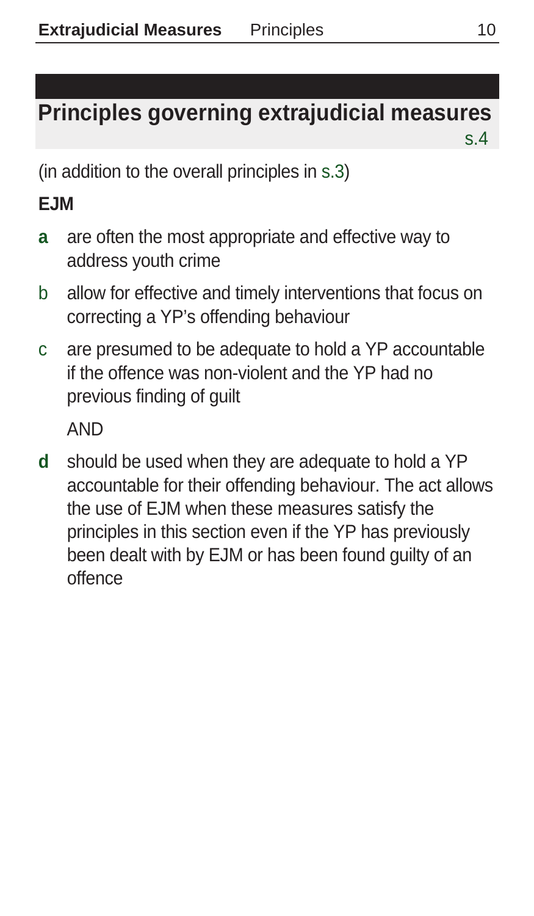## Principles governing extrajudicial measures

s.4

(in addition to the overall principles in s.3)

**EJM**

- **a** are often the most appropriate and effective way to address youth crime
- b allow for effective and timely interventions that focus on correcting a YP's offending behaviour
- c are presumed to be adequate to hold a YP accountable if the offence was non-violent and the YP had no previous finding of guilt

  AND

- **d** should be used when they are adequate to hold a YP accountable for their offending behaviour. The act allows the use of EJM when these measures satisfy the principles in this section even if the YP has previously been dealt with by EJM or has been found guilty of an offence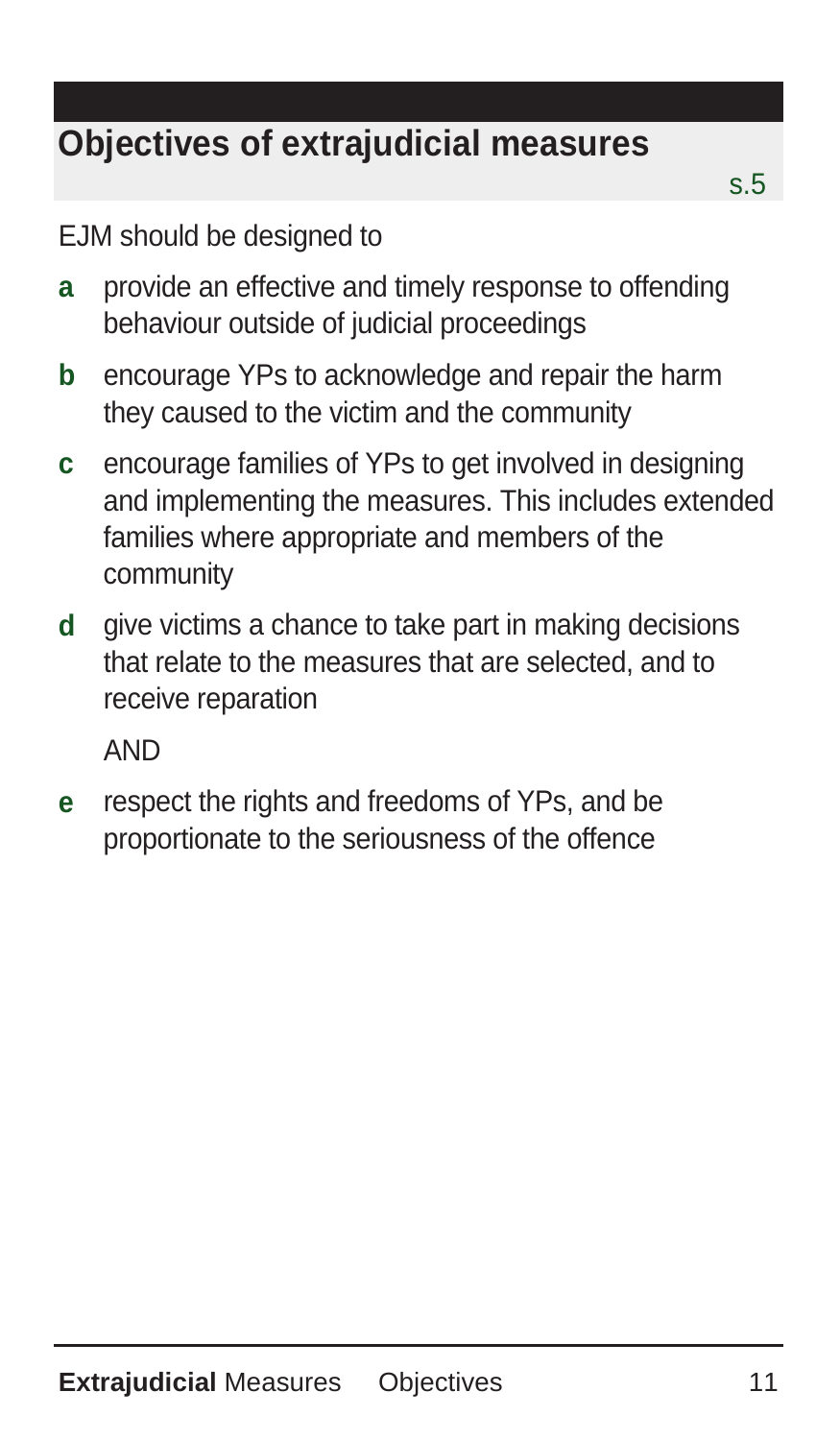## Objectives of extrajudicial measures

s.5

EJM should be designed to

**a** provide an effective and timely response to offending behaviour outside of judicial proceedings

**b** encourage YPs to acknowledge and repair the harm they caused to the victim and the community

**c** encourage families of YPs to get involved in designing and implementing the measures. This includes extended families where appropriate and members of the community

**d** give victims a chance to take part in making decisions that relate to the measures that are selected, and to receive reparation

AND

**e** respect the rights and freedoms of YPs, and be proportionate to the seriousness of the offence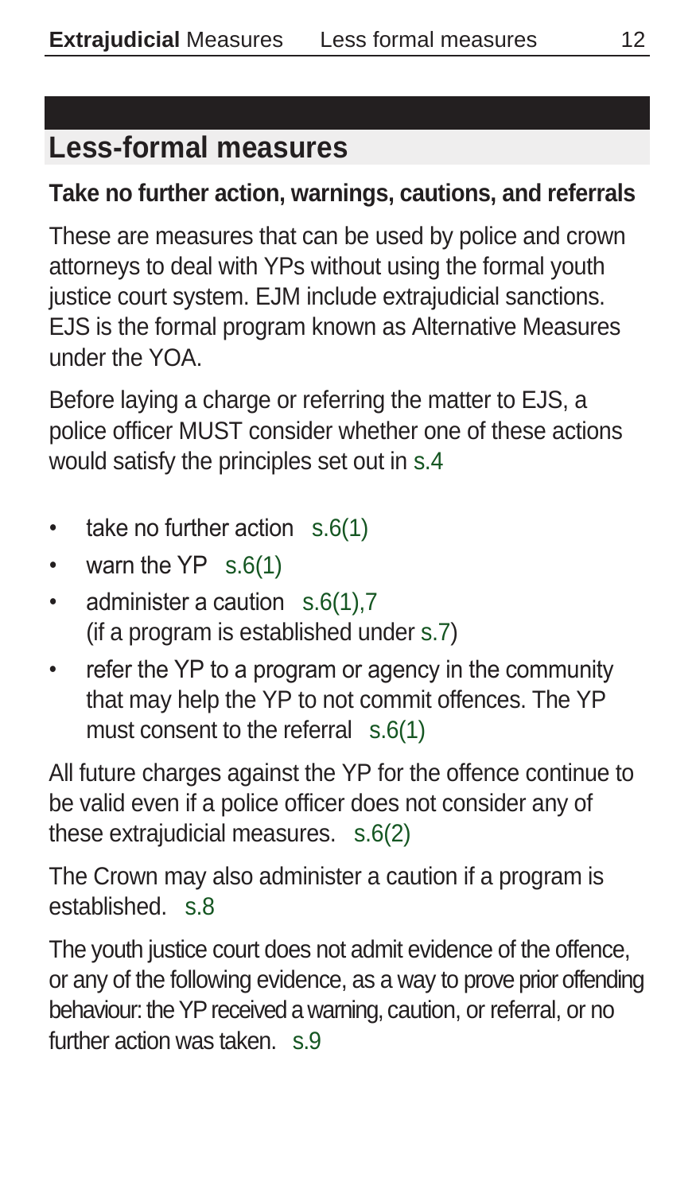## Less-formal measures

**Take no further action, warnings, cautions, and referrals**

These are measures that can be used by police and crown attorneys to deal with YPs without using the formal youth justice court system. EJM include extrajudicial sanctions. EJS is the formal program known as Alternative Measures under the YOA.

Before laying a charge or referring the matter to EJS, a police officer MUST consider whether one of these actions would satisfy the principles set out in s.4

- take no further action s.6(1)
- warn the YP s.6(1)
- administer a caution s.6(1),7 (if a program is established under s.7)
- refer the YP to a program or agency in the community that may help the YP to not commit offences. The YP must consent to the referral s.6(1)

All future charges against the YP for the offence continue to be valid even if a police officer does not consider any of these extrajudicial measures. s.6(2)

The Crown may also administer a caution if a program is established. s.8

The youth justice court does not admit evidence of the offence, or any of the following evidence, as a way to prove prior offending behaviour: the YP received a warning, caution, or referral, or no further action was taken. s.9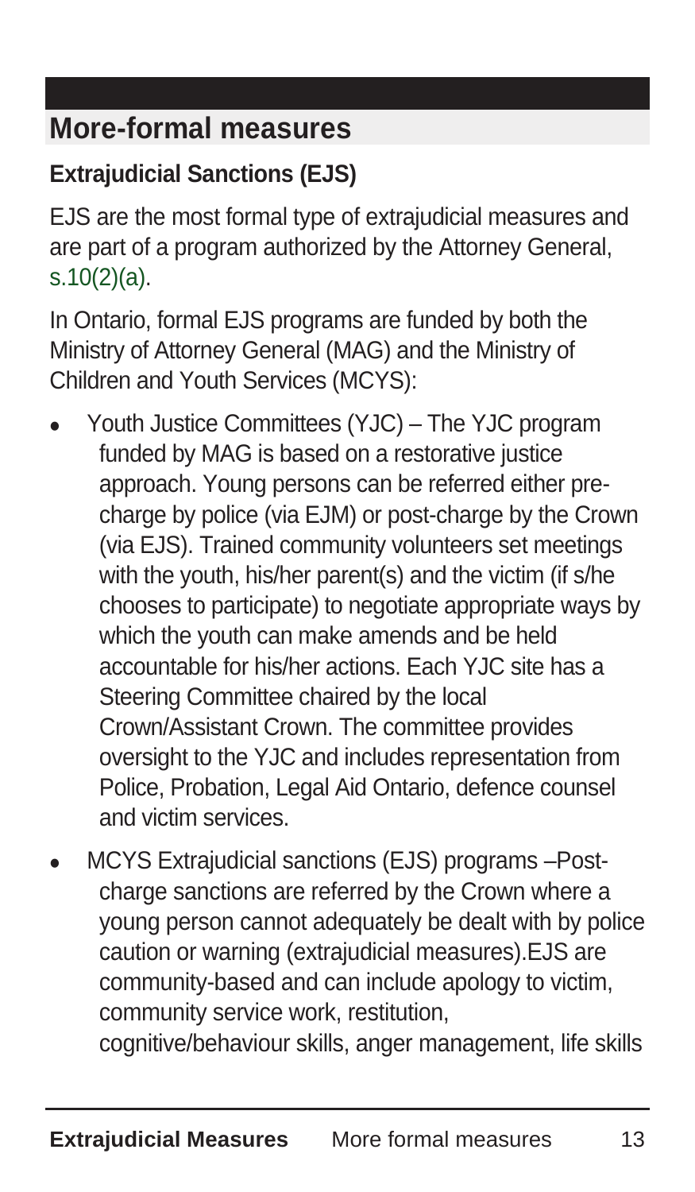## More-formal measures

### Extrajudicial Sanctions (EJS)

EJS are the most formal type of extrajudicial measures and are part of a program authorized by the Attorney General, s.10(2)(a).

In Ontario, formal EJS programs are funded by both the Ministry of Attorney General (MAG) and the Ministry of Children and Youth Services (MCYS):

- Youth Justice Committees (YJC) – The YJC program funded by MAG is based on a restorative justice approach. Young persons can be referred either pre-charge by police (via EJM) or post-charge by the Crown (via EJS). Trained community volunteers set meetings with the youth, his/her parent(s) and the victim (if s/he chooses to participate) to negotiate appropriate ways by which the youth can make amends and be held accountable for his/her actions. Each YJC site has a Steering Committee chaired by the local Crown/Assistant Crown. The committee provides oversight to the YJC and includes representation from Police, Probation, Legal Aid Ontario, defence counsel and victim services.
- MCYS Extrajudicial sanctions (EJS) programs –Post-charge sanctions are referred by the Crown where a young person cannot adequately be dealt with by police caution or warning (extrajudicial measures).EJS are community-based and can include apology to victim, community service work, restitution, cognitive/behaviour skills, anger management, life skills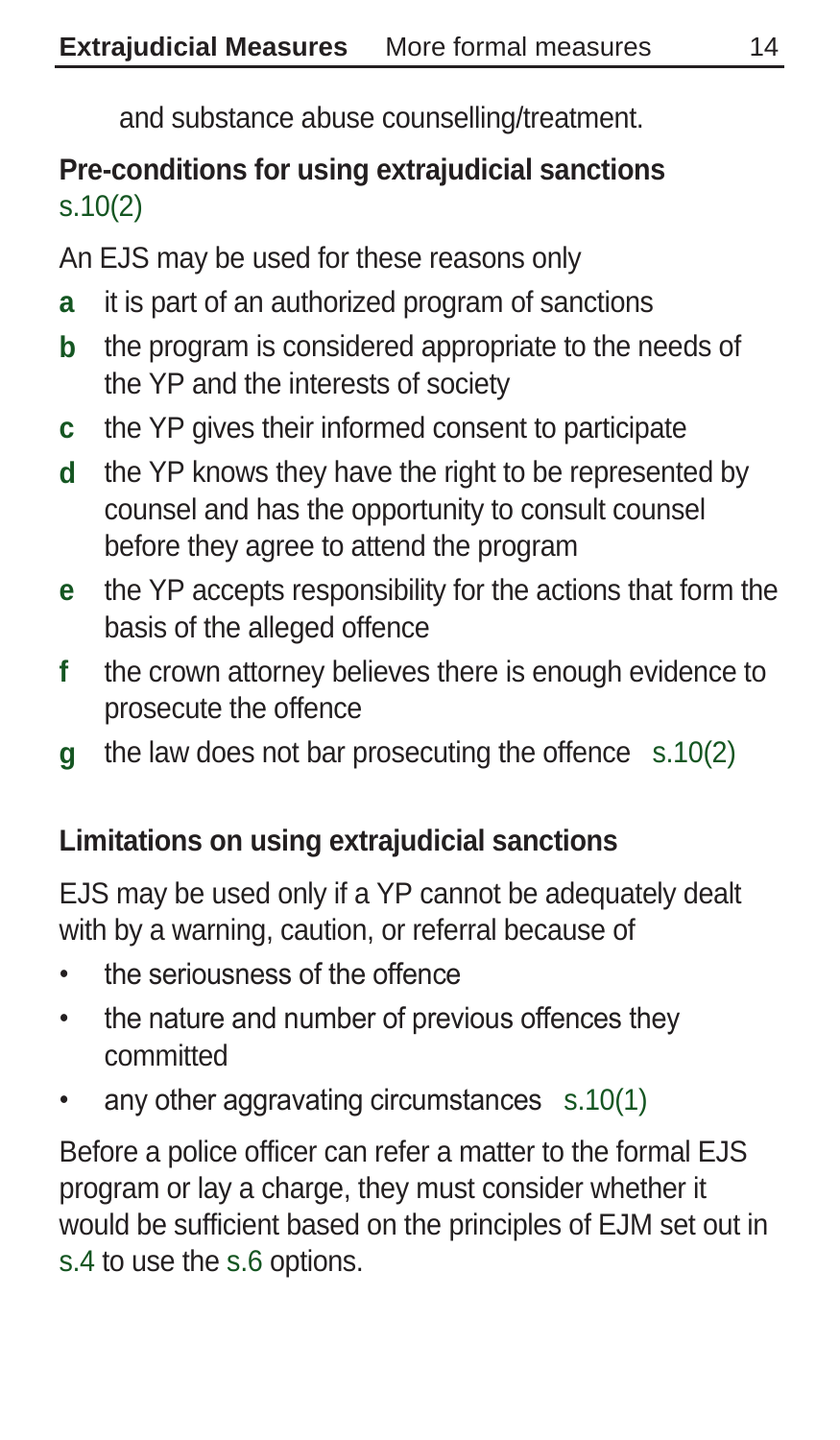and substance abuse counselling/treatment.

**Pre-conditions for using extrajudicial sanctions** s.10(2)

An EJS may be used for these reasons only

- **a** it is part of an authorized program of sanctions
- **b** the program is considered appropriate to the needs of the YP and the interests of society
- **c** the YP gives their informed consent to participate
- **d** the YP knows they have the right to be represented by counsel and has the opportunity to consult counsel before they agree to attend the program
- **e** the YP accepts responsibility for the actions that form the basis of the alleged offence
- **f** the crown attorney believes there is enough evidence to prosecute the offence
- **g** the law does not bar prosecuting the offence s.10(2)

**Limitations on using extrajudicial sanctions**

EJS may be used only if a YP cannot be adequately dealt with by a warning, caution, or referral because of

- the seriousness of the offence
- the nature and number of previous offences they committed
- any other aggravating circumstances s.10(1)

Before a police officer can refer a matter to the formal EJS program or lay a charge, they must consider whether it would be sufficient based on the principles of EJM set out in s.4 to use the s.6 options.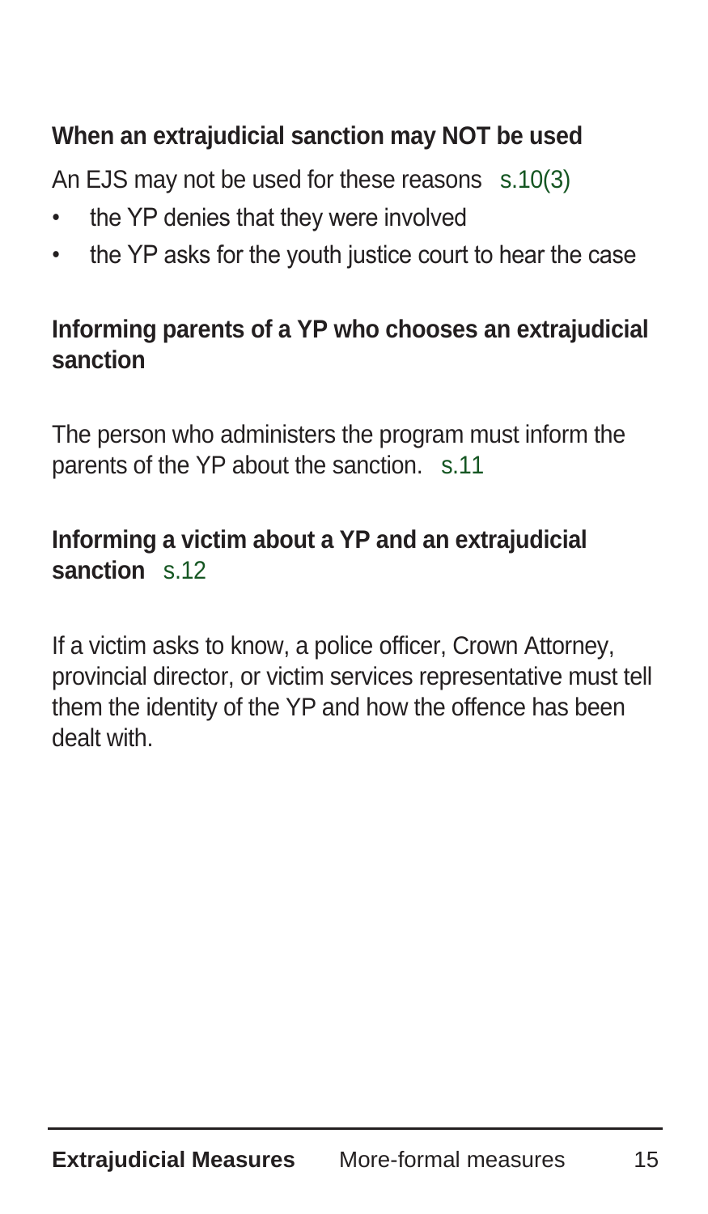### When an extrajudicial sanction may NOT be used

An EJS may not be used for these reasons s.10(3)

- the YP denies that they were involved
- the YP asks for the youth justice court to hear the case

### Informing parents of a YP who chooses an extrajudicial sanction

The person who administers the program must inform the parents of the YP about the sanction. s.11

### Informing a victim about a YP and an extrajudicial sanction s.12

If a victim asks to know, a police officer, Crown Attorney, provincial director, or victim services representative must tell them the identity of the YP and how the offence has been dealt with.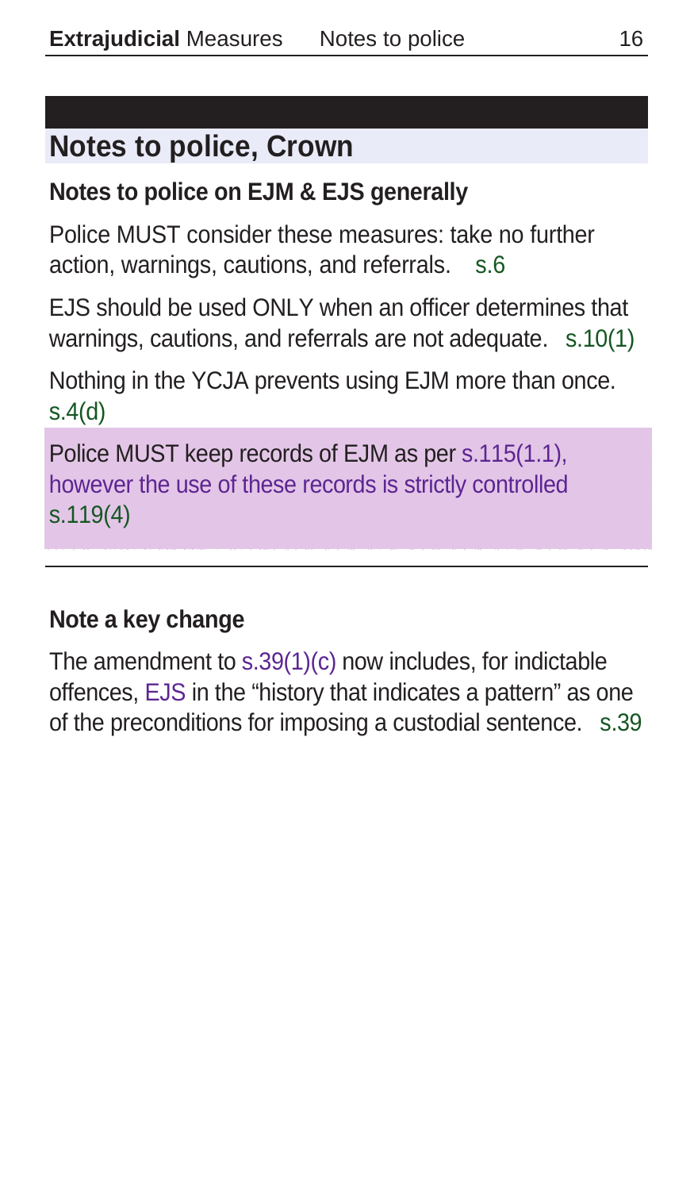## Notes to police, Crown

### Notes to police on EJM & EJS generally

Police MUST consider these measures: take no further action, warnings, cautions, and referrals. s.6

EJS should be used ONLY when an officer determines that warnings, cautions, and referrals are not adequate. s.10(1)

Nothing in the YCJA prevents using EJM more than once. s.4(d)

Police MUST keep records of EJM as per s.115(1.1), however the use of these records is strictly controlled s.119(4)

### Note a key change

The amendment to s.39(1)(c) now includes, for indictable offences, EJS in the "history that indicates a pattern" as one of the preconditions for imposing a custodial sentence. s.39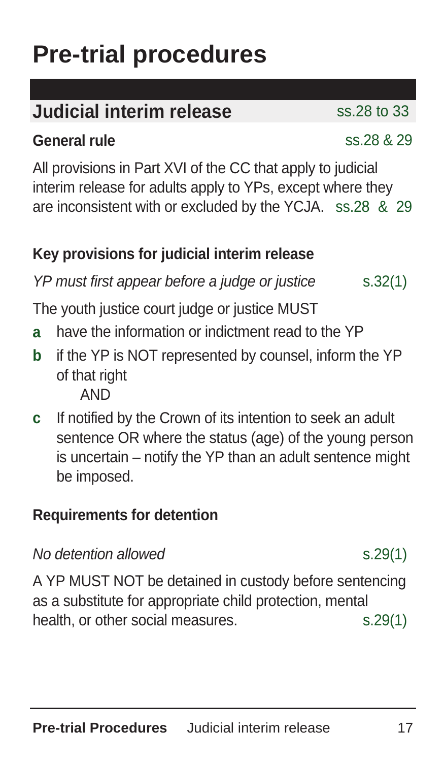# Pre-trial procedures

## Judicial interim release ss.28 to 33

**General rule** ss.28 & 29

All provisions in Part XVI of the CC that apply to judicial interim release for adults apply to YPs, except where they are inconsistent with or excluded by the YCJA. ss.28 & 29

**Key provisions for judicial interim release**

*YP must first appear before a judge or justice* s.32(1)

The youth justice court judge or justice MUST

- **a** have the information or indictment read to the YP
- **b** if the YP is NOT represented by counsel, inform the YP of that right
  AND
- **c** If notified by the Crown of its intention to seek an adult sentence OR where the status (age) of the young person is uncertain – notify the YP than an adult sentence might be imposed.

**Requirements for detention**

*No detention allowed* s.29(1)

A YP MUST NOT be detained in custody before sentencing as a substitute for appropriate child protection, mental health, or other social measures. s.29(1)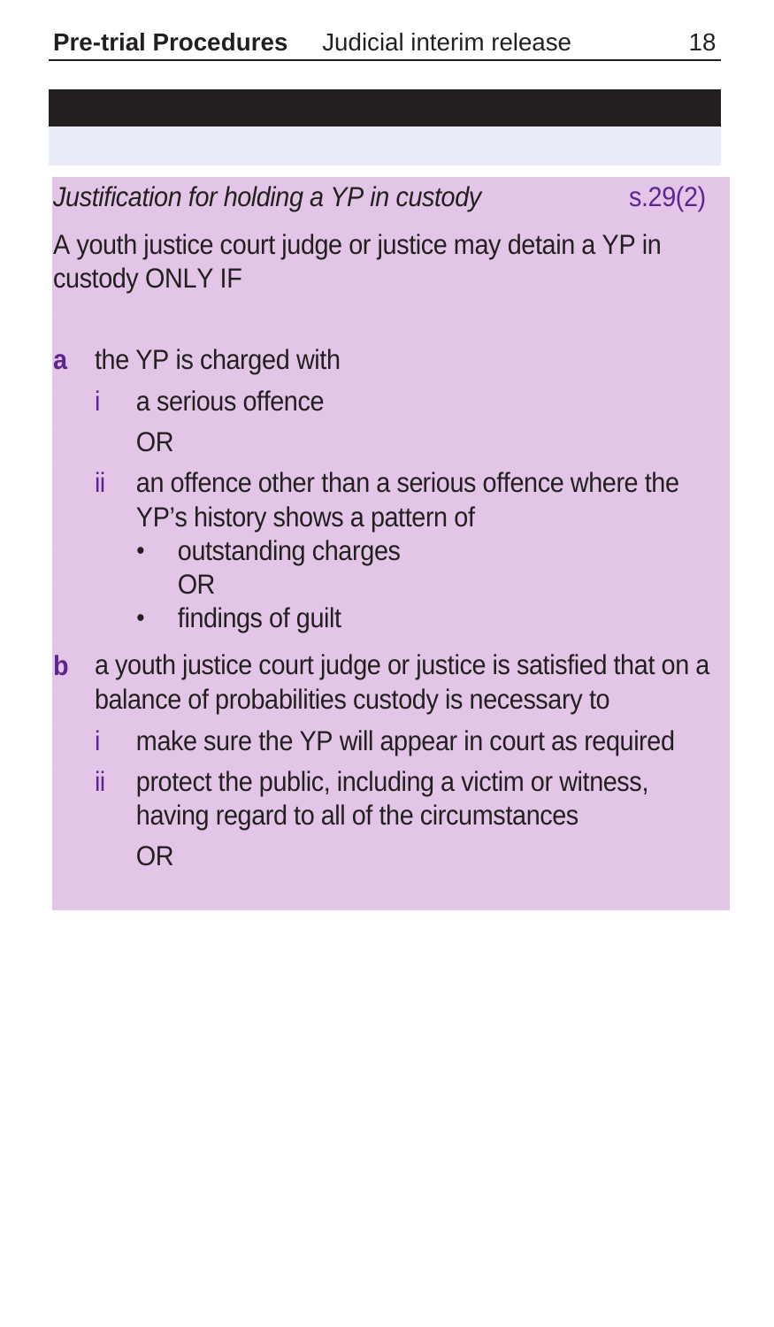*Justification for holding a YP in custody* s.29(2)

A youth justice court judge or justice may detain a YP in custody ONLY IF

**a** the YP is charged with

   i a serious offence

   OR

   ii an offence other than a serious offence where the YP's history shows a pattern of

   - outstanding charges

     OR

   - findings of guilt

**b** a youth justice court judge or justice is satisfied that on a balance of probabilities custody is necessary to

   i make sure the YP will appear in court as required

   ii protect the public, including a victim or witness, having regard to all of the circumstances

   OR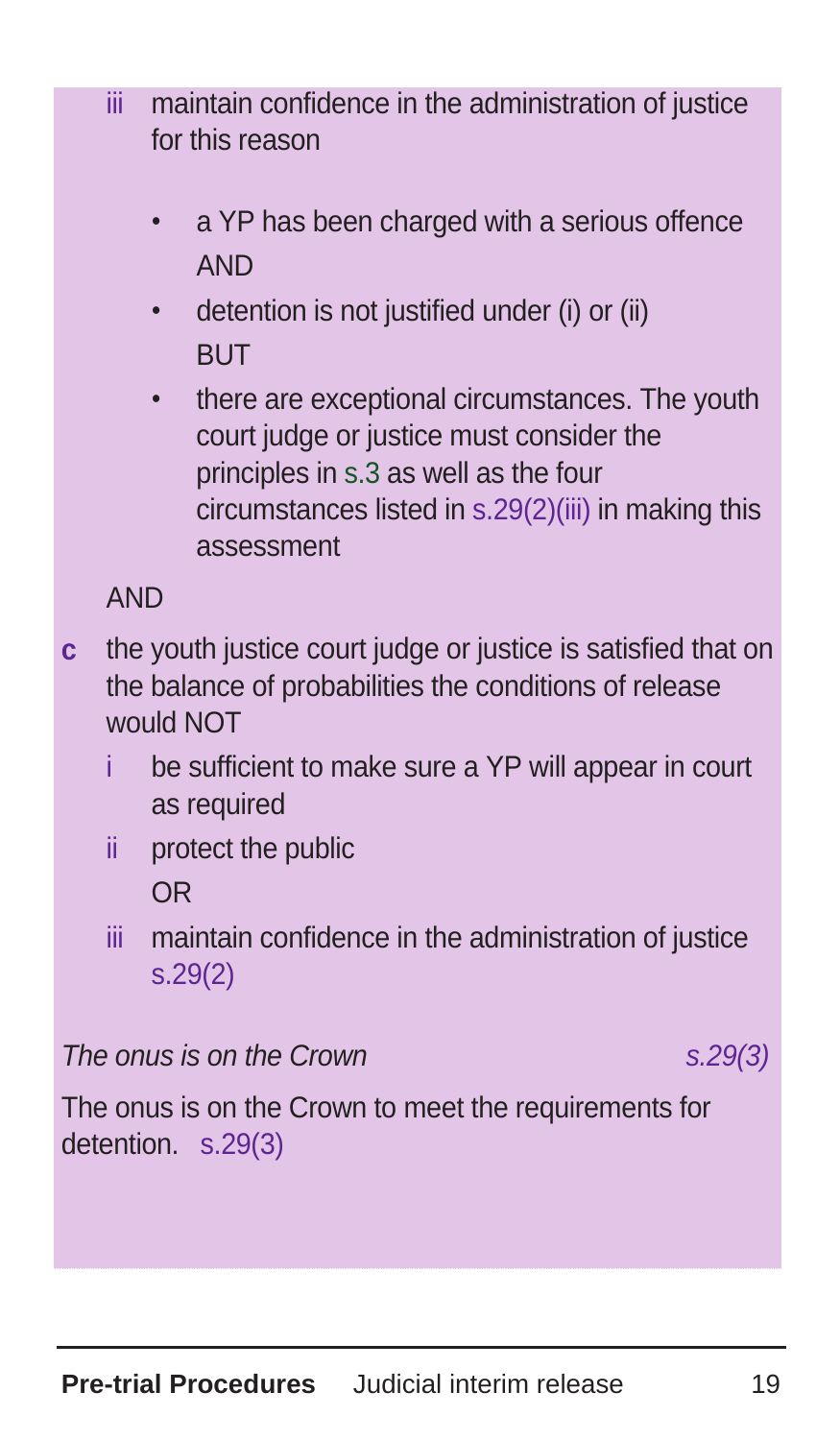iii maintain confidence in the administration of justice for this reason

- a YP has been charged with a serious offence AND
- detention is not justified under (i) or (ii) BUT
- there are exceptional circumstances. The youth court judge or justice must consider the principles in s.3 as well as the four circumstances listed in s.29(2)(iii) in making this assessment

AND

**c** the youth justice court judge or justice is satisfied that on the balance of probabilities the conditions of release would NOT

i be sufficient to make sure a YP will appear in court as required

ii protect the public
OR

iii maintain confidence in the administration of justice s.29(2)

*The onus is on the Crown* *s.29(3)*

The onus is on the Crown to meet the requirements for detention. s.29(3)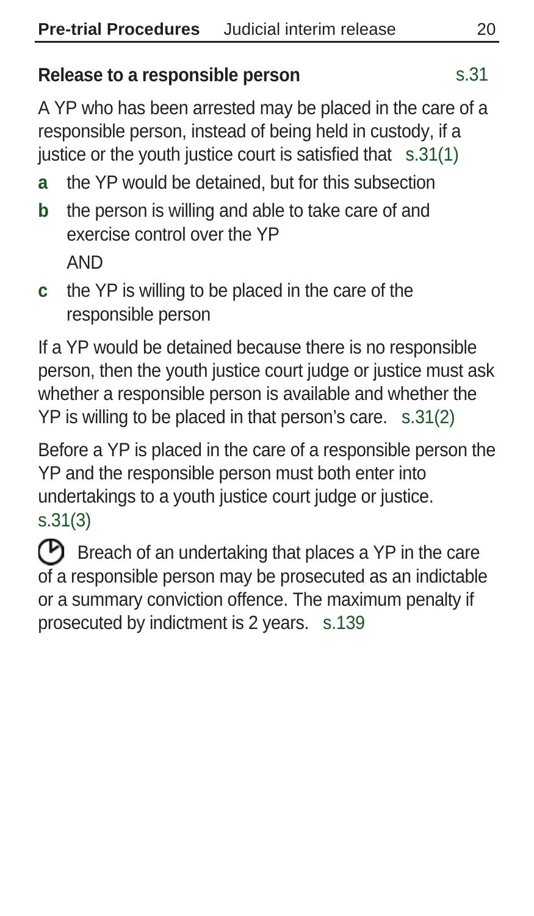## Release to a responsible person s.31

A YP who has been arrested may be placed in the care of a responsible person, instead of being held in custody, if a justice or the youth justice court is satisfied that s.31(1)

**a** the YP would be detained, but for this subsection

**b** the person is willing and able to take care of and exercise control over the YP

AND

**c** the YP is willing to be placed in the care of the responsible person

If a YP would be detained because there is no responsible person, then the youth justice court judge or justice must ask whether a responsible person is available and whether the YP is willing to be placed in that person's care. s.31(2)

Before a YP is placed in the care of a responsible person the YP and the responsible person must both enter into undertakings to a youth justice court judge or justice. s.31(3)

Breach of an undertaking that places a YP in the care of a responsible person may be prosecuted as an indictable or a summary conviction offence. The maximum penalty if prosecuted by indictment is 2 years. s.139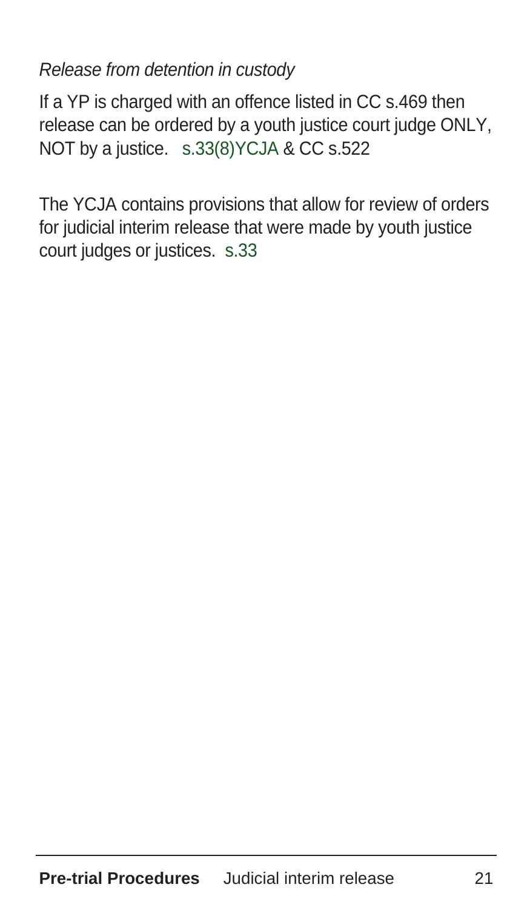*Release from detention in custody*

If a YP is charged with an offence listed in CC s.469 then release can be ordered by a youth justice court judge ONLY, NOT by a justice. s.33(8)YCJA & CC s.522

The YCJA contains provisions that allow for review of orders for judicial interim release that were made by youth justice court judges or justices. s.33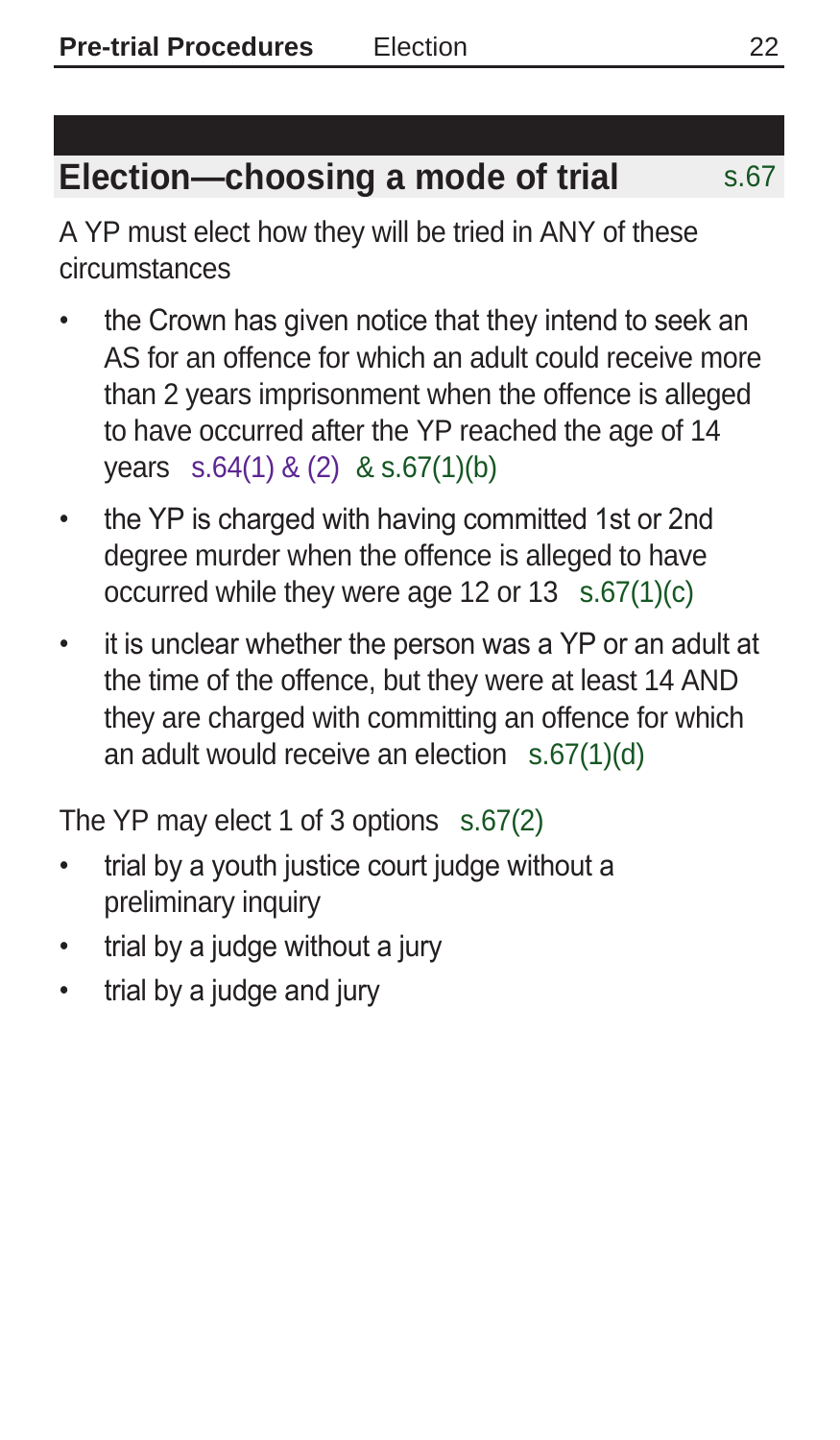## Election—choosing a mode of trial s.67

A YP must elect how they will be tried in ANY of these circumstances

- the Crown has given notice that they intend to seek an AS for an offence for which an adult could receive more than 2 years imprisonment when the offence is alleged to have occurred after the YP reached the age of 14 years s.64(1) & (2) & s.67(1)(b)
- the YP is charged with having committed 1st or 2nd degree murder when the offence is alleged to have occurred while they were age 12 or 13 s.67(1)(c)
- it is unclear whether the person was a YP or an adult at the time of the offence, but they were at least 14 AND they are charged with committing an offence for which an adult would receive an election s.67(1)(d)

The YP may elect 1 of 3 options s.67(2)

- trial by a youth justice court judge without a preliminary inquiry
- trial by a judge without a jury
- trial by a judge and jury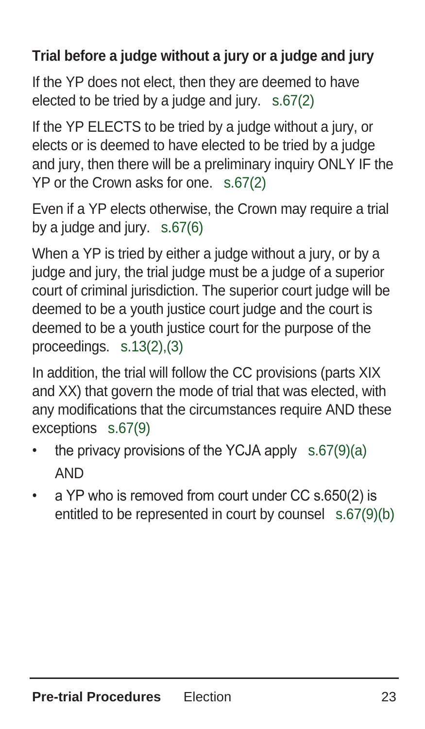## Trial before a judge without a jury or a judge and jury

If the YP does not elect, then they are deemed to have elected to be tried by a judge and jury. s.67(2)

If the YP ELECTS to be tried by a judge without a jury, or elects or is deemed to have elected to be tried by a judge and jury, then there will be a preliminary inquiry ONLY IF the YP or the Crown asks for one. s.67(2)

Even if a YP elects otherwise, the Crown may require a trial by a judge and jury. s.67(6)

When a YP is tried by either a judge without a jury, or by a judge and jury, the trial judge must be a judge of a superior court of criminal jurisdiction. The superior court judge will be deemed to be a youth justice court judge and the court is deemed to be a youth justice court for the purpose of the proceedings. s.13(2),(3)

In addition, the trial will follow the CC provisions (parts XIX and XX) that govern the mode of trial that was elected, with any modifications that the circumstances require AND these exceptions s.67(9)

- the privacy provisions of the YCJA apply s.67(9)(a) AND
- a YP who is removed from court under CC s.650(2) is entitled to be represented in court by counsel s.67(9)(b)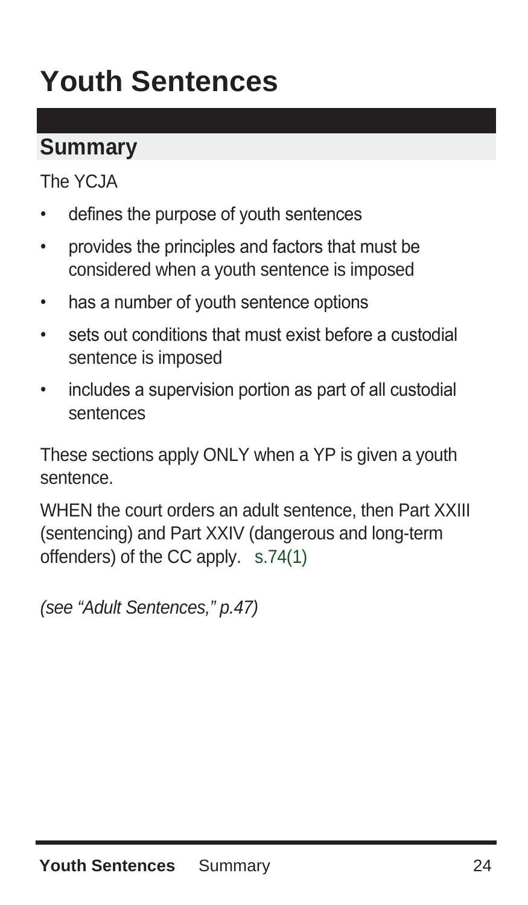# Youth Sentences

## Summary

The YCJA

- defines the purpose of youth sentences
- provides the principles and factors that must be considered when a youth sentence is imposed
- has a number of youth sentence options
- sets out conditions that must exist before a custodial sentence is imposed
- includes a supervision portion as part of all custodial sentences

These sections apply ONLY when a YP is given a youth sentence.

WHEN the court orders an adult sentence, then Part XXIII (sentencing) and Part XXIV (dangerous and long-term offenders) of the CC apply. s.74(1)

*(see "Adult Sentences," p.47)*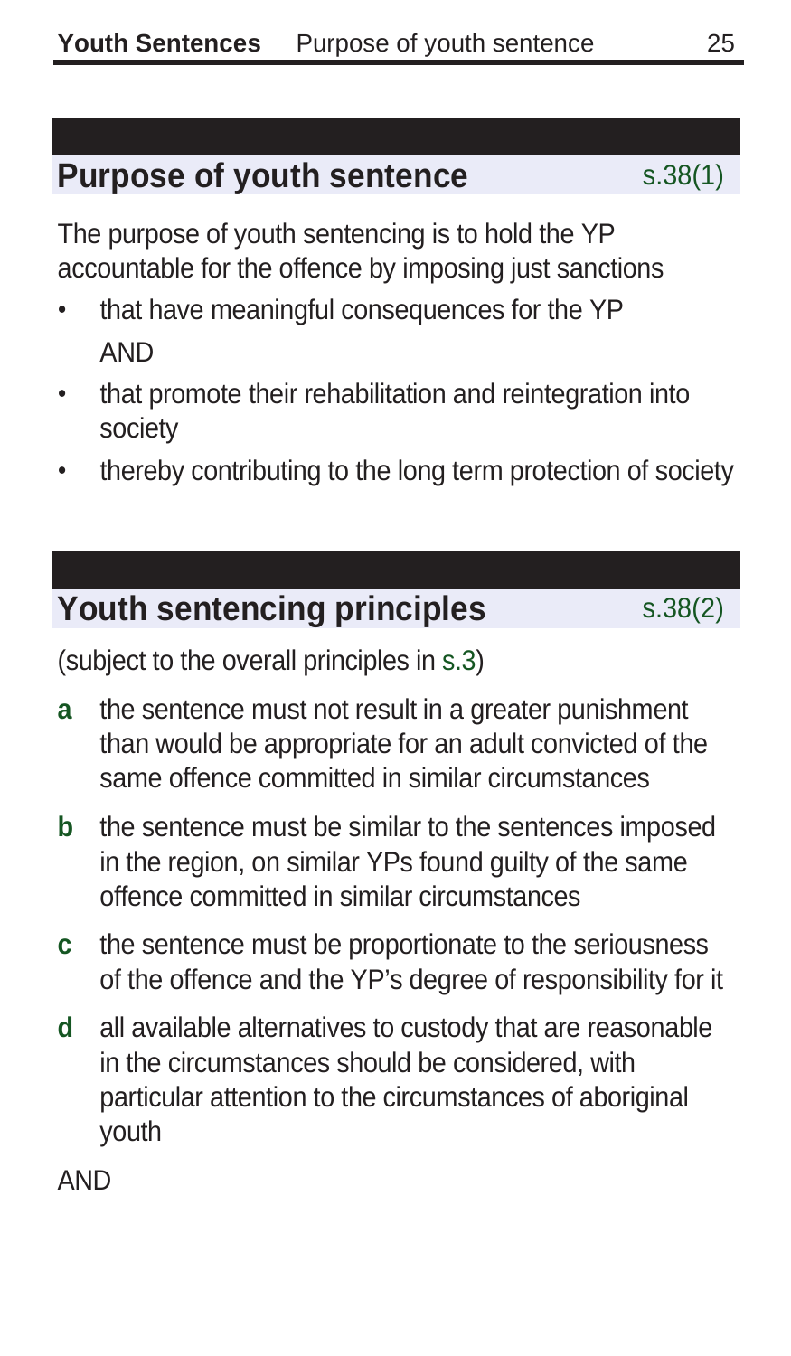## Purpose of youth sentence s.38(1)

The purpose of youth sentencing is to hold the YP accountable for the offence by imposing just sanctions

- that have meaningful consequences for the YP
  AND
- that promote their rehabilitation and reintegration into society
- thereby contributing to the long term protection of society

## Youth sentencing principles s.38(2)

(subject to the overall principles in s.3)

**a** the sentence must not result in a greater punishment than would be appropriate for an adult convicted of the same offence committed in similar circumstances

**b** the sentence must be similar to the sentences imposed in the region, on similar YPs found guilty of the same offence committed in similar circumstances

**c** the sentence must be proportionate to the seriousness of the offence and the YP's degree of responsibility for it

**d** all available alternatives to custody that are reasonable in the circumstances should be considered, with particular attention to the circumstances of aboriginal youth

AND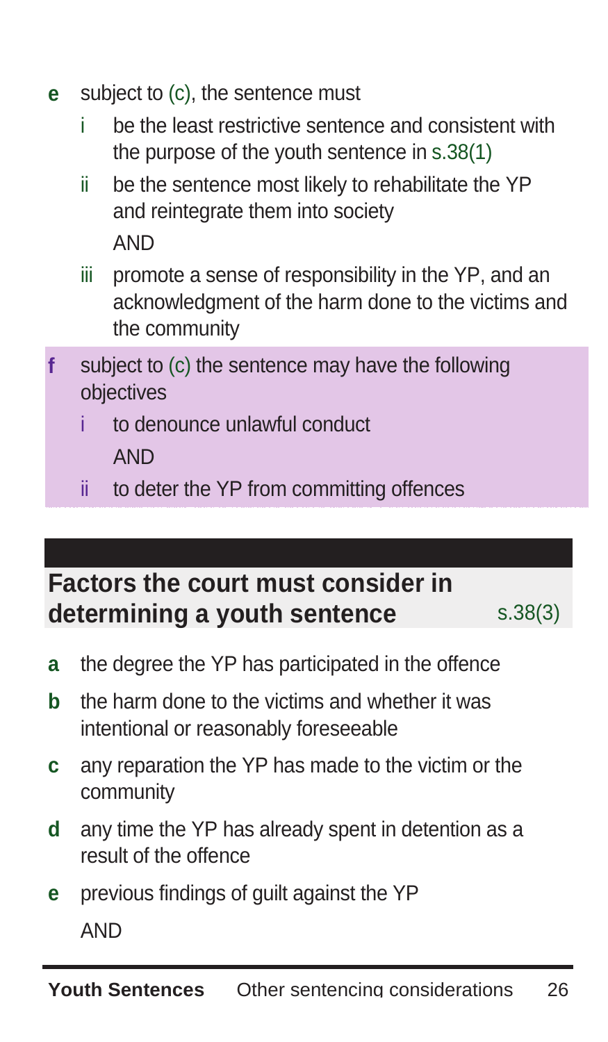- **e** subject to (c), the sentence must
  - i be the least restrictive sentence and consistent with the purpose of the youth sentence in s.38(1)
  - ii be the sentence most likely to rehabilitate the YP and reintegrate them into society

    AND
  - iii promote a sense of responsibility in the YP, and an acknowledgment of the harm done to the victims and the community
- **f** subject to (c) the sentence may have the following objectives
  - i to denounce unlawful conduct

    AND
  - ii to deter the YP from committing offences

## Factors the court must consider in determining a youth sentence s.38(3)

- **a** the degree the YP has participated in the offence
- **b** the harm done to the victims and whether it was intentional or reasonably foreseeable
- **c** any reparation the YP has made to the victim or the community
- **d** any time the YP has already spent in detention as a result of the offence
- **e** previous findings of guilt against the YP

  AND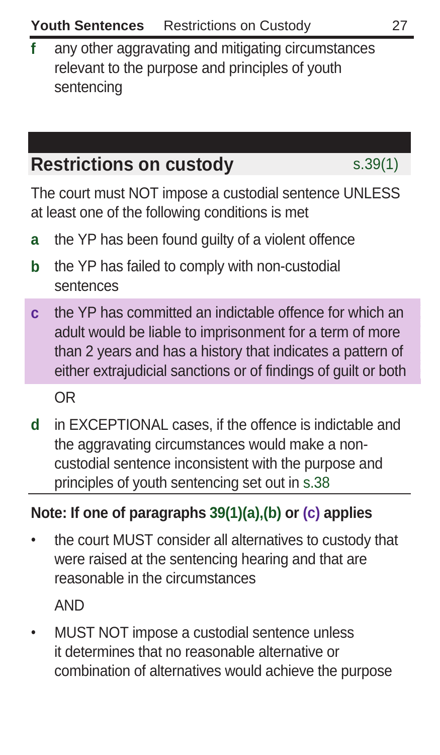**f** any other aggravating and mitigating circumstances relevant to the purpose and principles of youth sentencing

## Restrictions on custody s.39(1)

The court must NOT impose a custodial sentence UNLESS at least one of the following conditions is met

- **a** the YP has been found guilty of a violent offence
- **b** the YP has failed to comply with non-custodial sentences
- **c** the YP has committed an indictable offence for which an adult would be liable to imprisonment for a term of more than 2 years and has a history that indicates a pattern of either extrajudicial sanctions or of findings of guilt or both

  OR

- **d** in EXCEPTIONAL cases, if the offence is indictable and the aggravating circumstances would make a non-custodial sentence inconsistent with the purpose and principles of youth sentencing set out in s.38

**Note: If one of paragraphs 39(1)(a),(b) or (c) applies**

- the court MUST consider all alternatives to custody that were raised at the sentencing hearing and that are reasonable in the circumstances

  AND

- MUST NOT impose a custodial sentence unless it determines that no reasonable alternative or combination of alternatives would achieve the purpose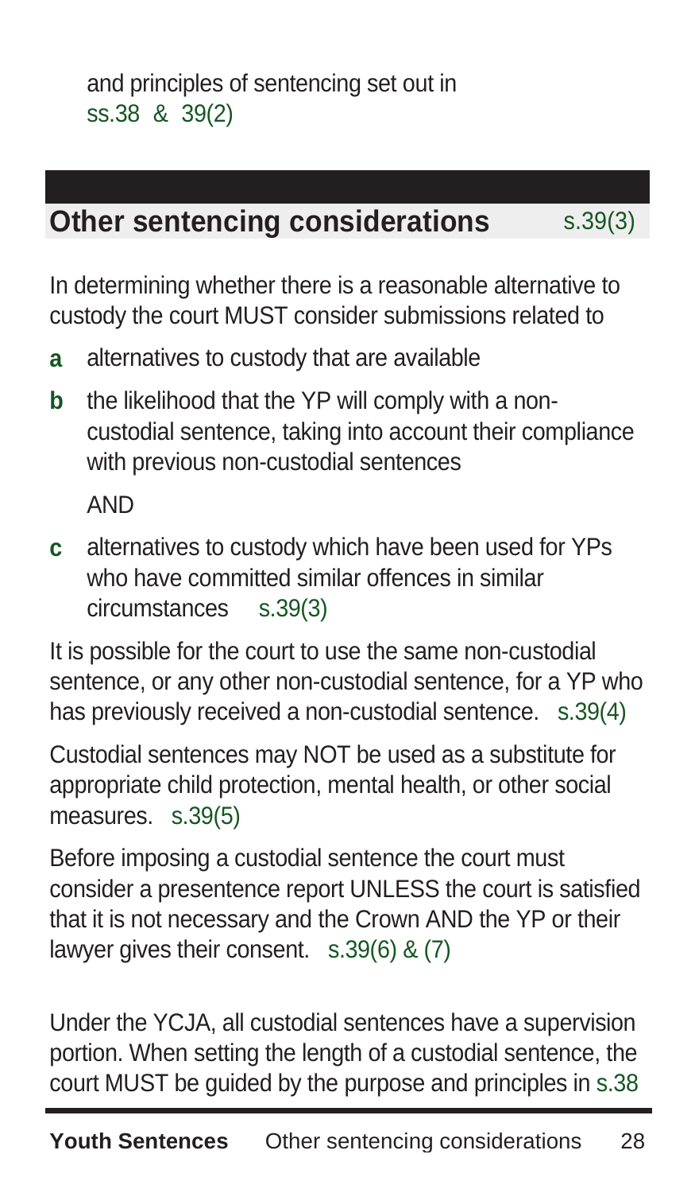and principles of sentencing set out in ss.38 & 39(2)

## Other sentencing considerations s.39(3)

In determining whether there is a reasonable alternative to custody the court MUST consider submissions related to

**a** alternatives to custody that are available

**b** the likelihood that the YP will comply with a non-custodial sentence, taking into account their compliance with previous non-custodial sentences

AND

**c** alternatives to custody which have been used for YPs who have committed similar offences in similar circumstances s.39(3)

It is possible for the court to use the same non-custodial sentence, or any other non-custodial sentence, for a YP who has previously received a non-custodial sentence. s.39(4)

Custodial sentences may NOT be used as a substitute for appropriate child protection, mental health, or other social measures. s.39(5)

Before imposing a custodial sentence the court must consider a presentence report UNLESS the court is satisfied that it is not necessary and the Crown AND the YP or their lawyer gives their consent. s.39(6) & (7)

Under the YCJA, all custodial sentences have a supervision portion. When setting the length of a custodial sentence, the court MUST be guided by the purpose and principles in s.38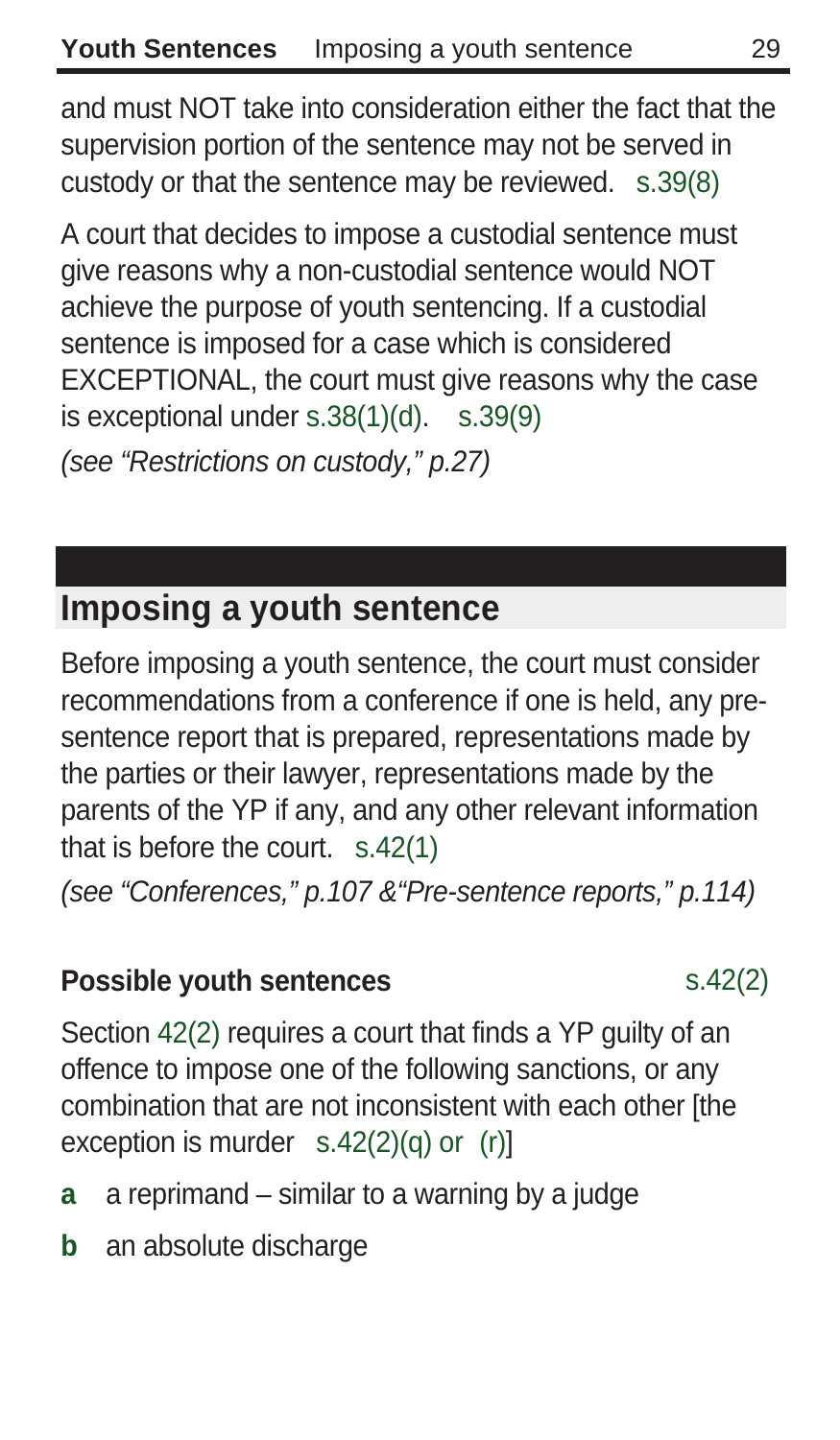and must NOT take into consideration either the fact that the supervision portion of the sentence may not be served in custody or that the sentence may be reviewed. s.39(8)

A court that decides to impose a custodial sentence must give reasons why a non-custodial sentence would NOT achieve the purpose of youth sentencing. If a custodial sentence is imposed for a case which is considered EXCEPTIONAL, the court must give reasons why the case is exceptional under s.38(1)(d). s.39(9)

*(see "Restrictions on custody," p.27)*

## Imposing a youth sentence

Before imposing a youth sentence, the court must consider recommendations from a conference if one is held, any pre-sentence report that is prepared, representations made by the parties or their lawyer, representations made by the parents of the YP if any, and any other relevant information that is before the court. s.42(1)

*(see "Conferences," p.107 &"Pre-sentence reports," p.114)*

### Possible youth sentences s.42(2)

Section 42(2) requires a court that finds a YP guilty of an offence to impose one of the following sanctions, or any combination that are not inconsistent with each other [the exception is murder s.42(2)(q) or (r)]

- **a** a reprimand – similar to a warning by a judge
- **b** an absolute discharge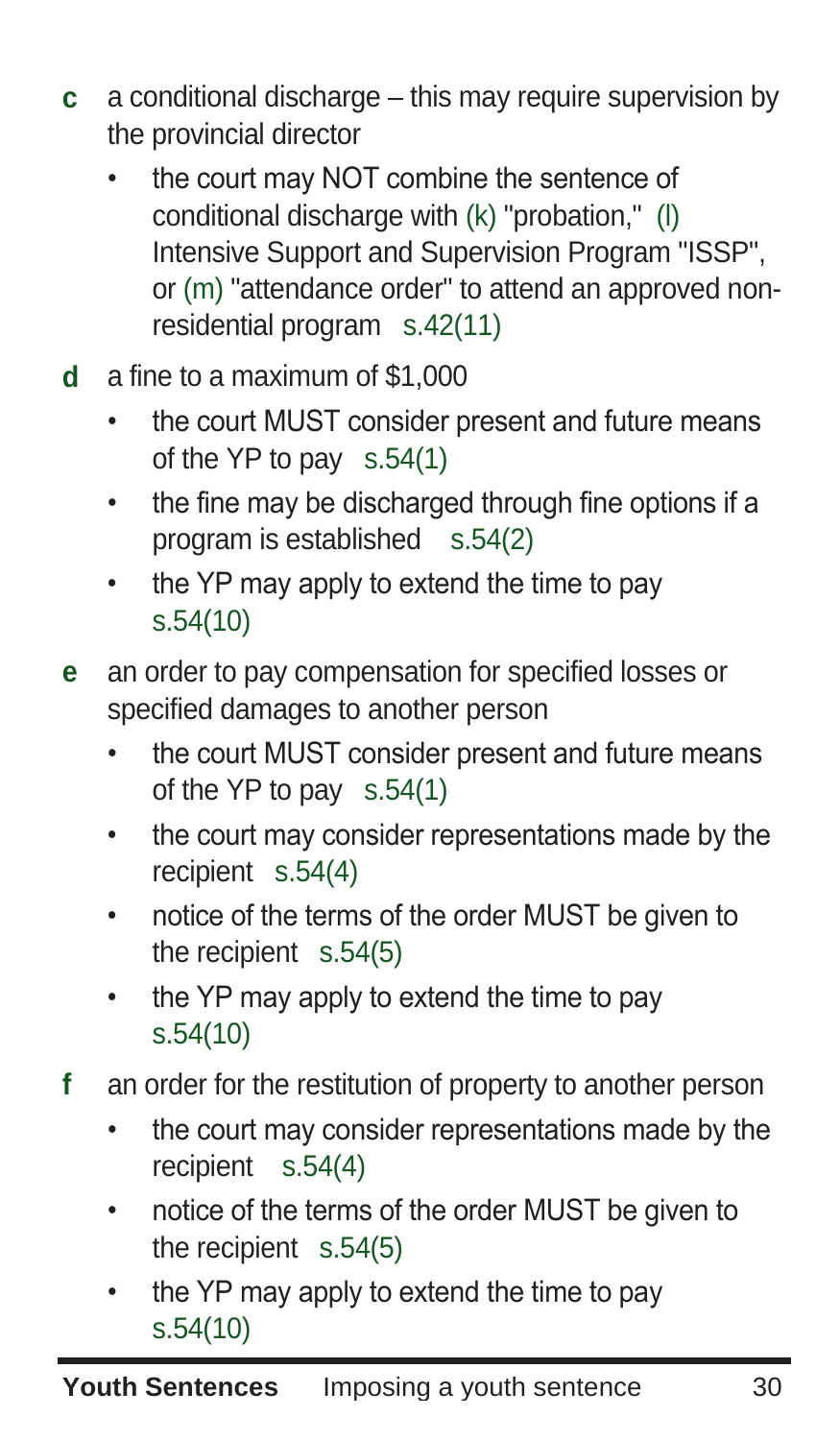**c** a conditional discharge – this may require supervision by the provincial director

- the court may NOT combine the sentence of conditional discharge with (k) "probation," (l) Intensive Support and Supervision Program "ISSP", or (m) "attendance order" to attend an approved non-residential program s.42(11)

**d** a fine to a maximum of $1,000

- the court MUST consider present and future means of the YP to pay s.54(1)
- the fine may be discharged through fine options if a program is established s.54(2)
- the YP may apply to extend the time to pay s.54(10)

**e** an order to pay compensation for specified losses or specified damages to another person

- the court MUST consider present and future means of the YP to pay s.54(1)
- the court may consider representations made by the recipient s.54(4)
- notice of the terms of the order MUST be given to the recipient s.54(5)
- the YP may apply to extend the time to pay s.54(10)

**f** an order for the restitution of property to another person

- the court may consider representations made by the recipient s.54(4)
- notice of the terms of the order MUST be given to the recipient s.54(5)
- the YP may apply to extend the time to pay s.54(10)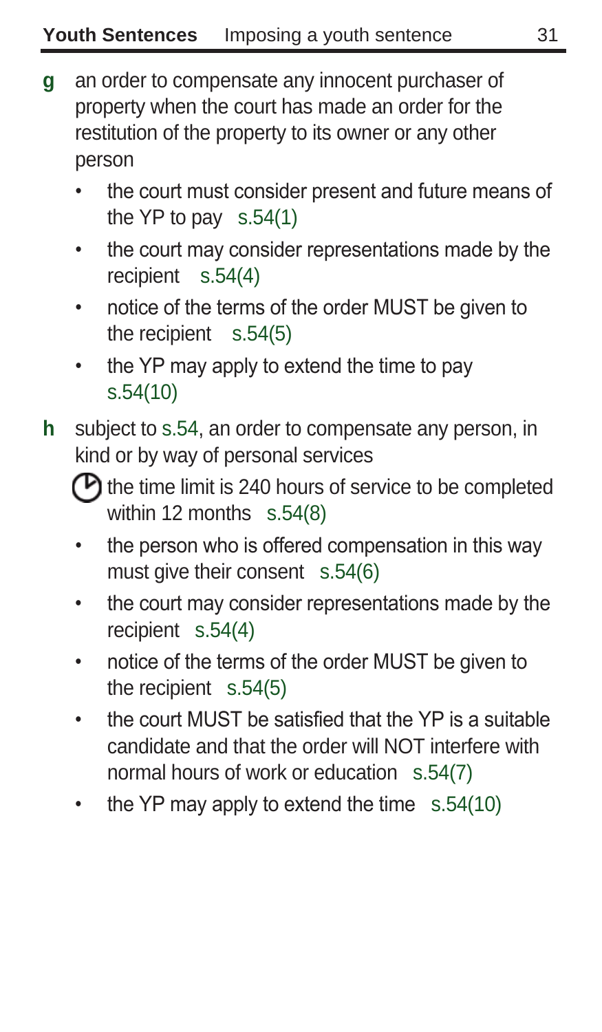**g** an order to compensate any innocent purchaser of property when the court has made an order for the restitution of the property to its owner or any other person

- the court must consider present and future means of the YP to pay s.54(1)
- the court may consider representations made by the recipient s.54(4)
- notice of the terms of the order MUST be given to the recipient s.54(5)
- the YP may apply to extend the time to pay s.54(10)

**h** subject to s.54, an order to compensate any person, in kind or by way of personal services

- the time limit is 240 hours of service to be completed within 12 months s.54(8)
- the person who is offered compensation in this way must give their consent s.54(6)
- the court may consider representations made by the recipient s.54(4)
- notice of the terms of the order MUST be given to the recipient s.54(5)
- the court MUST be satisfied that the YP is a suitable candidate and that the order will NOT interfere with normal hours of work or education s.54(7)
- the YP may apply to extend the time s.54(10)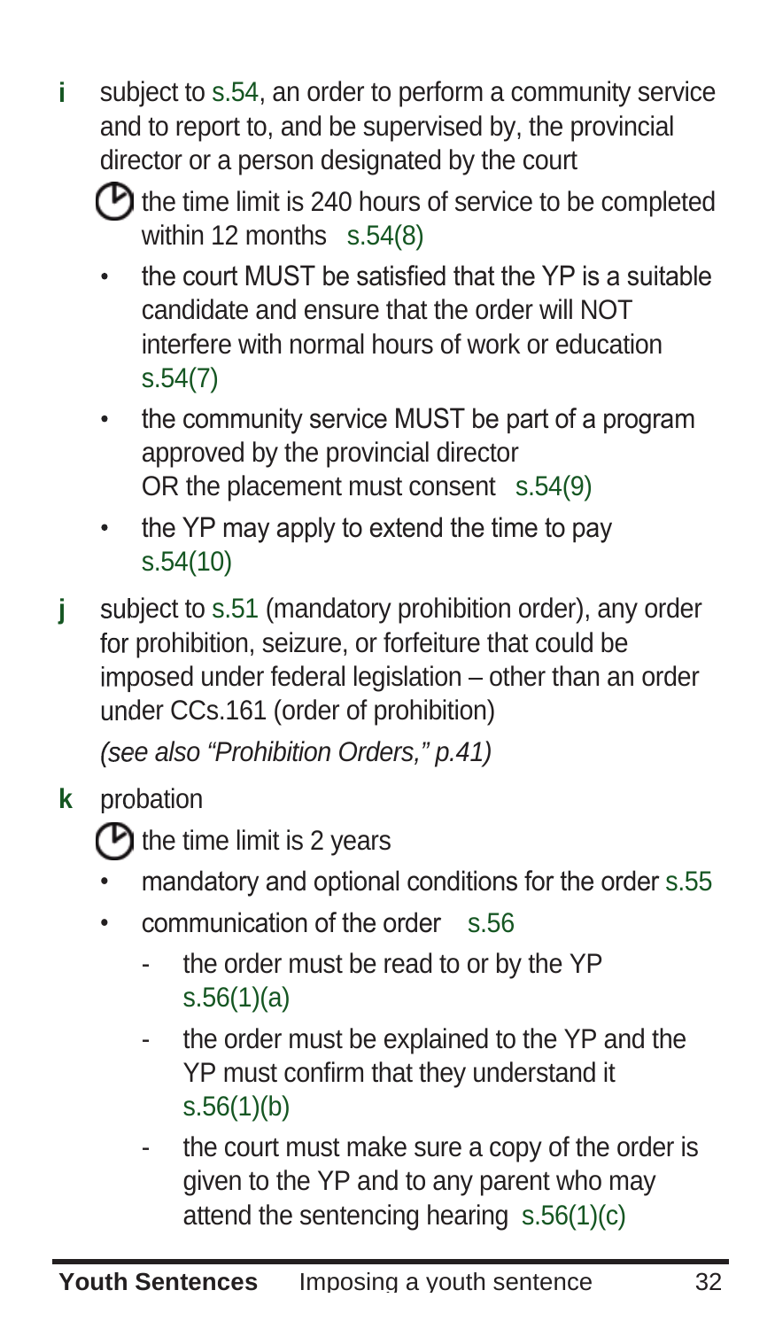**i** subject to s.54, an order to perform a community service and to report to, and be supervised by, the provincial director or a person designated by the court

- the time limit is 240 hours of service to be completed within 12 months s.54(8)
- the court MUST be satisfied that the YP is a suitable candidate and ensure that the order will NOT interfere with normal hours of work or education s.54(7)
- the community service MUST be part of a program approved by the provincial director OR the placement must consent s.54(9)
- the YP may apply to extend the time to pay s.54(10)

**j** subject to s.51 (mandatory prohibition order), any order for prohibition, seizure, or forfeiture that could be imposed under federal legislation – other than an order under CCs.161 (order of prohibition)

*(see also "Prohibition Orders," p.41)*

**k** probation

- the time limit is 2 years
- mandatory and optional conditions for the order s.55
- communication of the order s.56
  - the order must be read to or by the YP s.56(1)(a)
  - the order must be explained to the YP and the YP must confirm that they understand it s.56(1)(b)
  - the court must make sure a copy of the order is given to the YP and to any parent who may attend the sentencing hearing s.56(1)(c)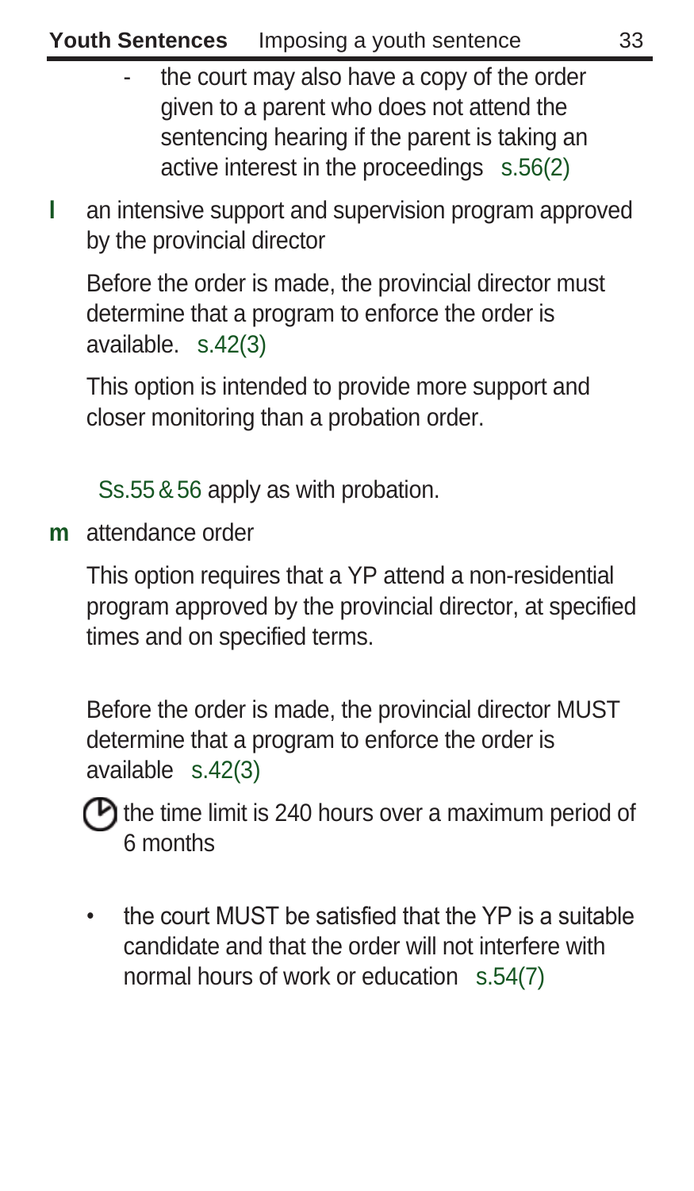- the court may also have a copy of the order given to a parent who does not attend the sentencing hearing if the parent is taking an active interest in the proceedings s.56(2)

**l** an intensive support and supervision program approved by the provincial director

Before the order is made, the provincial director must determine that a program to enforce the order is available. s.42(3)

This option is intended to provide more support and closer monitoring than a probation order.

Ss.55 & 56 apply as with probation.

**m** attendance order

This option requires that a YP attend a non-residential program approved by the provincial director, at specified times and on specified terms.

Before the order is made, the provincial director MUST determine that a program to enforce the order is available s.42(3)

the time limit is 240 hours over a maximum period of 6 months

- the court MUST be satisfied that the YP is a suitable candidate and that the order will not interfere with normal hours of work or education s.54(7)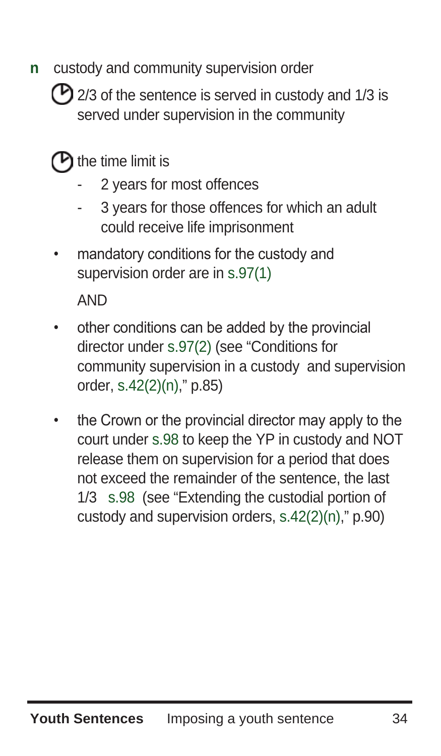**n** custody and community supervision order

- 2/3 of the sentence is served in custody and 1/3 is served under supervision in the community

- the time limit is
  - 2 years for most offences
  - 3 years for those offences for which an adult could receive life imprisonment

- mandatory conditions for the custody and supervision order are in s.97(1)

  AND

- other conditions can be added by the provincial director under s.97(2) (see "Conditions for community supervision in a custody and supervision order, s.42(2)(n)," p.85)

- the Crown or the provincial director may apply to the court under s.98 to keep the YP in custody and NOT release them on supervision for a period that does not exceed the remainder of the sentence, the last 1/3 s.98 (see "Extending the custodial portion of custody and supervision orders, s.42(2)(n)," p.90)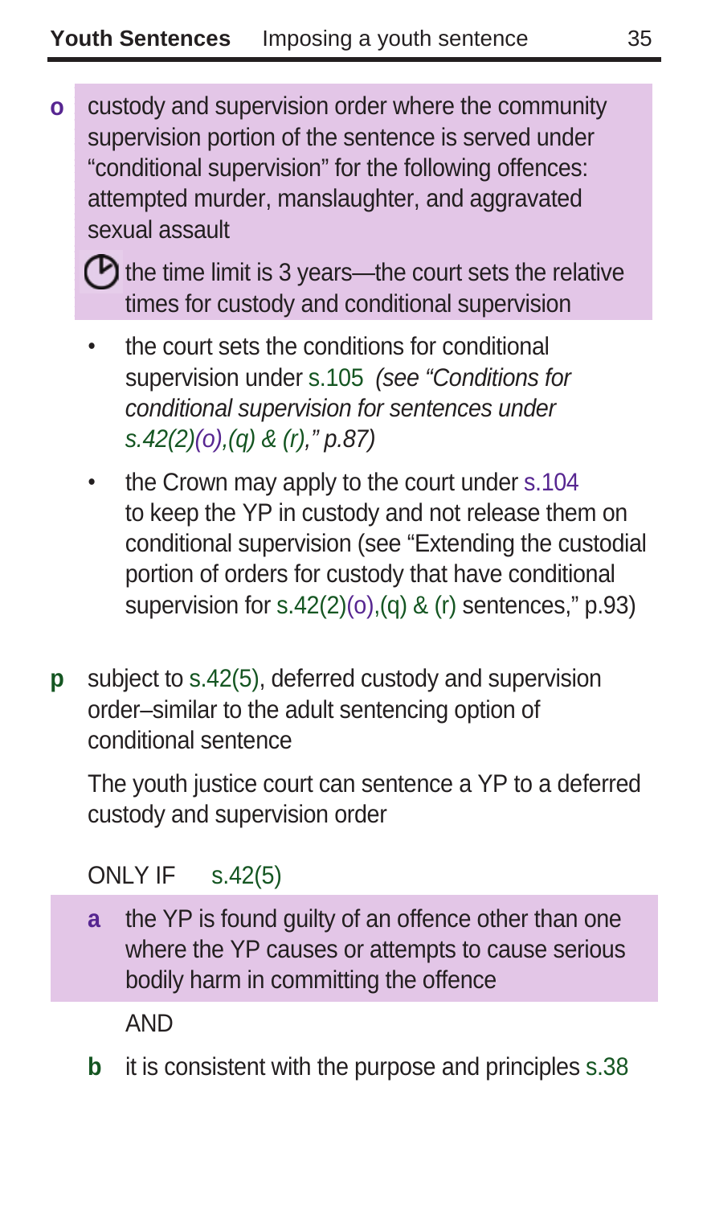**o** custody and supervision order where the community supervision portion of the sentence is served under "conditional supervision" for the following offences: attempted murder, manslaughter, and aggravated sexual assault

the time limit is 3 years—the court sets the relative times for custody and conditional supervision

- the court sets the conditions for conditional supervision under s.105 *(see "Conditions for conditional supervision for sentences under s.42(2)(o),(q) & (r)," p.87)*
- the Crown may apply to the court under s.104 to keep the YP in custody and not release them on conditional supervision (see "Extending the custodial portion of orders for custody that have conditional supervision for s.42(2)(o),(q) & (r) sentences," p.93)

**p** subject to s.42(5), deferred custody and supervision order–similar to the adult sentencing option of conditional sentence

The youth justice court can sentence a YP to a deferred custody and supervision order

ONLY IF s.42(5)

**a** the YP is found guilty of an offence other than one where the YP causes or attempts to cause serious bodily harm in committing the offence

AND

**b** it is consistent with the purpose and principles s.38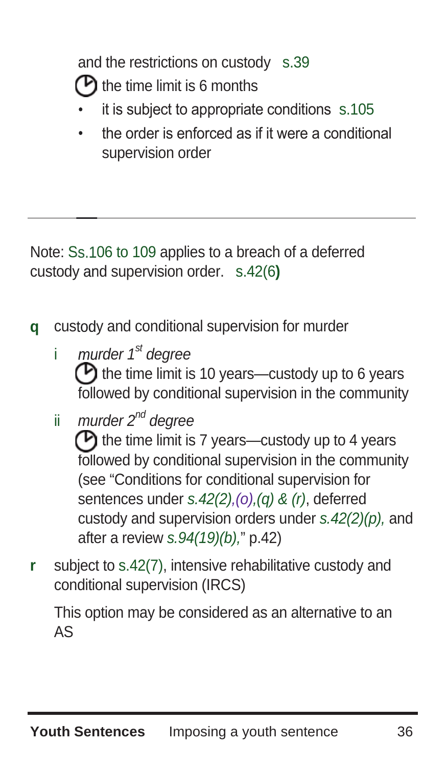and the restrictions on custody s.39

- the time limit is 6 months
- it is subject to appropriate conditions s.105
- the order is enforced as if it were a conditional supervision order

---

Note: Ss.106 to 109 applies to a breach of a deferred custody and supervision order. s.42(6)

**q** custody and conditional supervision for murder

i *murder 1st degree*

the time limit is 10 years—custody up to 6 years followed by conditional supervision in the community

ii *murder 2nd degree*

the time limit is 7 years—custody up to 4 years followed by conditional supervision in the community (see "Conditions for conditional supervision for sentences under *s.42(2),(o),(q) & (r)*, deferred custody and supervision orders under *s.42(2)(p),* and after a review *s.94(19)(b),*" p.42)

**r** subject to s.42(7), intensive rehabilitative custody and conditional supervision (IRCS)

This option may be considered as an alternative to an AS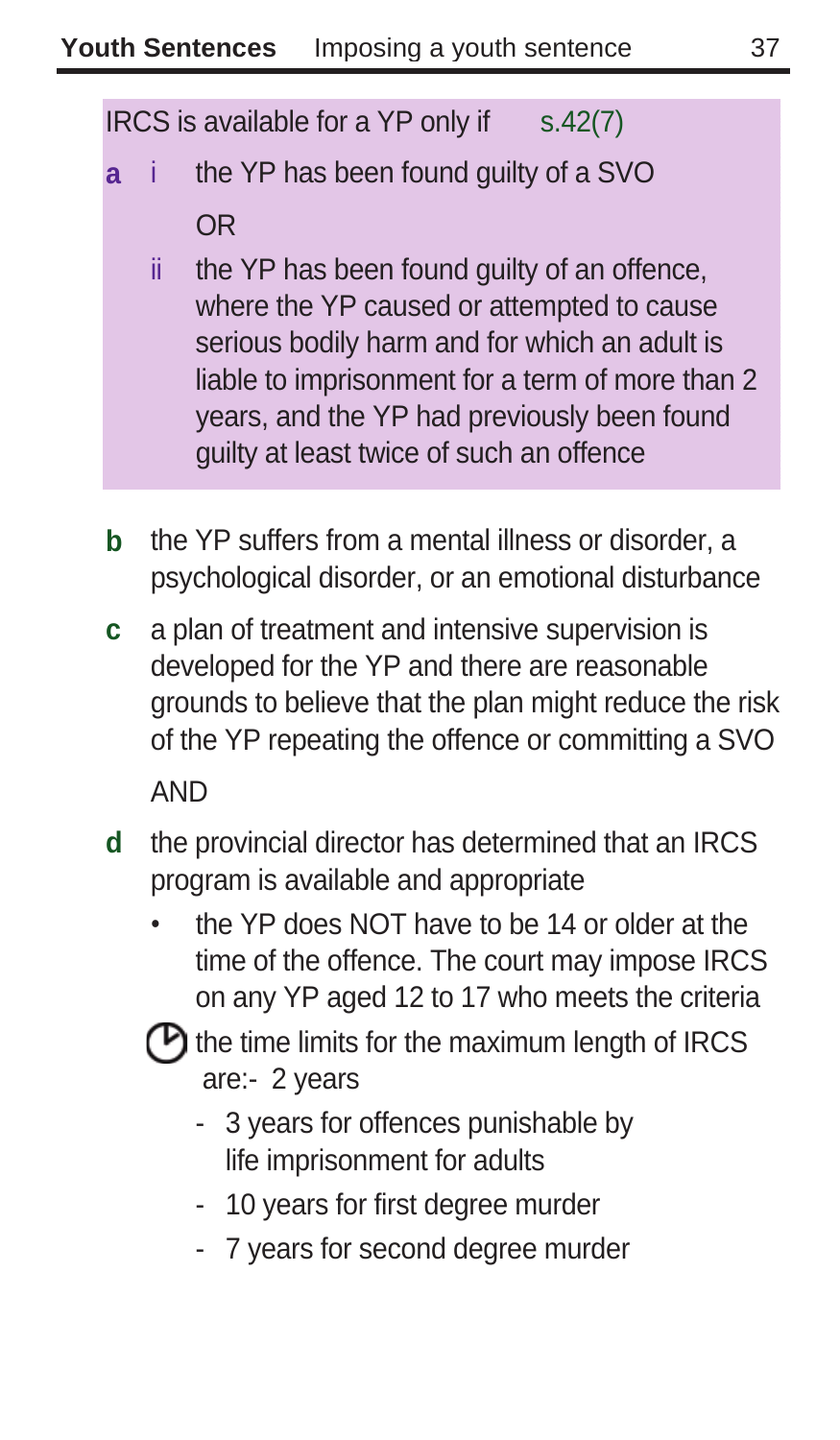IRCS is available for a YP only if s.42(7)

**a** i the YP has been found guilty of a SVO

OR

ii the YP has been found guilty of an offence, where the YP caused or attempted to cause serious bodily harm and for which an adult is liable to imprisonment for a term of more than 2 years, and the YP had previously been found guilty at least twice of such an offence

**b** the YP suffers from a mental illness or disorder, a psychological disorder, or an emotional disturbance

**c** a plan of treatment and intensive supervision is developed for the YP and there are reasonable grounds to believe that the plan might reduce the risk of the YP repeating the offence or committing a SVO

AND

**d** the provincial director has determined that an IRCS program is available and appropriate

- the YP does NOT have to be 14 or older at the time of the offence. The court may impose IRCS on any YP aged 12 to 17 who meets the criteria

the time limits for the maximum length of IRCS are:- 2 years

- 3 years for offences punishable by life imprisonment for adults
- 10 years for first degree murder
- 7 years for second degree murder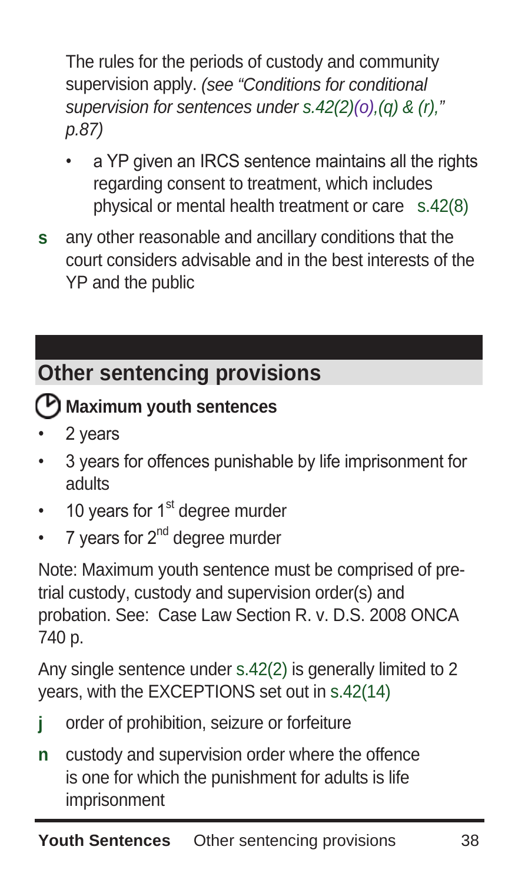The rules for the periods of custody and community supervision apply. *(see "Conditions for conditional supervision for sentences under s.42(2)(o),(q) & (r)," p.87)*

- a YP given an IRCS sentence maintains all the rights regarding consent to treatment, which includes physical or mental health treatment or care s.42(8)

**s** any other reasonable and ancillary conditions that the court considers advisable and in the best interests of the YP and the public

## Other sentencing provisions

### Maximum youth sentences

- 2 years
- 3 years for offences punishable by life imprisonment for adults
- 10 years for 1st degree murder
- 7 years for 2nd degree murder

Note: Maximum youth sentence must be comprised of pre-trial custody, custody and supervision order(s) and probation. See: Case Law Section R. v. D.S. 2008 ONCA 740 p.

Any single sentence under s.42(2) is generally limited to 2 years, with the EXCEPTIONS set out in s.42(14)

**j** order of prohibition, seizure or forfeiture

**n** custody and supervision order where the offence is one for which the punishment for adults is life imprisonment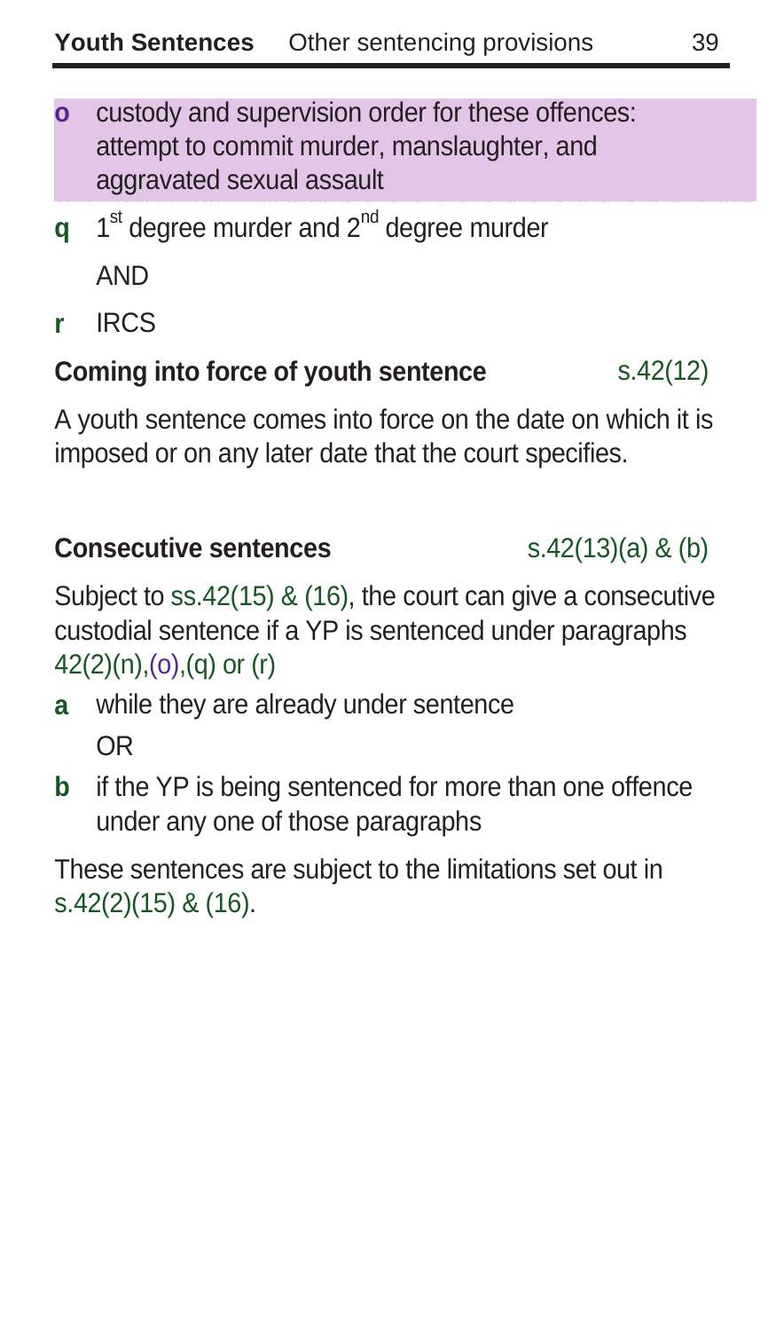- **o** custody and supervision order for these offences: attempt to commit murder, manslaughter, and aggravated sexual assault
- **q** 1st degree murder and 2nd degree murder

  AND
- **r** IRCS

**Coming into force of youth sentence** s.42(12)

A youth sentence comes into force on the date on which it is imposed or on any later date that the court specifies.

**Consecutive sentences** s.42(13)(a) & (b)

Subject to ss.42(15) & (16), the court can give a consecutive custodial sentence if a YP is sentenced under paragraphs 42(2)(n),(o),(q) or (r)

- **a** while they are already under sentence

  OR
- **b** if the YP is being sentenced for more than one offence under any one of those paragraphs

These sentences are subject to the limitations set out in s.42(2)(15) & (16).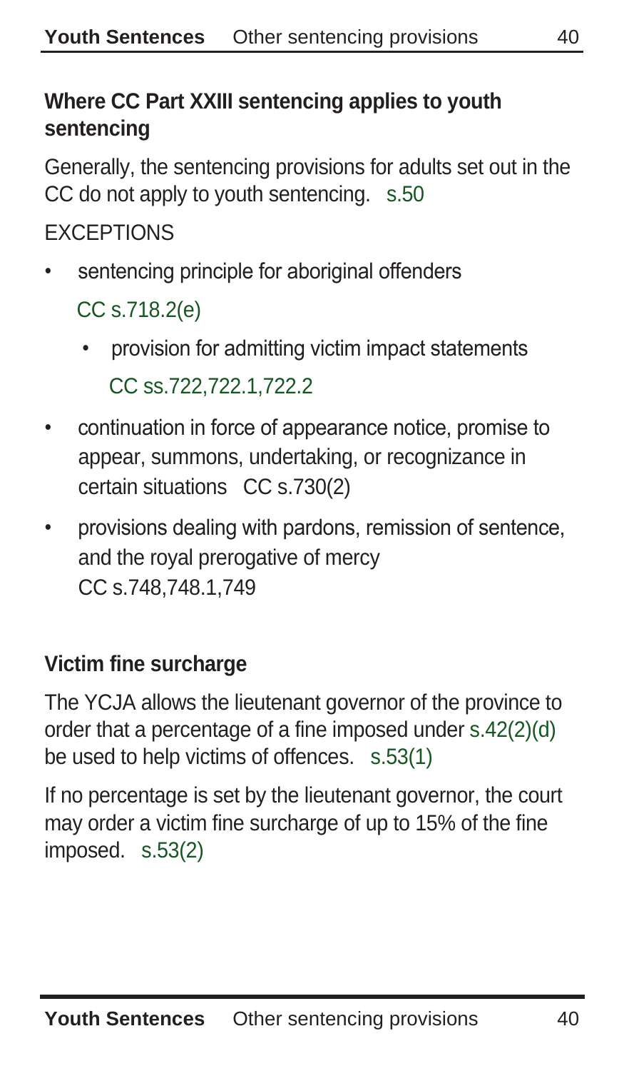## Where CC Part XXIII sentencing applies to youth sentencing

Generally, the sentencing provisions for adults set out in the CC do not apply to youth sentencing. s.50

EXCEPTIONS

- sentencing principle for aboriginal offenders
  CC s.718.2(e)
  - provision for admitting victim impact statements
    CC ss.722,722.1,722.2
- continuation in force of appearance notice, promise to appear, summons, undertaking, or recognizance in certain situations CC s.730(2)
- provisions dealing with pardons, remission of sentence, and the royal prerogative of mercy
  CC s.748,748.1,749

## Victim fine surcharge

The YCJA allows the lieutenant governor of the province to order that a percentage of a fine imposed under s.42(2)(d) be used to help victims of offences. s.53(1)

If no percentage is set by the lieutenant governor, the court may order a victim fine surcharge of up to 15% of the fine imposed. s.53(2)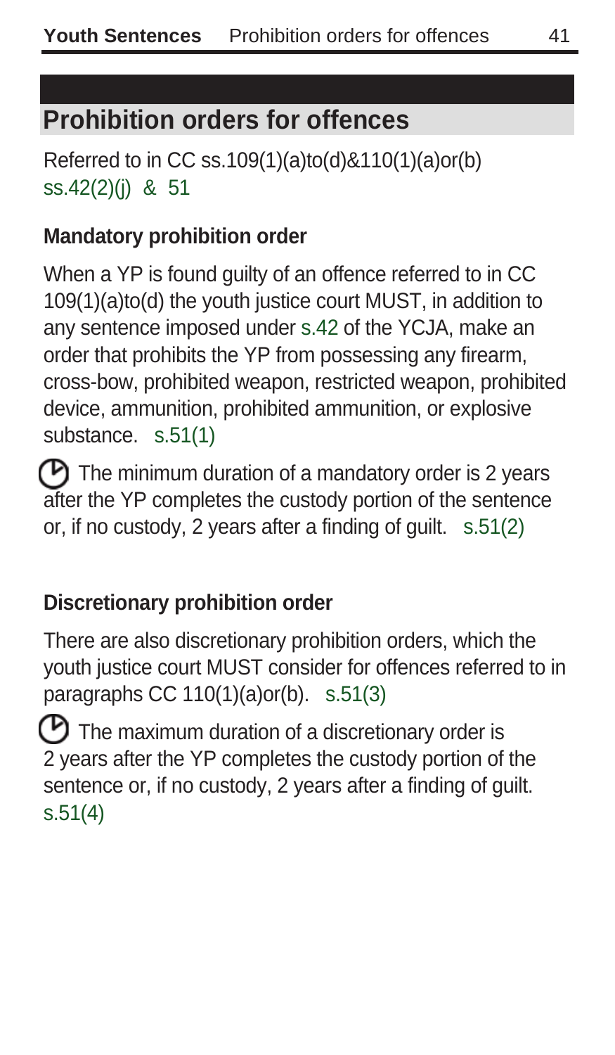## Prohibition orders for offences

Referred to in CC ss.109(1)(a)to(d)&110(1)(a)or(b)
ss.42(2)(j) & 51

### Mandatory prohibition order

When a YP is found guilty of an offence referred to in CC 109(1)(a)to(d) the youth justice court MUST, in addition to any sentence imposed under s.42 of the YCJA, make an order that prohibits the YP from possessing any firearm, cross-bow, prohibited weapon, restricted weapon, prohibited device, ammunition, prohibited ammunition, or explosive substance. s.51(1)

The minimum duration of a mandatory order is 2 years after the YP completes the custody portion of the sentence or, if no custody, 2 years after a finding of guilt. s.51(2)

### Discretionary prohibition order

There are also discretionary prohibition orders, which the youth justice court MUST consider for offences referred to in paragraphs CC 110(1)(a)or(b). s.51(3)

The maximum duration of a discretionary order is 2 years after the YP completes the custody portion of the sentence or, if no custody, 2 years after a finding of guilt. s.51(4)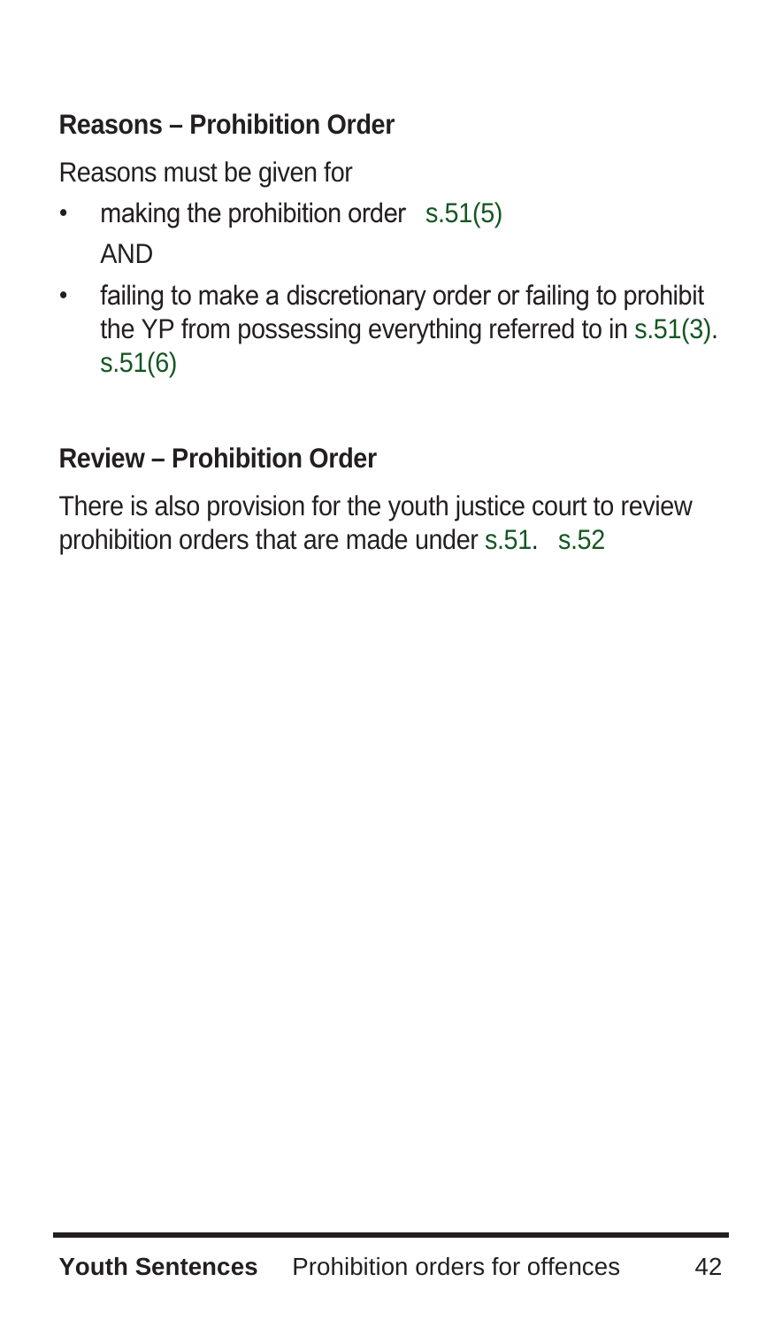## Reasons – Prohibition Order

Reasons must be given for

- making the prohibition order s.51(5)

  AND

- failing to make a discretionary order or failing to prohibit the YP from possessing everything referred to in s.51(3). s.51(6)

## Review – Prohibition Order

There is also provision for the youth justice court to review prohibition orders that are made under s.51. s.52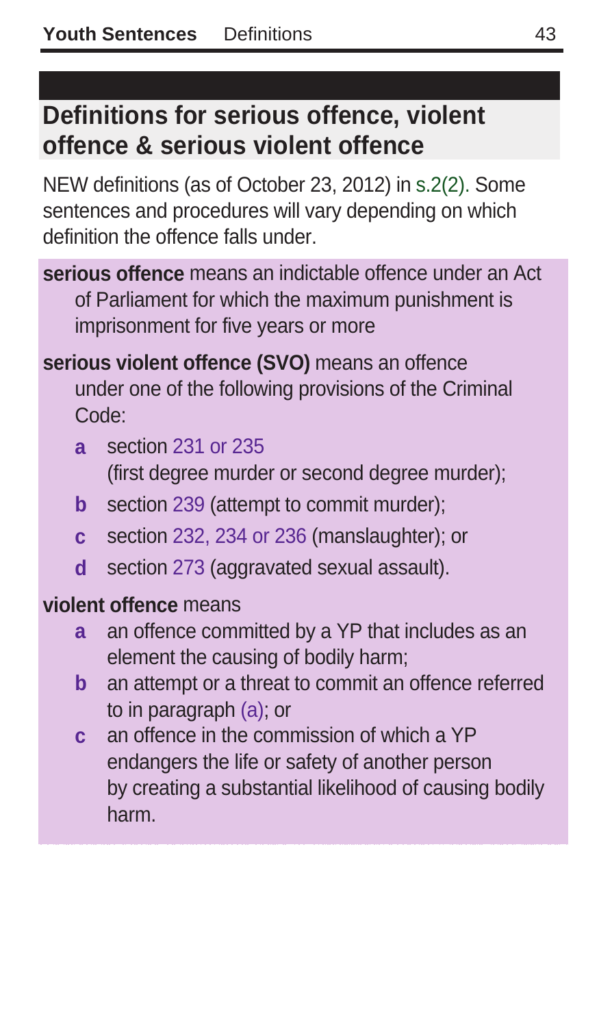## Definitions for serious offence, violent offence & serious violent offence

NEW definitions (as of October 23, 2012) in s.2(2). Some sentences and procedures will vary depending on which definition the offence falls under.

**serious offence** means an indictable offence under an Act of Parliament for which the maximum punishment is imprisonment for five years or more

**serious violent offence (SVO)** means an offence under one of the following provisions of the Criminal Code:

- **a** section 231 or 235 (first degree murder or second degree murder);
- **b** section 239 (attempt to commit murder);
- **c** section 232, 234 or 236 (manslaughter); or
- **d** section 273 (aggravated sexual assault).

**violent offence** means

- **a** an offence committed by a YP that includes as an element the causing of bodily harm;
- **b** an attempt or a threat to commit an offence referred to in paragraph (a); or
- **c** an offence in the commission of which a YP endangers the life or safety of another person by creating a substantial likelihood of causing bodily harm.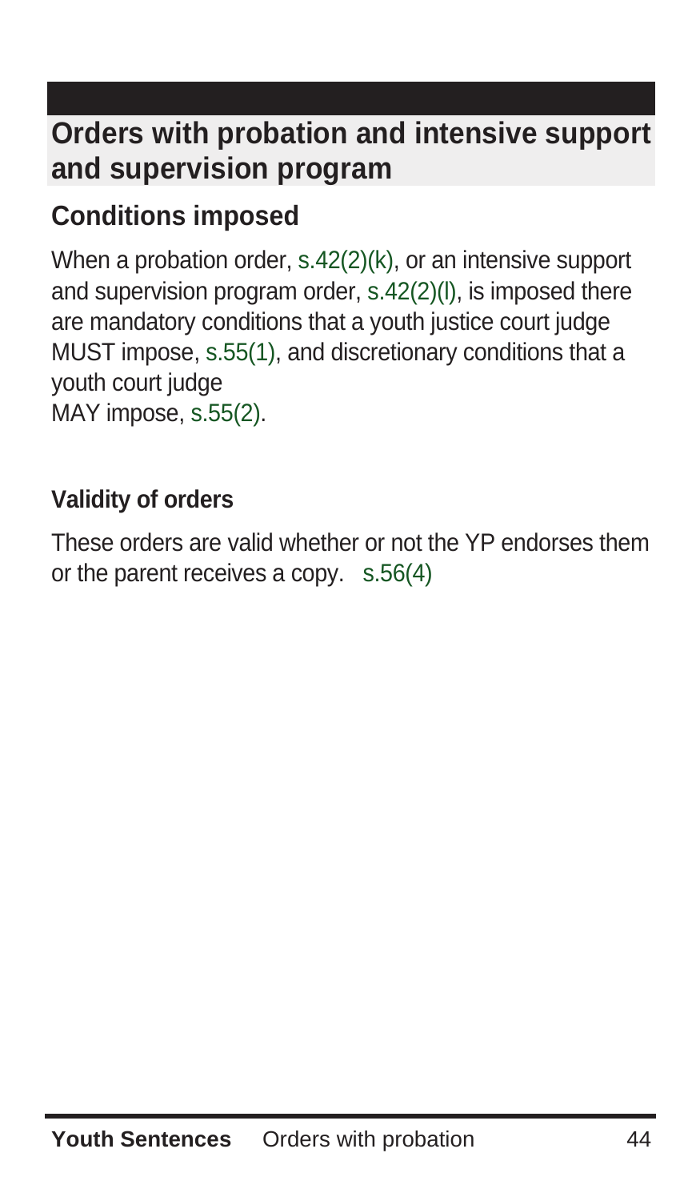## Orders with probation and intensive support and supervision program

### Conditions imposed

When a probation order, s.42(2)(k), or an intensive support and supervision program order, s.42(2)(l), is imposed there are mandatory conditions that a youth justice court judge MUST impose, s.55(1), and discretionary conditions that a youth court judge MAY impose, s.55(2).

#### Validity of orders

These orders are valid whether or not the YP endorses them or the parent receives a copy. s.56(4)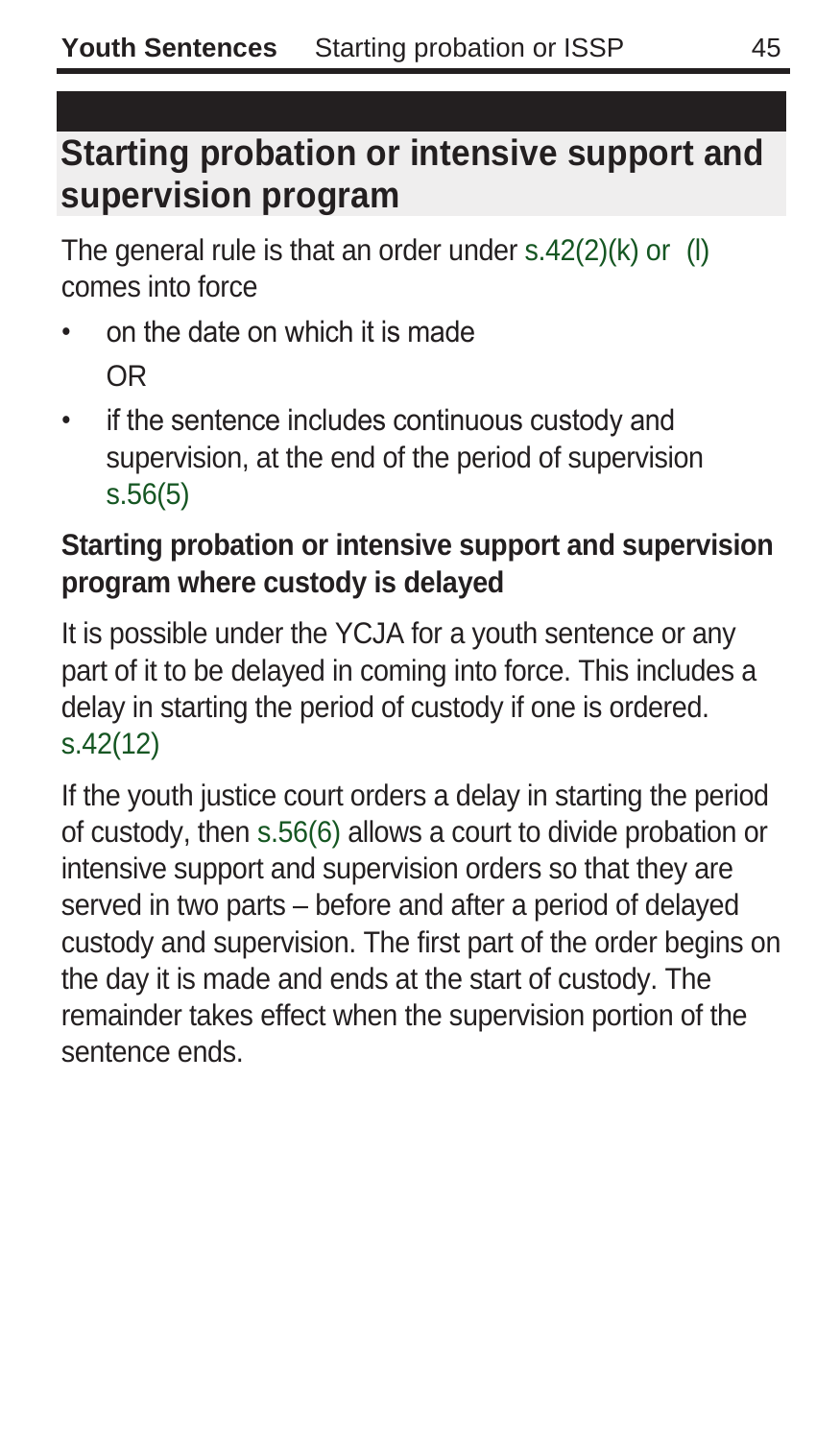## Starting probation or intensive support and supervision program

The general rule is that an order under s.42(2)(k) or (l) comes into force

- on the date on which it is made

  OR

- if the sentence includes continuous custody and supervision, at the end of the period of supervision s.56(5)

### Starting probation or intensive support and supervision program where custody is delayed

It is possible under the YCJA for a youth sentence or any part of it to be delayed in coming into force. This includes a delay in starting the period of custody if one is ordered. s.42(12)

If the youth justice court orders a delay in starting the period of custody, then s.56(6) allows a court to divide probation or intensive support and supervision orders so that they are served in two parts – before and after a period of delayed custody and supervision. The first part of the order begins on the day it is made and ends at the start of custody. The remainder takes effect when the supervision portion of the sentence ends.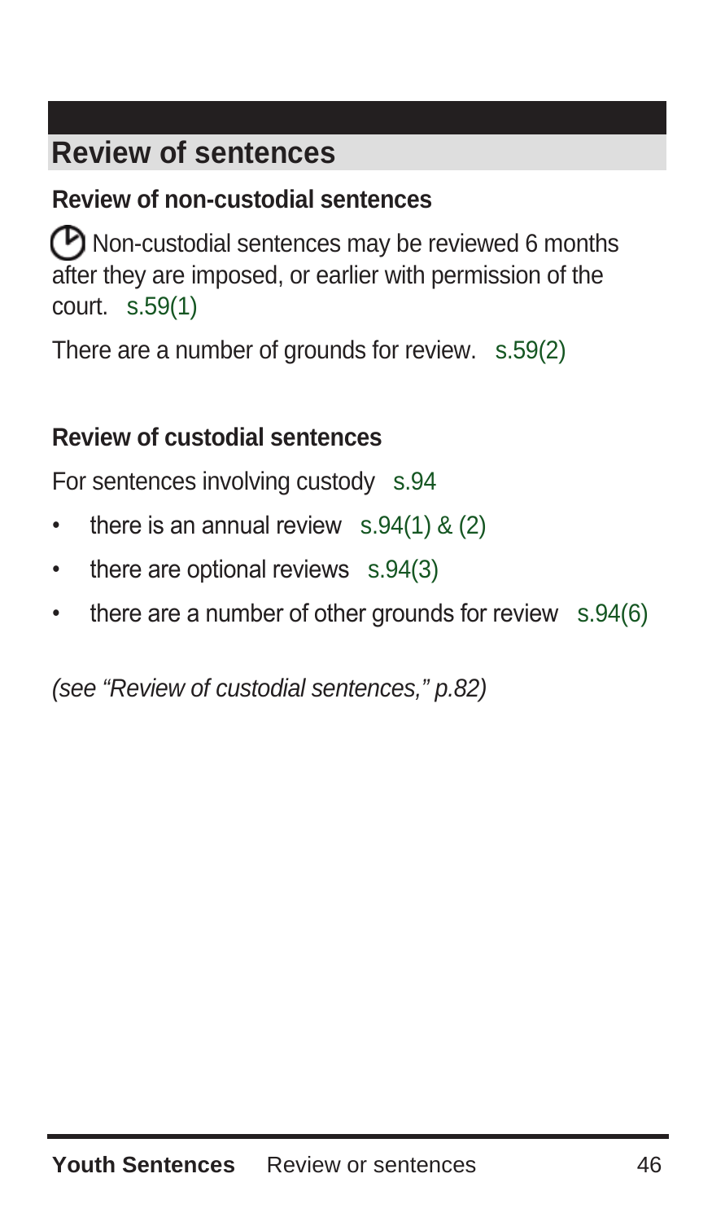## Review of sentences

### Review of non-custodial sentences

Non-custodial sentences may be reviewed 6 months after they are imposed, or earlier with permission of the court. s.59(1)

There are a number of grounds for review. s.59(2)

### Review of custodial sentences

For sentences involving custody s.94

- there is an annual review s.94(1) & (2)
- there are optional reviews s.94(3)
- there are a number of other grounds for review s.94(6)

*(see "Review of custodial sentences," p.82)*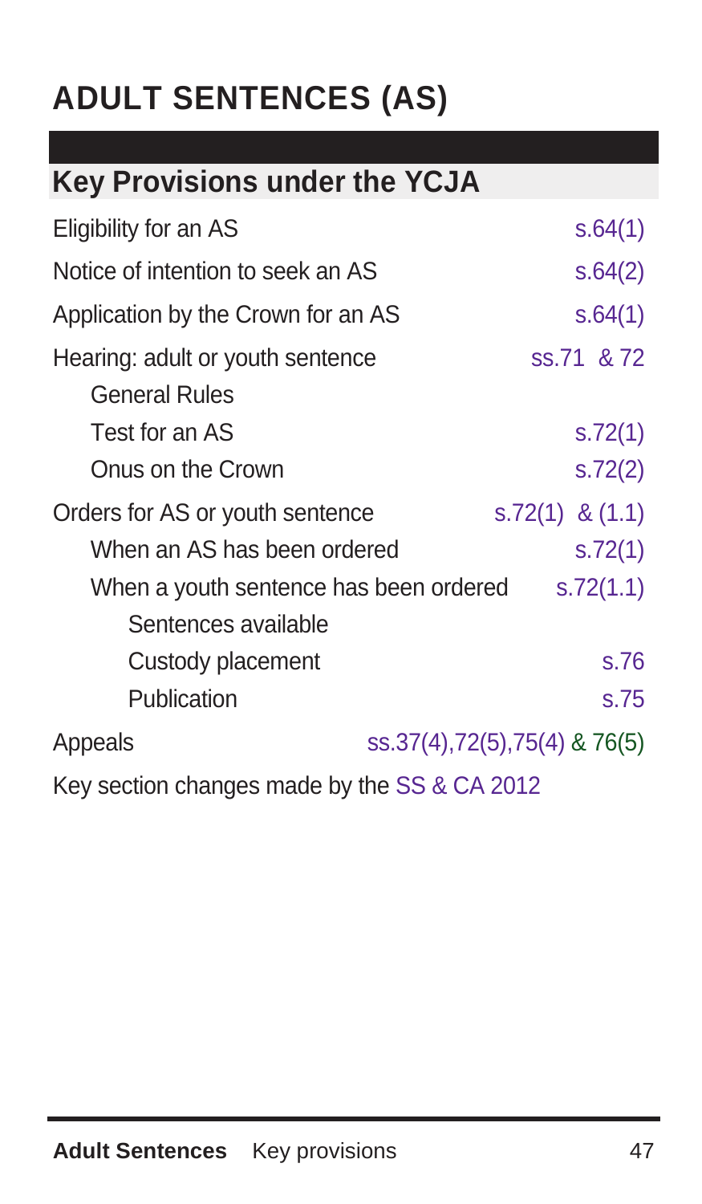# ADULT SENTENCES (AS)

## Key Provisions under the YCJA

| Provision | Section |
|---|---|
| Eligibility for an AS | s.64(1) |
| Notice of intention to seek an AS | s.64(2) |
| Application by the Crown for an AS | s.64(1) |
| Hearing: adult or youth sentence | ss.71 & 72 |
| General Rules | |
| Test for an AS | s.72(1) |
| Onus on the Crown | s.72(2) |
| Orders for AS or youth sentence | s.72(1) & (1.1) |
| When an AS has been ordered | s.72(1) |
| When a youth sentence has been ordered | s.72(1.1) |
| Sentences available | |
| Custody placement | s.76 |
| Publication | s.75 |
| Appeals | ss.37(4),72(5),75(4) & 76(5) |

Key section changes made by the SS & CA 2012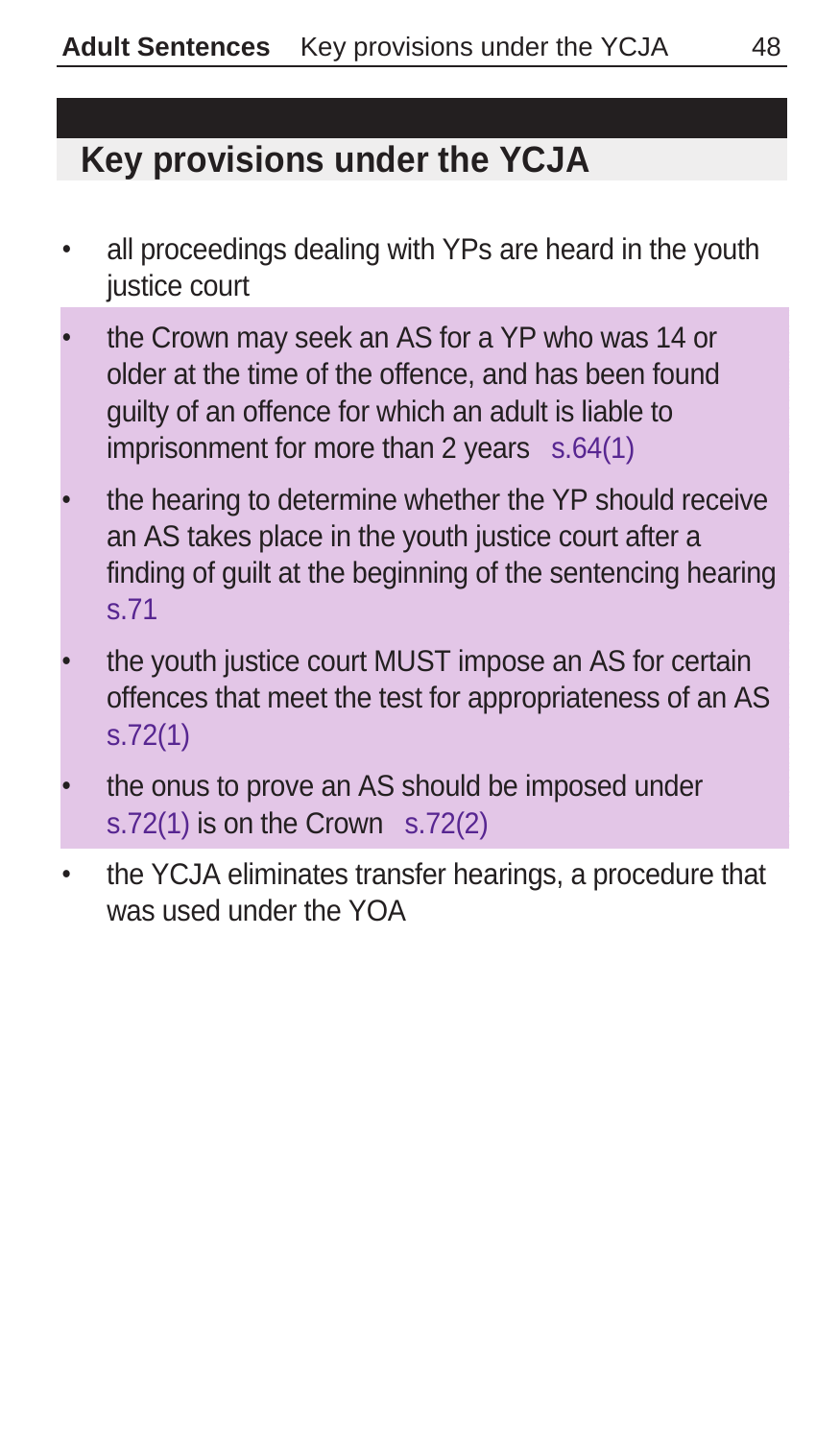## Key provisions under the YCJA

- all proceedings dealing with YPs are heard in the youth justice court
- the Crown may seek an AS for a YP who was 14 or older at the time of the offence, and has been found guilty of an offence for which an adult is liable to imprisonment for more than 2 years s.64(1)
- the hearing to determine whether the YP should receive an AS takes place in the youth justice court after a finding of guilt at the beginning of the sentencing hearing s.71
- the youth justice court MUST impose an AS for certain offences that meet the test for appropriateness of an AS s.72(1)
- the onus to prove an AS should be imposed under s.72(1) is on the Crown s.72(2)
- the YCJA eliminates transfer hearings, a procedure that was used under the YOA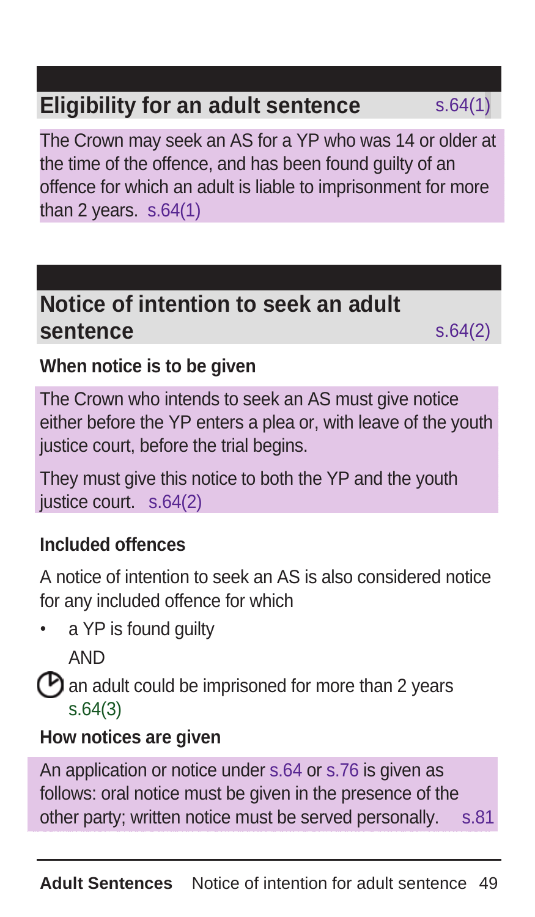## Eligibility for an adult sentence s.64(1)

The Crown may seek an AS for a YP who was 14 or older at the time of the offence, and has been found guilty of an offence for which an adult is liable to imprisonment for more than 2 years. s.64(1)

## Notice of intention to seek an adult sentence s.64(2)

### When notice is to be given

The Crown who intends to seek an AS must give notice either before the YP enters a plea or, with leave of the youth justice court, before the trial begins.

They must give this notice to both the YP and the youth justice court. s.64(2)

### Included offences

A notice of intention to seek an AS is also considered notice for any included offence for which

- a YP is found guilty

  AND

- an adult could be imprisoned for more than 2 years s.64(3)

### How notices are given

An application or notice under s.64 or s.76 is given as follows: oral notice must be given in the presence of the other party; written notice must be served personally. s.81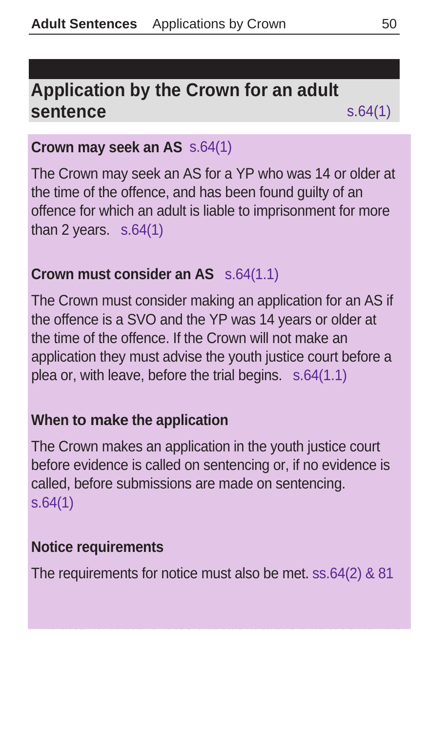## Application by the Crown for an adult sentence s.64(1)

### Crown may seek an AS s.64(1)

The Crown may seek an AS for a YP who was 14 or older at the time of the offence, and has been found guilty of an offence for which an adult is liable to imprisonment for more than 2 years. s.64(1)

### Crown must consider an AS s.64(1.1)

The Crown must consider making an application for an AS if the offence is a SVO and the YP was 14 years or older at the time of the offence. If the Crown will not make an application they must advise the youth justice court before a plea or, with leave, before the trial begins. s.64(1.1)

### When to make the application

The Crown makes an application in the youth justice court before evidence is called on sentencing or, if no evidence is called, before submissions are made on sentencing. s.64(1)

### Notice requirements

The requirements for notice must also be met. ss.64(2) & 81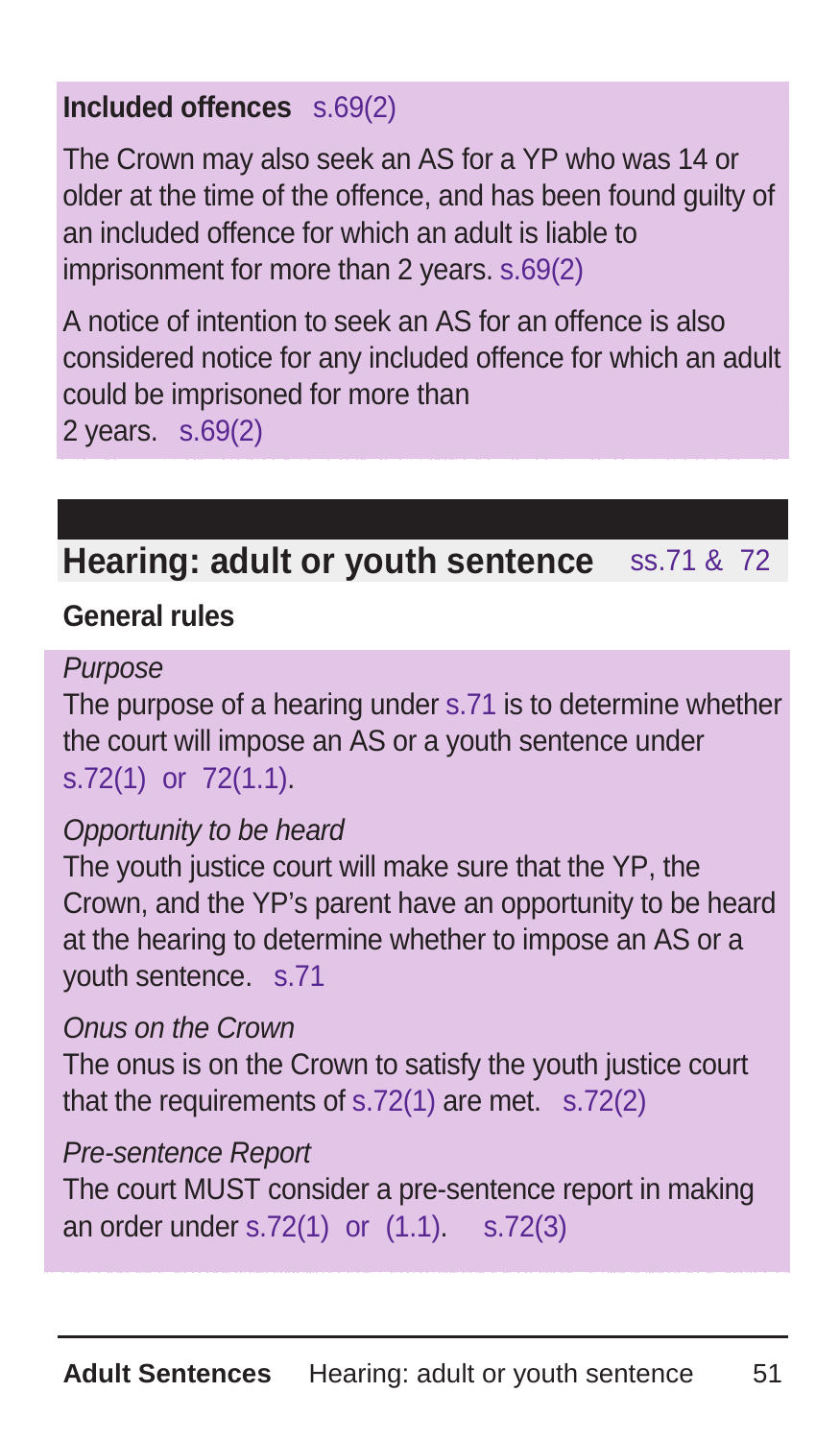**Included offences** s.69(2)

The Crown may also seek an AS for a YP who was 14 or older at the time of the offence, and has been found guilty of an included offence for which an adult is liable to imprisonment for more than 2 years. s.69(2)

A notice of intention to seek an AS for an offence is also considered notice for any included offence for which an adult could be imprisoned for more than 2 years. s.69(2)

## Hearing: adult or youth sentence ss.71 & 72

### General rules

*Purpose*

The purpose of a hearing under s.71 is to determine whether the court will impose an AS or a youth sentence under s.72(1) or 72(1.1).

*Opportunity to be heard*

The youth justice court will make sure that the YP, the Crown, and the YP's parent have an opportunity to be heard at the hearing to determine whether to impose an AS or a youth sentence. s.71

*Onus on the Crown*

The onus is on the Crown to satisfy the youth justice court that the requirements of s.72(1) are met. s.72(2)

*Pre-sentence Report*

The court MUST consider a pre-sentence report in making an order under s.72(1) or (1.1). s.72(3)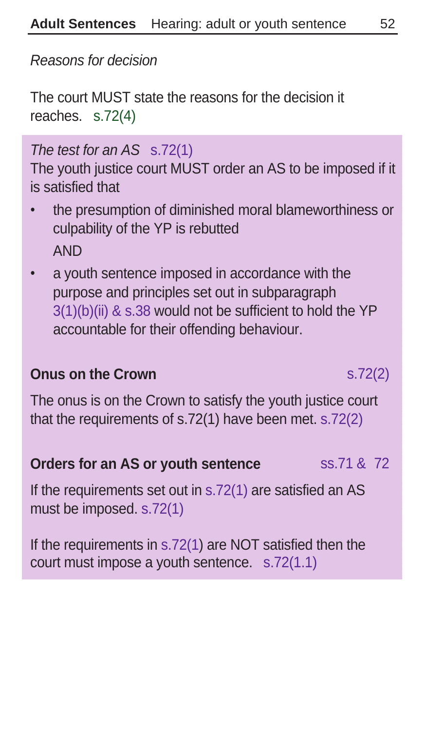*Reasons for decision*

The court MUST state the reasons for the decision it reaches. s.72(4)

*The test for an AS* s.72(1)

The youth justice court MUST order an AS to be imposed if it is satisfied that

- the presumption of diminished moral blameworthiness or culpability of the YP is rebutted

  AND

- a youth sentence imposed in accordance with the purpose and principles set out in subparagraph 3(1)(b)(ii) & s.38 would not be sufficient to hold the YP accountable for their offending behaviour.

**Onus on the Crown** s.72(2)

The onus is on the Crown to satisfy the youth justice court that the requirements of s.72(1) have been met. s.72(2)

**Orders for an AS or youth sentence** ss.71 & 72

If the requirements set out in s.72(1) are satisfied an AS must be imposed. s.72(1)

If the requirements in s.72(1) are NOT satisfied then the court must impose a youth sentence. s.72(1.1)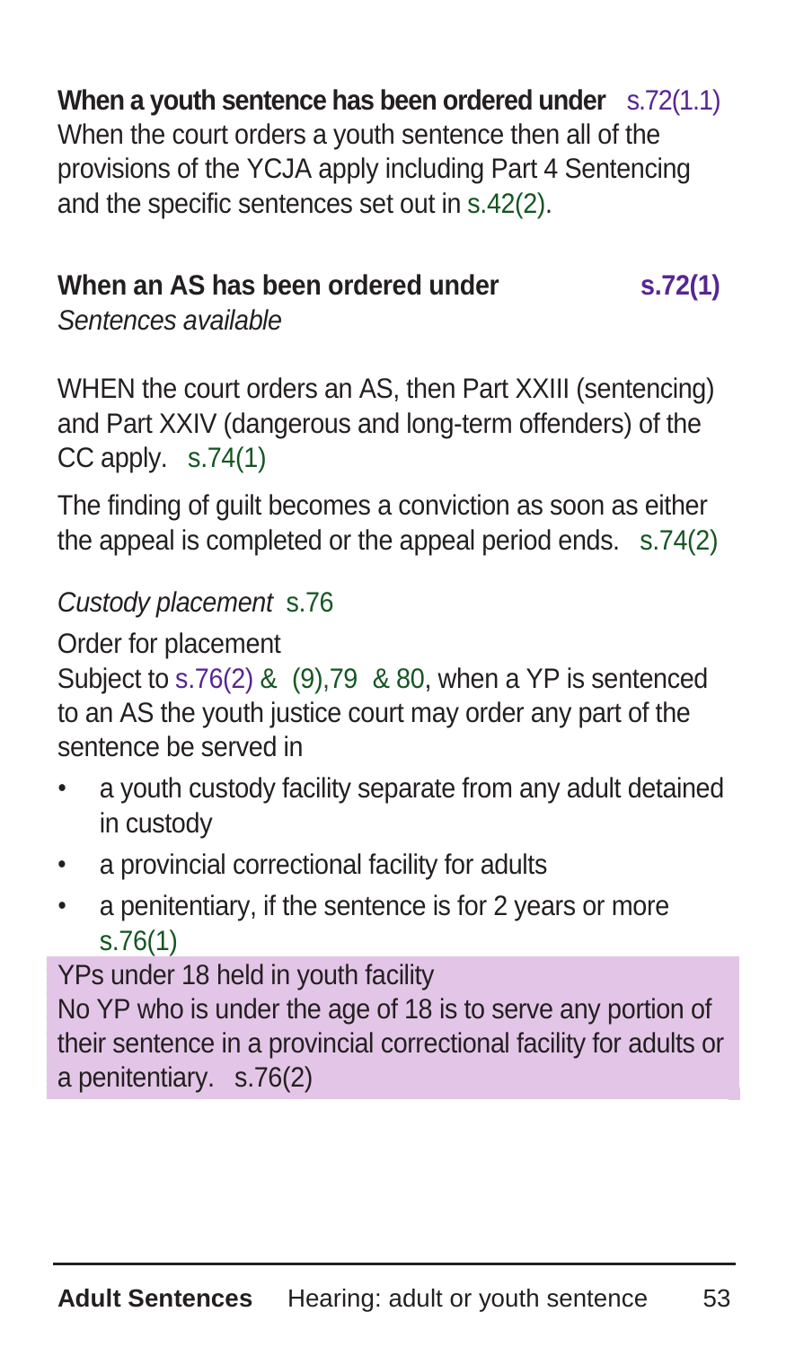**When a youth sentence has been ordered under** s.72(1.1)
When the court orders a youth sentence then all of the provisions of the YCJA apply including Part 4 Sentencing and the specific sentences set out in s.42(2).

**When an AS has been ordered under** **s.72(1)**
*Sentences available*

WHEN the court orders an AS, then Part XXIII (sentencing) and Part XXIV (dangerous and long-term offenders) of the CC apply. s.74(1)

The finding of guilt becomes a conviction as soon as either the appeal is completed or the appeal period ends. s.74(2)

*Custody placement* s.76

Order for placement
Subject to s.76(2) & (9),79 & 80, when a YP is sentenced to an AS the youth justice court may order any part of the sentence be served in

- a youth custody facility separate from any adult detained in custody
- a provincial correctional facility for adults
- a penitentiary, if the sentence is for 2 years or more s.76(1)

YPs under 18 held in youth facility
No YP who is under the age of 18 is to serve any portion of their sentence in a provincial correctional facility for adults or a penitentiary. s.76(2)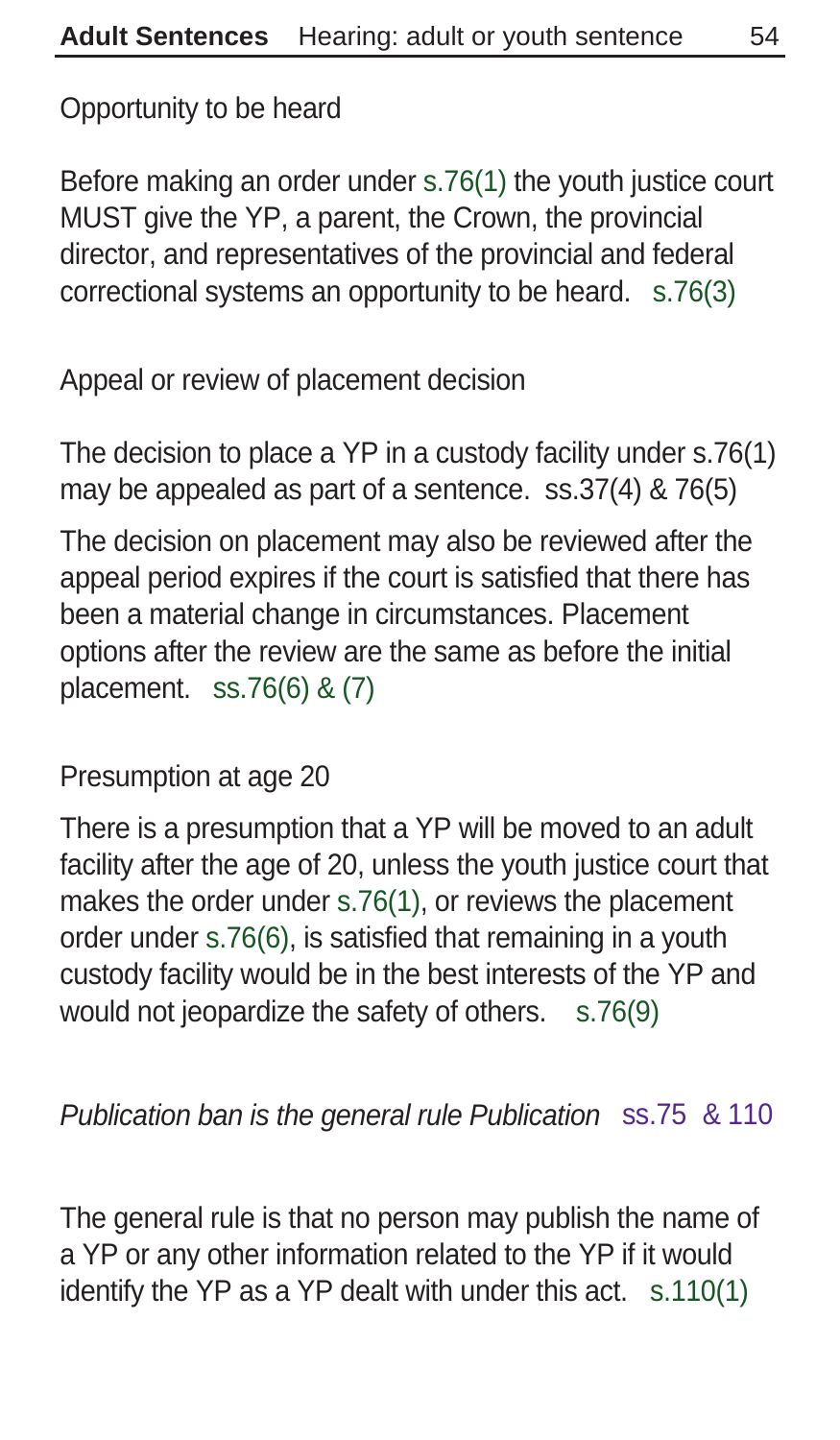Opportunity to be heard

Before making an order under s.76(1) the youth justice court MUST give the YP, a parent, the Crown, the provincial director, and representatives of the provincial and federal correctional systems an opportunity to be heard. s.76(3)

Appeal or review of placement decision

The decision to place a YP in a custody facility under s.76(1) may be appealed as part of a sentence. ss.37(4) & 76(5)

The decision on placement may also be reviewed after the appeal period expires if the court is satisfied that there has been a material change in circumstances. Placement options after the review are the same as before the initial placement. ss.76(6) & (7)

Presumption at age 20

There is a presumption that a YP will be moved to an adult facility after the age of 20, unless the youth justice court that makes the order under s.76(1), or reviews the placement order under s.76(6), is satisfied that remaining in a youth custody facility would be in the best interests of the YP and would not jeopardize the safety of others. s.76(9)

*Publication ban is the general rule Publication* ss.75 & 110

The general rule is that no person may publish the name of a YP or any other information related to the YP if it would identify the YP as a YP dealt with under this act. s.110(1)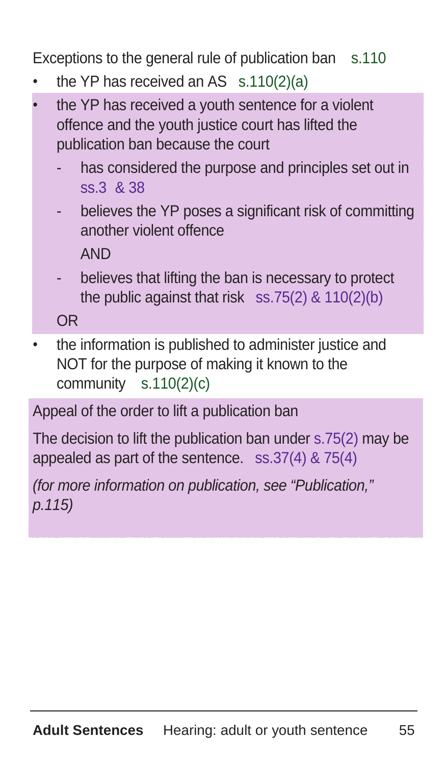Exceptions to the general rule of publication ban s.110

- the YP has received an AS s.110(2)(a)
- the YP has received a youth sentence for a violent offence and the youth justice court has lifted the publication ban because the court
  - has considered the purpose and principles set out in ss.3 & 38
  - believes the YP poses a significant risk of committing another violent offence

    AND
  - believes that lifting the ban is necessary to protect the public against that risk ss.75(2) & 110(2)(b)

  OR
- the information is published to administer justice and NOT for the purpose of making it known to the community s.110(2)(c)

Appeal of the order to lift a publication ban

The decision to lift the publication ban under s.75(2) may be appealed as part of the sentence. ss.37(4) & 75(4)

*(for more information on publication, see "Publication," p.115)*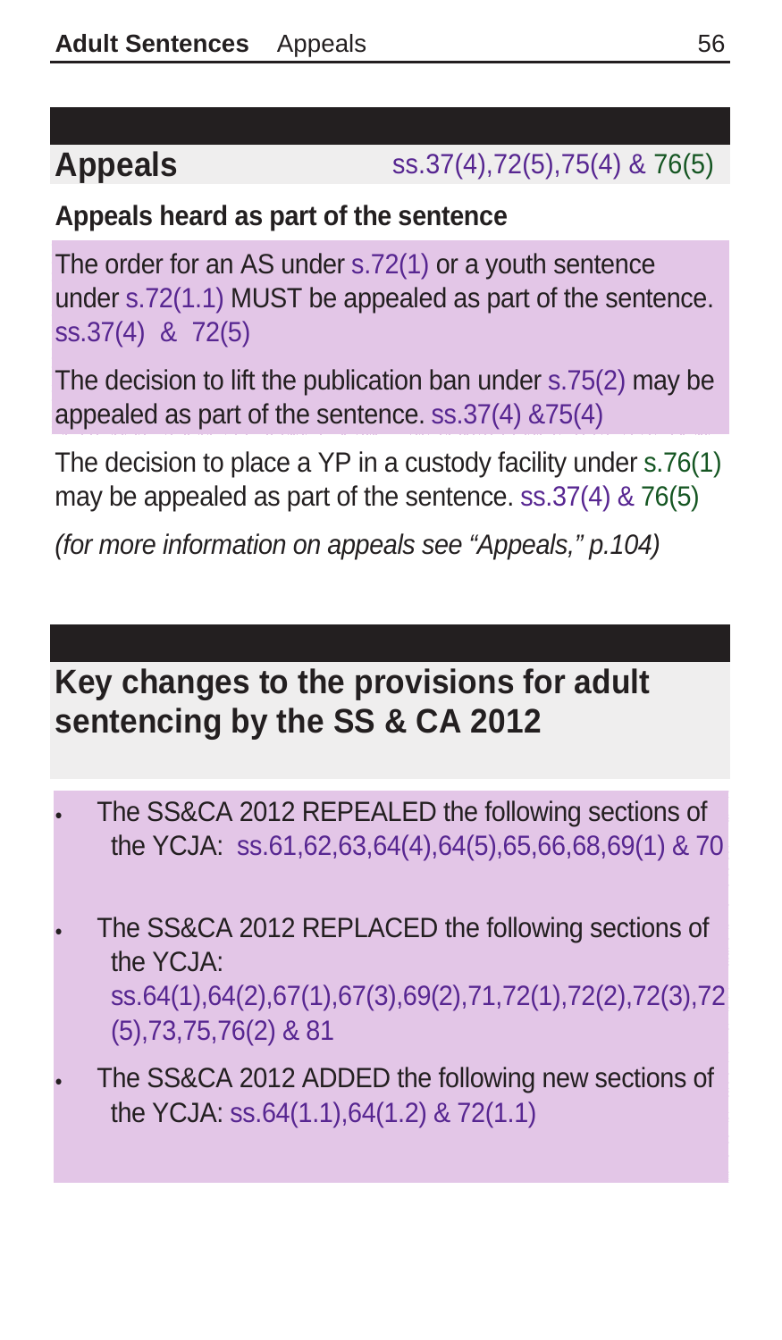## Appeals

ss.37(4),72(5),75(4) & 76(5)

### Appeals heard as part of the sentence

The order for an AS under s.72(1) or a youth sentence under s.72(1.1) MUST be appealed as part of the sentence. ss.37(4) & 72(5)

The decision to lift the publication ban under s.75(2) may be appealed as part of the sentence. ss.37(4) &75(4)

The decision to place a YP in a custody facility under s.76(1) may be appealed as part of the sentence. ss.37(4) & 76(5)

*(for more information on appeals see "Appeals," p.104)*

## Key changes to the provisions for adult sentencing by the SS & CA 2012

- The SS&CA 2012 REPEALED the following sections of the YCJA: ss.61,62,63,64(4),64(5),65,66,68,69(1) & 70
- The SS&CA 2012 REPLACED the following sections of the YCJA: ss.64(1),64(2),67(1),67(3),69(2),71,72(1),72(2),72(3),72(5),73,75,76(2) & 81
- The SS&CA 2012 ADDED the following new sections of the YCJA: ss.64(1.1),64(1.2) & 72(1.1)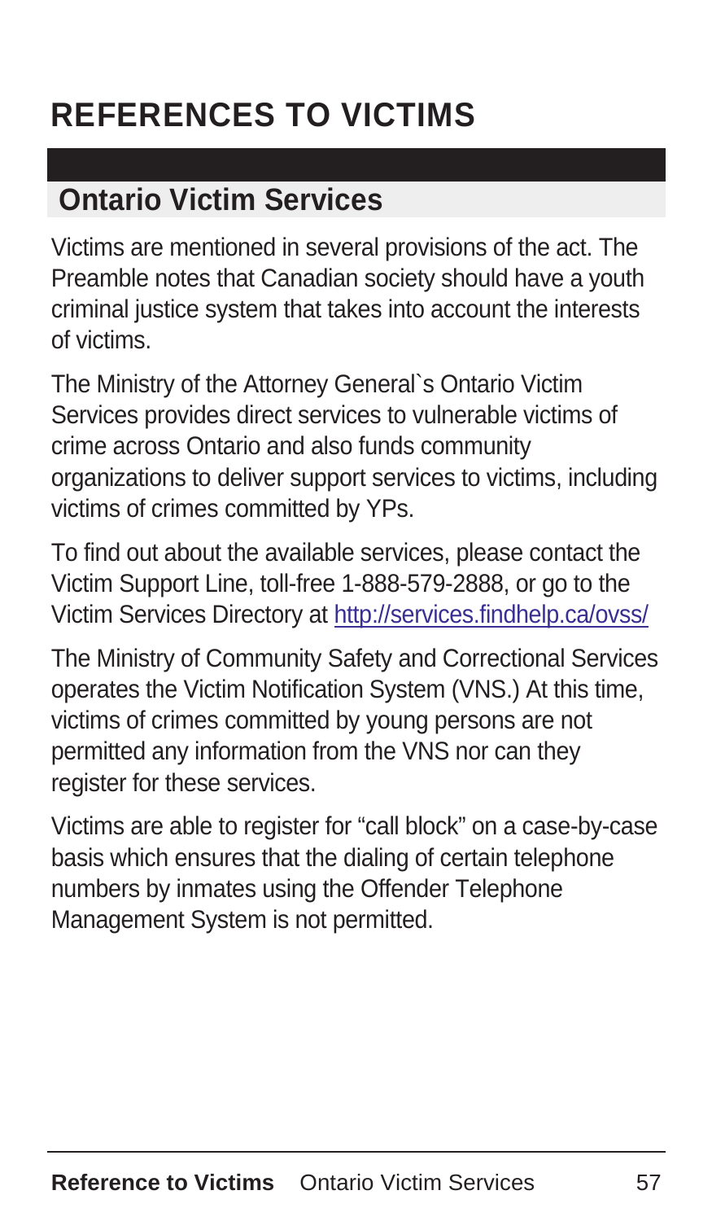# REFERENCES TO VICTIMS

## Ontario Victim Services

Victims are mentioned in several provisions of the act. The Preamble notes that Canadian society should have a youth criminal justice system that takes into account the interests of victims.

The Ministry of the Attorney General`s Ontario Victim Services provides direct services to vulnerable victims of crime across Ontario and also funds community organizations to deliver support services to victims, including victims of crimes committed by YPs.

To find out about the available services, please contact the Victim Support Line, toll-free 1-888-579-2888, or go to the Victim Services Directory at http://services.findhelp.ca/ovss/

The Ministry of Community Safety and Correctional Services operates the Victim Notification System (VNS.) At this time, victims of crimes committed by young persons are not permitted any information from the VNS nor can they register for these services.

Victims are able to register for "call block" on a case-by-case basis which ensures that the dialing of certain telephone numbers by inmates using the Offender Telephone Management System is not permitted.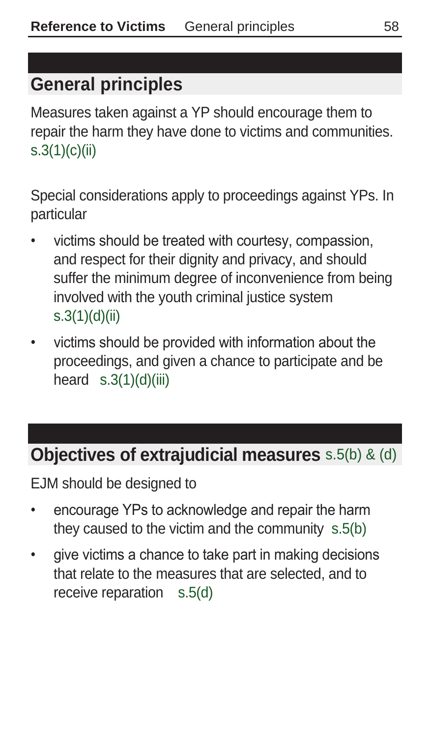## General principles

Measures taken against a YP should encourage them to repair the harm they have done to victims and communities. s.3(1)(c)(ii)

Special considerations apply to proceedings against YPs. In particular

- victims should be treated with courtesy, compassion, and respect for their dignity and privacy, and should suffer the minimum degree of inconvenience from being involved with the youth criminal justice system s.3(1)(d)(ii)
- victims should be provided with information about the proceedings, and given a chance to participate and be heard s.3(1)(d)(iii)

## Objectives of extrajudicial measures s.5(b) & (d)

EJM should be designed to

- encourage YPs to acknowledge and repair the harm they caused to the victim and the community s.5(b)
- give victims a chance to take part in making decisions that relate to the measures that are selected, and to receive reparation s.5(d)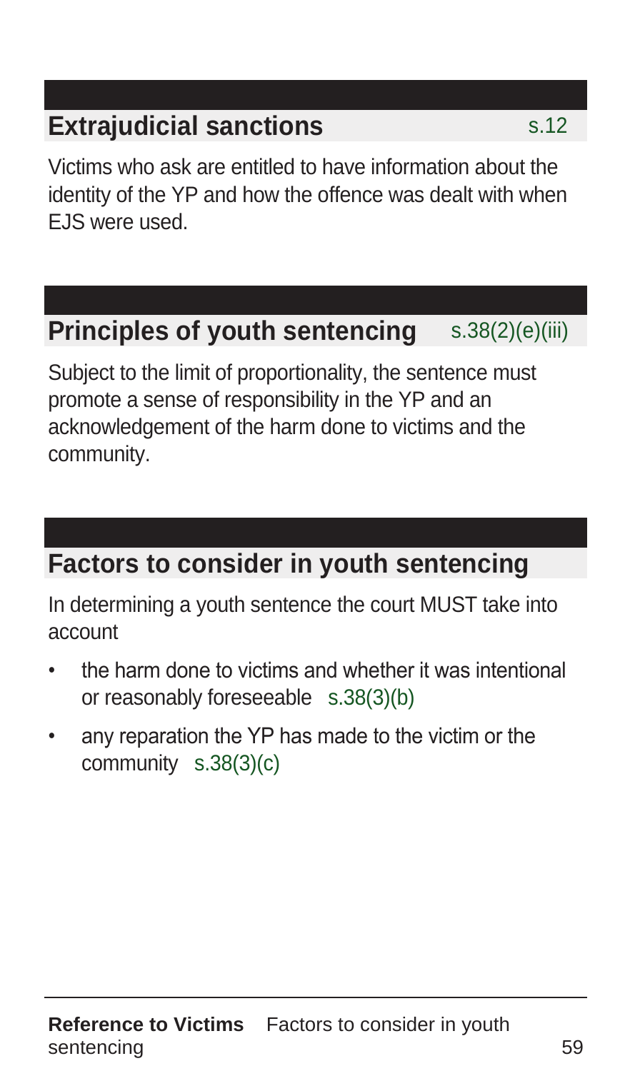## Extrajudicial sanctions s.12

Victims who ask are entitled to have information about the identity of the YP and how the offence was dealt with when EJS were used.

## Principles of youth sentencing s.38(2)(e)(iii)

Subject to the limit of proportionality, the sentence must promote a sense of responsibility in the YP and an acknowledgement of the harm done to victims and the community.

## Factors to consider in youth sentencing

In determining a youth sentence the court MUST take into account

- the harm done to victims and whether it was intentional or reasonably foreseeable s.38(3)(b)
- any reparation the YP has made to the victim or the community s.38(3)(c)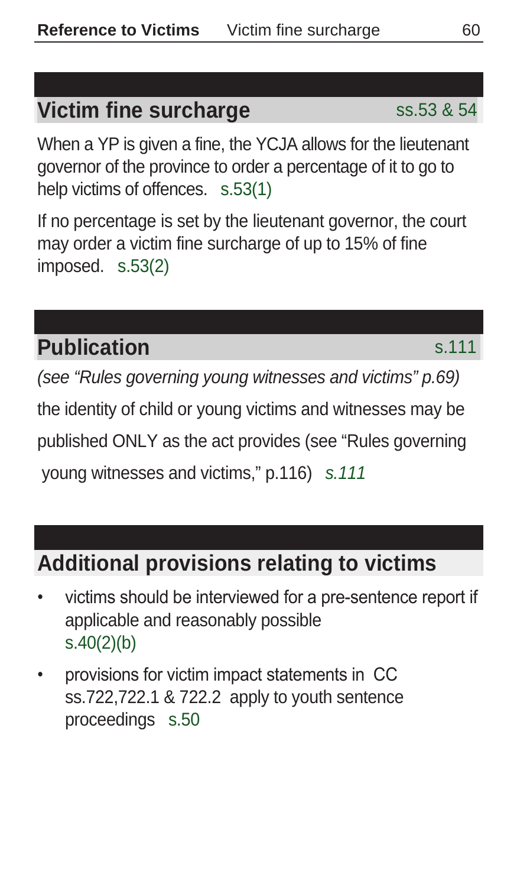## Victim fine surcharge

ss.53 & 54

When a YP is given a fine, the YCJA allows for the lieutenant governor of the province to order a percentage of it to go to help victims of offences. s.53(1)

If no percentage is set by the lieutenant governor, the court may order a victim fine surcharge of up to 15% of fine imposed. s.53(2)

## Publication

s.111

*(see "Rules governing young witnesses and victims" p.69)*

the identity of child or young victims and witnesses may be published ONLY as the act provides (see "Rules governing young witnesses and victims," p.116) *s.111*

## Additional provisions relating to victims

- victims should be interviewed for a pre-sentence report if applicable and reasonably possible s.40(2)(b)
- provisions for victim impact statements in CC ss.722,722.1 & 722.2 apply to youth sentence proceedings s.50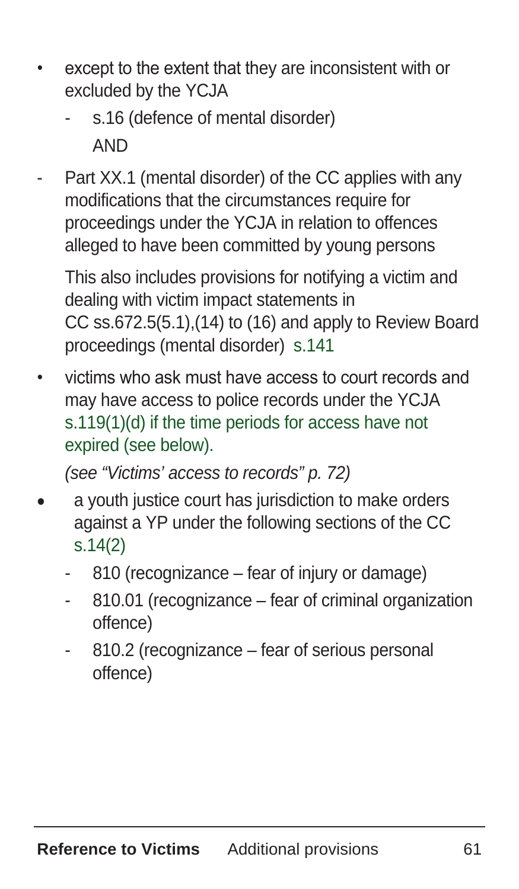- except to the extent that they are inconsistent with or excluded by the YCJA
  - s.16 (defence of mental disorder)

    AND
- Part XX.1 (mental disorder) of the CC applies with any modifications that the circumstances require for proceedings under the YCJA in relation to offences alleged to have been committed by young persons

  This also includes provisions for notifying a victim and dealing with victim impact statements in CC ss.672.5(5.1),(14) to (16) and apply to Review Board proceedings (mental disorder) s.141

- victims who ask must have access to court records and may have access to police records under the YCJA s.119(1)(d) if the time periods for access have not expired (see below).

  *(see "Victims' access to records" p. 72)*

- a youth justice court has jurisdiction to make orders against a YP under the following sections of the CC s.14(2)
  - 810 (recognizance – fear of injury or damage)
  - 810.01 (recognizance – fear of criminal organization offence)
  - 810.2 (recognizance – fear of serious personal offence)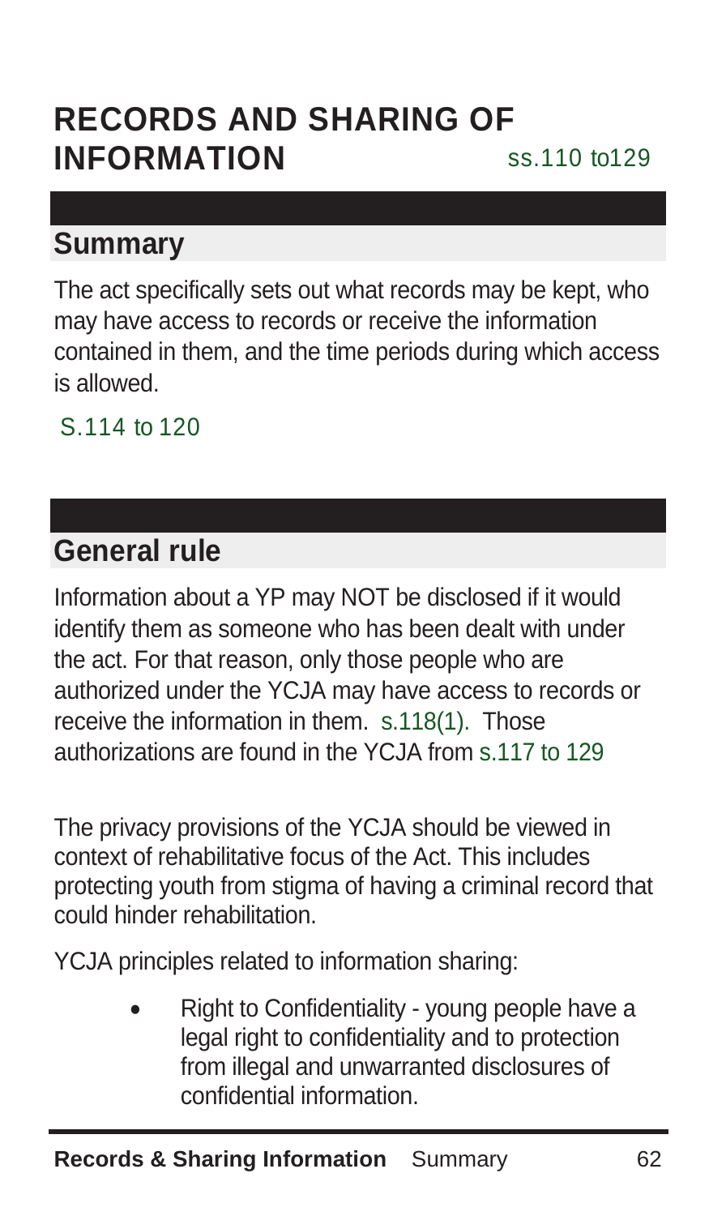# RECORDS AND SHARING OF INFORMATION ss.110 to129

## Summary

The act specifically sets out what records may be kept, who may have access to records or receive the information contained in them, and the time periods during which access is allowed.

S.114 to 120

## General rule

Information about a YP may NOT be disclosed if it would identify them as someone who has been dealt with under the act. For that reason, only those people who are authorized under the YCJA may have access to records or receive the information in them. s.118(1). Those authorizations are found in the YCJA from s.117 to 129

The privacy provisions of the YCJA should be viewed in context of rehabilitative focus of the Act. This includes protecting youth from stigma of having a criminal record that could hinder rehabilitation.

YCJA principles related to information sharing:

- Right to Confidentiality - young people have a legal right to confidentiality and to protection from illegal and unwarranted disclosures of confidential information.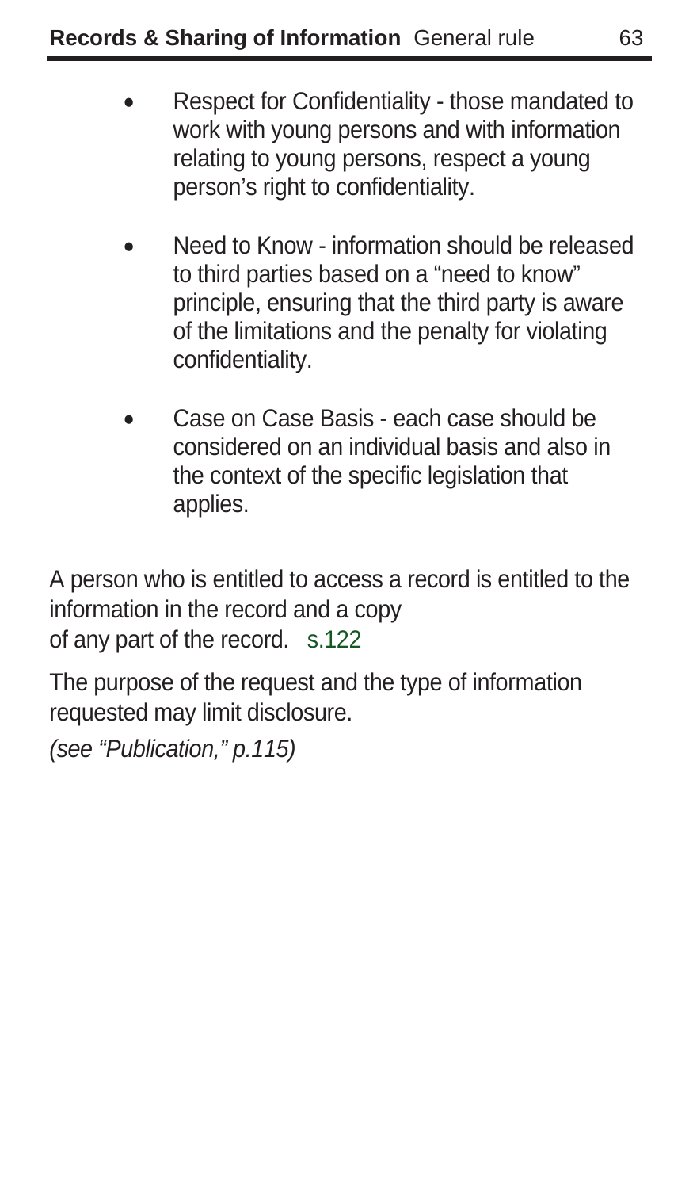- Respect for Confidentiality - those mandated to work with young persons and with information relating to young persons, respect a young person's right to confidentiality.
- Need to Know - information should be released to third parties based on a "need to know" principle, ensuring that the third party is aware of the limitations and the penalty for violating confidentiality.
- Case on Case Basis - each case should be considered on an individual basis and also in the context of the specific legislation that applies.

A person who is entitled to access a record is entitled to the information in the record and a copy of any part of the record. s.122

The purpose of the request and the type of information requested may limit disclosure.

*(see "Publication," p.115)*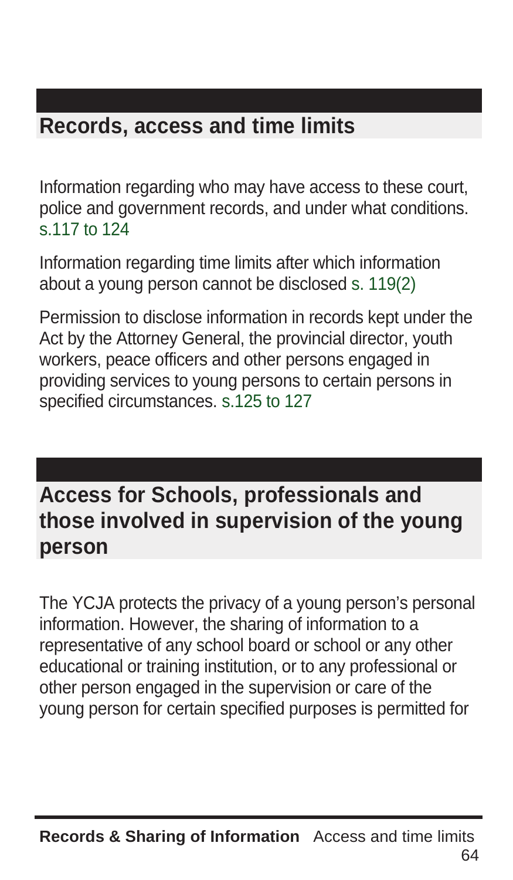## Records, access and time limits

Information regarding who may have access to these court, police and government records, and under what conditions. s.117 to 124

Information regarding time limits after which information about a young person cannot be disclosed s. 119(2)

Permission to disclose information in records kept under the Act by the Attorney General, the provincial director, youth workers, peace officers and other persons engaged in providing services to young persons to certain persons in specified circumstances. s.125 to 127

## Access for Schools, professionals and those involved in supervision of the young person

The YCJA protects the privacy of a young person's personal information. However, the sharing of information to a representative of any school board or school or any other educational or training institution, or to any professional or other person engaged in the supervision or care of the young person for certain specified purposes is permitted for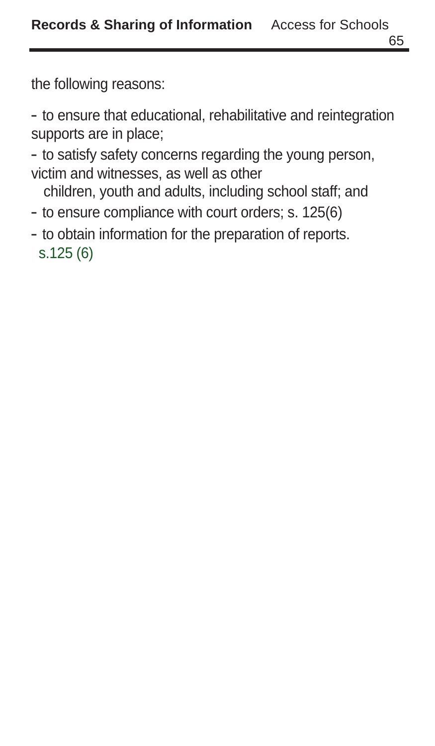the following reasons:

- to ensure that educational, rehabilitative and reintegration supports are in place;
- to satisfy safety concerns regarding the young person, victim and witnesses, as well as other children, youth and adults, including school staff; and
- to ensure compliance with court orders; s. 125(6)
- to obtain information for the preparation of reports.

s.125 (6)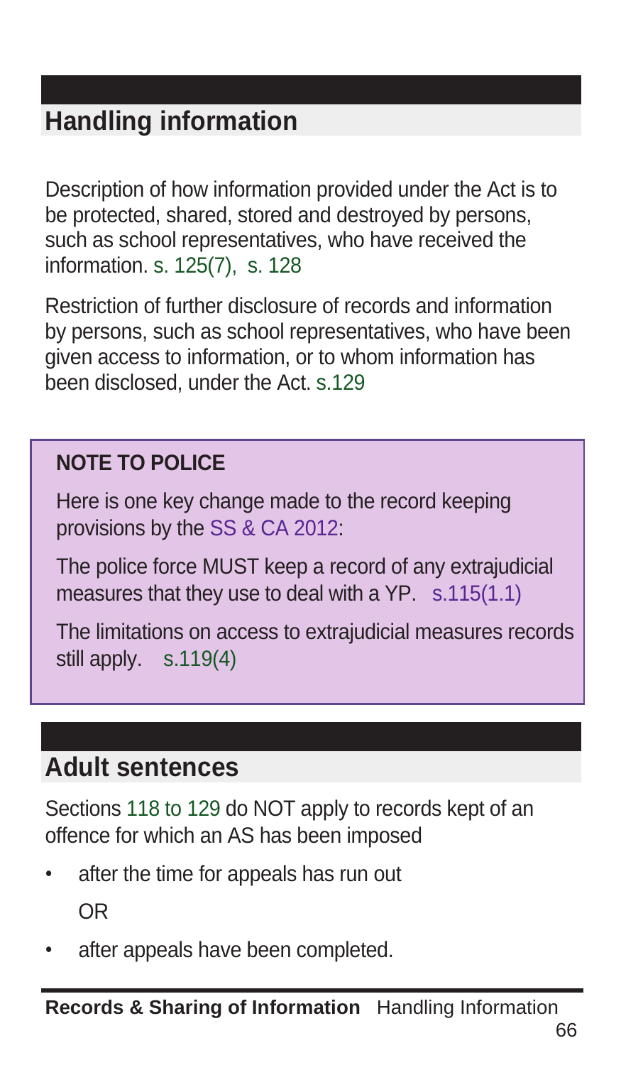## Handling information

Description of how information provided under the Act is to be protected, shared, stored and destroyed by persons, such as school representatives, who have received the information. s. 125(7), s. 128

Restriction of further disclosure of records and information by persons, such as school representatives, who have been given access to information, or to whom information has been disclosed, under the Act. s.129

**NOTE TO POLICE**

Here is one key change made to the record keeping provisions by the SS & CA 2012:

The police force MUST keep a record of any extrajudicial measures that they use to deal with a YP. s.115(1.1)

The limitations on access to extrajudicial measures records still apply. s.119(4)

## Adult sentences

Sections 118 to 129 do NOT apply to records kept of an offence for which an AS has been imposed

- after the time for appeals has run out

  OR

- after appeals have been completed.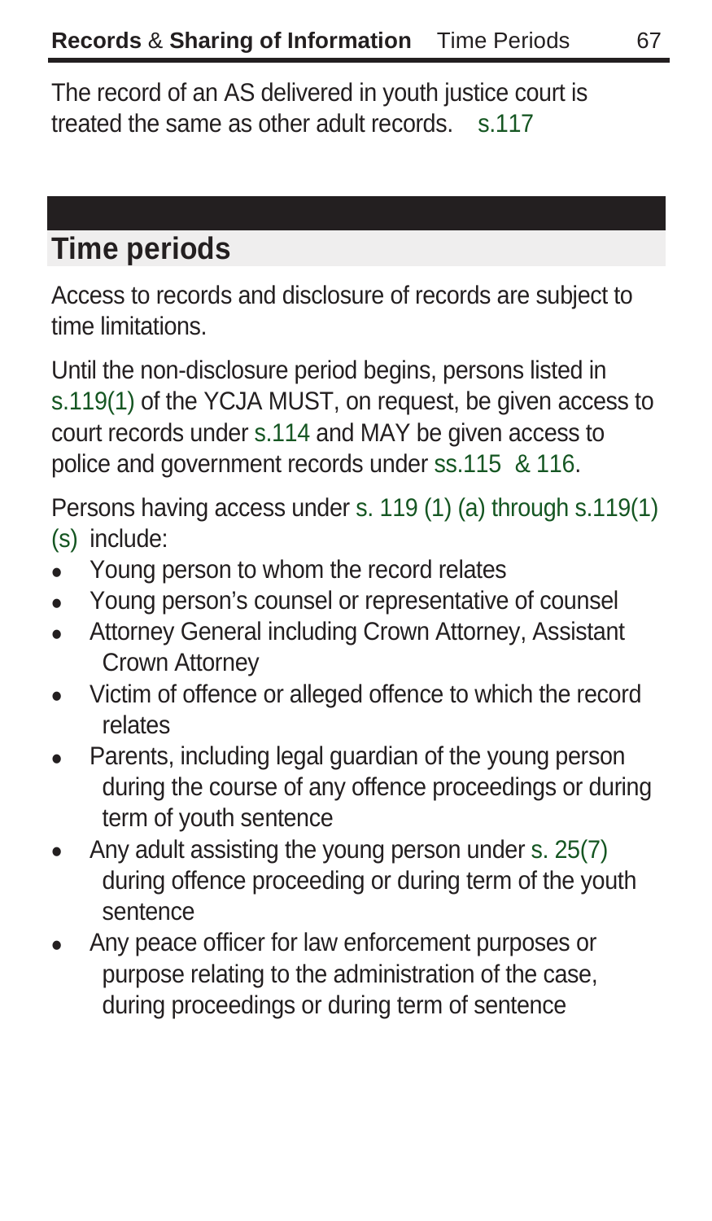The record of an AS delivered in youth justice court is treated the same as other adult records. s.117

## Time periods

Access to records and disclosure of records are subject to time limitations.

Until the non-disclosure period begins, persons listed in s.119(1) of the YCJA MUST, on request, be given access to court records under s.114 and MAY be given access to police and government records under ss.115 & 116.

Persons having access under s. 119 (1) (a) through s.119(1) (s) include:

- Young person to whom the record relates
- Young person's counsel or representative of counsel
- Attorney General including Crown Attorney, Assistant Crown Attorney
- Victim of offence or alleged offence to which the record relates
- Parents, including legal guardian of the young person during the course of any offence proceedings or during term of youth sentence
- Any adult assisting the young person under s. 25(7) during offence proceeding or during term of the youth sentence
- Any peace officer for law enforcement purposes or purpose relating to the administration of the case, during proceedings or during term of sentence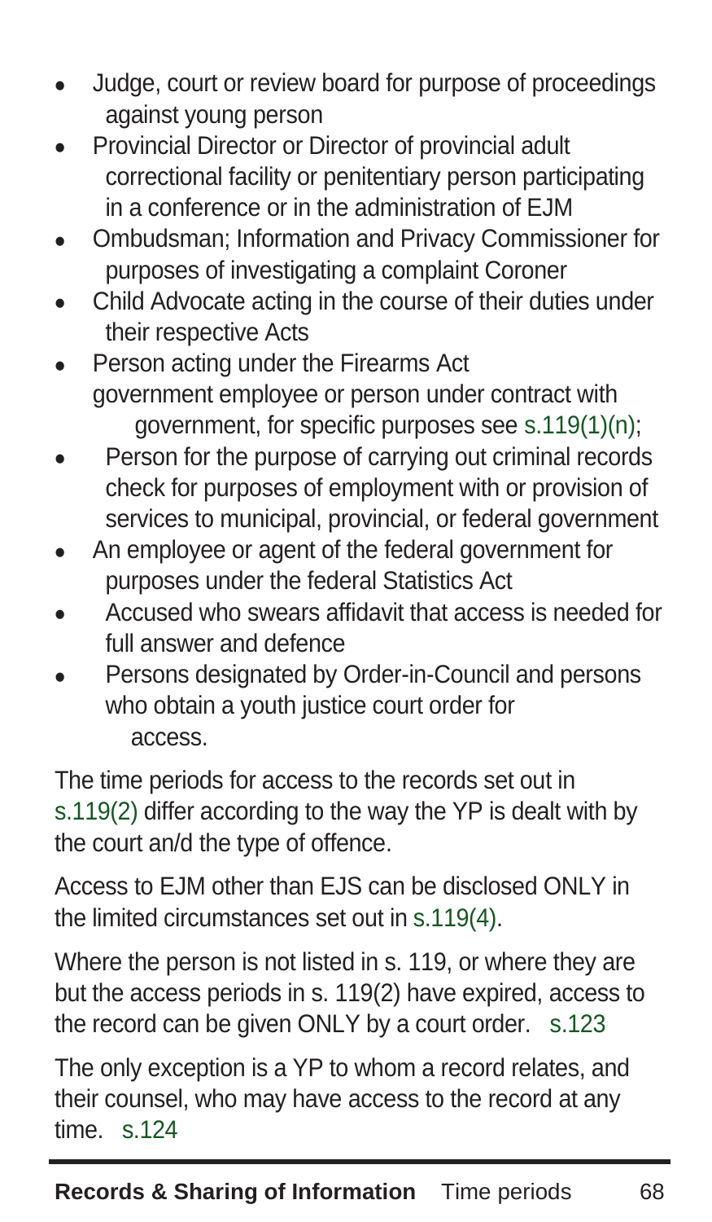- Judge, court or review board for purpose of proceedings against young person
- Provincial Director or Director of provincial adult correctional facility or penitentiary person participating in a conference or in the administration of EJM
- Ombudsman; Information and Privacy Commissioner for purposes of investigating a complaint Coroner
- Child Advocate acting in the course of their duties under their respective Acts
- Person acting under the Firearms Act government employee or person under contract with government, for specific purposes see s.119(1)(n);
- Person for the purpose of carrying out criminal records check for purposes of employment with or provision of services to municipal, provincial, or federal government
- An employee or agent of the federal government for purposes under the federal Statistics Act
- Accused who swears affidavit that access is needed for full answer and defence
- Persons designated by Order-in-Council and persons who obtain a youth justice court order for access.

The time periods for access to the records set out in s.119(2) differ according to the way the YP is dealt with by the court an/d the type of offence.

Access to EJM other than EJS can be disclosed ONLY in the limited circumstances set out in s.119(4).

Where the person is not listed in s. 119, or where they are but the access periods in s. 119(2) have expired, access to the record can be given ONLY by a court order. s.123

The only exception is a YP to whom a record relates, and their counsel, who may have access to the record at any time. s.124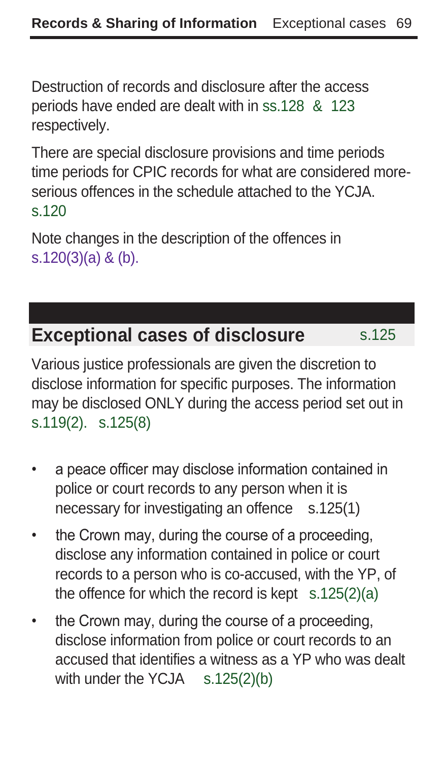Destruction of records and disclosure after the access periods have ended are dealt with in ss.128 & 123 respectively.

There are special disclosure provisions and time periods time periods for CPIC records for what are considered more-serious offences in the schedule attached to the YCJA. s.120

Note changes in the description of the offences in s.120(3)(a) & (b).

## Exceptional cases of disclosure s.125

Various justice professionals are given the discretion to disclose information for specific purposes. The information may be disclosed ONLY during the access period set out in s.119(2). s.125(8)

- a peace officer may disclose information contained in police or court records to any person when it is necessary for investigating an offence s.125(1)
- the Crown may, during the course of a proceeding, disclose any information contained in police or court records to a person who is co-accused, with the YP, of the offence for which the record is kept s.125(2)(a)
- the Crown may, during the course of a proceeding, disclose information from police or court records to an accused that identifies a witness as a YP who was dealt with under the YCJA s.125(2)(b)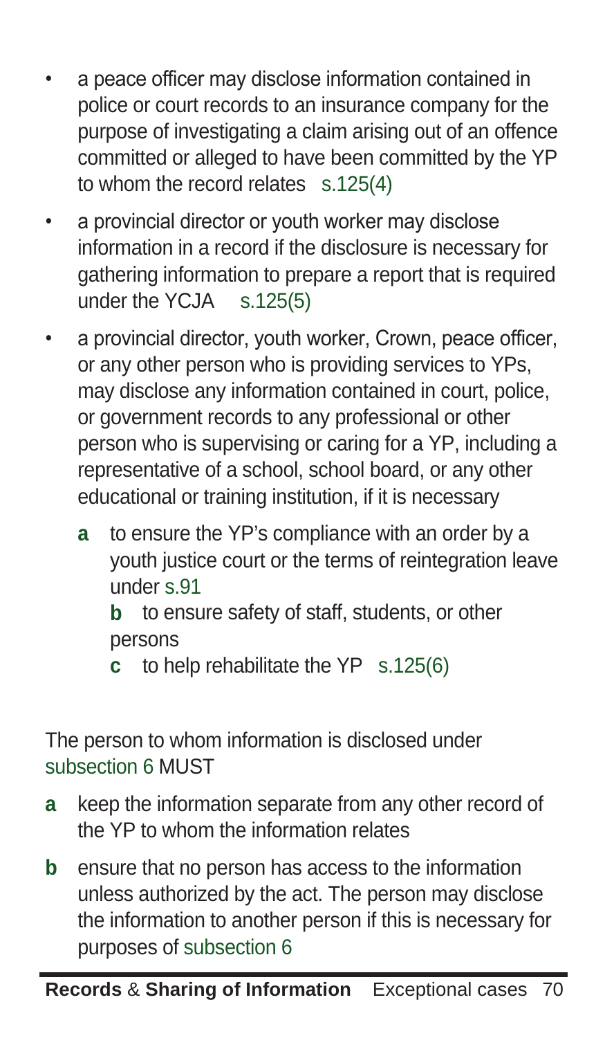- a peace officer may disclose information contained in police or court records to an insurance company for the purpose of investigating a claim arising out of an offence committed or alleged to have been committed by the YP to whom the record relates s.125(4)
- a provincial director or youth worker may disclose information in a record if the disclosure is necessary for gathering information to prepare a report that is required under the YCJA s.125(5)
- a provincial director, youth worker, Crown, peace officer, or any other person who is providing services to YPs, may disclose any information contained in court, police, or government records to any professional or other person who is supervising or caring for a YP, including a representative of a school, school board, or any other educational or training institution, if it is necessary
  - **a** to ensure the YP's compliance with an order by a youth justice court or the terms of reintegration leave under s.91
  - **b** to ensure safety of staff, students, or other persons
  - **c** to help rehabilitate the YP s.125(6)

The person to whom information is disclosed under subsection 6 MUST

- **a** keep the information separate from any other record of the YP to whom the information relates
- **b** ensure that no person has access to the information unless authorized by the act. The person may disclose the information to another person if this is necessary for purposes of subsection 6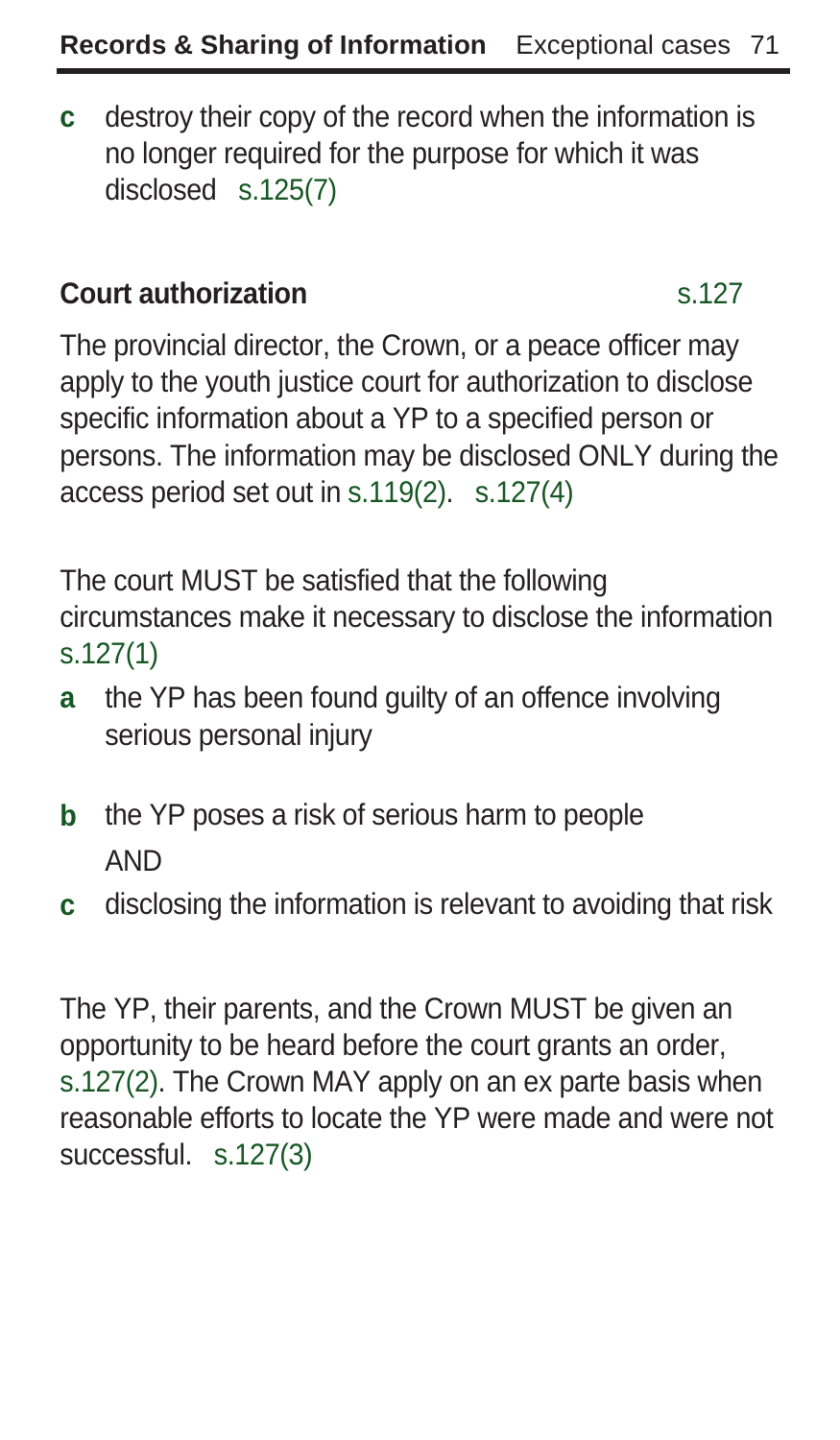**c** destroy their copy of the record when the information is no longer required for the purpose for which it was disclosed s.125(7)

## Court authorization s.127

The provincial director, the Crown, or a peace officer may apply to the youth justice court for authorization to disclose specific information about a YP to a specified person or persons. The information may be disclosed ONLY during the access period set out in s.119(2). s.127(4)

The court MUST be satisfied that the following circumstances make it necessary to disclose the information s.127(1)

**a** the YP has been found guilty of an offence involving serious personal injury

**b** the YP poses a risk of serious harm to people
AND

**c** disclosing the information is relevant to avoiding that risk

The YP, their parents, and the Crown MUST be given an opportunity to be heard before the court grants an order, s.127(2). The Crown MAY apply on an ex parte basis when reasonable efforts to locate the YP were made and were not successful. s.127(3)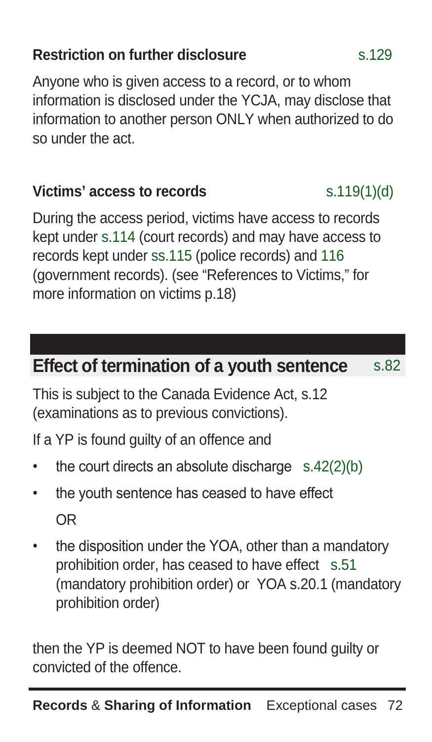### Restriction on further disclosure s.129

Anyone who is given access to a record, or to whom information is disclosed under the YCJA, may disclose that information to another person ONLY when authorized to do so under the act.

### Victims' access to records s.119(1)(d)

During the access period, victims have access to records kept under s.114 (court records) and may have access to records kept under ss.115 (police records) and 116 (government records). (see "References to Victims," for more information on victims p.18)

## Effect of termination of a youth sentence s.82

This is subject to the Canada Evidence Act, s.12 (examinations as to previous convictions).

If a YP is found guilty of an offence and

- the court directs an absolute discharge s.42(2)(b)
- the youth sentence has ceased to have effect

  OR

- the disposition under the YOA, other than a mandatory prohibition order, has ceased to have effect s.51 (mandatory prohibition order) or YOA s.20.1 (mandatory prohibition order)

then the YP is deemed NOT to have been found guilty or convicted of the offence.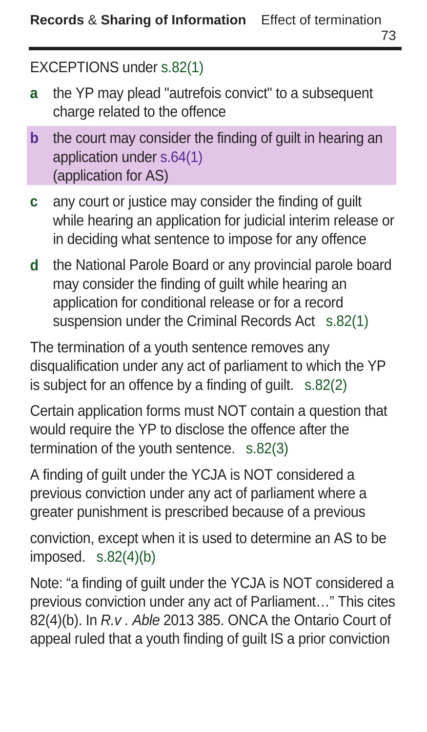EXCEPTIONS under s.82(1)

- **a** the YP may plead "autrefois convict" to a subsequent charge related to the offence
- **b** the court may consider the finding of guilt in hearing an application under s.64(1) (application for AS)
- **c** any court or justice may consider the finding of guilt while hearing an application for judicial interim release or in deciding what sentence to impose for any offence
- **d** the National Parole Board or any provincial parole board may consider the finding of guilt while hearing an application for conditional release or for a record suspension under the Criminal Records Act s.82(1)

The termination of a youth sentence removes any disqualification under any act of parliament to which the YP is subject for an offence by a finding of guilt. s.82(2)

Certain application forms must NOT contain a question that would require the YP to disclose the offence after the termination of the youth sentence. s.82(3)

A finding of guilt under the YCJA is NOT considered a previous conviction under any act of parliament where a greater punishment is prescribed because of a previous conviction, except when it is used to determine an AS to be imposed. s.82(4)(b)

Note: "a finding of guilt under the YCJA is NOT considered a previous conviction under any act of Parliament…" This cites 82(4)(b). In *R.v . Able* 2013 385. ONCA the Ontario Court of appeal ruled that a youth finding of guilt IS a prior conviction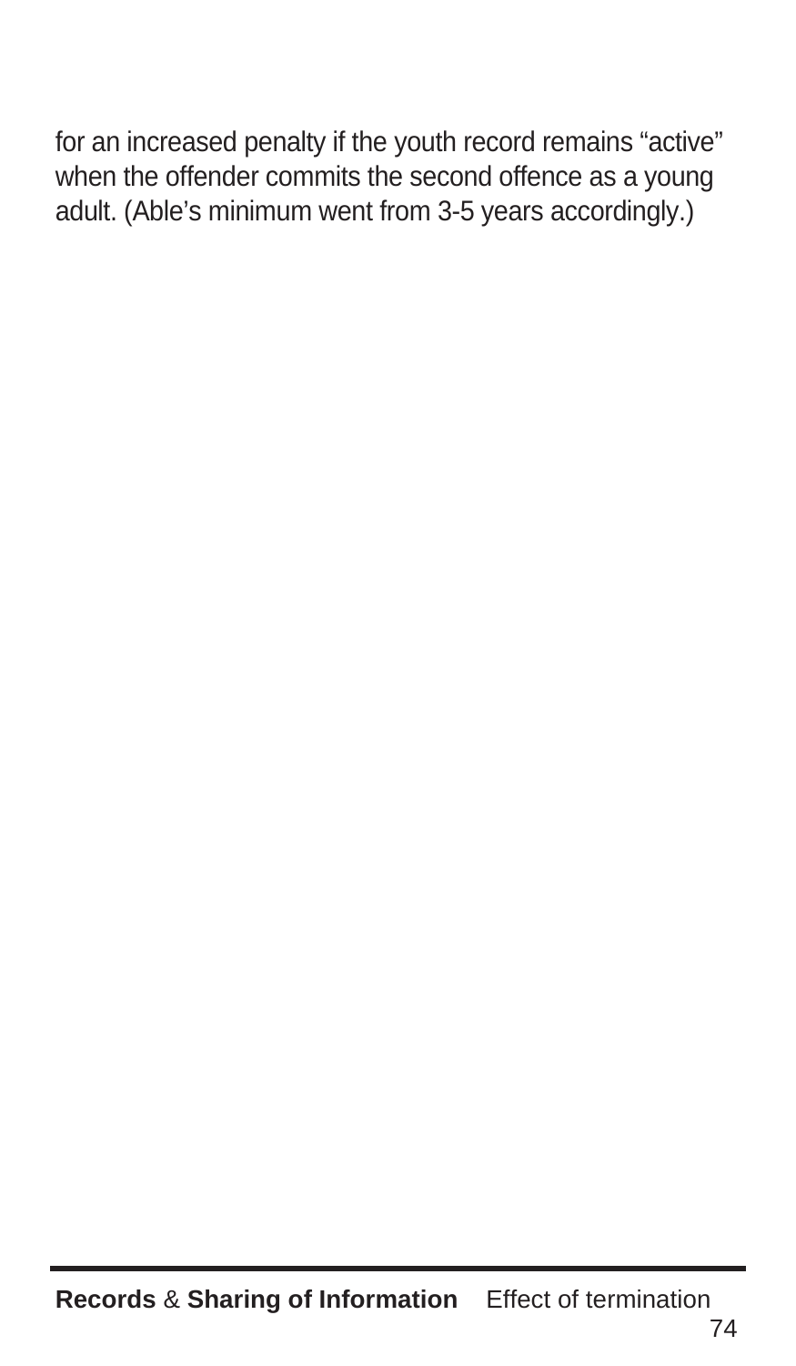for an increased penalty if the youth record remains "active" when the offender commits the second offence as a young adult. (Able's minimum went from 3-5 years accordingly.)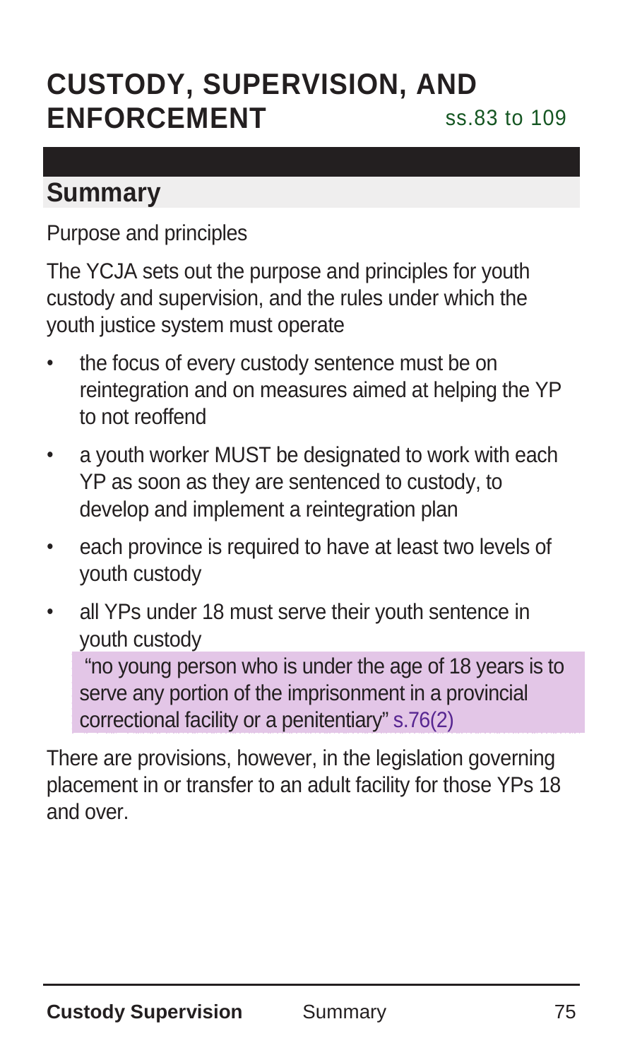# CUSTODY, SUPERVISION, AND ENFORCEMENT ss.83 to 109

## Summary

Purpose and principles

The YCJA sets out the purpose and principles for youth custody and supervision, and the rules under which the youth justice system must operate

- the focus of every custody sentence must be on reintegration and on measures aimed at helping the YP to not reoffend
- a youth worker MUST be designated to work with each YP as soon as they are sentenced to custody, to develop and implement a reintegration plan
- each province is required to have at least two levels of youth custody
- all YPs under 18 must serve their youth sentence in youth custody

  "no young person who is under the age of 18 years is to serve any portion of the imprisonment in a provincial correctional facility or a penitentiary" s.76(2)

There are provisions, however, in the legislation governing placement in or transfer to an adult facility for those YPs 18 and over.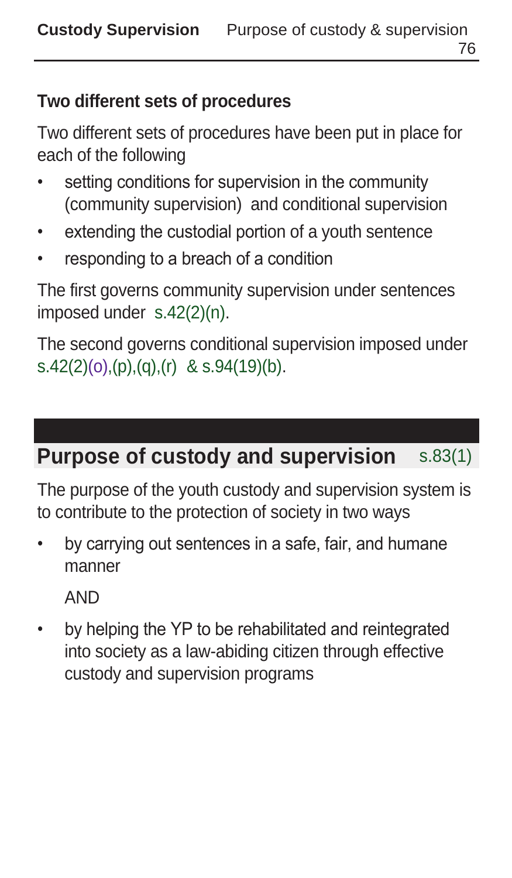## Two different sets of procedures

Two different sets of procedures have been put in place for each of the following

- setting conditions for supervision in the community (community supervision) and conditional supervision
- extending the custodial portion of a youth sentence
- responding to a breach of a condition

The first governs community supervision under sentences imposed under s.42(2)(n).

The second governs conditional supervision imposed under s.42(2)(o),(p),(q),(r) & s.94(19)(b).

## Purpose of custody and supervision s.83(1)

The purpose of the youth custody and supervision system is to contribute to the protection of society in two ways

- by carrying out sentences in a safe, fair, and humane manner

  AND

- by helping the YP to be rehabilitated and reintegrated into society as a law-abiding citizen through effective custody and supervision programs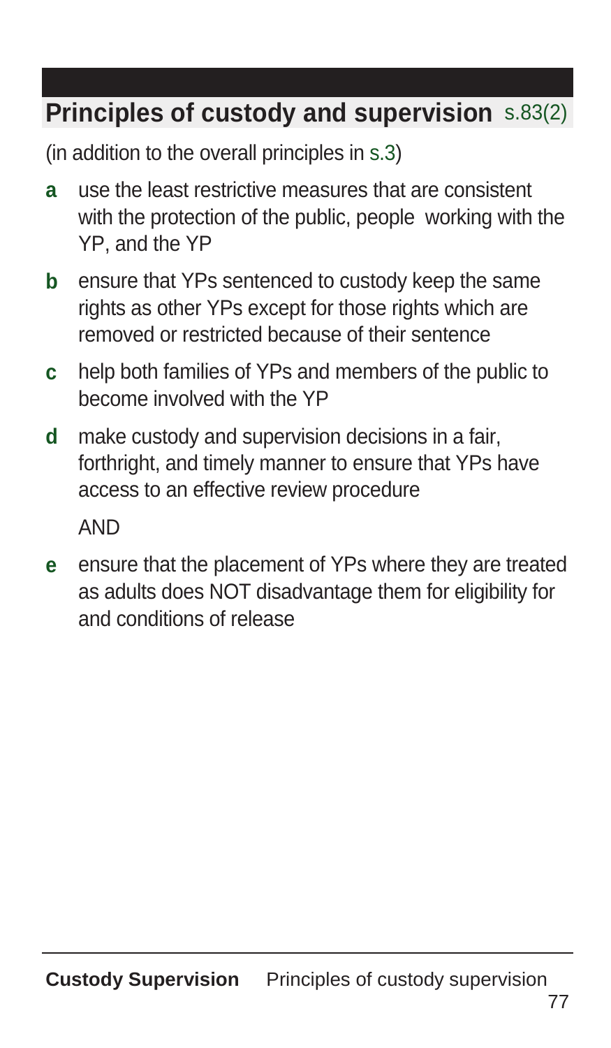## Principles of custody and supervision s.83(2)

(in addition to the overall principles in s.3)

**a** use the least restrictive measures that are consistent with the protection of the public, people working with the YP, and the YP

**b** ensure that YPs sentenced to custody keep the same rights as other YPs except for those rights which are removed or restricted because of their sentence

**c** help both families of YPs and members of the public to become involved with the YP

**d** make custody and supervision decisions in a fair, forthright, and timely manner to ensure that YPs have access to an effective review procedure

AND

**e** ensure that the placement of YPs where they are treated as adults does NOT disadvantage them for eligibility for and conditions of release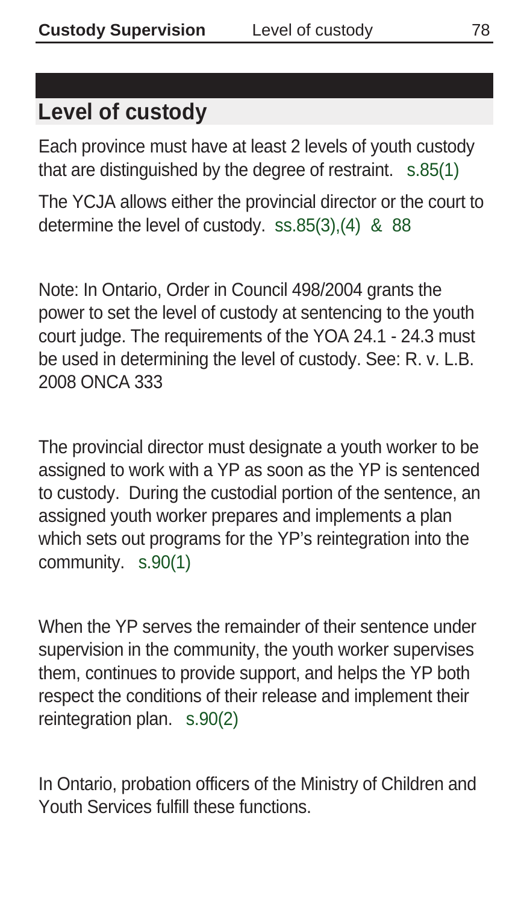## Level of custody

Each province must have at least 2 levels of youth custody that are distinguished by the degree of restraint. s.85(1)

The YCJA allows either the provincial director or the court to determine the level of custody. ss.85(3),(4) & 88

Note: In Ontario, Order in Council 498/2004 grants the power to set the level of custody at sentencing to the youth court judge. The requirements of the YOA 24.1 - 24.3 must be used in determining the level of custody. See: R. v. L.B. 2008 ONCA 333

The provincial director must designate a youth worker to be assigned to work with a YP as soon as the YP is sentenced to custody. During the custodial portion of the sentence, an assigned youth worker prepares and implements a plan which sets out programs for the YP's reintegration into the community. s.90(1)

When the YP serves the remainder of their sentence under supervision in the community, the youth worker supervises them, continues to provide support, and helps the YP both respect the conditions of their release and implement their reintegration plan. s.90(2)

In Ontario, probation officers of the Ministry of Children and Youth Services fulfill these functions.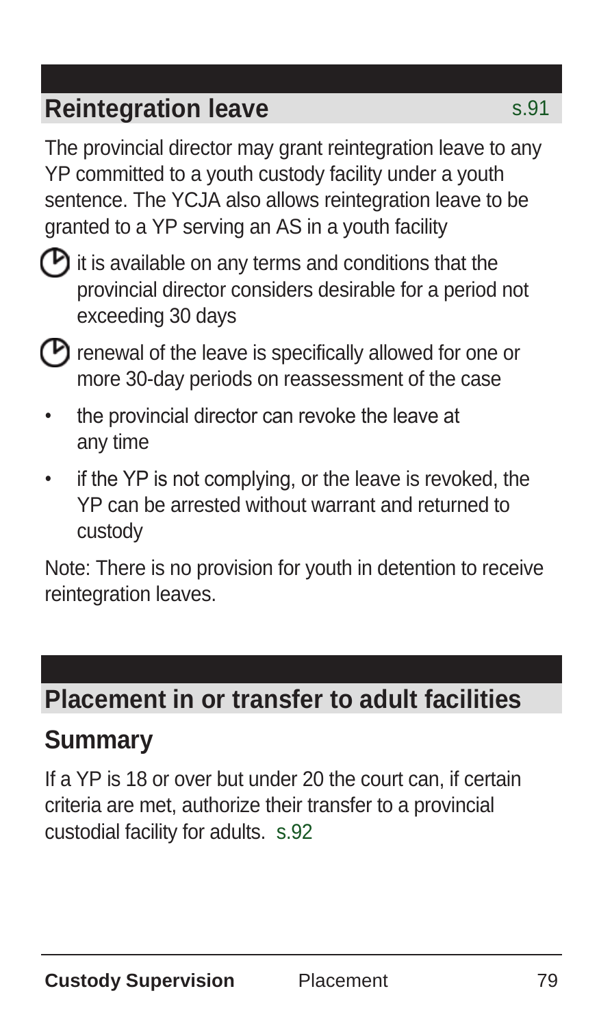## Reintegration leave s.91

The provincial director may grant reintegration leave to any YP committed to a youth custody facility under a youth sentence. The YCJA also allows reintegration leave to be granted to a YP serving an AS in a youth facility

- it is available on any terms and conditions that the provincial director considers desirable for a period not exceeding 30 days
- renewal of the leave is specifically allowed for one or more 30-day periods on reassessment of the case
- the provincial director can revoke the leave at any time
- if the YP is not complying, or the leave is revoked, the YP can be arrested without warrant and returned to custody

Note: There is no provision for youth in detention to receive reintegration leaves.

## Placement in or transfer to adult facilities

### Summary

If a YP is 18 or over but under 20 the court can, if certain criteria are met, authorize their transfer to a provincial custodial facility for adults. s.92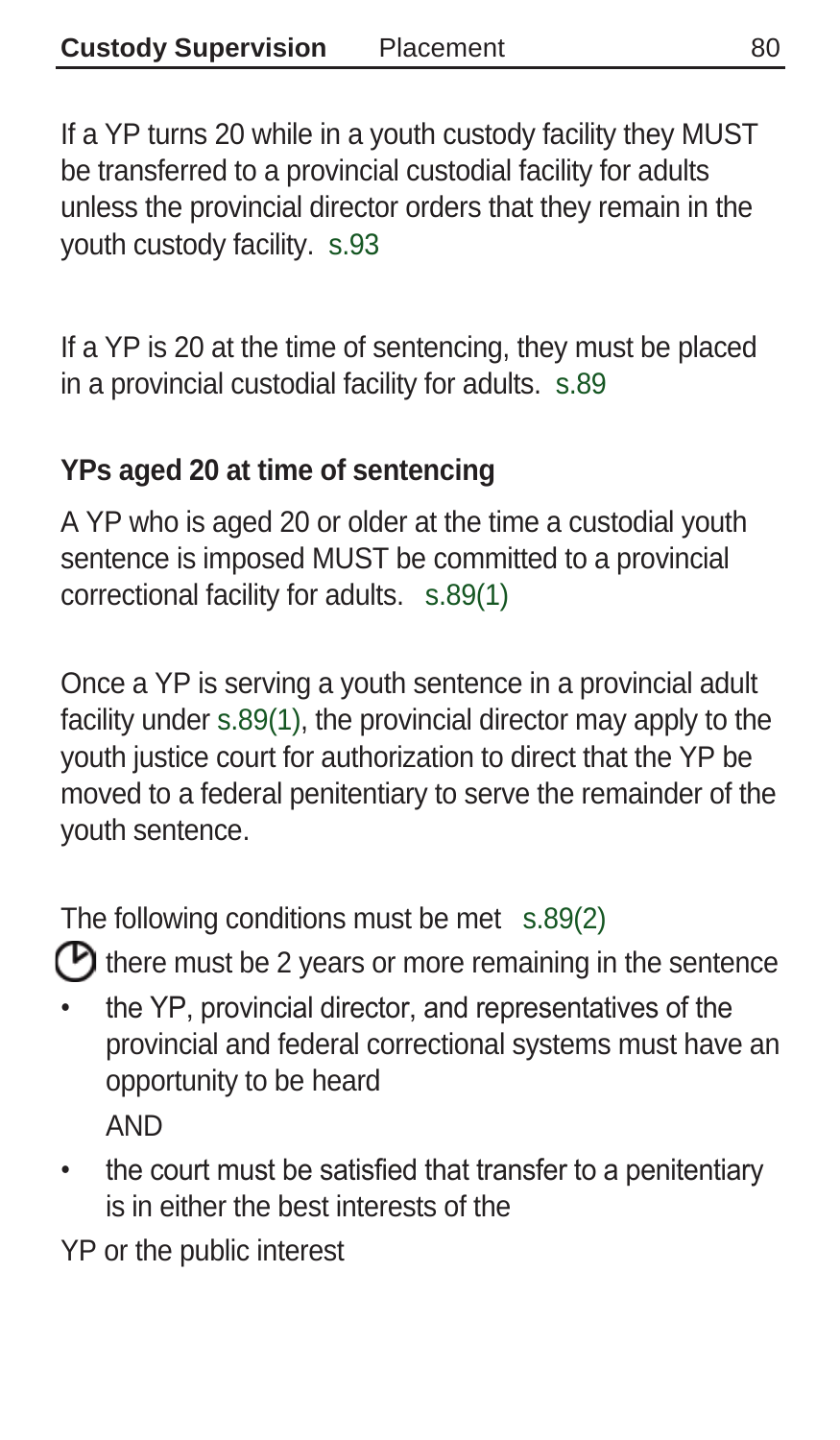If a YP turns 20 while in a youth custody facility they MUST be transferred to a provincial custodial facility for adults unless the provincial director orders that they remain in the youth custody facility. s.93

If a YP is 20 at the time of sentencing, they must be placed in a provincial custodial facility for adults. s.89

**YPs aged 20 at time of sentencing**

A YP who is aged 20 or older at the time a custodial youth sentence is imposed MUST be committed to a provincial correctional facility for adults. s.89(1)

Once a YP is serving a youth sentence in a provincial adult facility under s.89(1), the provincial director may apply to the youth justice court for authorization to direct that the YP be moved to a federal penitentiary to serve the remainder of the youth sentence.

The following conditions must be met s.89(2)

- there must be 2 years or more remaining in the sentence
- the YP, provincial director, and representatives of the provincial and federal correctional systems must have an opportunity to be heard

  AND
- the court must be satisfied that transfer to a penitentiary is in either the best interests of the YP or the public interest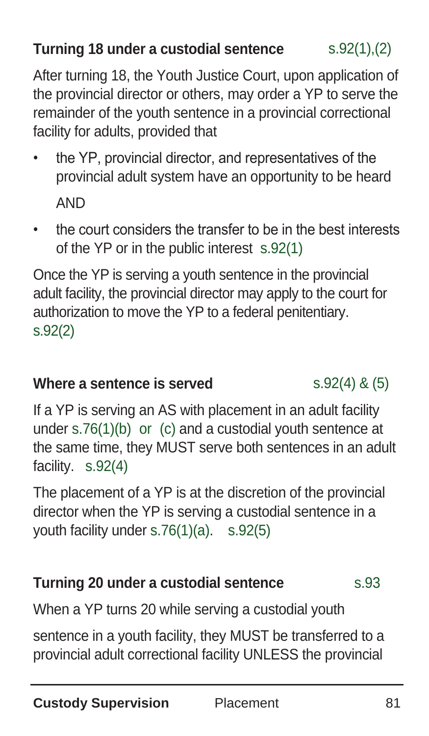### Turning 18 under a custodial sentence s.92(1),(2)

After turning 18, the Youth Justice Court, upon application of the provincial director or others, may order a YP to serve the remainder of the youth sentence in a provincial correctional facility for adults, provided that

- the YP, provincial director, and representatives of the provincial adult system have an opportunity to be heard

  AND

- the court considers the transfer to be in the best interests of the YP or in the public interest s.92(1)

Once the YP is serving a youth sentence in the provincial adult facility, the provincial director may apply to the court for authorization to move the YP to a federal penitentiary. s.92(2)

### Where a sentence is served s.92(4) & (5)

If a YP is serving an AS with placement in an adult facility under s.76(1)(b) or (c) and a custodial youth sentence at the same time, they MUST serve both sentences in an adult facility. s.92(4)

The placement of a YP is at the discretion of the provincial director when the YP is serving a custodial sentence in a youth facility under s.76(1)(a). s.92(5)

### Turning 20 under a custodial sentence s.93

When a YP turns 20 while serving a custodial youth

sentence in a youth facility, they MUST be transferred to a provincial adult correctional facility UNLESS the provincial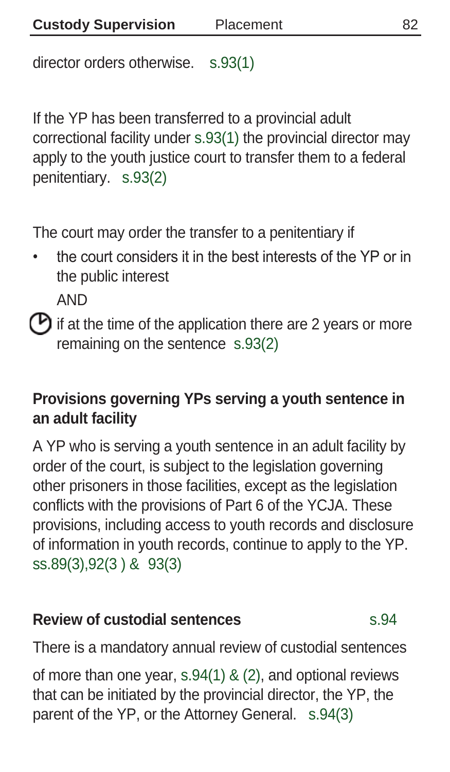director orders otherwise. s.93(1)

If the YP has been transferred to a provincial adult correctional facility under s.93(1) the provincial director may apply to the youth justice court to transfer them to a federal penitentiary. s.93(2)

The court may order the transfer to a penitentiary if

- the court considers it in the best interests of the YP or in the public interest

  AND

- if at the time of the application there are 2 years or more remaining on the sentence s.93(2)

### Provisions governing YPs serving a youth sentence in an adult facility

A YP who is serving a youth sentence in an adult facility by order of the court, is subject to the legislation governing other prisoners in those facilities, except as the legislation conflicts with the provisions of Part 6 of the YCJA. These provisions, including access to youth records and disclosure of information in youth records, continue to apply to the YP. ss.89(3),92(3 ) & 93(3)

### Review of custodial sentences s.94

There is a mandatory annual review of custodial sentences of more than one year, s.94(1) & (2), and optional reviews that can be initiated by the provincial director, the YP, the parent of the YP, or the Attorney General. s.94(3)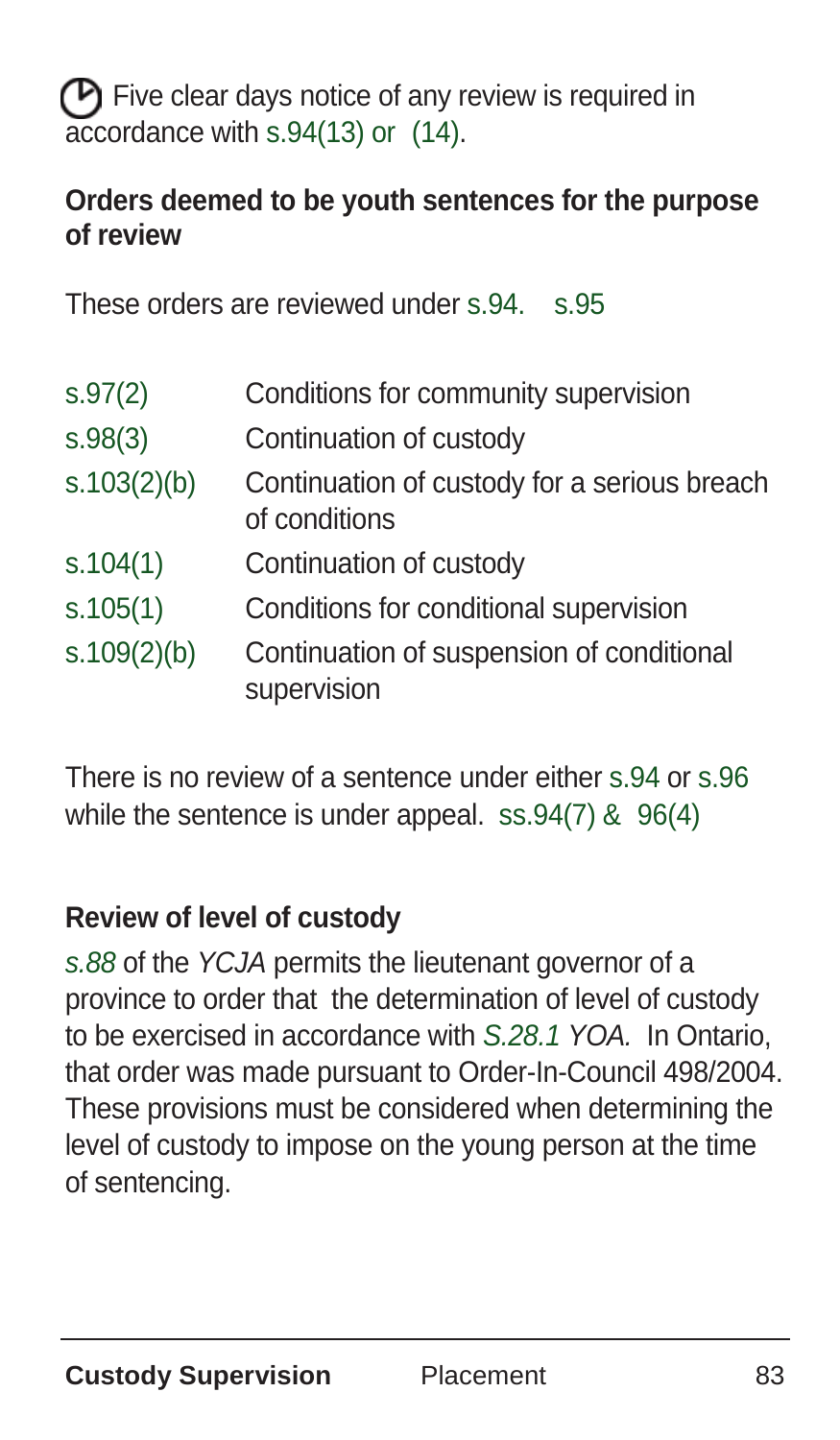Five clear days notice of any review is required in accordance with s.94(13) or (14).

**Orders deemed to be youth sentences for the purpose of review**

These orders are reviewed under s.94. s.95

| | |
|---|---|
| s.97(2) | Conditions for community supervision |
| s.98(3) | Continuation of custody |
| s.103(2)(b) | Continuation of custody for a serious breach of conditions |
| s.104(1) | Continuation of custody |
| s.105(1) | Conditions for conditional supervision |
| s.109(2)(b) | Continuation of suspension of conditional supervision |

There is no review of a sentence under either s.94 or s.96 while the sentence is under appeal. ss.94(7) & 96(4)

**Review of level of custody**

*s.88* of the *YCJA* permits the lieutenant governor of a province to order that the determination of level of custody to be exercised in accordance with *S.28.1 YOA.* In Ontario, that order was made pursuant to Order-In-Council 498/2004. These provisions must be considered when determining the level of custody to impose on the young person at the time of sentencing.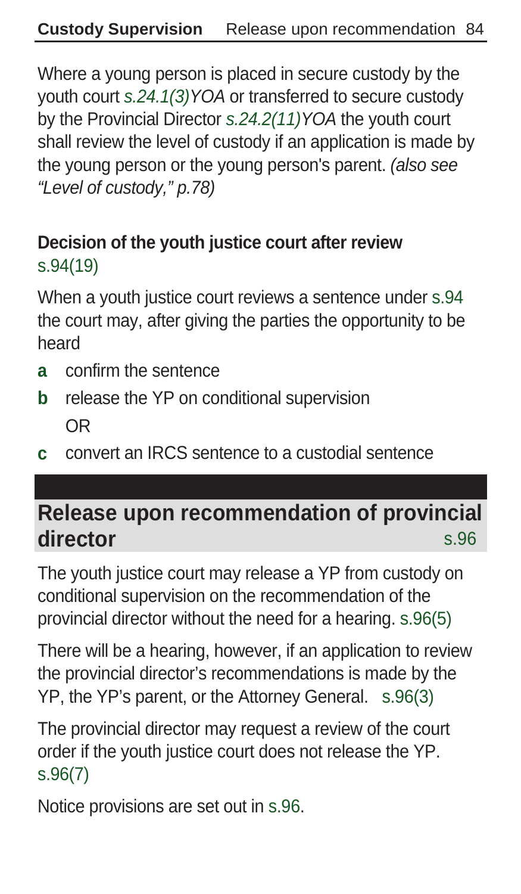Where a young person is placed in secure custody by the youth court *s.24.1(3)YOA* or transferred to secure custody by the Provincial Director *s.24.2(11)YOA* the youth court shall review the level of custody if an application is made by the young person or the young person's parent. *(also see "Level of custody," p.78)*

### Decision of the youth justice court after review
s.94(19)

When a youth justice court reviews a sentence under s.94 the court may, after giving the parties the opportunity to be heard

- **a** confirm the sentence
- **b** release the YP on conditional supervision
  OR
- **c** convert an IRCS sentence to a custodial sentence

## Release upon recommendation of provincial director s.96

The youth justice court may release a YP from custody on conditional supervision on the recommendation of the provincial director without the need for a hearing. s.96(5)

There will be a hearing, however, if an application to review the provincial director's recommendations is made by the YP, the YP's parent, or the Attorney General. s.96(3)

The provincial director may request a review of the court order if the youth justice court does not release the YP. s.96(7)

Notice provisions are set out in s.96.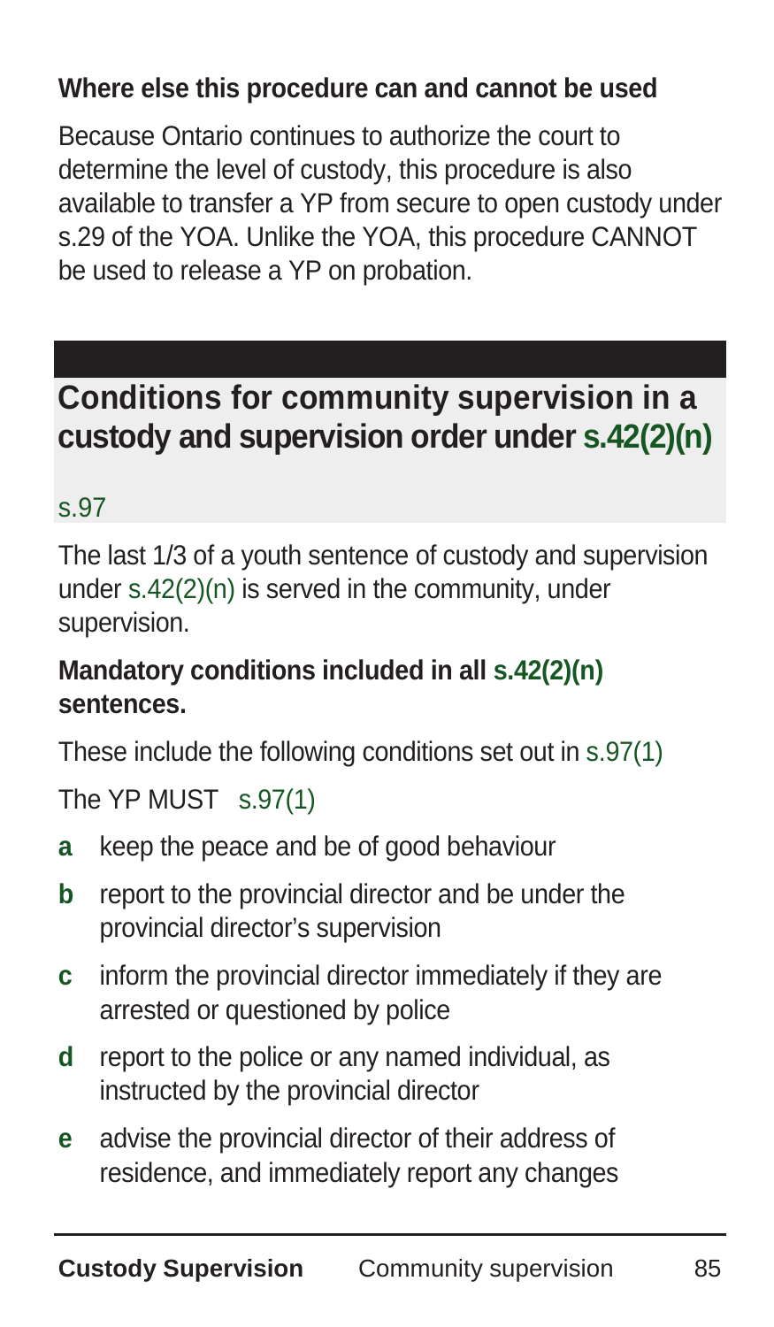**Where else this procedure can and cannot be used**

Because Ontario continues to authorize the court to determine the level of custody, this procedure is also available to transfer a YP from secure to open custody under s.29 of the YOA. Unlike the YOA, this procedure CANNOT be used to release a YP on probation.

## Conditions for community supervision in a custody and supervision order under s.42(2)(n)

s.97

The last 1/3 of a youth sentence of custody and supervision under s.42(2)(n) is served in the community, under supervision.

**Mandatory conditions included in all s.42(2)(n) sentences.**

These include the following conditions set out in s.97(1)

The YP MUST s.97(1)

- **a** keep the peace and be of good behaviour
- **b** report to the provincial director and be under the provincial director's supervision
- **c** inform the provincial director immediately if they are arrested or questioned by police
- **d** report to the police or any named individual, as instructed by the provincial director
- **e** advise the provincial director of their address of residence, and immediately report any changes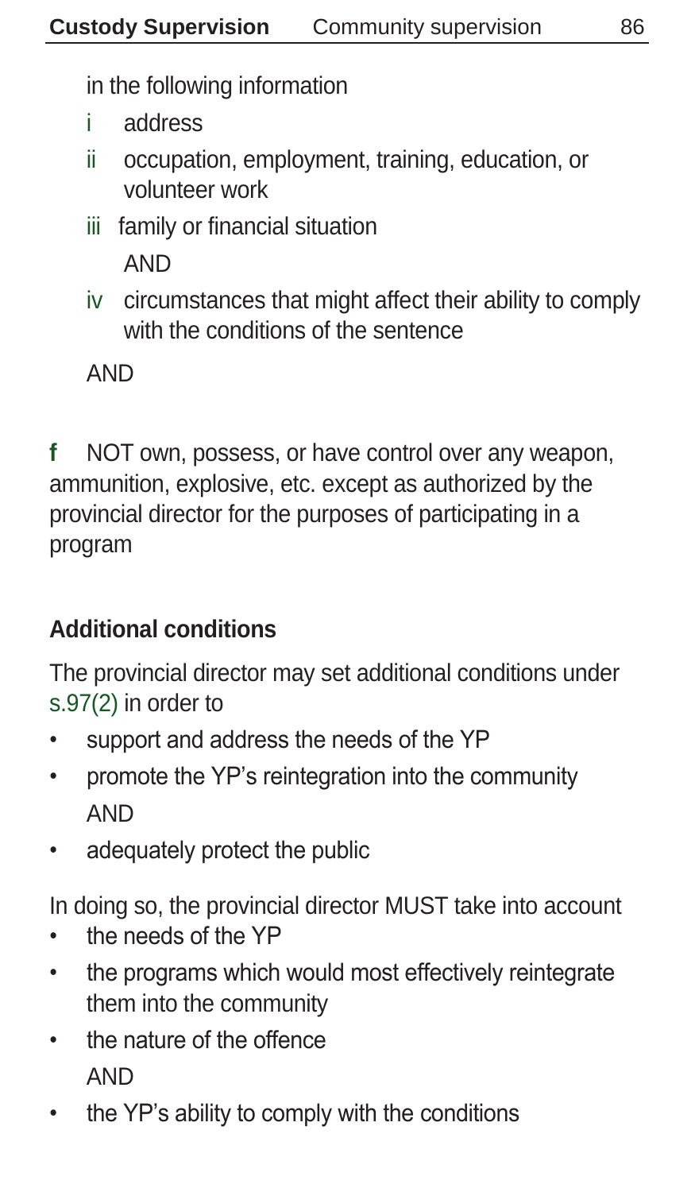in the following information

i address

ii occupation, employment, training, education, or volunteer work

iii family or financial situation

AND

iv circumstances that might affect their ability to comply with the conditions of the sentence

AND

**f** NOT own, possess, or have control over any weapon, ammunition, explosive, etc. except as authorized by the provincial director for the purposes of participating in a program

### Additional conditions

The provincial director may set additional conditions under s.97(2) in order to

- support and address the needs of the YP
- promote the YP's reintegration into the community AND
- adequately protect the public

In doing so, the provincial director MUST take into account

- the needs of the YP
- the programs which would most effectively reintegrate them into the community
- the nature of the offence AND
- the YP's ability to comply with the conditions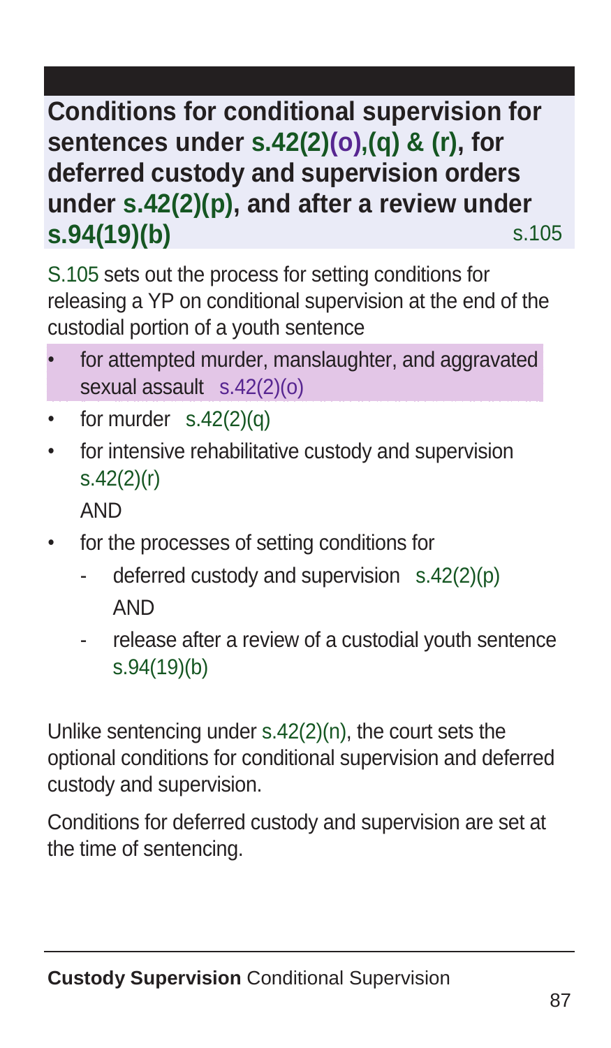## Conditions for conditional supervision for sentences under s.42(2)(o),(q) & (r), for deferred custody and supervision orders under s.42(2)(p), and after a review under s.94(19)(b) s.105

S.105 sets out the process for setting conditions for releasing a YP on conditional supervision at the end of the custodial portion of a youth sentence

- for attempted murder, manslaughter, and aggravated sexual assault s.42(2)(o)
- for murder s.42(2)(q)
- for intensive rehabilitative custody and supervision s.42(2)(r)

  AND
- for the processes of setting conditions for
  - deferred custody and supervision s.42(2)(p)

    AND
  - release after a review of a custodial youth sentence s.94(19)(b)

Unlike sentencing under s.42(2)(n), the court sets the optional conditions for conditional supervision and deferred custody and supervision.

Conditions for deferred custody and supervision are set at the time of sentencing.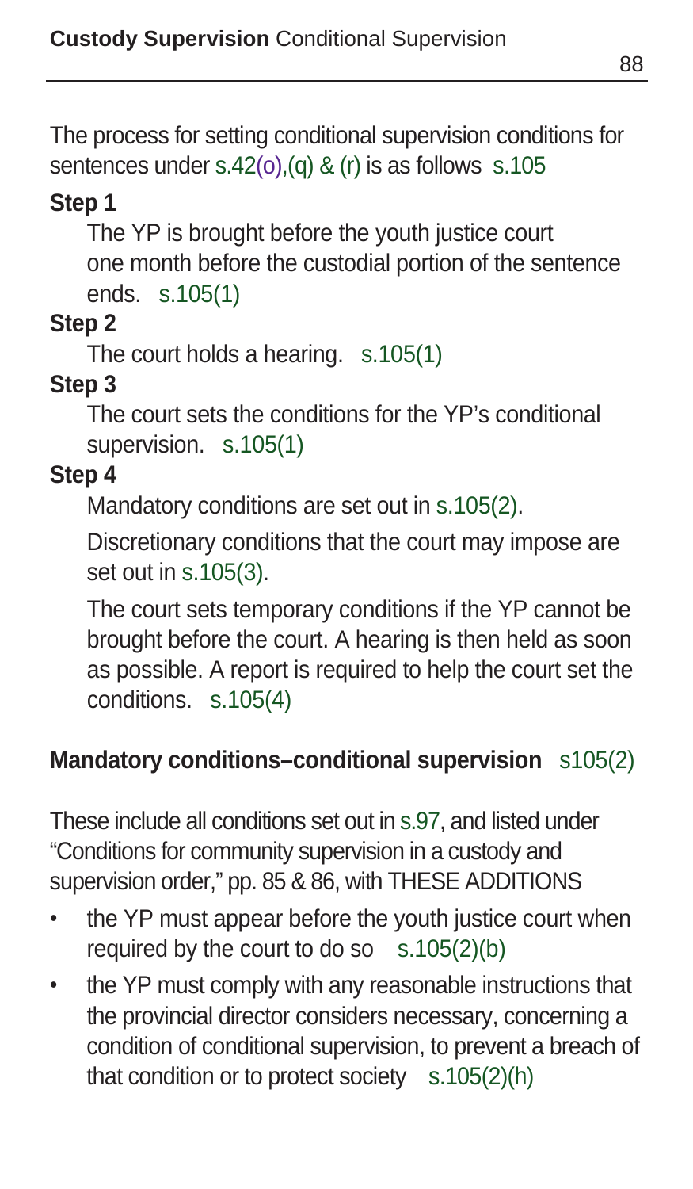The process for setting conditional supervision conditions for sentences under s.42(o),(q) & (r) is as follows s.105

**Step 1**

The YP is brought before the youth justice court one month before the custodial portion of the sentence ends. s.105(1)

**Step 2**

The court holds a hearing. s.105(1)

**Step 3**

The court sets the conditions for the YP's conditional supervision. s.105(1)

**Step 4**

Mandatory conditions are set out in s.105(2).

Discretionary conditions that the court may impose are set out in s.105(3).

The court sets temporary conditions if the YP cannot be brought before the court. A hearing is then held as soon as possible. A report is required to help the court set the conditions. s.105(4)

**Mandatory conditions–conditional supervision** s105(2)

These include all conditions set out in s.97, and listed under "Conditions for community supervision in a custody and supervision order," pp. 85 & 86, with THESE ADDITIONS

- the YP must appear before the youth justice court when required by the court to do so s.105(2)(b)
- the YP must comply with any reasonable instructions that the provincial director considers necessary, concerning a condition of conditional supervision, to prevent a breach of that condition or to protect society s.105(2)(h)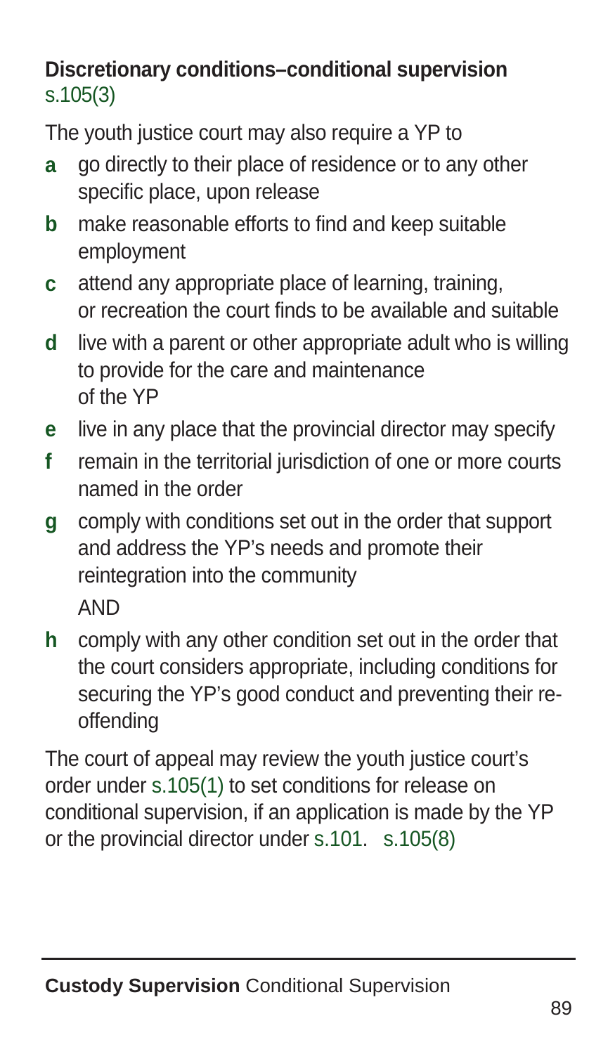### Discretionary conditions–conditional supervision s.105(3)

The youth justice court may also require a YP to

- **a** go directly to their place of residence or to any other specific place, upon release
- **b** make reasonable efforts to find and keep suitable employment
- **c** attend any appropriate place of learning, training, or recreation the court finds to be available and suitable
- **d** live with a parent or other appropriate adult who is willing to provide for the care and maintenance of the YP
- **e** live in any place that the provincial director may specify
- **f** remain in the territorial jurisdiction of one or more courts named in the order
- **g** comply with conditions set out in the order that support and address the YP's needs and promote their reintegration into the community

  AND

- **h** comply with any other condition set out in the order that the court considers appropriate, including conditions for securing the YP's good conduct and preventing their re-offending

The court of appeal may review the youth justice court's order under s.105(1) to set conditions for release on conditional supervision, if an application is made by the YP or the provincial director under s.101. s.105(8)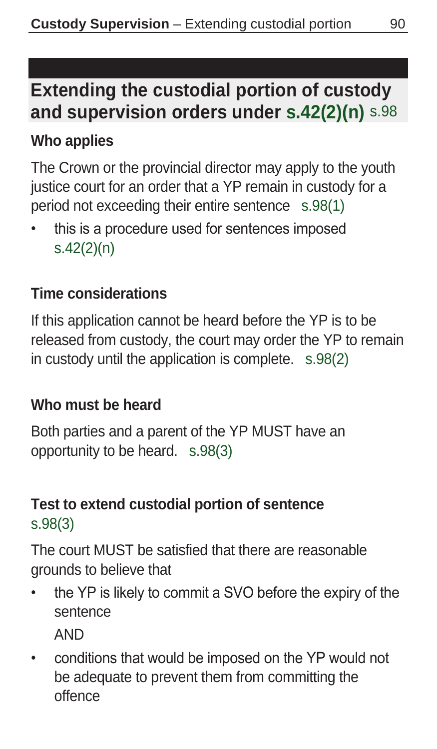## Extending the custodial portion of custody and supervision orders under s.42(2)(n) s.98

### Who applies

The Crown or the provincial director may apply to the youth justice court for an order that a YP remain in custody for a period not exceeding their entire sentence s.98(1)

- this is a procedure used for sentences imposed s.42(2)(n)

### Time considerations

If this application cannot be heard before the YP is to be released from custody, the court may order the YP to remain in custody until the application is complete. s.98(2)

### Who must be heard

Both parties and a parent of the YP MUST have an opportunity to be heard. s.98(3)

### Test to extend custodial portion of sentence s.98(3)

The court MUST be satisfied that there are reasonable grounds to believe that

- the YP is likely to commit a SVO before the expiry of the sentence

  AND

- conditions that would be imposed on the YP would not be adequate to prevent them from committing the offence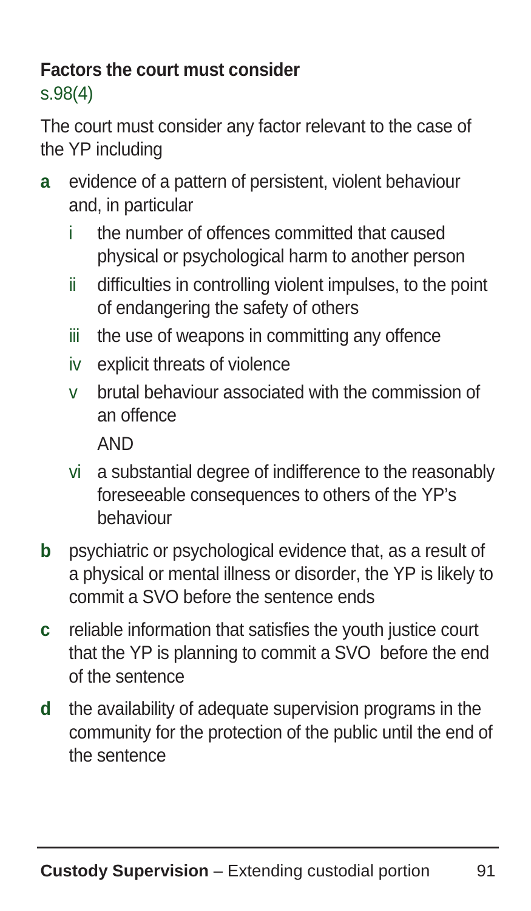## Factors the court must consider

s.98(4)

The court must consider any factor relevant to the case of the YP including

**a** evidence of a pattern of persistent, violent behaviour and, in particular

  i the number of offences committed that caused physical or psychological harm to another person

  ii difficulties in controlling violent impulses, to the point of endangering the safety of others

  iii the use of weapons in committing any offence

  iv explicit threats of violence

  v brutal behaviour associated with the commission of an offence

  AND

  vi a substantial degree of indifference to the reasonably foreseeable consequences to others of the YP's behaviour

**b** psychiatric or psychological evidence that, as a result of a physical or mental illness or disorder, the YP is likely to commit a SVO before the sentence ends

**c** reliable information that satisfies the youth justice court that the YP is planning to commit a SVO before the end of the sentence

**d** the availability of adequate supervision programs in the community for the protection of the public until the end of the sentence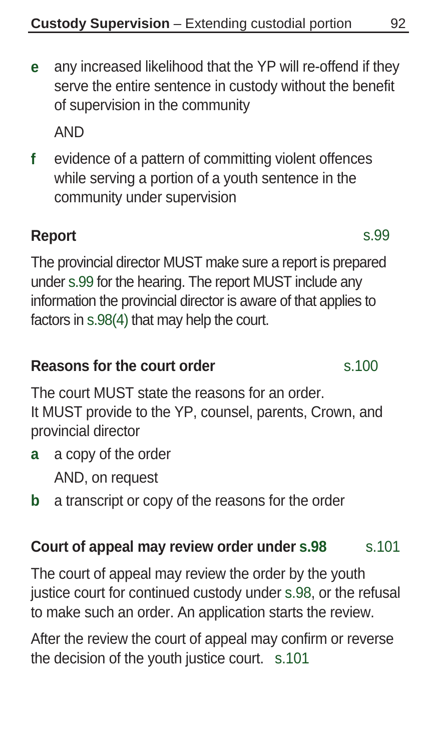**e** any increased likelihood that the YP will re-offend if they serve the entire sentence in custody without the benefit of supervision in the community

AND

**f** evidence of a pattern of committing violent offences while serving a portion of a youth sentence in the community under supervision

### Report — s.99

The provincial director MUST make sure a report is prepared under s.99 for the hearing. The report MUST include any information the provincial director is aware of that applies to factors in s.98(4) that may help the court.

### Reasons for the court order — s.100

The court MUST state the reasons for an order.
It MUST provide to the YP, counsel, parents, Crown, and provincial director

**a** a copy of the order

AND, on request

**b** a transcript or copy of the reasons for the order

### Court of appeal may review order under s.98 — s.101

The court of appeal may review the order by the youth justice court for continued custody under s.98, or the refusal to make such an order. An application starts the review.

After the review the court of appeal may confirm or reverse the decision of the youth justice court. s.101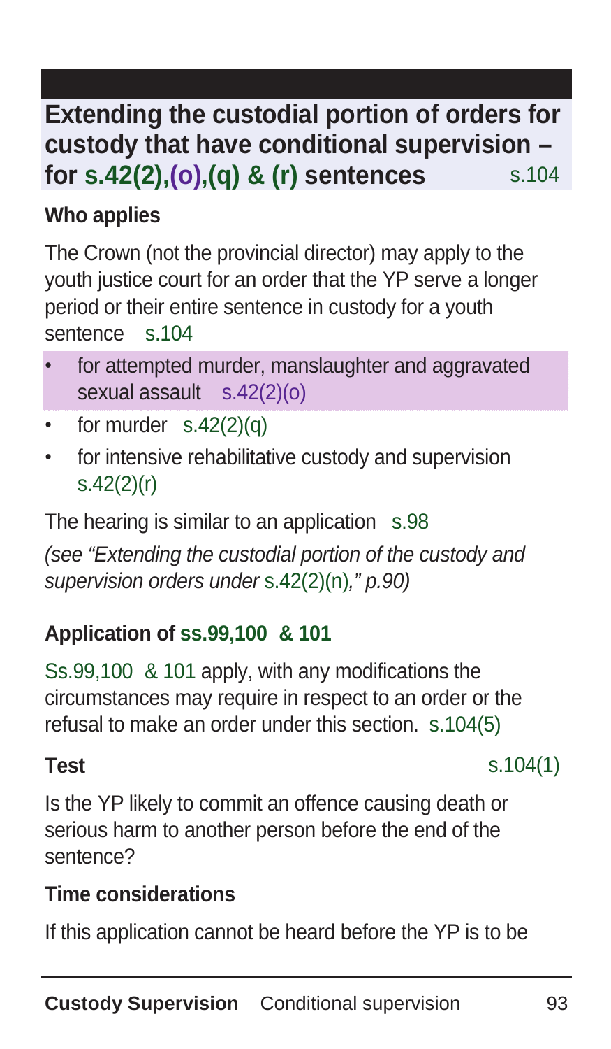## Extending the custodial portion of orders for custody that have conditional supervision – for s.42(2),(o),(q) & (r) sentences s.104

### Who applies

The Crown (not the provincial director) may apply to the youth justice court for an order that the YP serve a longer period or their entire sentence in custody for a youth sentence s.104

- for attempted murder, manslaughter and aggravated sexual assault s.42(2)(o)
- for murder s.42(2)(q)
- for intensive rehabilitative custody and supervision s.42(2)(r)

The hearing is similar to an application s.98

*(see "Extending the custodial portion of the custody and supervision orders under* s.42(2)(n)*," p.90)*

### Application of ss.99,100 & 101

Ss.99,100 & 101 apply, with any modifications the circumstances may require in respect to an order or the refusal to make an order under this section. s.104(5)

### Test s.104(1)

Is the YP likely to commit an offence causing death or serious harm to another person before the end of the sentence?

### Time considerations

If this application cannot be heard before the YP is to be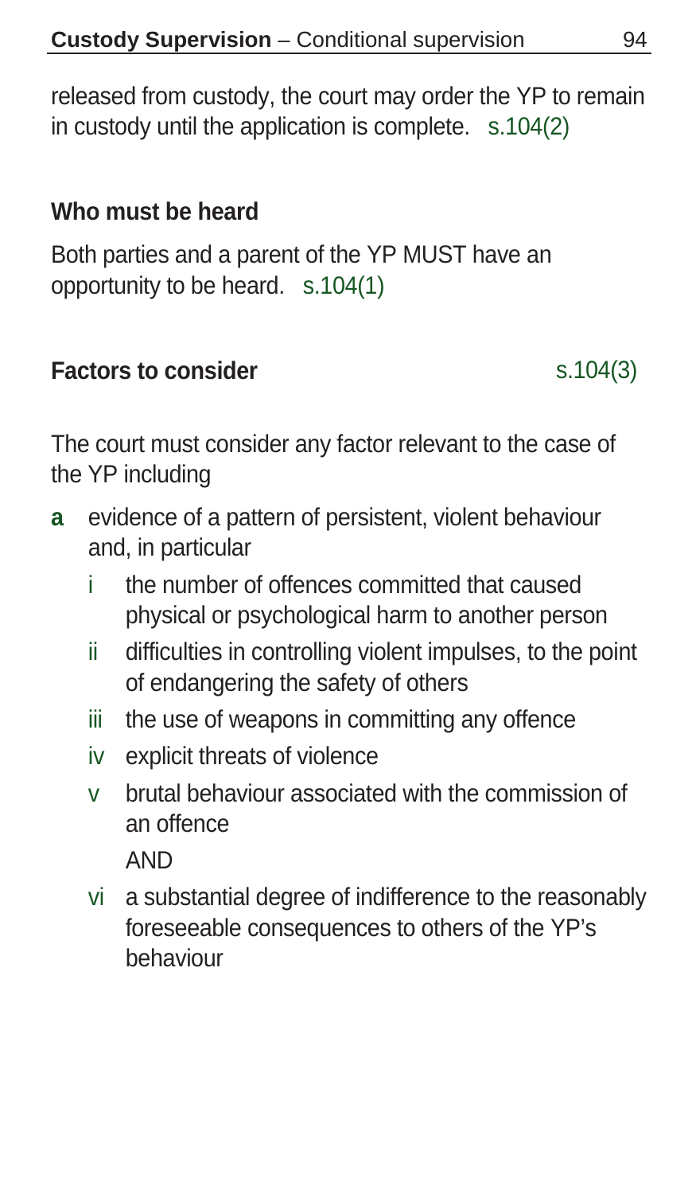released from custody, the court may order the YP to remain in custody until the application is complete. s.104(2)

### Who must be heard

Both parties and a parent of the YP MUST have an opportunity to be heard. s.104(1)

### Factors to consider s.104(3)

The court must consider any factor relevant to the case of the YP including

**a** evidence of a pattern of persistent, violent behaviour and, in particular

- i the number of offences committed that caused physical or psychological harm to another person
- ii difficulties in controlling violent impulses, to the point of endangering the safety of others
- iii the use of weapons in committing any offence
- iv explicit threats of violence
- v brutal behaviour associated with the commission of an offence

  AND

- vi a substantial degree of indifference to the reasonably foreseeable consequences to others of the YP's behaviour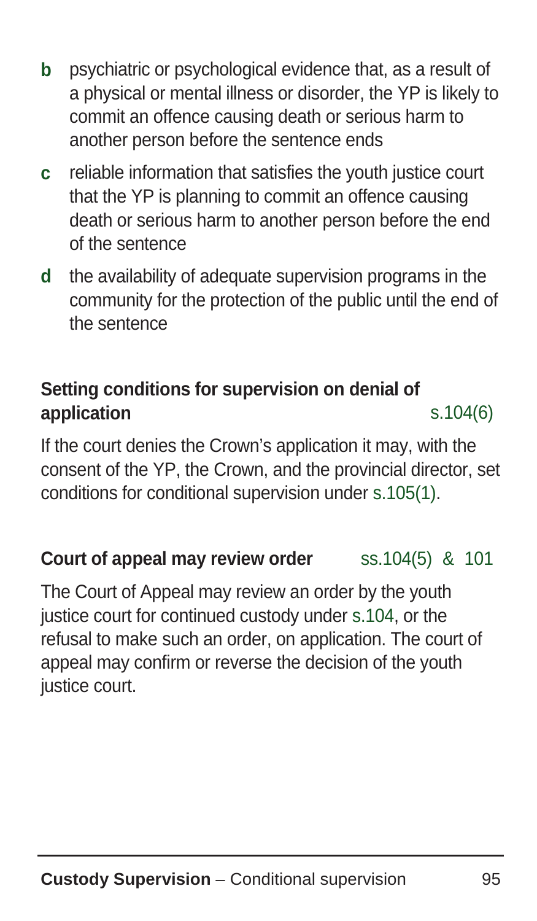- **b** psychiatric or psychological evidence that, as a result of a physical or mental illness or disorder, the YP is likely to commit an offence causing death or serious harm to another person before the sentence ends
- **c** reliable information that satisfies the youth justice court that the YP is planning to commit an offence causing death or serious harm to another person before the end of the sentence
- **d** the availability of adequate supervision programs in the community for the protection of the public until the end of the sentence

### Setting conditions for supervision on denial of application s.104(6)

If the court denies the Crown's application it may, with the consent of the YP, the Crown, and the provincial director, set conditions for conditional supervision under s.105(1).

### Court of appeal may review order ss.104(5) & 101

The Court of Appeal may review an order by the youth justice court for continued custody under s.104, or the refusal to make such an order, on application. The court of appeal may confirm or reverse the decision of the youth justice court.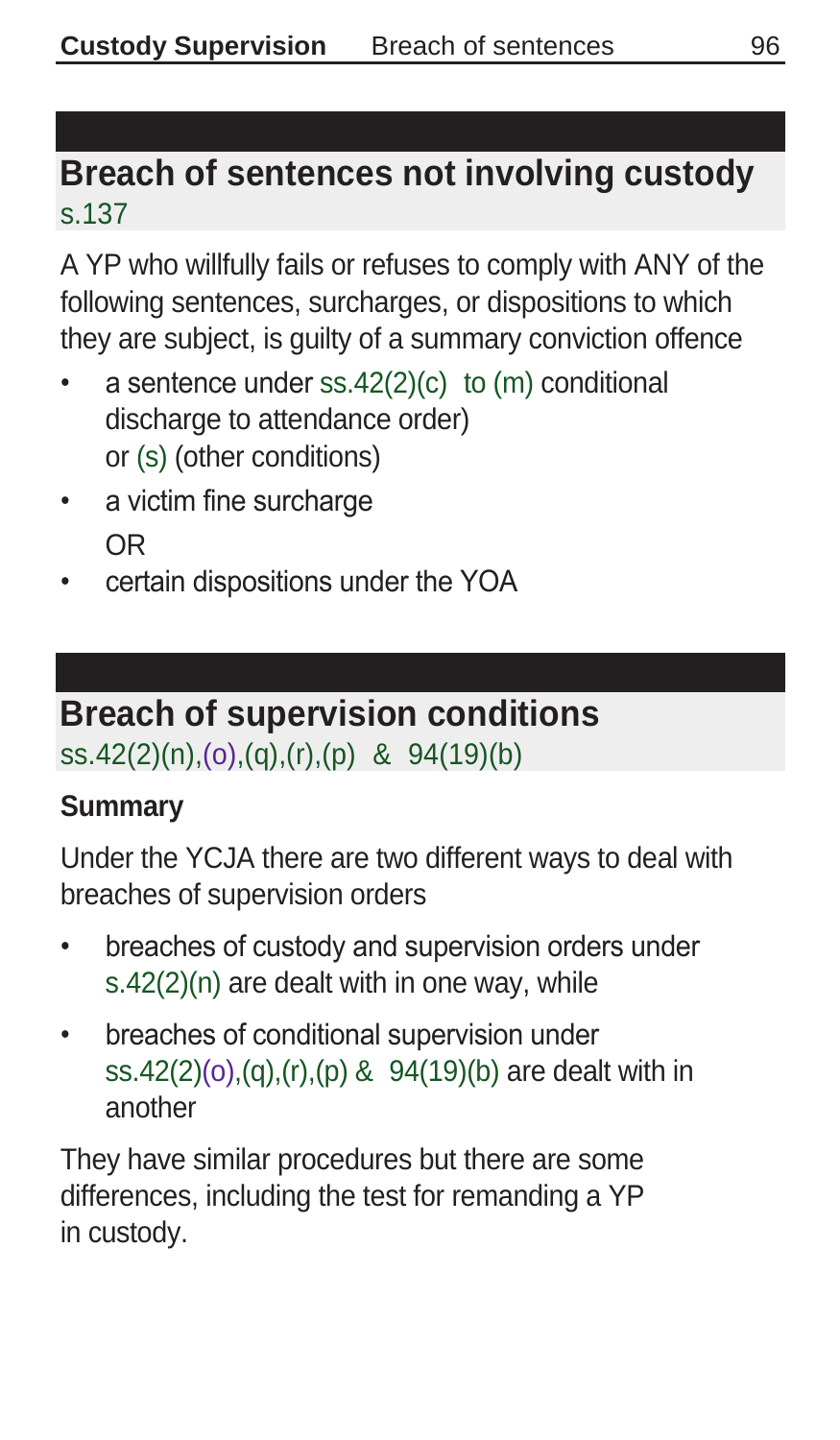## Breach of sentences not involving custody
s.137

A YP who willfully fails or refuses to comply with ANY of the following sentences, surcharges, or dispositions to which they are subject, is guilty of a summary conviction offence

- a sentence under ss.42(2)(c) to (m) conditional discharge to attendance order) or (s) (other conditions)
- a victim fine surcharge
  OR
- certain dispositions under the YOA

## Breach of supervision conditions
ss.42(2)(n),(o),(q),(r),(p) & 94(19)(b)

### Summary

Under the YCJA there are two different ways to deal with breaches of supervision orders

- breaches of custody and supervision orders under s.42(2)(n) are dealt with in one way, while
- breaches of conditional supervision under ss.42(2)(o),(q),(r),(p) & 94(19)(b) are dealt with in another

They have similar procedures but there are some differences, including the test for remanding a YP in custody.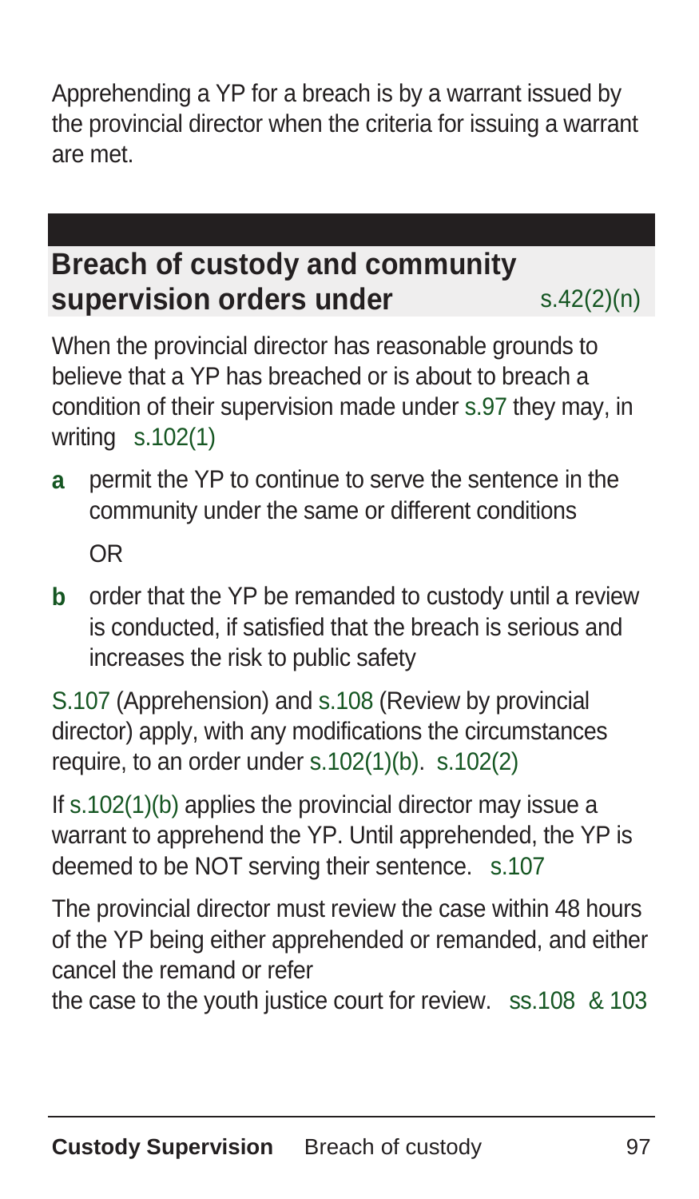Apprehending a YP for a breach is by a warrant issued by the provincial director when the criteria for issuing a warrant are met.

## Breach of custody and community supervision orders under s.42(2)(n)

When the provincial director has reasonable grounds to believe that a YP has breached or is about to breach a condition of their supervision made under s.97 they may, in writing s.102(1)

**a** permit the YP to continue to serve the sentence in the community under the same or different conditions

OR

**b** order that the YP be remanded to custody until a review is conducted, if satisfied that the breach is serious and increases the risk to public safety

S.107 (Apprehension) and s.108 (Review by provincial director) apply, with any modifications the circumstances require, to an order under s.102(1)(b). s.102(2)

If s.102(1)(b) applies the provincial director may issue a warrant to apprehend the YP. Until apprehended, the YP is deemed to be NOT serving their sentence. s.107

The provincial director must review the case within 48 hours of the YP being either apprehended or remanded, and either cancel the remand or refer the case to the youth justice court for review. ss.108 & 103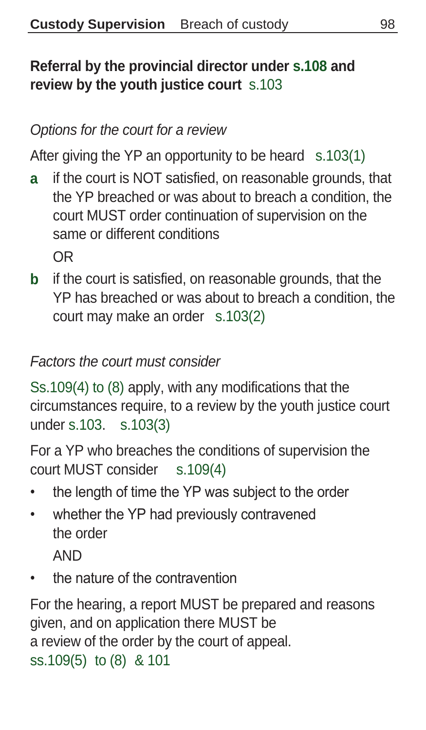## Referral by the provincial director under s.108 and review by the youth justice court s.103

*Options for the court for a review*

After giving the YP an opportunity to be heard s.103(1)

**a** if the court is NOT satisfied, on reasonable grounds, that the YP breached or was about to breach a condition, the court MUST order continuation of supervision on the same or different conditions

OR

**b** if the court is satisfied, on reasonable grounds, that the YP has breached or was about to breach a condition, the court may make an order s.103(2)

*Factors the court must consider*

Ss.109(4) to (8) apply, with any modifications that the circumstances require, to a review by the youth justice court under s.103. s.103(3)

For a YP who breaches the conditions of supervision the court MUST consider s.109(4)

- the length of time the YP was subject to the order
- whether the YP had previously contravened the order

  AND
- the nature of the contravention

For the hearing, a report MUST be prepared and reasons given, and on application there MUST be a review of the order by the court of appeal.
ss.109(5) to (8) & 101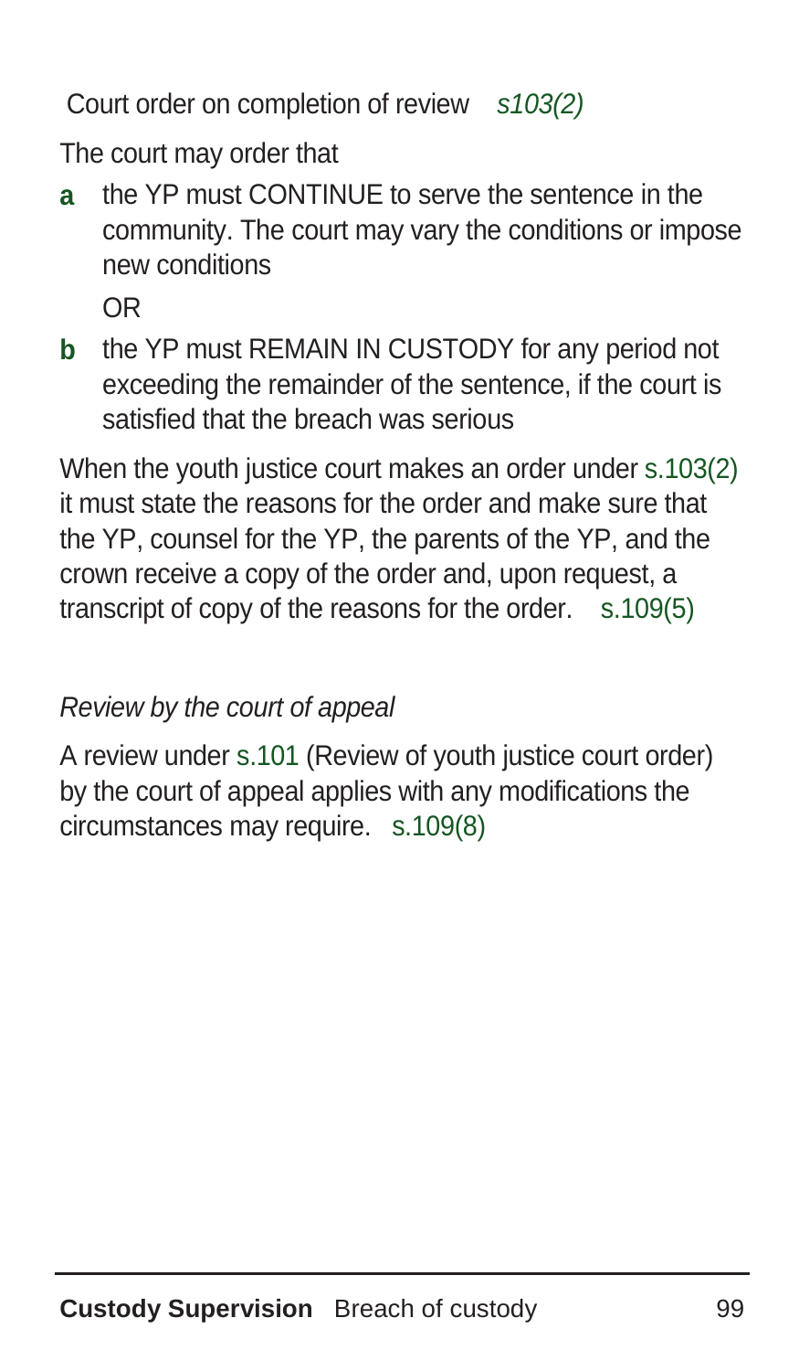Court order on completion of review *s103(2)*

The court may order that

**a** the YP must CONTINUE to serve the sentence in the community. The court may vary the conditions or impose new conditions

OR

**b** the YP must REMAIN IN CUSTODY for any period not exceeding the remainder of the sentence, if the court is satisfied that the breach was serious

When the youth justice court makes an order under s.103(2) it must state the reasons for the order and make sure that the YP, counsel for the YP, the parents of the YP, and the crown receive a copy of the order and, upon request, a transcript of copy of the reasons for the order. s.109(5)

*Review by the court of appeal*

A review under s.101 (Review of youth justice court order) by the court of appeal applies with any modifications the circumstances may require. s.109(8)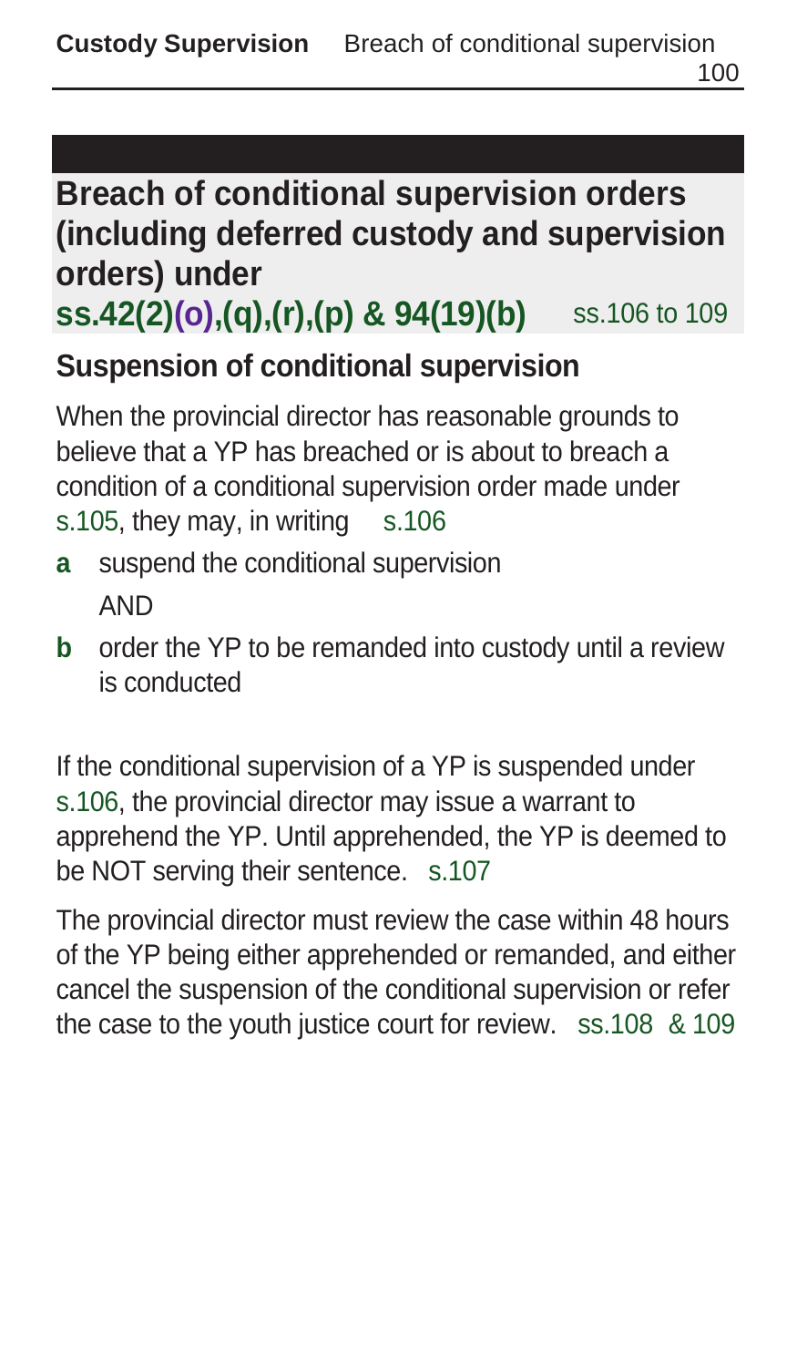## Breach of conditional supervision orders (including deferred custody and supervision orders) under ss.42(2)(o),(q),(r),(p) & 94(19)(b) ss.106 to 109

### Suspension of conditional supervision

When the provincial director has reasonable grounds to believe that a YP has breached or is about to breach a condition of a conditional supervision order made under s.105, they may, in writing s.106

- **a** suspend the conditional supervision

  AND

- **b** order the YP to be remanded into custody until a review is conducted

If the conditional supervision of a YP is suspended under s.106, the provincial director may issue a warrant to apprehend the YP. Until apprehended, the YP is deemed to be NOT serving their sentence. s.107

The provincial director must review the case within 48 hours of the YP being either apprehended or remanded, and either cancel the suspension of the conditional supervision or refer the case to the youth justice court for review. ss.108 & 109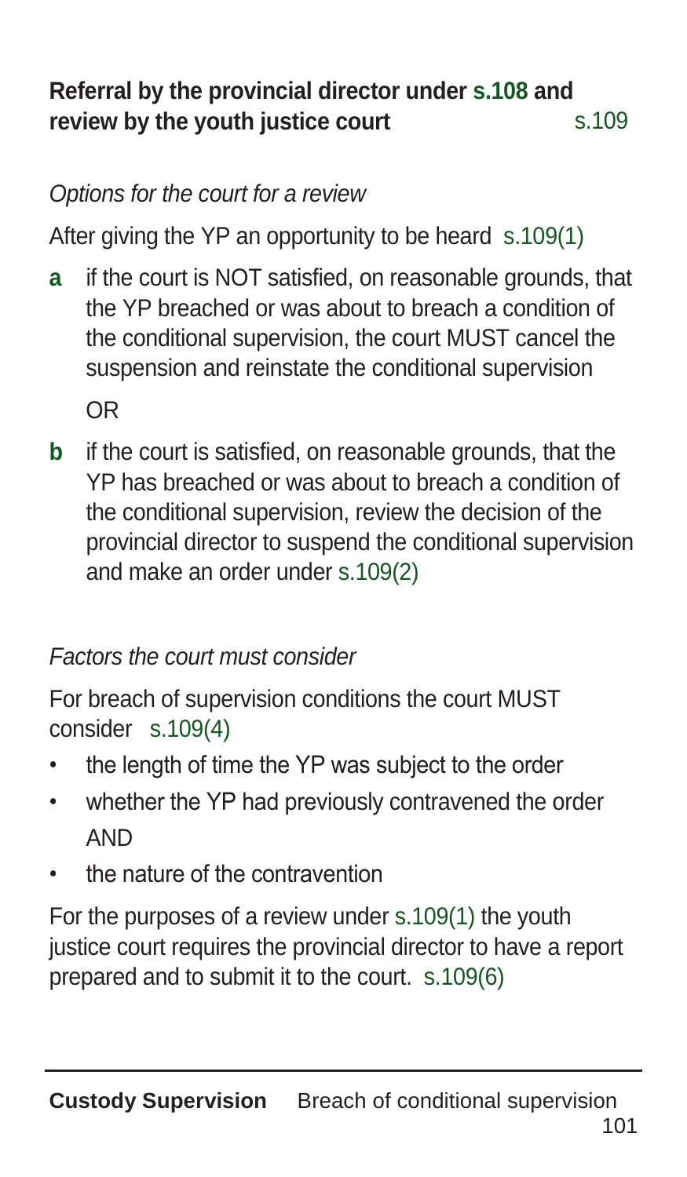## Referral by the provincial director under s.108 and review by the youth justice court s.109

*Options for the court for a review*

After giving the YP an opportunity to be heard s.109(1)

**a** if the court is NOT satisfied, on reasonable grounds, that the YP breached or was about to breach a condition of the conditional supervision, the court MUST cancel the suspension and reinstate the conditional supervision

OR

**b** if the court is satisfied, on reasonable grounds, that the YP has breached or was about to breach a condition of the conditional supervision, review the decision of the provincial director to suspend the conditional supervision and make an order under s.109(2)

*Factors the court must consider*

For breach of supervision conditions the court MUST consider s.109(4)

- the length of time the YP was subject to the order
- whether the YP had previously contravened the order AND
- the nature of the contravention

For the purposes of a review under s.109(1) the youth justice court requires the provincial director to have a report prepared and to submit it to the court. s.109(6)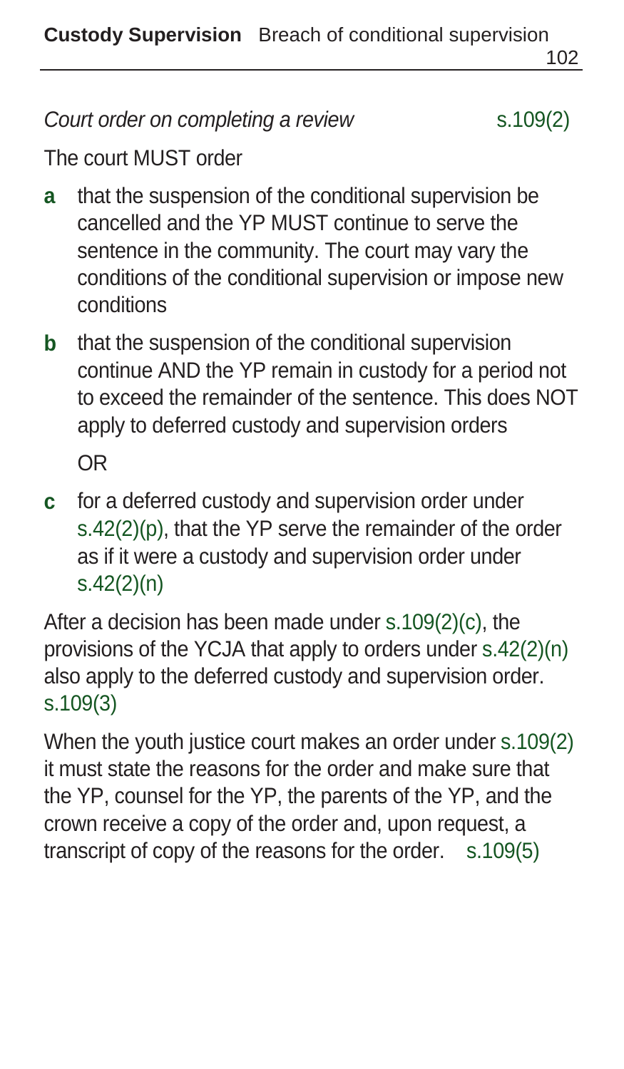*Court order on completing a review* s.109(2)

The court MUST order

**a** that the suspension of the conditional supervision be cancelled and the YP MUST continue to serve the sentence in the community. The court may vary the conditions of the conditional supervision or impose new conditions

**b** that the suspension of the conditional supervision continue AND the YP remain in custody for a period not to exceed the remainder of the sentence. This does NOT apply to deferred custody and supervision orders

OR

**c** for a deferred custody and supervision order under s.42(2)(p), that the YP serve the remainder of the order as if it were a custody and supervision order under s.42(2)(n)

After a decision has been made under s.109(2)(c), the provisions of the YCJA that apply to orders under s.42(2)(n) also apply to the deferred custody and supervision order. s.109(3)

When the youth justice court makes an order under s.109(2) it must state the reasons for the order and make sure that the YP, counsel for the YP, the parents of the YP, and the crown receive a copy of the order and, upon request, a transcript of copy of the reasons for the order. s.109(5)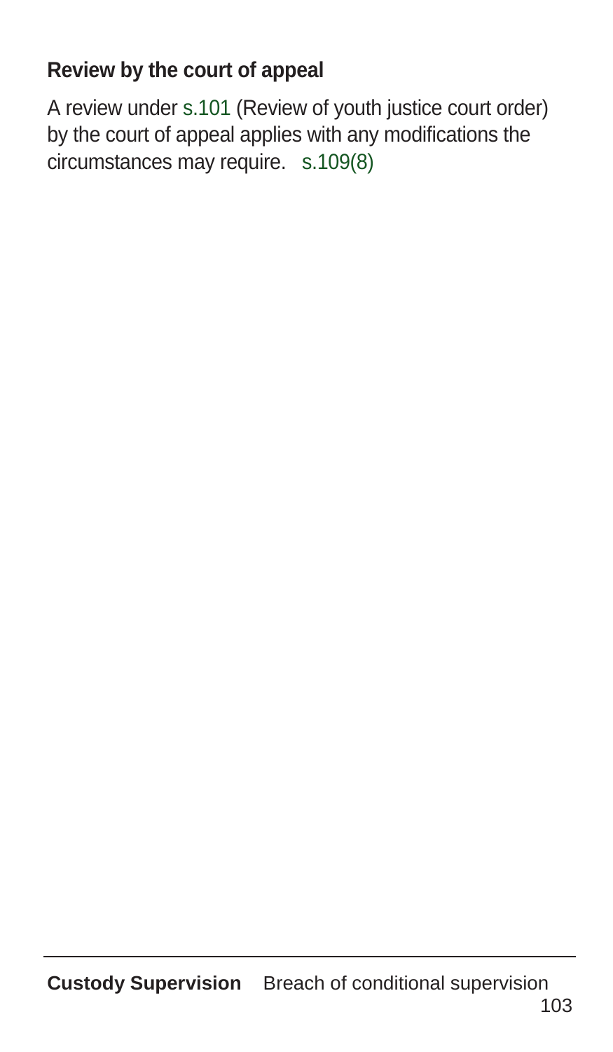### Review by the court of appeal

A review under s.101 (Review of youth justice court order) by the court of appeal applies with any modifications the circumstances may require. s.109(8)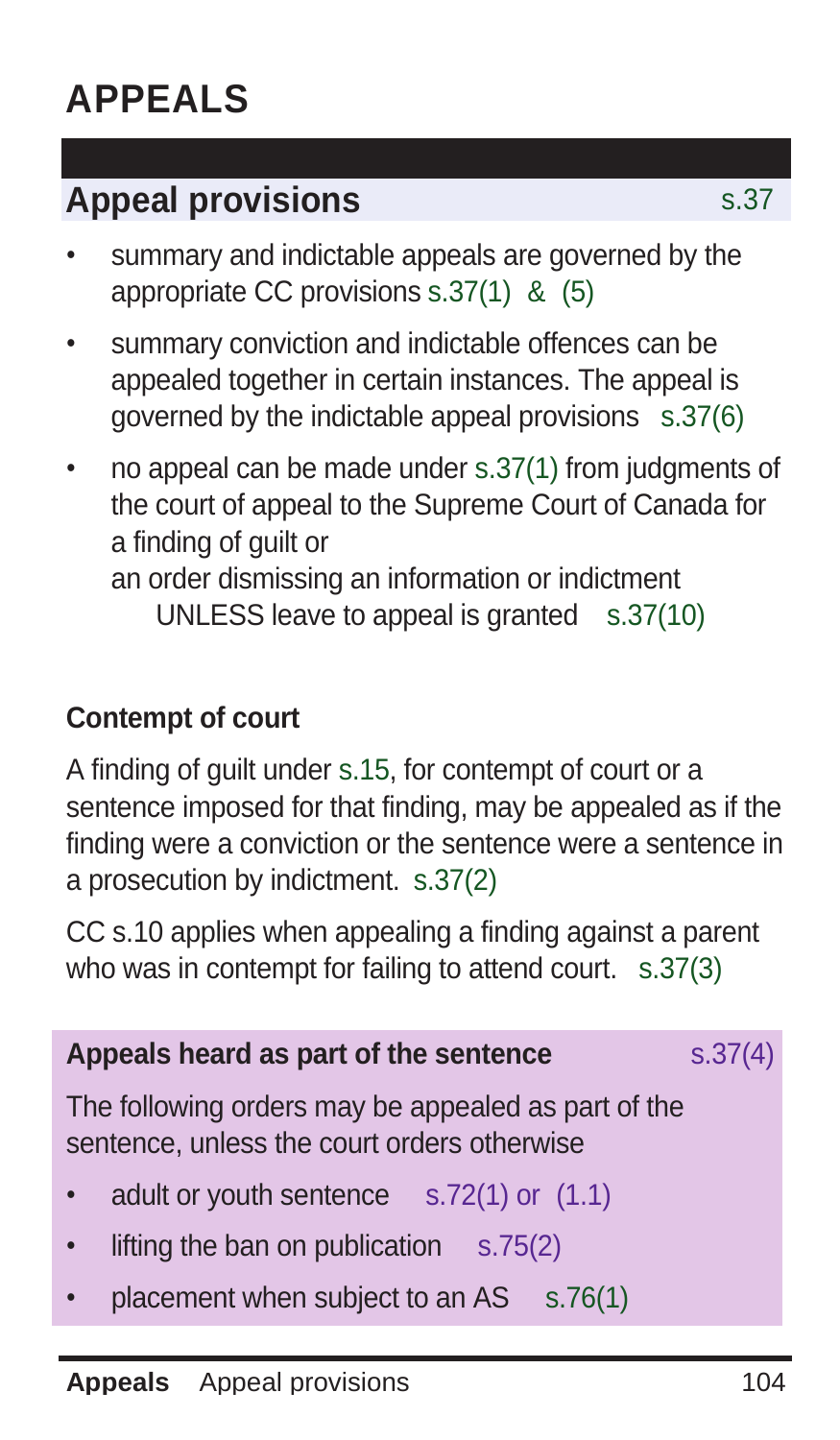# APPEALS

## Appeal provisions s.37

- summary and indictable appeals are governed by the appropriate CC provisions s.37(1) & (5)
- summary conviction and indictable offences can be appealed together in certain instances. The appeal is governed by the indictable appeal provisions s.37(6)
- no appeal can be made under s.37(1) from judgments of the court of appeal to the Supreme Court of Canada for a finding of guilt or
  an order dismissing an information or indictment
  UNLESS leave to appeal is granted s.37(10)

**Contempt of court**

A finding of guilt under s.15, for contempt of court or a sentence imposed for that finding, may be appealed as if the finding were a conviction or the sentence were a sentence in a prosecution by indictment. s.37(2)

CC s.10 applies when appealing a finding against a parent who was in contempt for failing to attend court. s.37(3)

**Appeals heard as part of the sentence** s.37(4)

The following orders may be appealed as part of the sentence, unless the court orders otherwise

- adult or youth sentence s.72(1) or (1.1)
- lifting the ban on publication s.75(2)
- placement when subject to an AS s.76(1)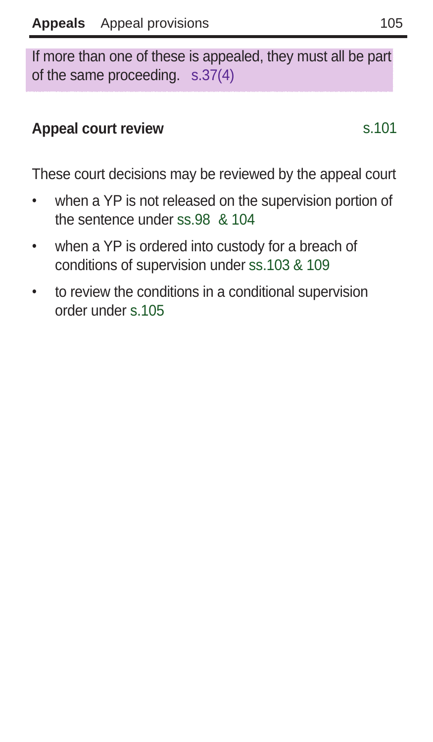If more than one of these is appealed, they must all be part of the same proceeding. s.37(4)

### Appeal court review s.101

These court decisions may be reviewed by the appeal court

- when a YP is not released on the supervision portion of the sentence under ss.98 & 104
- when a YP is ordered into custody for a breach of conditions of supervision under ss.103 & 109
- to review the conditions in a conditional supervision order under s.105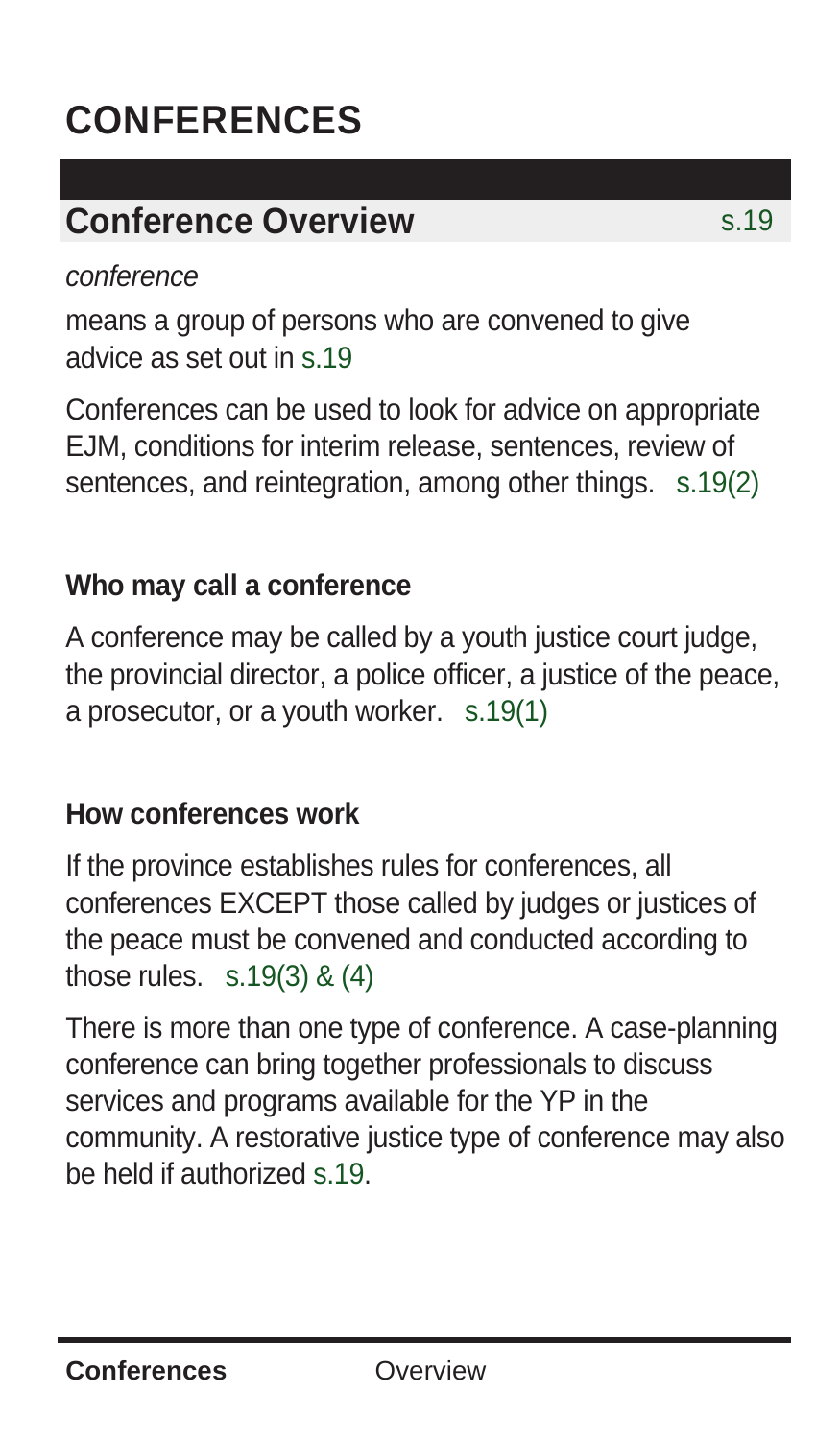# CONFERENCES

## Conference Overview s.19

*conference*

means a group of persons who are convened to give advice as set out in s.19

Conferences can be used to look for advice on appropriate EJM, conditions for interim release, sentences, review of sentences, and reintegration, among other things. s.19(2)

### Who may call a conference

A conference may be called by a youth justice court judge, the provincial director, a police officer, a justice of the peace, a prosecutor, or a youth worker. s.19(1)

### How conferences work

If the province establishes rules for conferences, all conferences EXCEPT those called by judges or justices of the peace must be convened and conducted according to those rules. s.19(3) & (4)

There is more than one type of conference. A case-planning conference can bring together professionals to discuss services and programs available for the YP in the community. A restorative justice type of conference may also be held if authorized s.19.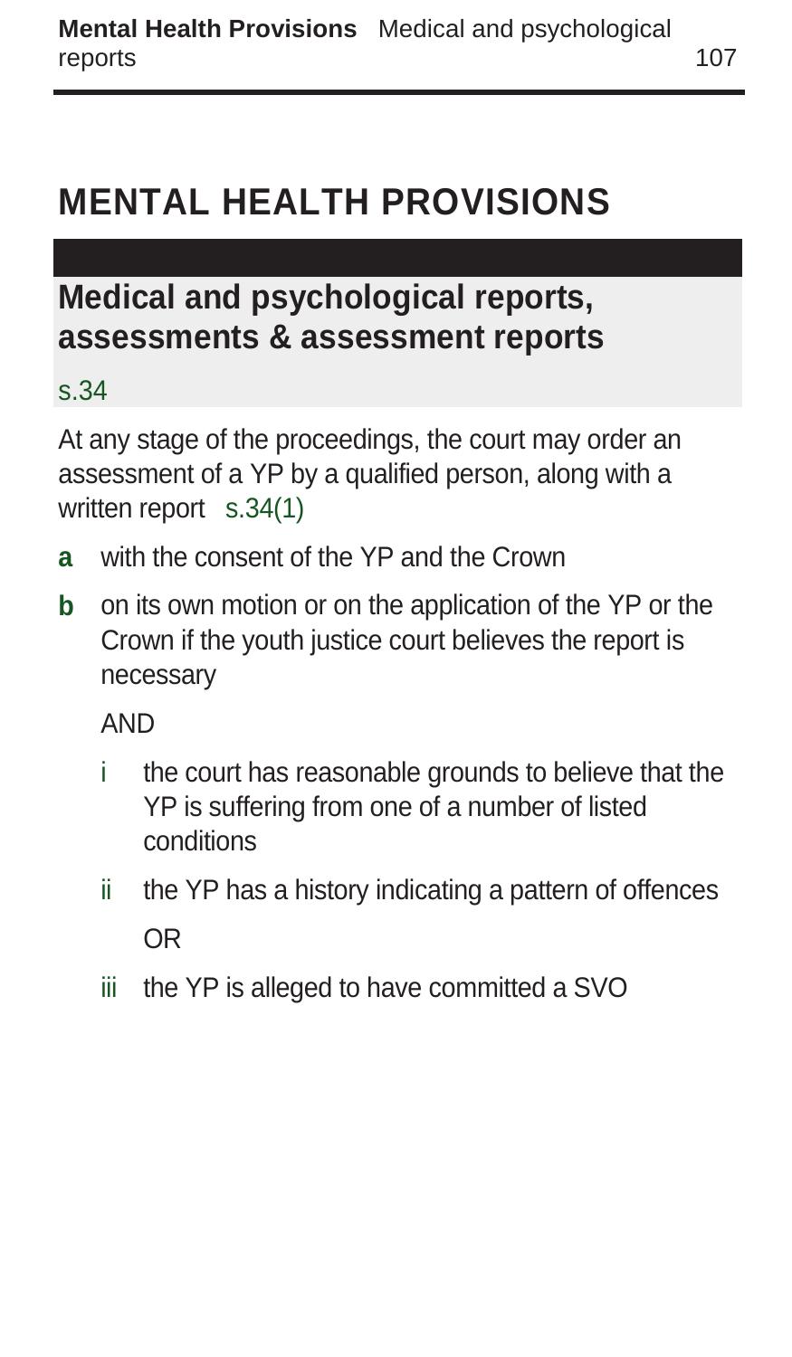# MENTAL HEALTH PROVISIONS

## Medical and psychological reports, assessments & assessment reports

s.34

At any stage of the proceedings, the court may order an assessment of a YP by a qualified person, along with a written report s.34(1)

- **a** with the consent of the YP and the Crown
- **b** on its own motion or on the application of the YP or the Crown if the youth justice court believes the report is necessary

  AND

  - i the court has reasonable grounds to believe that the YP is suffering from one of a number of listed conditions
  - ii the YP has a history indicating a pattern of offences

    OR

  - iii the YP is alleged to have committed a SVO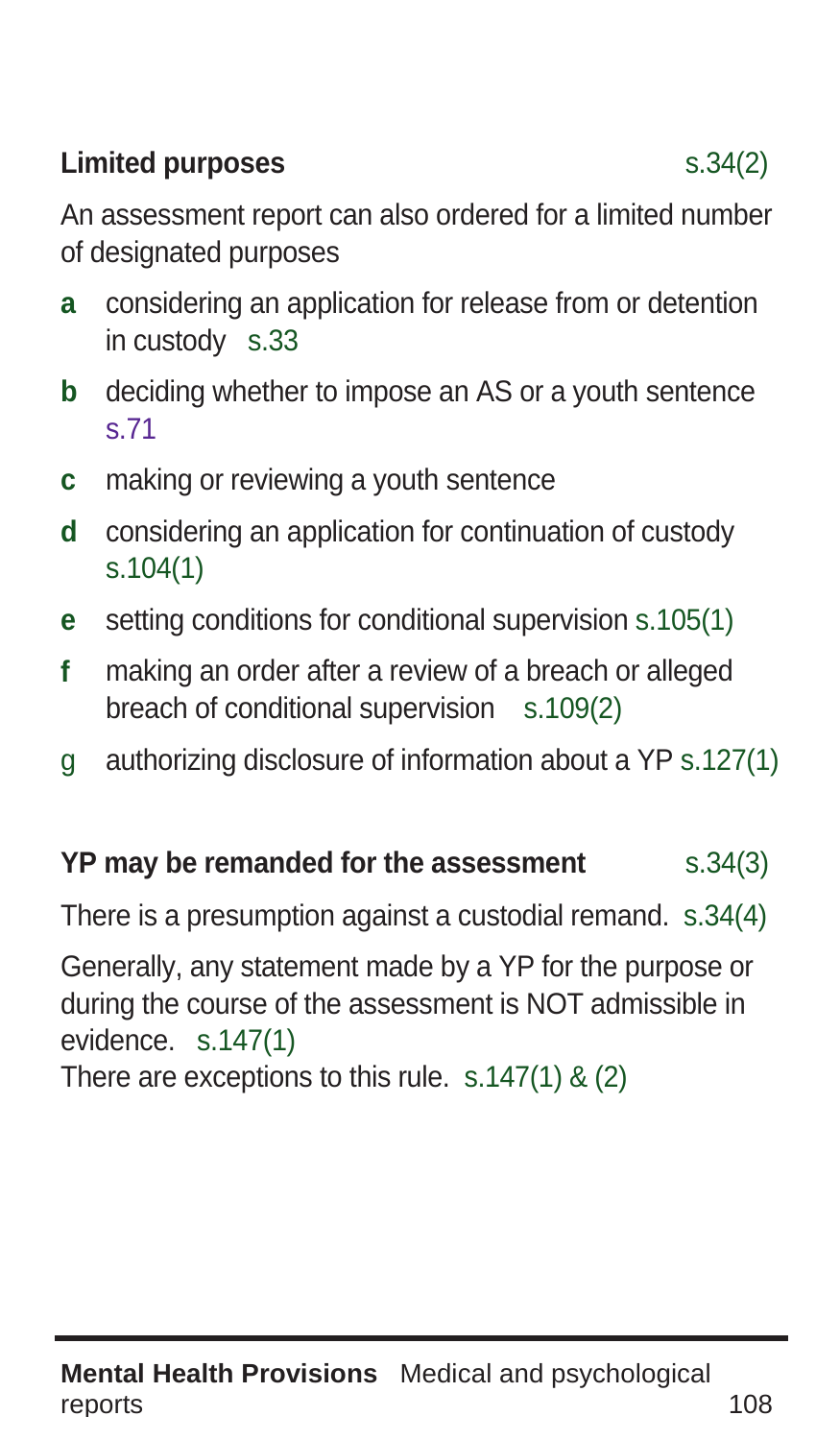**Limited purposes** s.34(2)

An assessment report can also ordered for a limited number of designated purposes

- **a** considering an application for release from or detention in custody s.33
- **b** deciding whether to impose an AS or a youth sentence s.71
- **c** making or reviewing a youth sentence
- **d** considering an application for continuation of custody s.104(1)
- **e** setting conditions for conditional supervision s.105(1)
- **f** making an order after a review of a breach or alleged breach of conditional supervision s.109(2)
- g authorizing disclosure of information about a YP s.127(1)

**YP may be remanded for the assessment** s.34(3)

There is a presumption against a custodial remand. s.34(4)

Generally, any statement made by a YP for the purpose or during the course of the assessment is NOT admissible in evidence. s.147(1)
There are exceptions to this rule. s.147(1) & (2)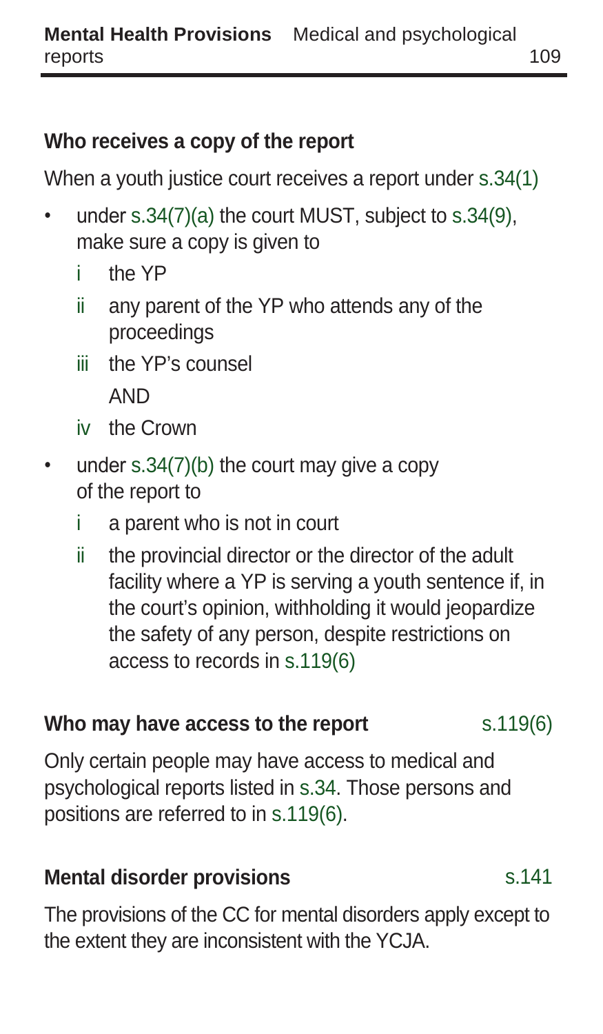## Who receives a copy of the report

When a youth justice court receives a report under s.34(1)

- under s.34(7)(a) the court MUST, subject to s.34(9), make sure a copy is given to
  - i the YP
  - ii any parent of the YP who attends any of the proceedings
  - iii the YP's counsel

    AND
  - iv the Crown
- under s.34(7)(b) the court may give a copy of the report to
  - i a parent who is not in court
  - ii the provincial director or the director of the adult facility where a YP is serving a youth sentence if, in the court's opinion, withholding it would jeopardize the safety of any person, despite restrictions on access to records in s.119(6)

## Who may have access to the report s.119(6)

Only certain people may have access to medical and psychological reports listed in s.34. Those persons and positions are referred to in s.119(6).

## Mental disorder provisions s.141

The provisions of the CC for mental disorders apply except to the extent they are inconsistent with the YCJA.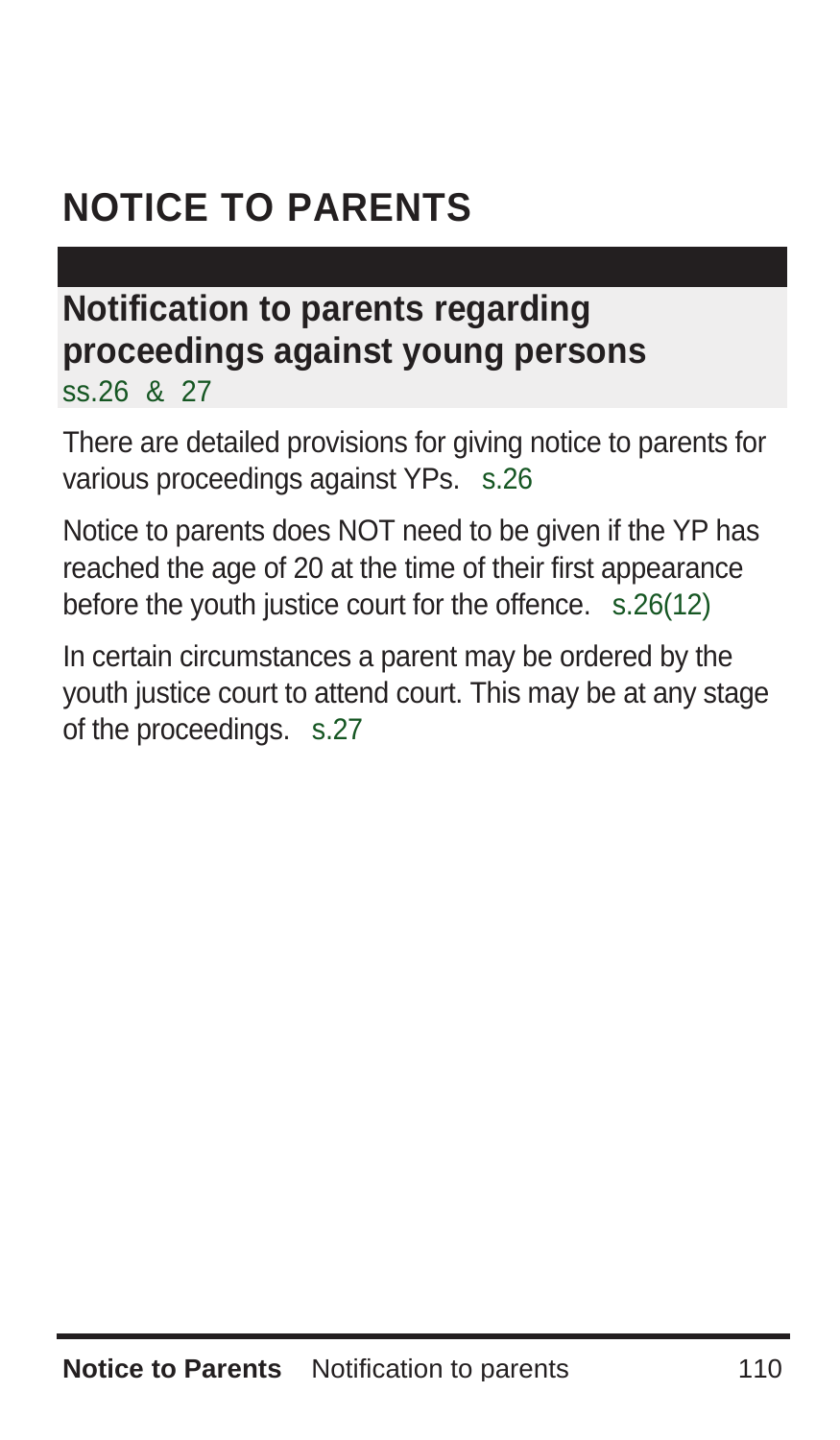# NOTICE TO PARENTS

## Notification to parents regarding proceedings against young persons

ss.26 & 27

There are detailed provisions for giving notice to parents for various proceedings against YPs. s.26

Notice to parents does NOT need to be given if the YP has reached the age of 20 at the time of their first appearance before the youth justice court for the offence. s.26(12)

In certain circumstances a parent may be ordered by the youth justice court to attend court. This may be at any stage of the proceedings. s.27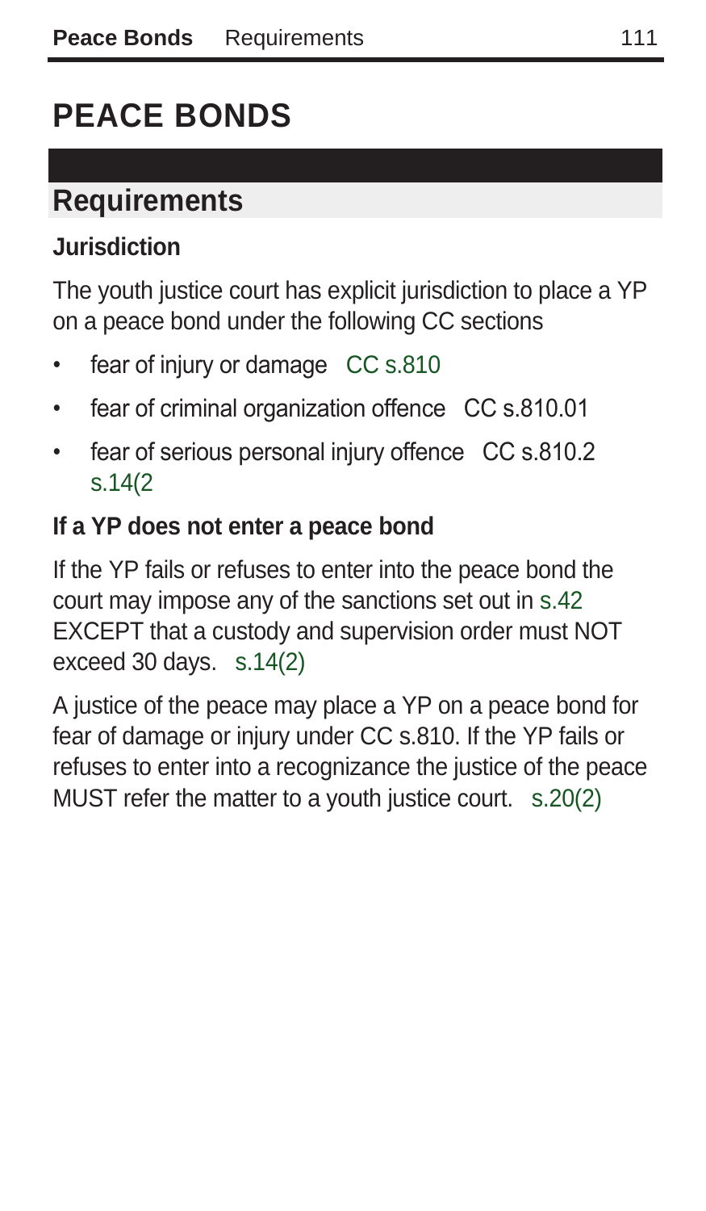# PEACE BONDS

## Requirements

### Jurisdiction

The youth justice court has explicit jurisdiction to place a YP on a peace bond under the following CC sections

- fear of injury or damage CC s.810
- fear of criminal organization offence CC s.810.01
- fear of serious personal injury offence CC s.810.2 s.14(2

### If a YP does not enter a peace bond

If the YP fails or refuses to enter into the peace bond the court may impose any of the sanctions set out in s.42 EXCEPT that a custody and supervision order must NOT exceed 30 days. s.14(2)

A justice of the peace may place a YP on a peace bond for fear of damage or injury under CC s.810. If the YP fails or refuses to enter into a recognizance the justice of the peace MUST refer the matter to a youth justice court. s.20(2)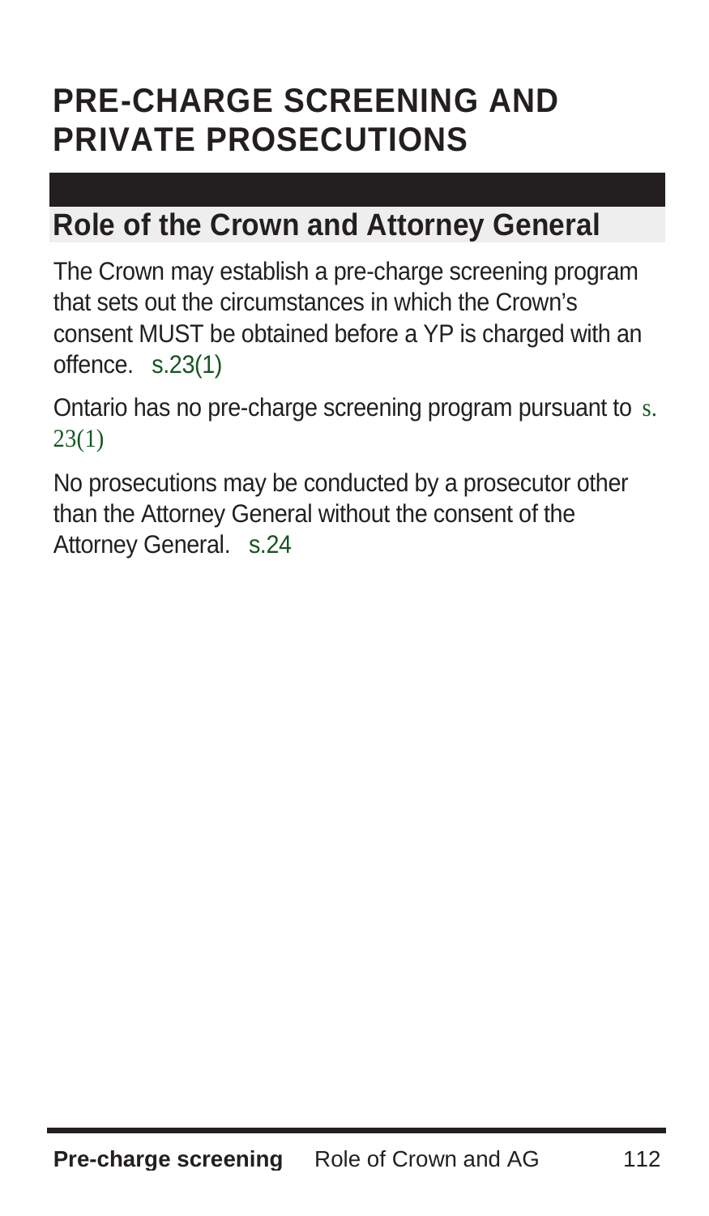# PRE-CHARGE SCREENING AND PRIVATE PROSECUTIONS

## Role of the Crown and Attorney General

The Crown may establish a pre-charge screening program that sets out the circumstances in which the Crown's consent MUST be obtained before a YP is charged with an offence. s.23(1)

Ontario has no pre-charge screening program pursuant to s. 23(1)

No prosecutions may be conducted by a prosecutor other than the Attorney General without the consent of the Attorney General. s.24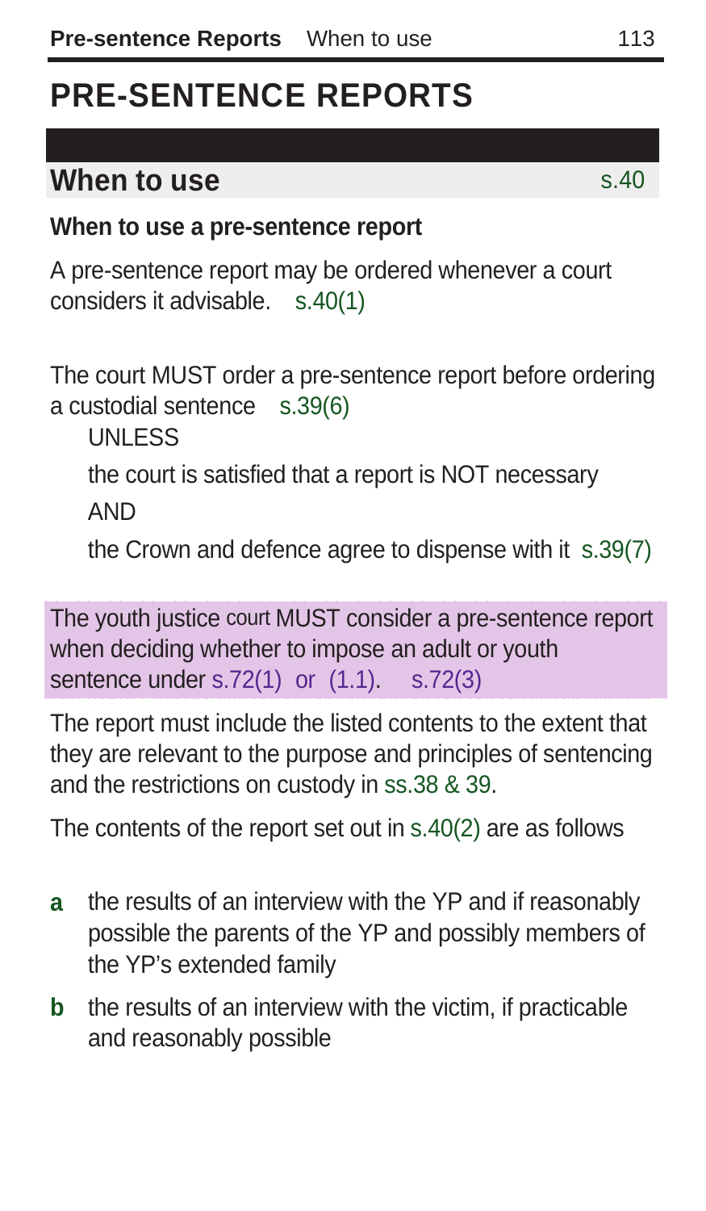# PRE-SENTENCE REPORTS

## When to use s.40

### When to use a pre-sentence report

A pre-sentence report may be ordered whenever a court considers it advisable. s.40(1)

The court MUST order a pre-sentence report before ordering a custodial sentence s.39(6)

UNLESS

the court is satisfied that a report is NOT necessary

AND

the Crown and defence agree to dispense with it s.39(7)

The youth justice court MUST consider a pre-sentence report when deciding whether to impose an adult or youth sentence under s.72(1) or (1.1). s.72(3)

The report must include the listed contents to the extent that they are relevant to the purpose and principles of sentencing and the restrictions on custody in ss.38 & 39.

The contents of the report set out in s.40(2) are as follows

- **a** the results of an interview with the YP and if reasonably possible the parents of the YP and possibly members of the YP's extended family
- **b** the results of an interview with the victim, if practicable and reasonably possible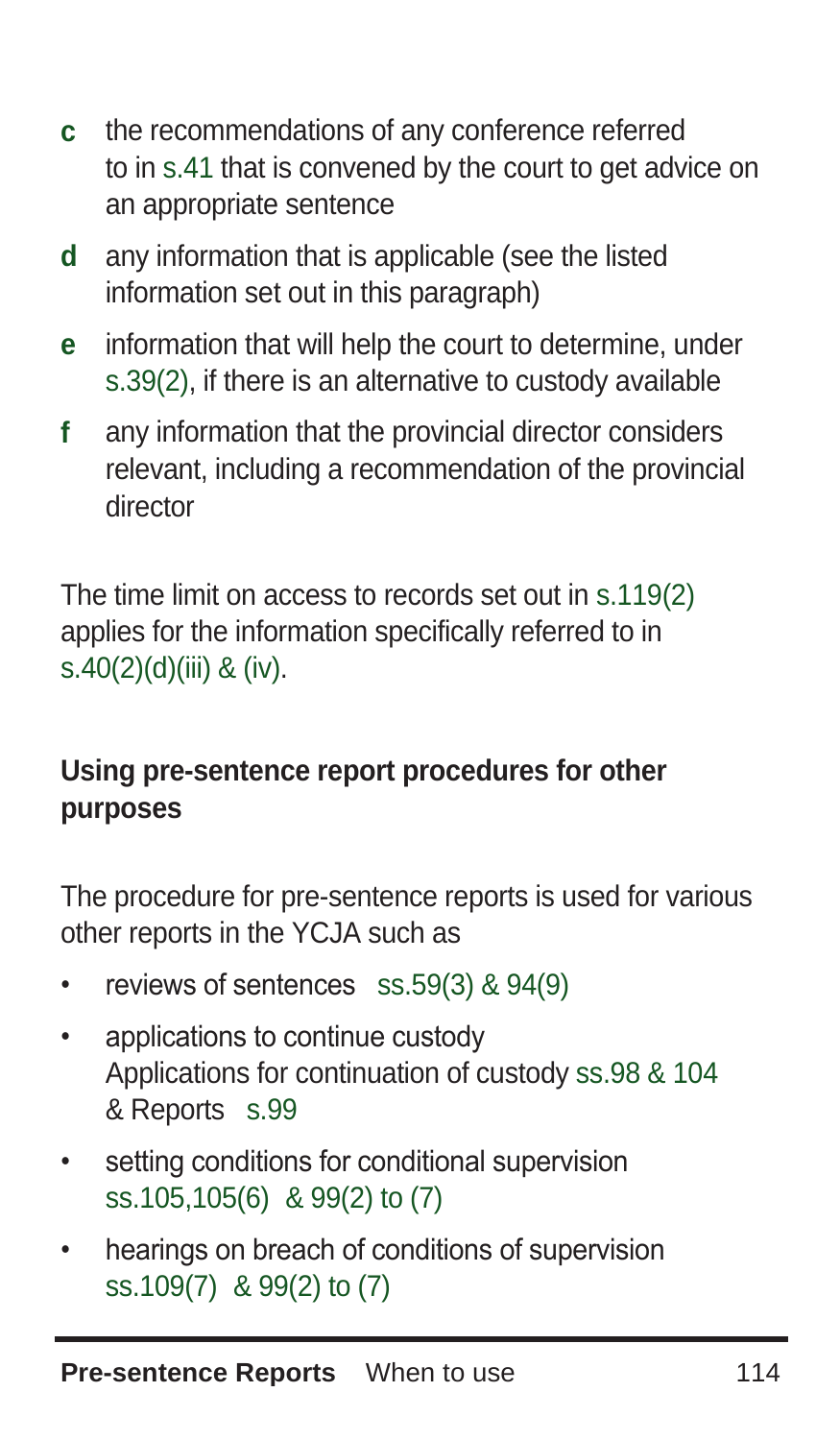**c** the recommendations of any conference referred to in s.41 that is convened by the court to get advice on an appropriate sentence

**d** any information that is applicable (see the listed information set out in this paragraph)

**e** information that will help the court to determine, under s.39(2), if there is an alternative to custody available

**f** any information that the provincial director considers relevant, including a recommendation of the provincial director

The time limit on access to records set out in s.119(2) applies for the information specifically referred to in s.40(2)(d)(iii) & (iv).

## Using pre-sentence report procedures for other purposes

The procedure for pre-sentence reports is used for various other reports in the YCJA such as

- reviews of sentences ss.59(3) & 94(9)
- applications to continue custody
  Applications for continuation of custody ss.98 & 104 & Reports s.99
- setting conditions for conditional supervision
  ss.105,105(6) & 99(2) to (7)
- hearings on breach of conditions of supervision
  ss.109(7) & 99(2) to (7)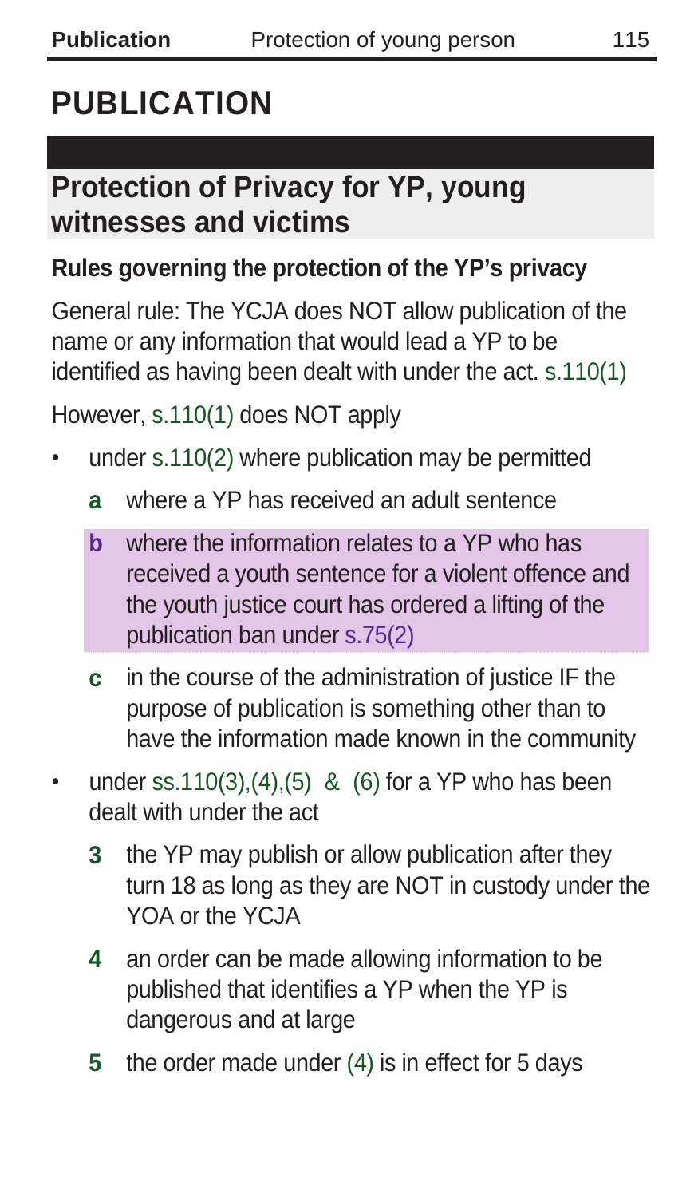# PUBLICATION

## Protection of Privacy for YP, young witnesses and victims

**Rules governing the protection of the YP's privacy**

General rule: The YCJA does NOT allow publication of the name or any information that would lead a YP to be identified as having been dealt with under the act. s.110(1)

However, s.110(1) does NOT apply

- under s.110(2) where publication may be permitted
  - **a** where a YP has received an adult sentence
  - **b** where the information relates to a YP who has received a youth sentence for a violent offence and the youth justice court has ordered a lifting of the publication ban under s.75(2)
  - **c** in the course of the administration of justice IF the purpose of publication is something other than to have the information made known in the community
- under ss.110(3),(4),(5) & (6) for a YP who has been dealt with under the act
  - **3** the YP may publish or allow publication after they turn 18 as long as they are NOT in custody under the YOA or the YCJA
  - **4** an order can be made allowing information to be published that identifies a YP when the YP is dangerous and at large
  - **5** the order made under (4) is in effect for 5 days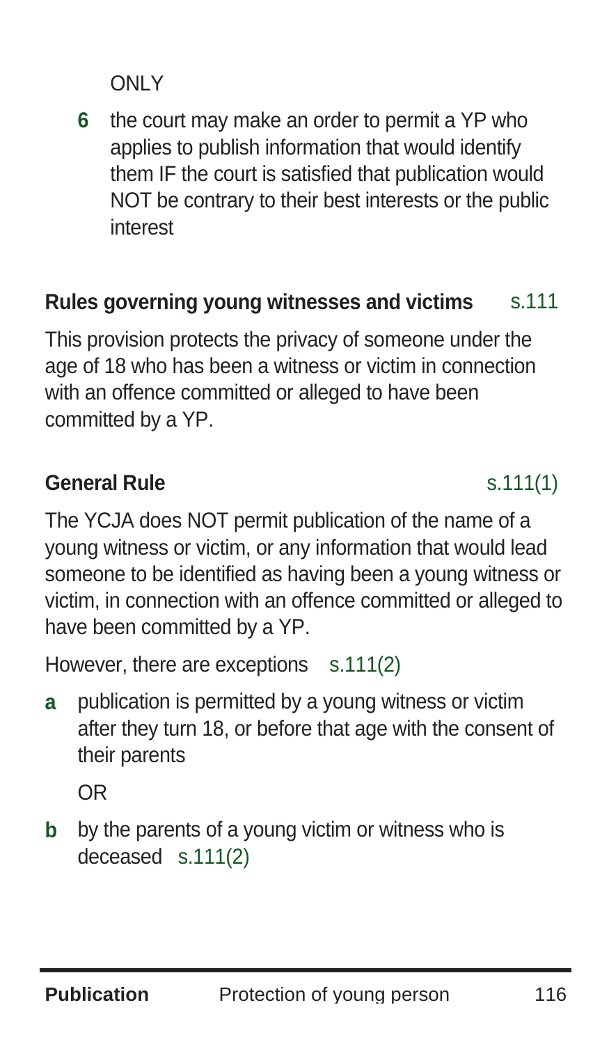ONLY

**6** the court may make an order to permit a YP who applies to publish information that would identify them IF the court is satisfied that publication would NOT be contrary to their best interests or the public interest

### Rules governing young witnesses and victims s.111

This provision protects the privacy of someone under the age of 18 who has been a witness or victim in connection with an offence committed or alleged to have been committed by a YP.

### General Rule s.111(1)

The YCJA does NOT permit publication of the name of a young witness or victim, or any information that would lead someone to be identified as having been a young witness or victim, in connection with an offence committed or alleged to have been committed by a YP.

However, there are exceptions s.111(2)

**a** publication is permitted by a young witness or victim after they turn 18, or before that age with the consent of their parents

OR

**b** by the parents of a young victim or witness who is deceased s.111(2)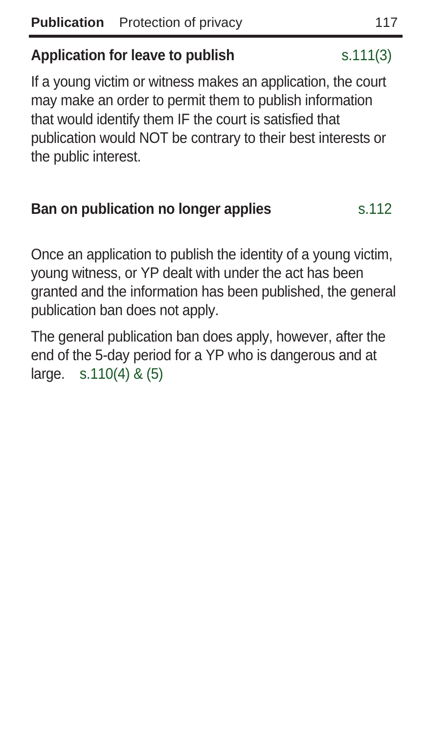### Application for leave to publish s.111(3)

If a young victim or witness makes an application, the court may make an order to permit them to publish information that would identify them IF the court is satisfied that publication would NOT be contrary to their best interests or the public interest.

### Ban on publication no longer applies s.112

Once an application to publish the identity of a young victim, young witness, or YP dealt with under the act has been granted and the information has been published, the general publication ban does not apply.

The general publication ban does apply, however, after the end of the 5-day period for a YP who is dangerous and at large. s.110(4) & (5)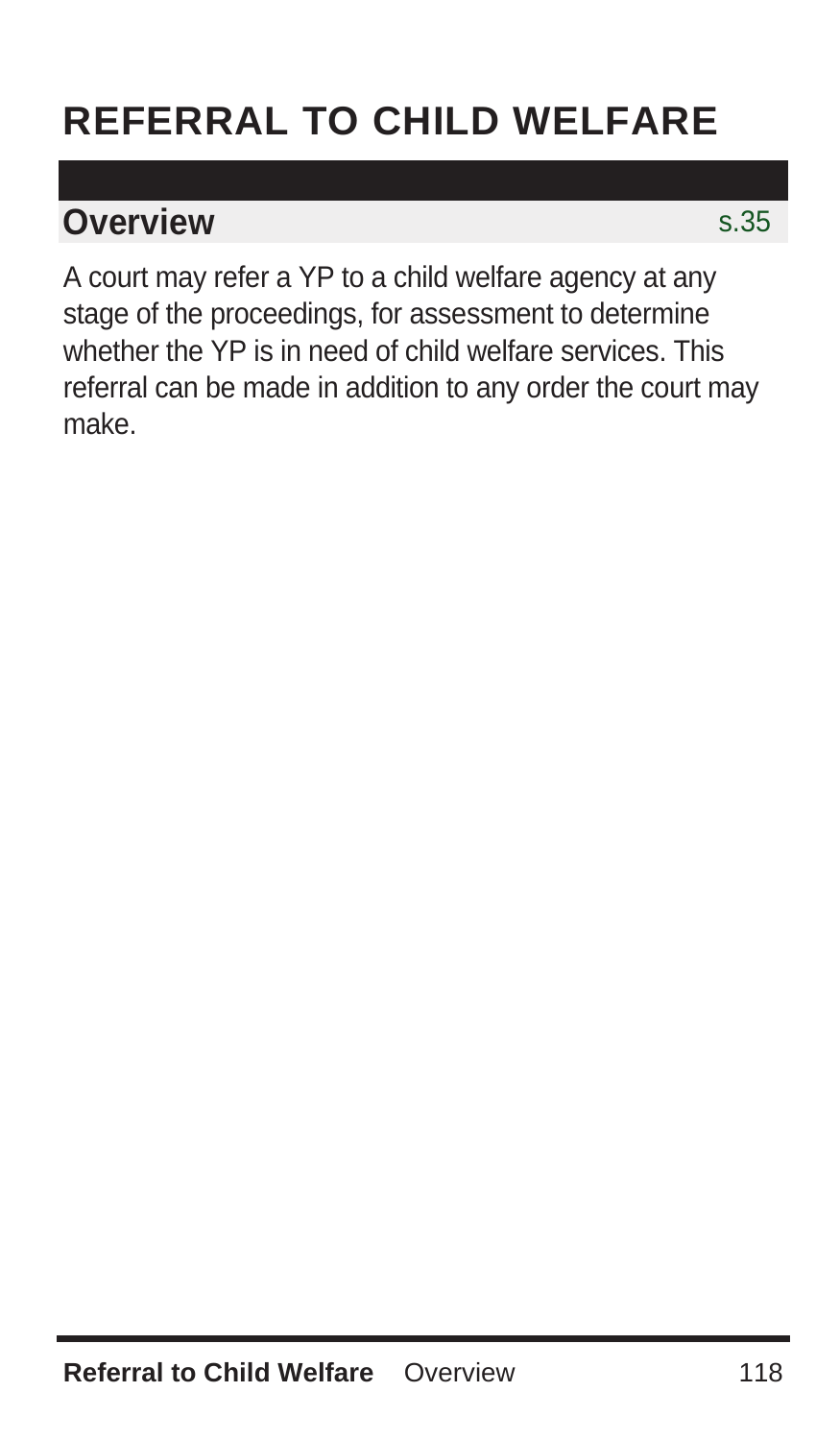# REFERRAL TO CHILD WELFARE

## Overview

s.35

A court may refer a YP to a child welfare agency at any stage of the proceedings, for assessment to determine whether the YP is in need of child welfare services. This referral can be made in addition to any order the court may make.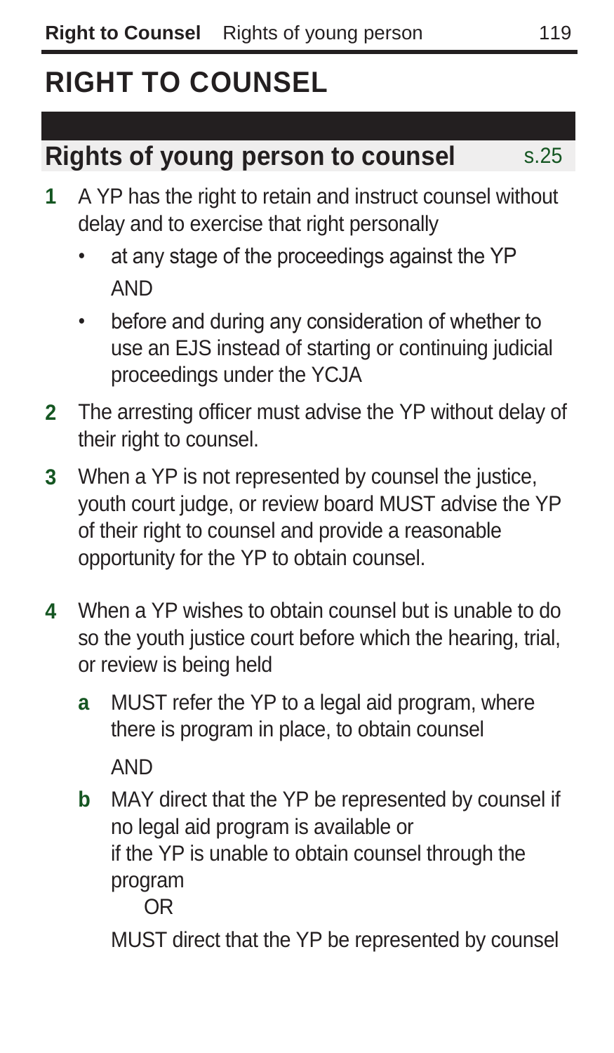# RIGHT TO COUNSEL

## Rights of young person to counsel s.25

**1** A YP has the right to retain and instruct counsel without delay and to exercise that right personally

- at any stage of the proceedings against the YP

  AND

- before and during any consideration of whether to use an EJS instead of starting or continuing judicial proceedings under the YCJA

**2** The arresting officer must advise the YP without delay of their right to counsel.

**3** When a YP is not represented by counsel the justice, youth court judge, or review board MUST advise the YP of their right to counsel and provide a reasonable opportunity for the YP to obtain counsel.

**4** When a YP wishes to obtain counsel but is unable to do so the youth justice court before which the hearing, trial, or review is being held

**a** MUST refer the YP to a legal aid program, where there is program in place, to obtain counsel

AND

**b** MAY direct that the YP be represented by counsel if no legal aid program is available or
if the YP is unable to obtain counsel through the program

OR

MUST direct that the YP be represented by counsel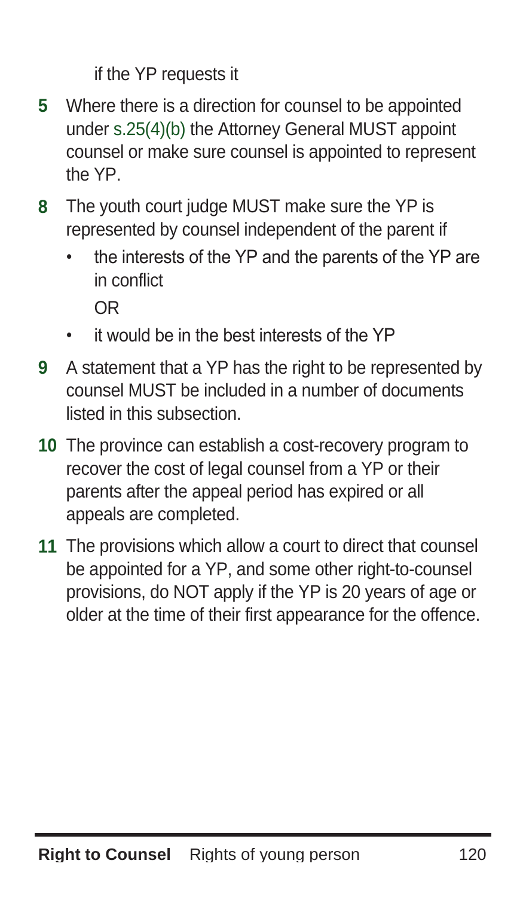if the YP requests it

**5** Where there is a direction for counsel to be appointed under s.25(4)(b) the Attorney General MUST appoint counsel or make sure counsel is appointed to represent the YP.

**8** The youth court judge MUST make sure the YP is represented by counsel independent of the parent if

- the interests of the YP and the parents of the YP are in conflict

  OR

- it would be in the best interests of the YP

**9** A statement that a YP has the right to be represented by counsel MUST be included in a number of documents listed in this subsection.

**10** The province can establish a cost-recovery program to recover the cost of legal counsel from a YP or their parents after the appeal period has expired or all appeals are completed.

**11** The provisions which allow a court to direct that counsel be appointed for a YP, and some other right-to-counsel provisions, do NOT apply if the YP is 20 years of age or older at the time of their first appearance for the offence.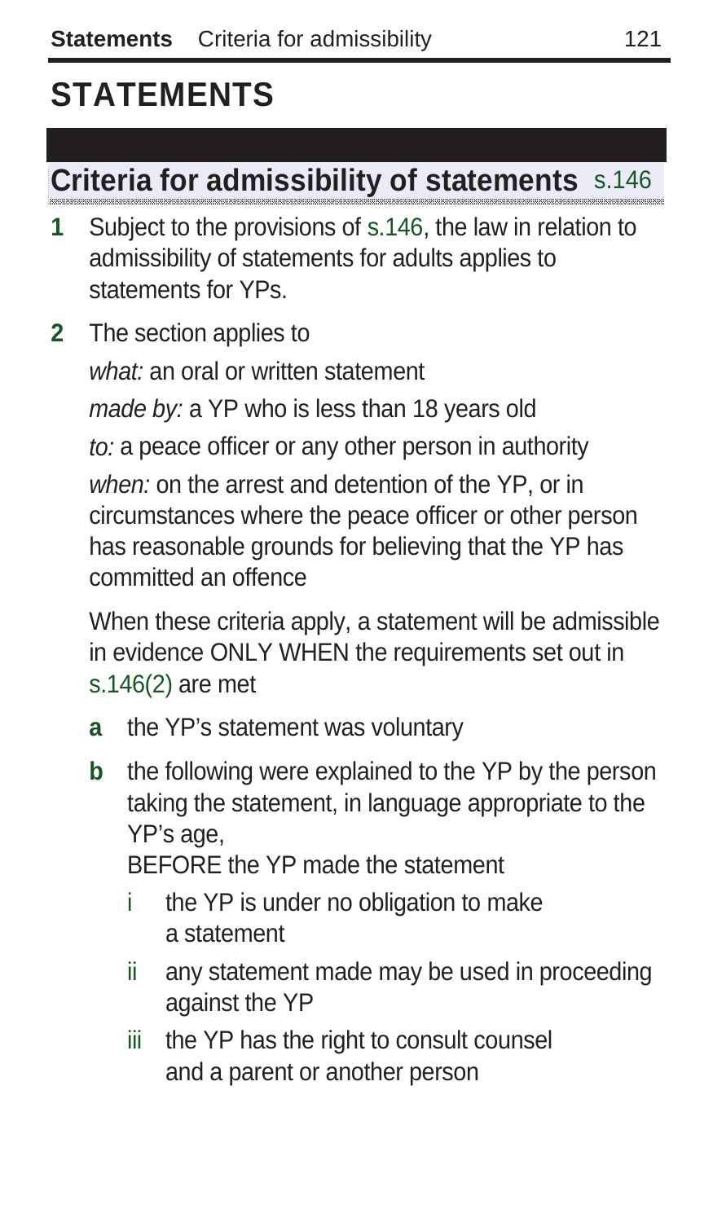# STATEMENTS

## Criteria for admissibility of statements s.146

**1** Subject to the provisions of s.146, the law in relation to admissibility of statements for adults applies to statements for YPs.

**2** The section applies to

*what:* an oral or written statement

*made by:* a YP who is less than 18 years old

*to:* a peace officer or any other person in authority

*when:* on the arrest and detention of the YP, or in circumstances where the peace officer or other person has reasonable grounds for believing that the YP has committed an offence

When these criteria apply, a statement will be admissible in evidence ONLY WHEN the requirements set out in s.146(2) are met

- **a** the YP's statement was voluntary
- **b** the following were explained to the YP by the person taking the statement, in language appropriate to the YP's age,
  BEFORE the YP made the statement
  - i the YP is under no obligation to make a statement
  - ii any statement made may be used in proceeding against the YP
  - iii the YP has the right to consult counsel and a parent or another person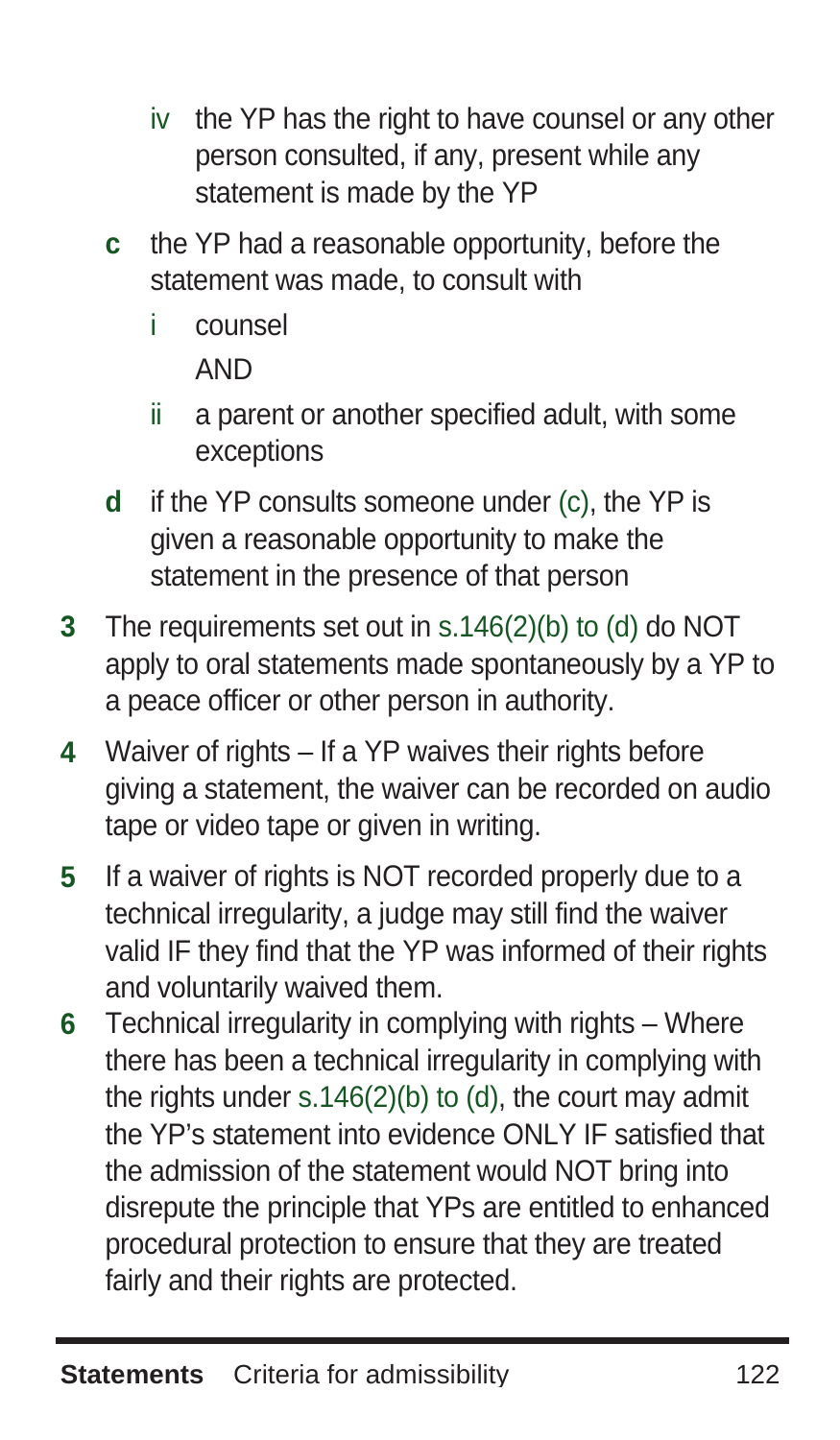- iv the YP has the right to have counsel or any other person consulted, if any, present while any statement is made by the YP
- **c** the YP had a reasonable opportunity, before the statement was made, to consult with
  - i counsel

    AND
  - ii a parent or another specified adult, with some exceptions
- **d** if the YP consults someone under (c), the YP is given a reasonable opportunity to make the statement in the presence of that person

**3** The requirements set out in s.146(2)(b) to (d) do NOT apply to oral statements made spontaneously by a YP to a peace officer or other person in authority.

**4** Waiver of rights – If a YP waives their rights before giving a statement, the waiver can be recorded on audio tape or video tape or given in writing.

**5** If a waiver of rights is NOT recorded properly due to a technical irregularity, a judge may still find the waiver valid IF they find that the YP was informed of their rights and voluntarily waived them.

**6** Technical irregularity in complying with rights – Where there has been a technical irregularity in complying with the rights under s.146(2)(b) to (d), the court may admit the YP's statement into evidence ONLY IF satisfied that the admission of the statement would NOT bring into disrepute the principle that YPs are entitled to enhanced procedural protection to ensure that they are treated fairly and their rights are protected.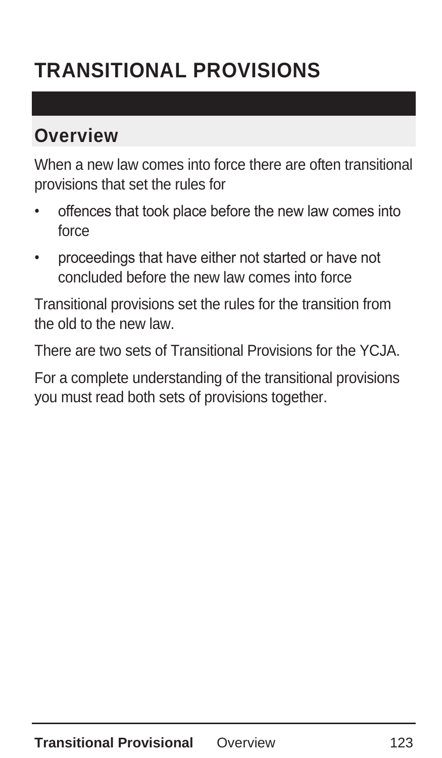# TRANSITIONAL PROVISIONS

## Overview

When a new law comes into force there are often transitional provisions that set the rules for

- offences that took place before the new law comes into force
- proceedings that have either not started or have not concluded before the new law comes into force

Transitional provisions set the rules for the transition from the old to the new law.

There are two sets of Transitional Provisions for the YCJA.

For a complete understanding of the transitional provisions you must read both sets of provisions together.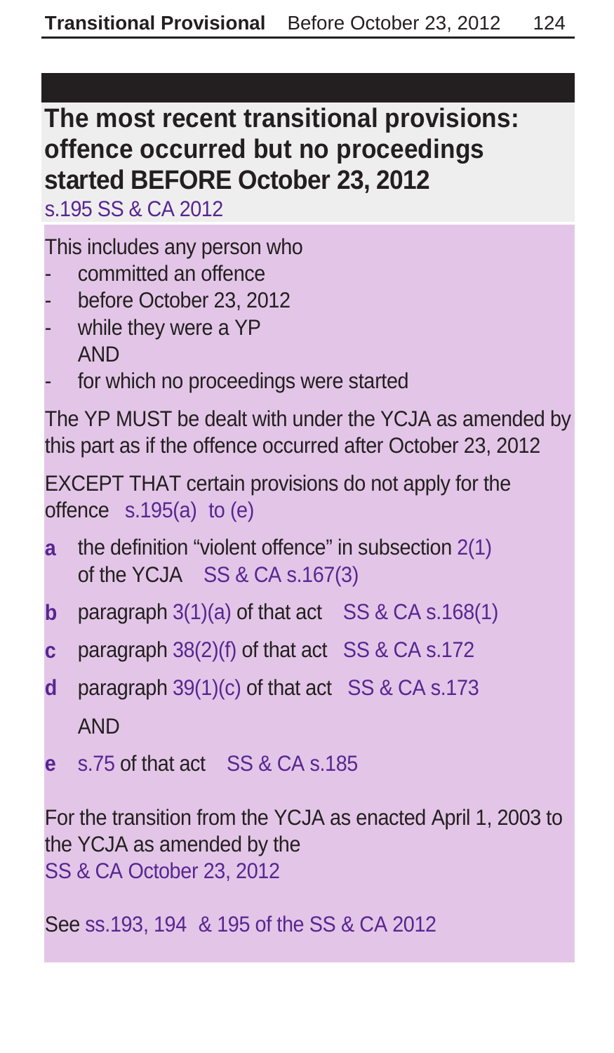## The most recent transitional provisions: offence occurred but no proceedings started BEFORE October 23, 2012

s.195 SS & CA 2012

This includes any person who

- committed an offence
- before October 23, 2012
- while they were a YP
  AND
- for which no proceedings were started

The YP MUST be dealt with under the YCJA as amended by this part as if the offence occurred after October 23, 2012

EXCEPT THAT certain provisions do not apply for the offence s.195(a) to (e)

- **a** the definition "violent offence" in subsection 2(1) of the YCJA SS & CA s.167(3)
- **b** paragraph 3(1)(a) of that act SS & CA s.168(1)
- **c** paragraph 38(2)(f) of that act SS & CA s.172
- **d** paragraph 39(1)(c) of that act SS & CA s.173
  AND
- **e** s.75 of that act SS & CA s.185

For the transition from the YCJA as enacted April 1, 2003 to the YCJA as amended by the SS & CA October 23, 2012

See ss.193, 194 & 195 of the SS & CA 2012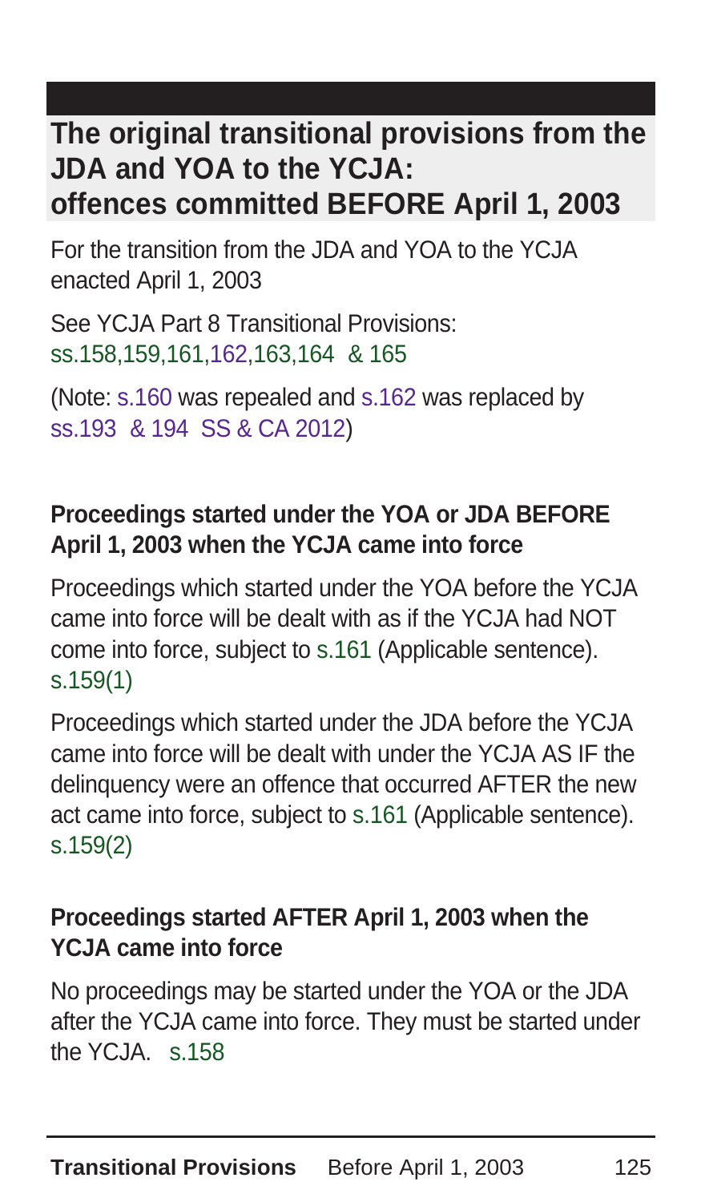## The original transitional provisions from the JDA and YOA to the YCJA: offences committed BEFORE April 1, 2003

For the transition from the JDA and YOA to the YCJA enacted April 1, 2003

See YCJA Part 8 Transitional Provisions: ss.158,159,161,162,163,164 & 165

(Note: s.160 was repealed and s.162 was replaced by ss.193 & 194 SS & CA 2012)

### Proceedings started under the YOA or JDA BEFORE April 1, 2003 when the YCJA came into force

Proceedings which started under the YOA before the YCJA came into force will be dealt with as if the YCJA had NOT come into force, subject to s.161 (Applicable sentence). s.159(1)

Proceedings which started under the JDA before the YCJA came into force will be dealt with under the YCJA AS IF the delinquency were an offence that occurred AFTER the new act came into force, subject to s.161 (Applicable sentence). s.159(2)

### Proceedings started AFTER April 1, 2003 when the YCJA came into force

No proceedings may be started under the YOA or the JDA after the YCJA came into force. They must be started under the YCJA. s.158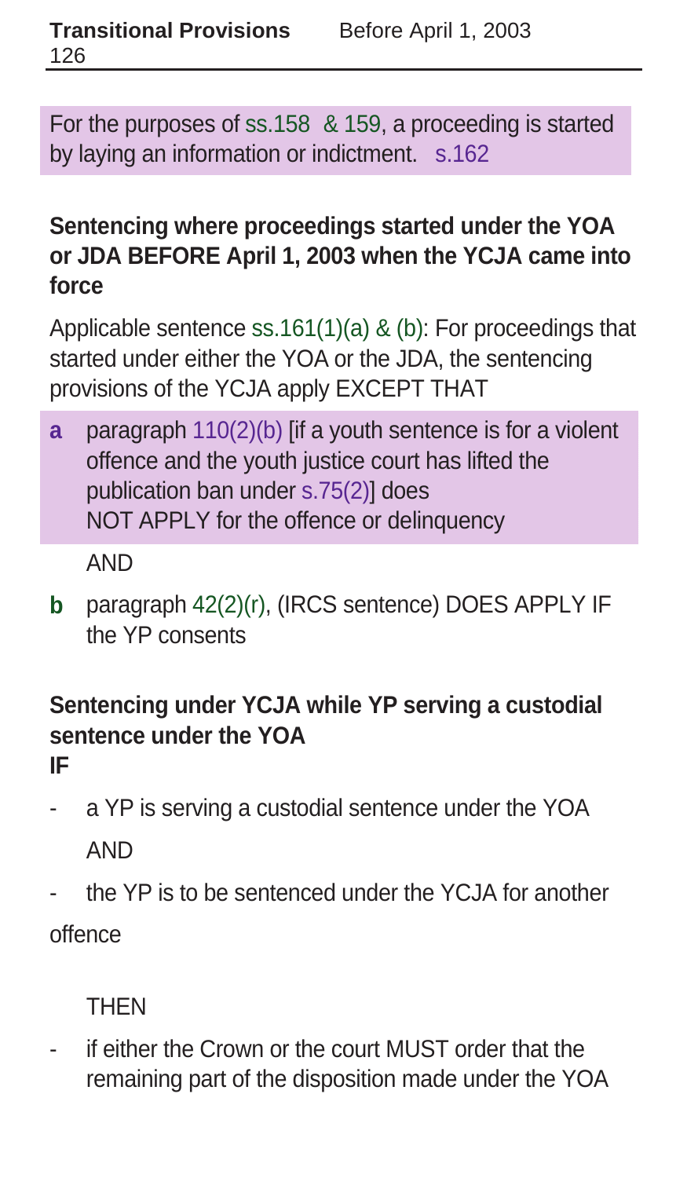For the purposes of ss.158 & 159, a proceeding is started by laying an information or indictment. s.162

**Sentencing where proceedings started under the YOA or JDA BEFORE April 1, 2003 when the YCJA came into force**

Applicable sentence ss.161(1)(a) & (b): For proceedings that started under either the YOA or the JDA, the sentencing provisions of the YCJA apply EXCEPT THAT

**a** paragraph 110(2)(b) [if a youth sentence is for a violent offence and the youth justice court has lifted the publication ban under s.75(2)] does NOT APPLY for the offence or delinquency

AND

**b** paragraph 42(2)(r), (IRCS sentence) DOES APPLY IF the YP consents

**Sentencing under YCJA while YP serving a custodial sentence under the YOA**
**IF**

- a YP is serving a custodial sentence under the YOA

  AND

- the YP is to be sentenced under the YCJA for another offence

THEN

- if either the Crown or the court MUST order that the remaining part of the disposition made under the YOA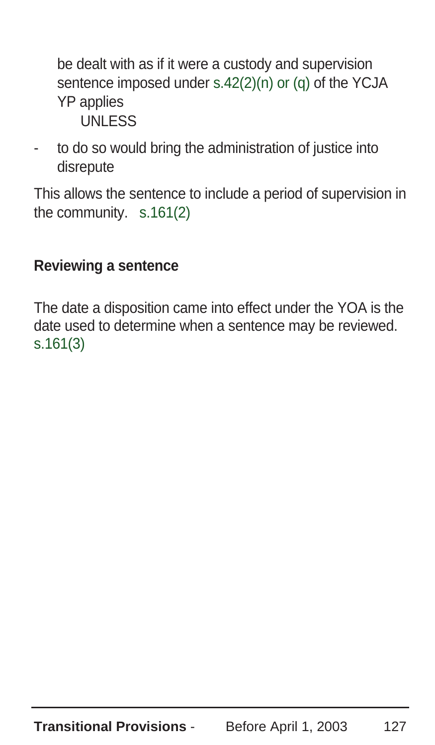be dealt with as if it were a custody and supervision sentence imposed under s.42(2)(n) or (q) of the YCJA
YP applies
UNLESS

- to do so would bring the administration of justice into disrepute

This allows the sentence to include a period of supervision in the community. s.161(2)

**Reviewing a sentence**

The date a disposition came into effect under the YOA is the date used to determine when a sentence may be reviewed. s.161(3)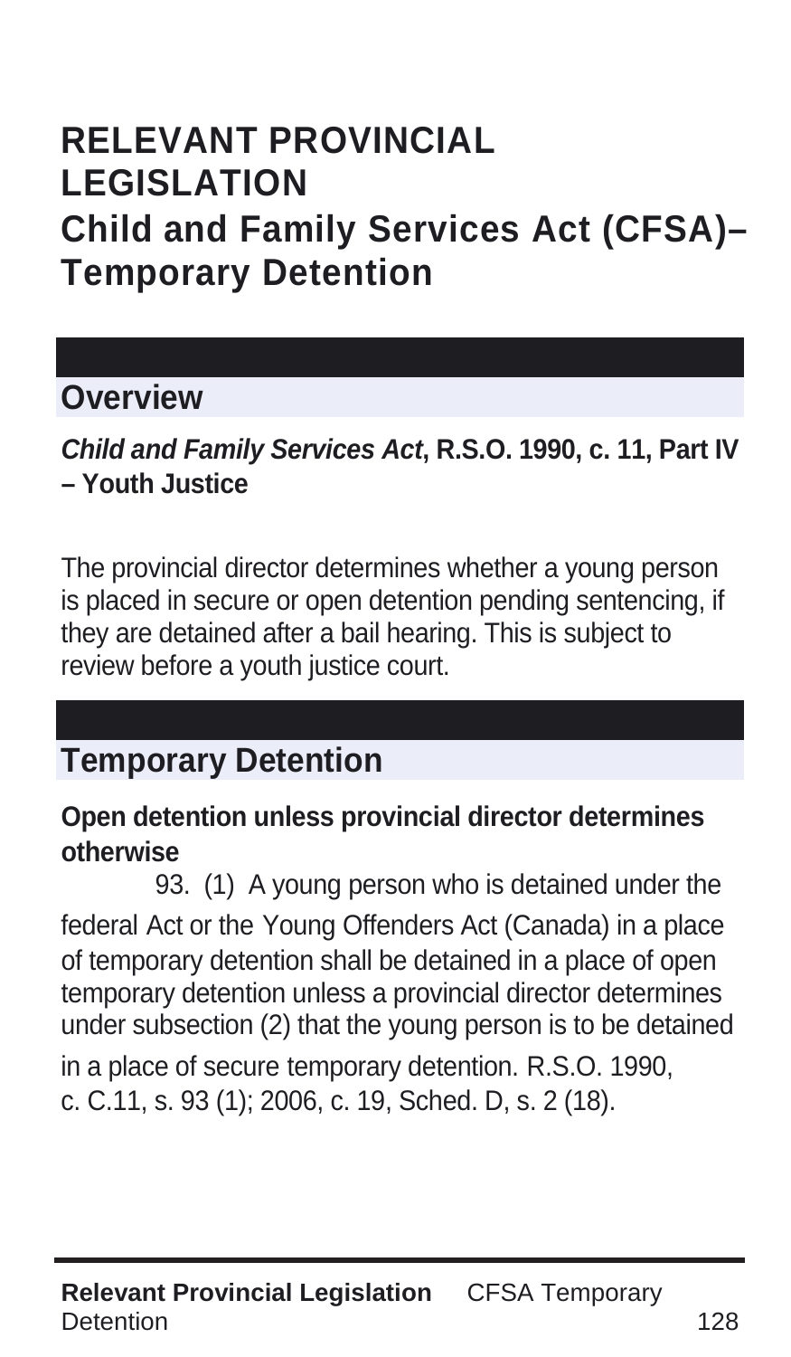# RELEVANT PROVINCIAL LEGISLATION

# Child and Family Services Act (CFSA)– Temporary Detention

## Overview

***Child and Family Services Act*, R.S.O. 1990, c. 11, Part IV – Youth Justice**

The provincial director determines whether a young person is placed in secure or open detention pending sentencing, if they are detained after a bail hearing. This is subject to review before a youth justice court.

## Temporary Detention

**Open detention unless provincial director determines otherwise**

93. (1) A young person who is detained under the federal Act or the Young Offenders Act (Canada) in a place of temporary detention shall be detained in a place of open temporary detention unless a provincial director determines under subsection (2) that the young person is to be detained in a place of secure temporary detention. R.S.O. 1990, c. C.11, s. 93 (1); 2006, c. 19, Sched. D, s. 2 (18).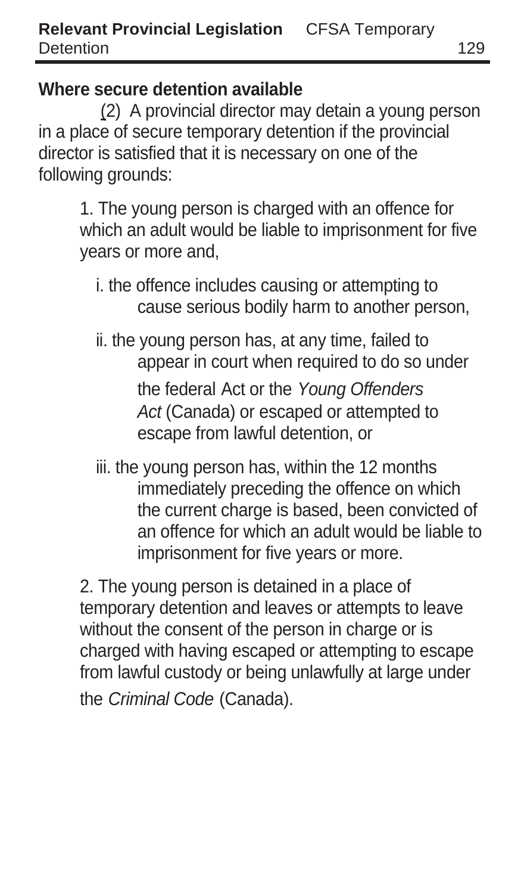**Where secure detention available**

(2) A provincial director may detain a young person in a place of secure temporary detention if the provincial director is satisfied that it is necessary on one of the following grounds:

1. The young person is charged with an offence for which an adult would be liable to imprisonment for five years or more and,

   i. the offence includes causing or attempting to cause serious bodily harm to another person,

   ii. the young person has, at any time, failed to appear in court when required to do so under the federal Act or the *Young Offenders Act* (Canada) or escaped or attempted to escape from lawful detention, or

   iii. the young person has, within the 12 months immediately preceding the offence on which the current charge is based, been convicted of an offence for which an adult would be liable to imprisonment for five years or more.

2. The young person is detained in a place of temporary detention and leaves or attempts to leave without the consent of the person in charge or is charged with having escaped or attempting to escape from lawful custody or being unlawfully at large under the *Criminal Code* (Canada).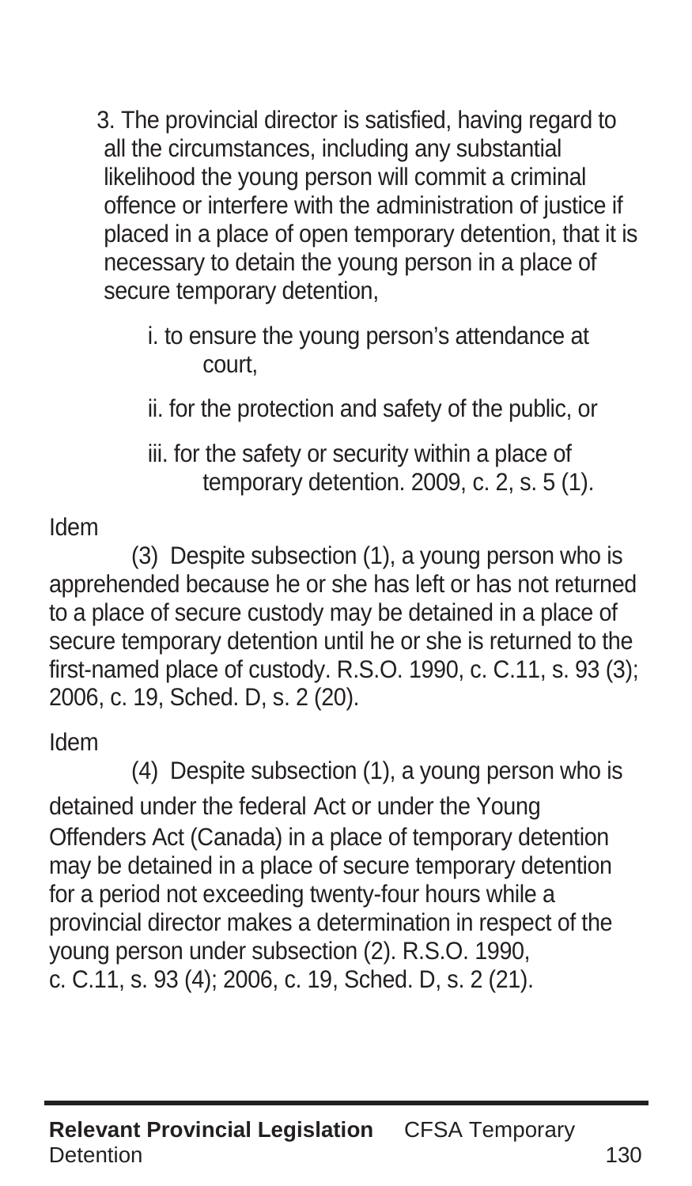3. The provincial director is satisfied, having regard to all the circumstances, including any substantial likelihood the young person will commit a criminal offence or interfere with the administration of justice if placed in a place of open temporary detention, that it is necessary to detain the young person in a place of secure temporary detention,

   i. to ensure the young person's attendance at court,

   ii. for the protection and safety of the public, or

   iii. for the safety or security within a place of temporary detention. 2009, c. 2, s. 5 (1).

Idem

(3) Despite subsection (1), a young person who is apprehended because he or she has left or has not returned to a place of secure custody may be detained in a place of secure temporary detention until he or she is returned to the first-named place of custody. R.S.O. 1990, c. C.11, s. 93 (3); 2006, c. 19, Sched. D, s. 2 (20).

Idem

(4) Despite subsection (1), a young person who is detained under the federal Act or under the Young Offenders Act (Canada) in a place of temporary detention may be detained in a place of secure temporary detention for a period not exceeding twenty-four hours while a provincial director makes a determination in respect of the young person under subsection (2). R.S.O. 1990, c. C.11, s. 93 (4); 2006, c. 19, Sched. D, s. 2 (21).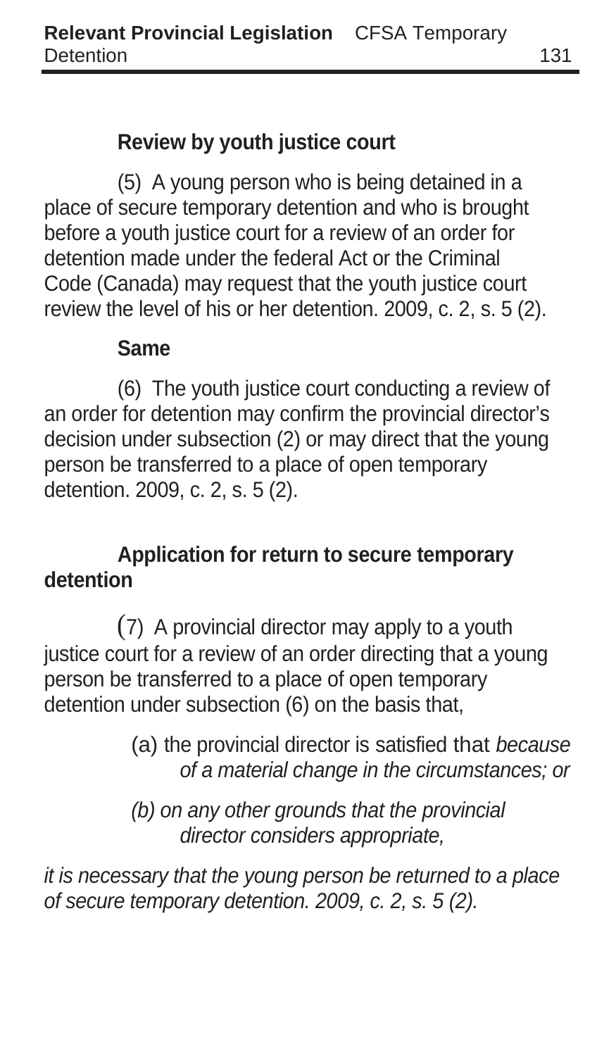**Review by youth justice court**

(5) A young person who is being detained in a place of secure temporary detention and who is brought before a youth justice court for a review of an order for detention made under the federal Act or the Criminal Code (Canada) may request that the youth justice court review the level of his or her detention. 2009, c. 2, s. 5 (2).

**Same**

(6) The youth justice court conducting a review of an order for detention may confirm the provincial director's decision under subsection (2) or may direct that the young person be transferred to a place of open temporary detention. 2009, c. 2, s. 5 (2).

**Application for return to secure temporary detention**

(7) A provincial director may apply to a youth justice court for a review of an order directing that a young person be transferred to a place of open temporary detention under subsection (6) on the basis that,

> (a) the provincial director is satisfied that *because of a material change in the circumstances; or*
>
> *(b) on any other grounds that the provincial director considers appropriate,*

*it is necessary that the young person be returned to a place of secure temporary detention. 2009, c. 2, s. 5 (2).*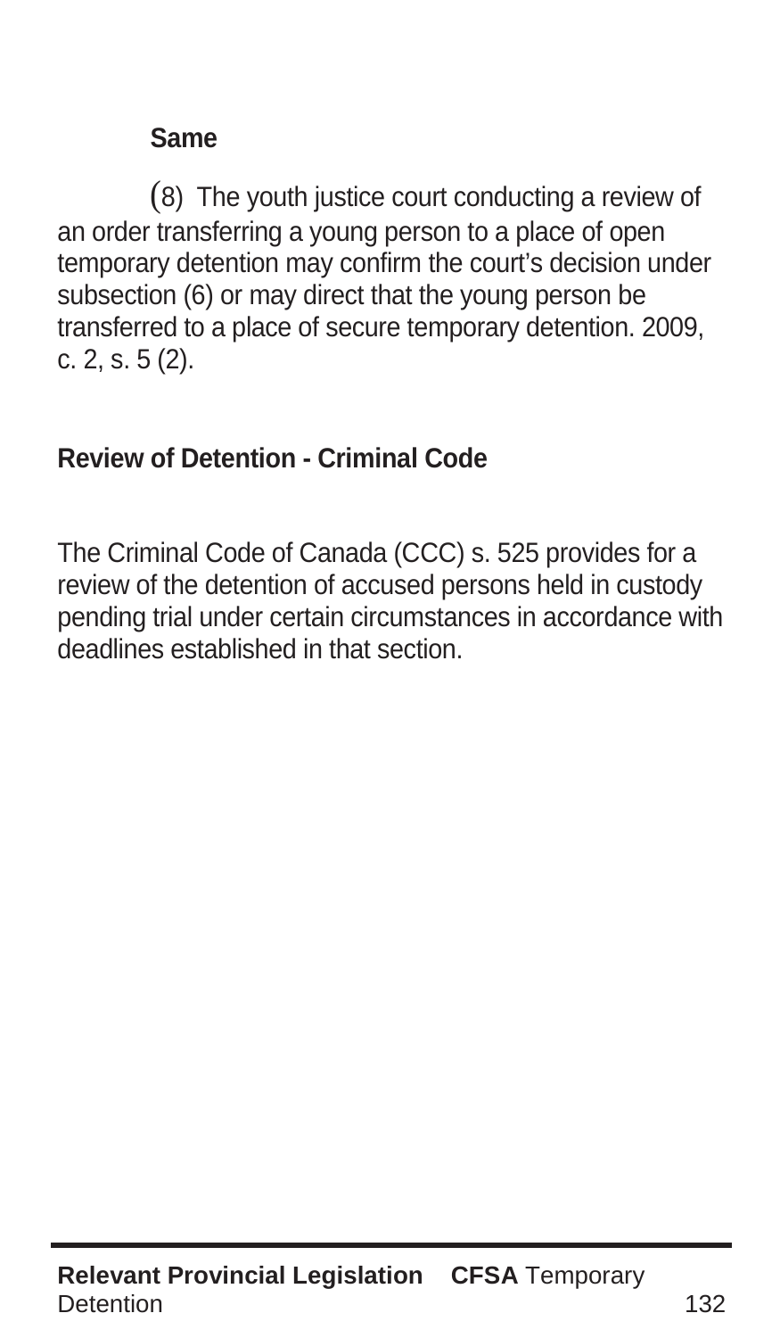**Same**

(8) The youth justice court conducting a review of an order transferring a young person to a place of open temporary detention may confirm the court's decision under subsection (6) or may direct that the young person be transferred to a place of secure temporary detention. 2009, c. 2, s. 5 (2).

## Review of Detention - Criminal Code

The Criminal Code of Canada (CCC) s. 525 provides for a review of the detention of accused persons held in custody pending trial under certain circumstances in accordance with deadlines established in that section.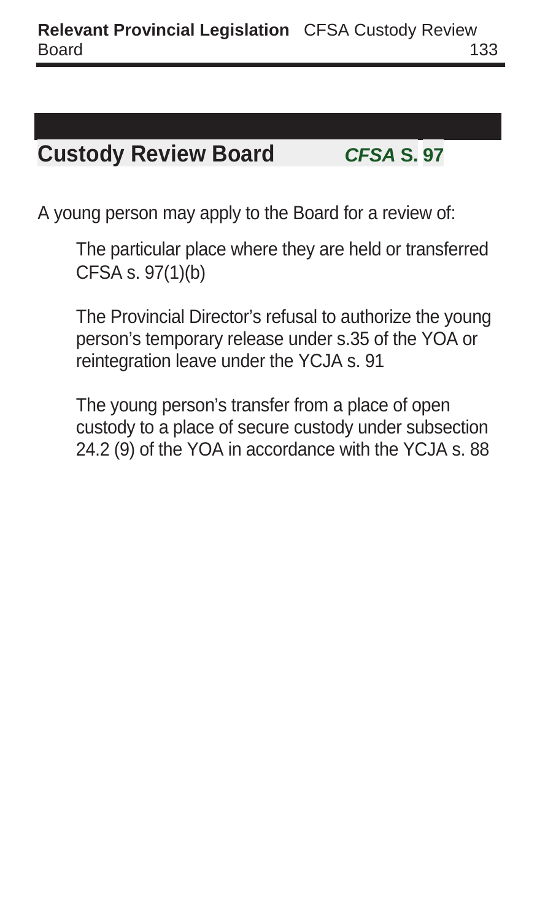## Custody Review Board *CFSA* S. 97

A young person may apply to the Board for a review of:

> The particular place where they are held or transferred CFSA s. 97(1)(b)
>
> The Provincial Director's refusal to authorize the young person's temporary release under s.35 of the YOA or reintegration leave under the YCJA s. 91
>
> The young person's transfer from a place of open custody to a place of secure custody under subsection 24.2 (9) of the YOA in accordance with the YCJA s. 88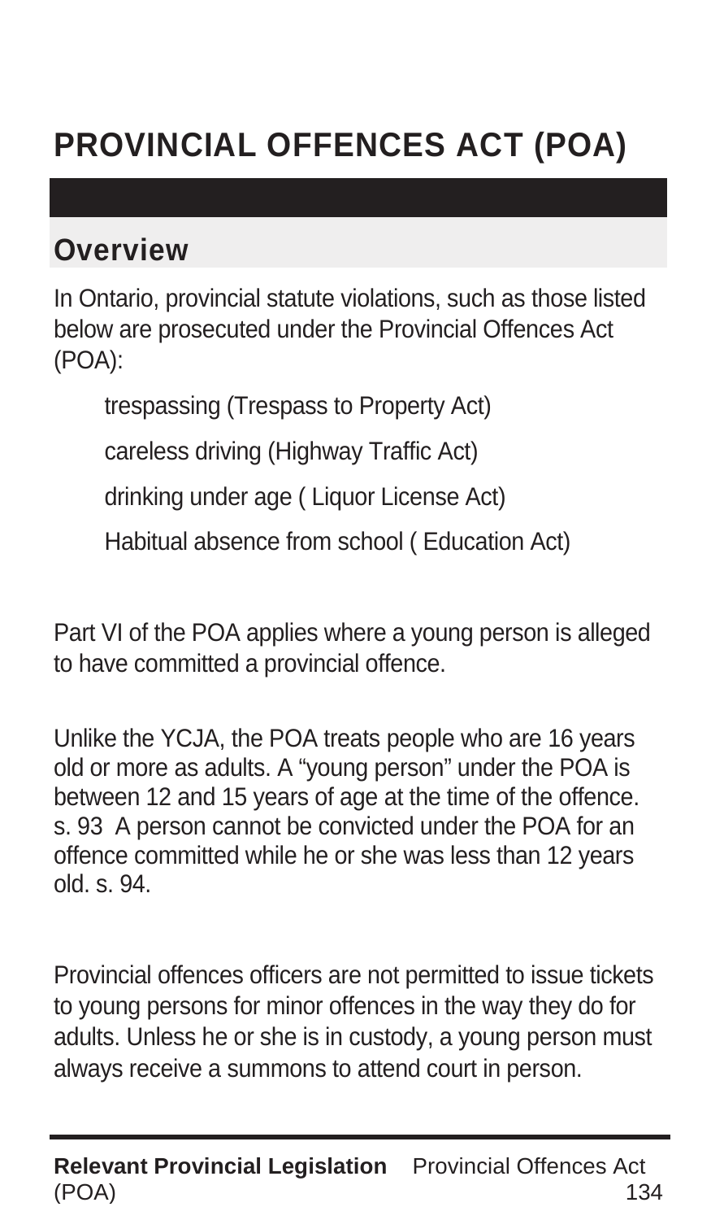# PROVINCIAL OFFENCES ACT (POA)

## Overview

In Ontario, provincial statute violations, such as those listed below are prosecuted under the Provincial Offences Act (POA):

- trespassing (Trespass to Property Act)
- careless driving (Highway Traffic Act)
- drinking under age ( Liquor License Act)
- Habitual absence from school ( Education Act)

Part VI of the POA applies where a young person is alleged to have committed a provincial offence.

Unlike the YCJA, the POA treats people who are 16 years old or more as adults. A "young person" under the POA is between 12 and 15 years of age at the time of the offence. s. 93 A person cannot be convicted under the POA for an offence committed while he or she was less than 12 years old. s. 94.

Provincial offences officers are not permitted to issue tickets to young persons for minor offences in the way they do for adults. Unless he or she is in custody, a young person must always receive a summons to attend court in person.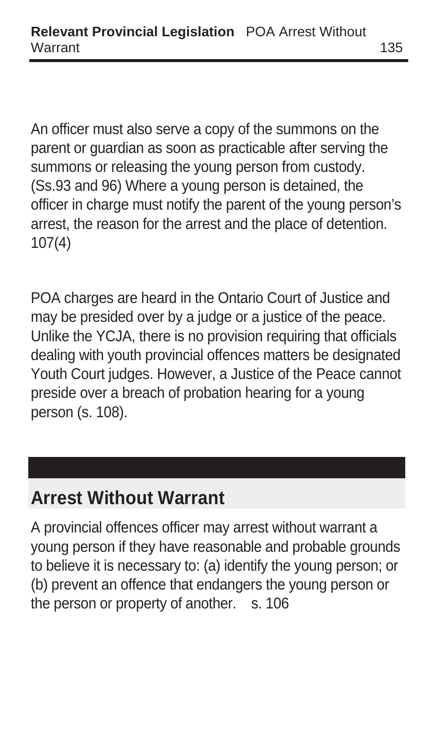An officer must also serve a copy of the summons on the parent or guardian as soon as practicable after serving the summons or releasing the young person from custody. (Ss.93 and 96) Where a young person is detained, the officer in charge must notify the parent of the young person's arrest, the reason for the arrest and the place of detention. 107(4)

POA charges are heard in the Ontario Court of Justice and may be presided over by a judge or a justice of the peace. Unlike the YCJA, there is no provision requiring that officials dealing with youth provincial offences matters be designated Youth Court judges. However, a Justice of the Peace cannot preside over a breach of probation hearing for a young person (s. 108).

## Arrest Without Warrant

A provincial offences officer may arrest without warrant a young person if they have reasonable and probable grounds to believe it is necessary to: (a) identify the young person; or (b) prevent an offence that endangers the young person or the person or property of another. s. 106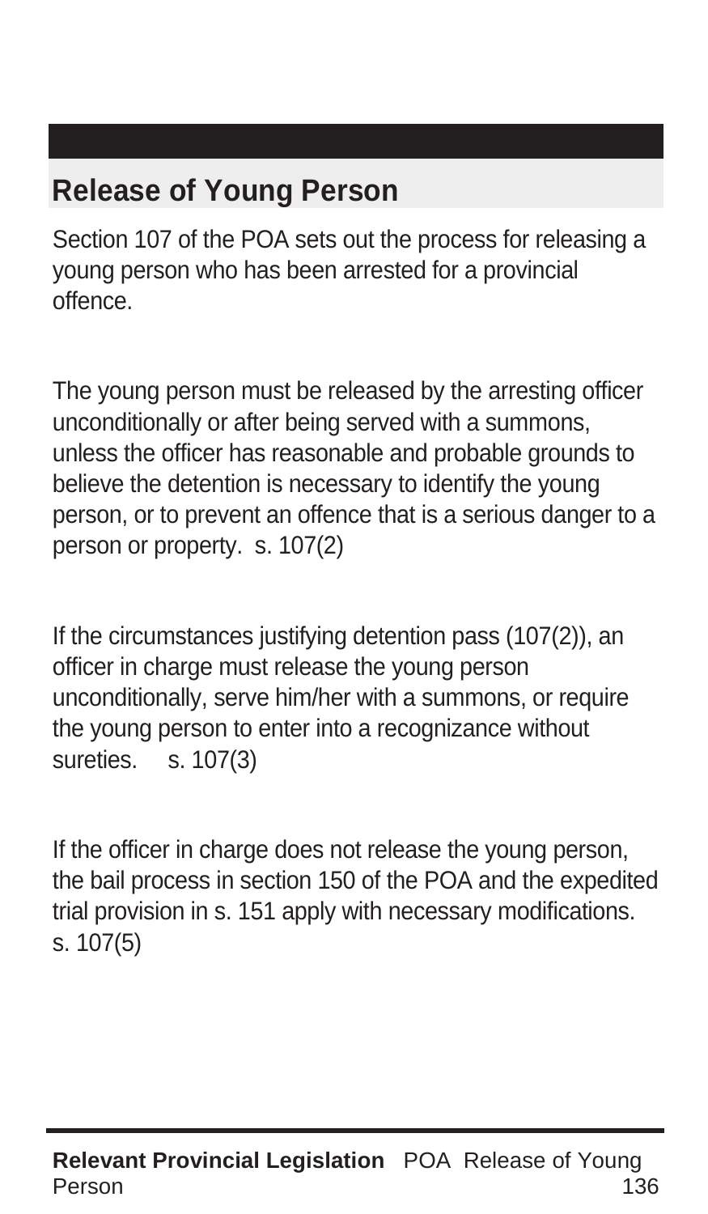## Release of Young Person

Section 107 of the POA sets out the process for releasing a young person who has been arrested for a provincial offence.

The young person must be released by the arresting officer unconditionally or after being served with a summons, unless the officer has reasonable and probable grounds to believe the detention is necessary to identify the young person, or to prevent an offence that is a serious danger to a person or property. s. 107(2)

If the circumstances justifying detention pass (107(2)), an officer in charge must release the young person unconditionally, serve him/her with a summons, or require the young person to enter into a recognizance without sureties. s. 107(3)

If the officer in charge does not release the young person, the bail process in section 150 of the POA and the expedited trial provision in s. 151 apply with necessary modifications. s. 107(5)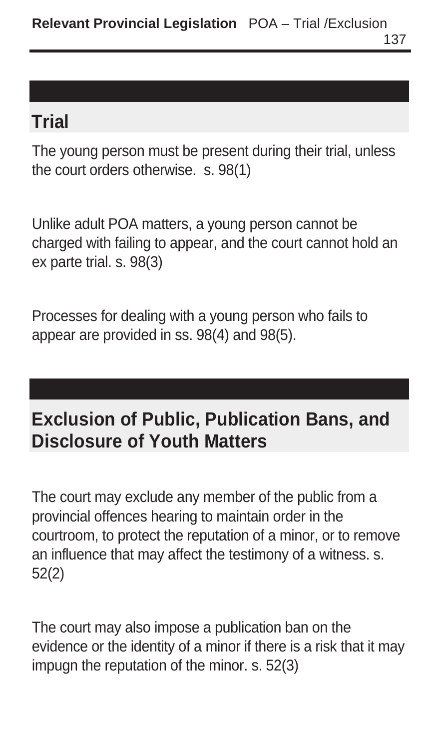## Trial

The young person must be present during their trial, unless the court orders otherwise. s. 98(1)

Unlike adult POA matters, a young person cannot be charged with failing to appear, and the court cannot hold an ex parte trial. s. 98(3)

Processes for dealing with a young person who fails to appear are provided in ss. 98(4) and 98(5).

## Exclusion of Public, Publication Bans, and Disclosure of Youth Matters

The court may exclude any member of the public from a provincial offences hearing to maintain order in the courtroom, to protect the reputation of a minor, or to remove an influence that may affect the testimony of a witness. s. 52(2)

The court may also impose a publication ban on the evidence or the identity of a minor if there is a risk that it may impugn the reputation of the minor. s. 52(3)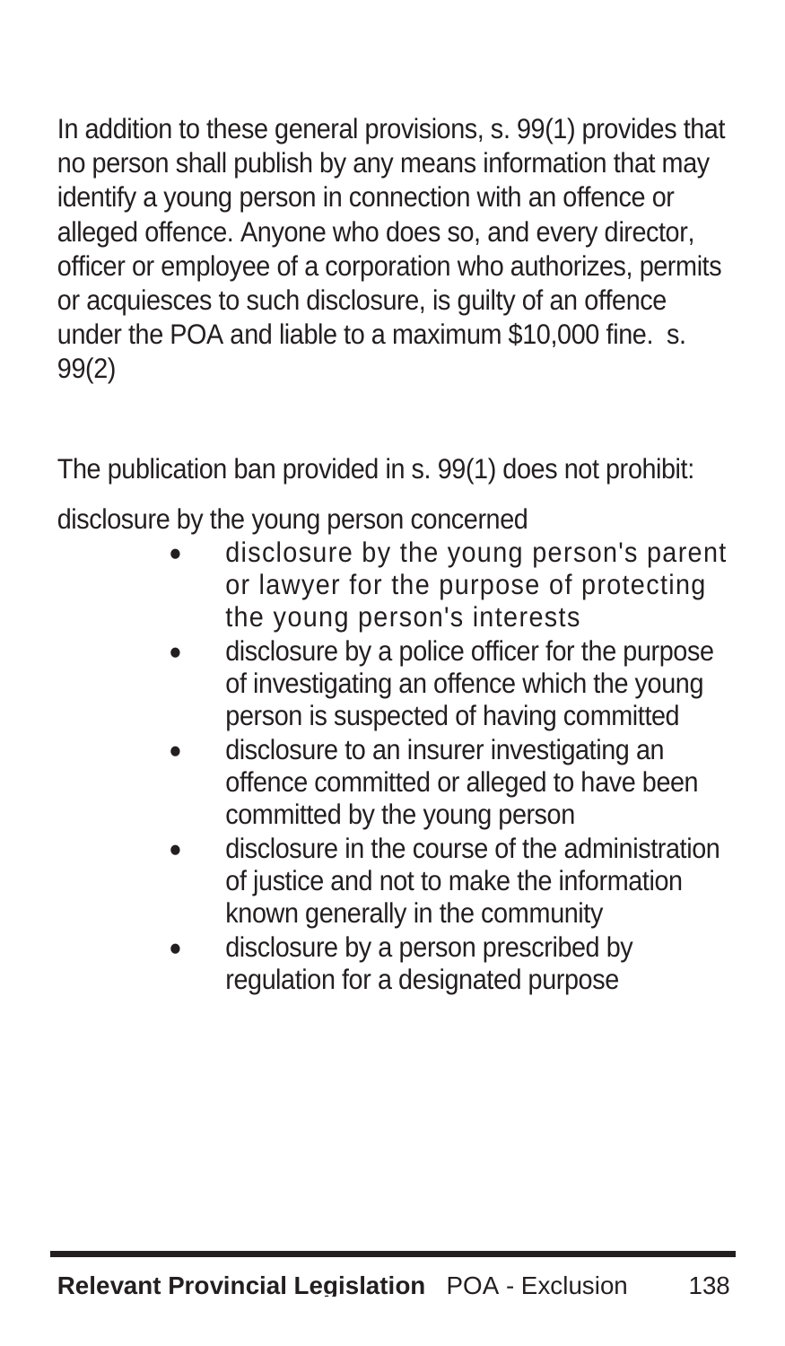In addition to these general provisions, s. 99(1) provides that no person shall publish by any means information that may identify a young person in connection with an offence or alleged offence. Anyone who does so, and every director, officer or employee of a corporation who authorizes, permits or acquiesces to such disclosure, is guilty of an offence under the POA and liable to a maximum $10,000 fine. s. 99(2)

The publication ban provided in s. 99(1) does not prohibit:

disclosure by the young person concerned

- disclosure by the young person's parent or lawyer for the purpose of protecting the young person's interests
- disclosure by a police officer for the purpose of investigating an offence which the young person is suspected of having committed
- disclosure to an insurer investigating an offence committed or alleged to have been committed by the young person
- disclosure in the course of the administration of justice and not to make the information known generally in the community
- disclosure by a person prescribed by regulation for a designated purpose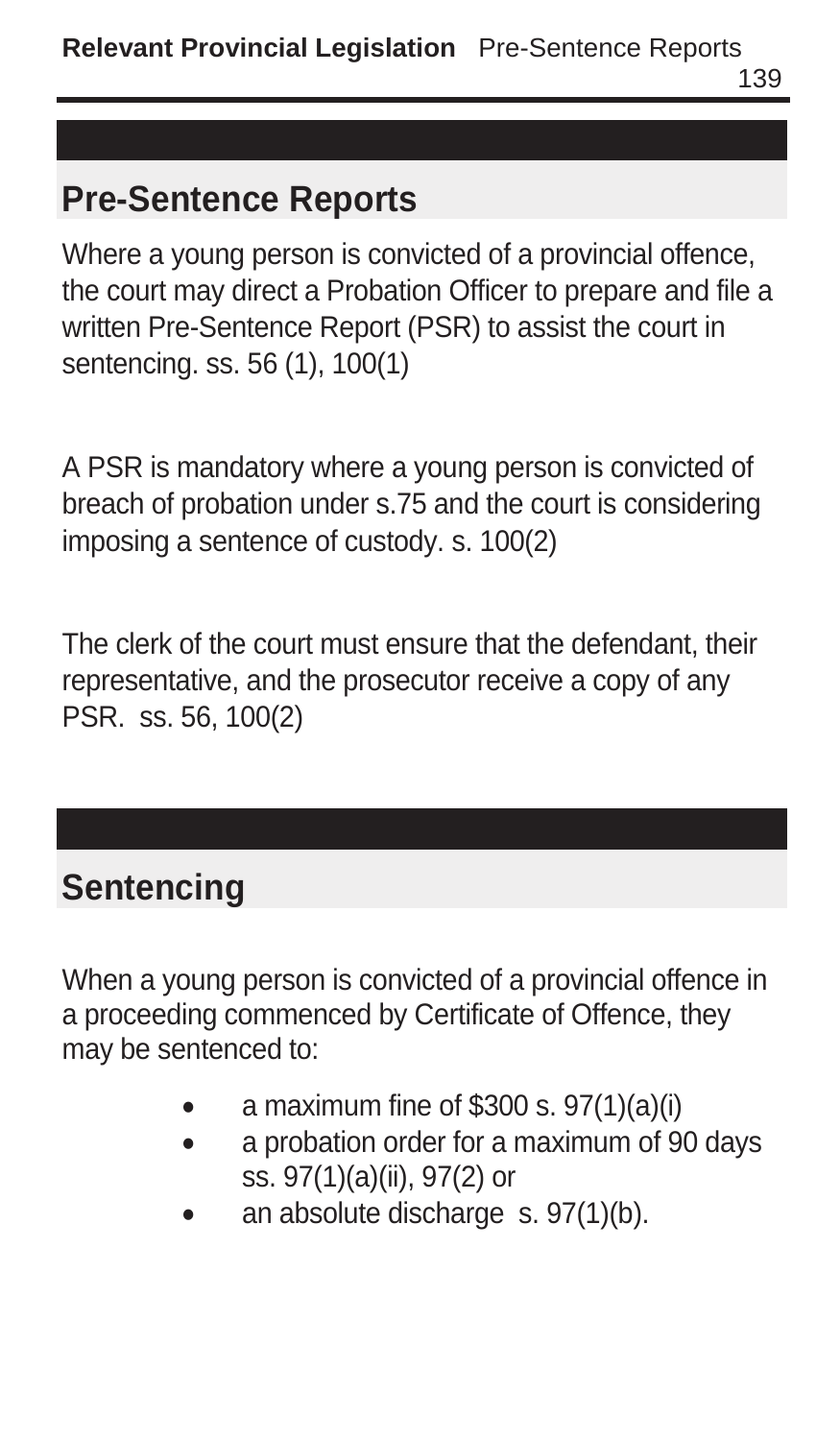## Pre-Sentence Reports

Where a young person is convicted of a provincial offence, the court may direct a Probation Officer to prepare and file a written Pre-Sentence Report (PSR) to assist the court in sentencing. ss. 56 (1), 100(1)

A PSR is mandatory where a young person is convicted of breach of probation under s.75 and the court is considering imposing a sentence of custody. s. 100(2)

The clerk of the court must ensure that the defendant, their representative, and the prosecutor receive a copy of any PSR. ss. 56, 100(2)

## Sentencing

When a young person is convicted of a provincial offence in a proceeding commenced by Certificate of Offence, they may be sentenced to:

- a maximum fine of $300 s. 97(1)(a)(i)
- a probation order for a maximum of 90 days ss. 97(1)(a)(ii), 97(2) or
- an absolute discharge s. 97(1)(b).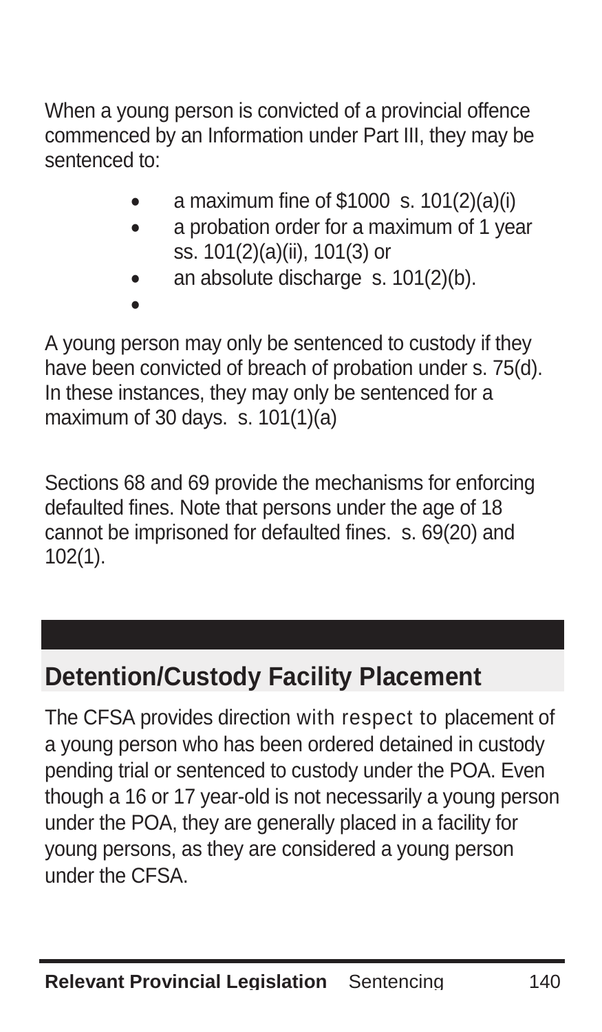When a young person is convicted of a provincial offence commenced by an Information under Part III, they may be sentenced to:

- a maximum fine of $1000  s. 101(2)(a)(i)
- a probation order for a maximum of 1 year ss. 101(2)(a)(ii), 101(3) or
- an absolute discharge  s. 101(2)(b).

A young person may only be sentenced to custody if they have been convicted of breach of probation under s. 75(d). In these instances, they may only be sentenced for a maximum of 30 days.  s. 101(1)(a)

Sections 68 and 69 provide the mechanisms for enforcing defaulted fines. Note that persons under the age of 18 cannot be imprisoned for defaulted fines.  s. 69(20) and 102(1).

## Detention/Custody Facility Placement

The CFSA provides direction with respect to placement of a young person who has been ordered detained in custody pending trial or sentenced to custody under the POA. Even though a 16 or 17 year-old is not necessarily a young person under the POA, they are generally placed in a facility for young persons, as they are considered a young person under the CFSA.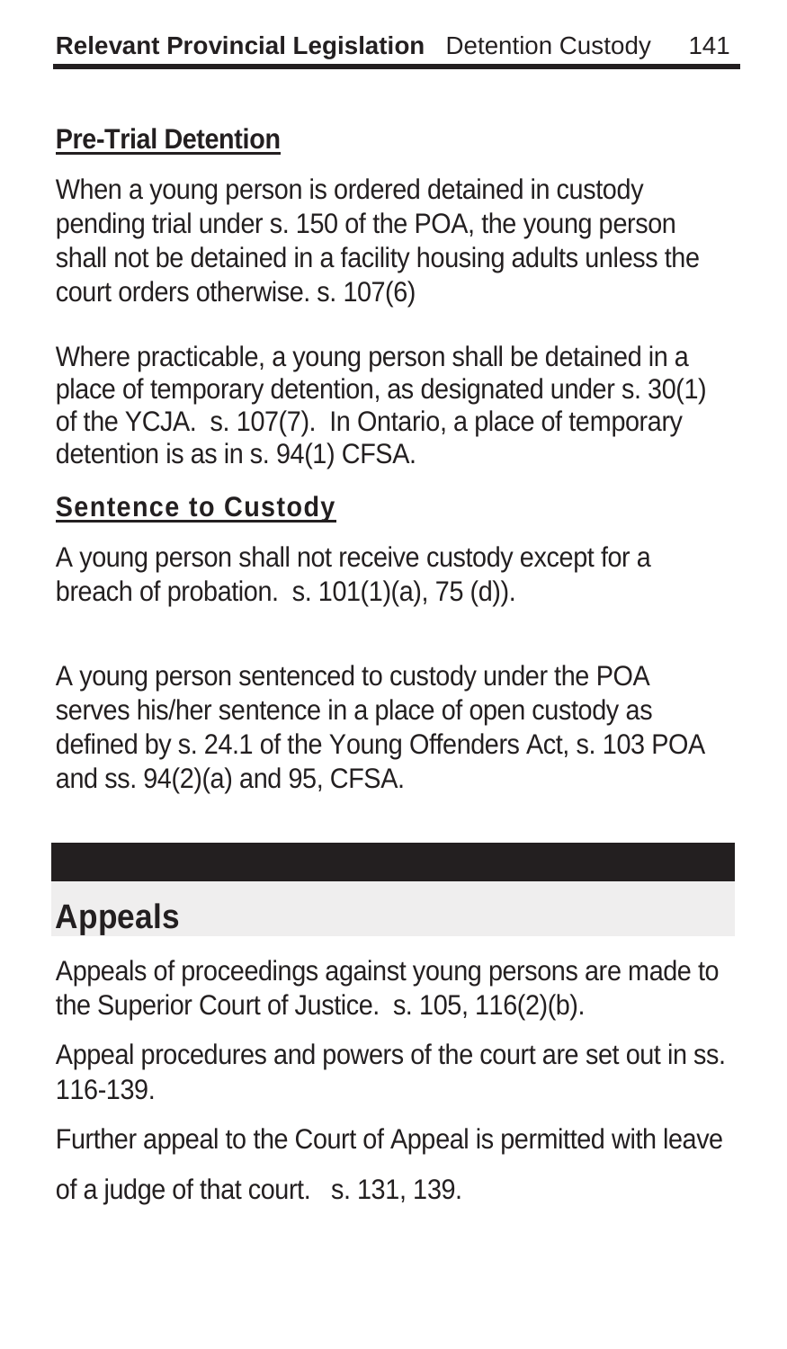## Pre-Trial Detention

When a young person is ordered detained in custody pending trial under s. 150 of the POA, the young person shall not be detained in a facility housing adults unless the court orders otherwise. s. 107(6)

Where practicable, a young person shall be detained in a place of temporary detention, as designated under s. 30(1) of the YCJA. s. 107(7). In Ontario, a place of temporary detention is as in s. 94(1) CFSA.

## Sentence to Custody

A young person shall not receive custody except for a breach of probation. s. 101(1)(a), 75 (d)).

A young person sentenced to custody under the POA serves his/her sentence in a place of open custody as defined by s. 24.1 of the Young Offenders Act, s. 103 POA and ss. 94(2)(a) and 95, CFSA.

# Appeals

Appeals of proceedings against young persons are made to the Superior Court of Justice. s. 105, 116(2)(b).

Appeal procedures and powers of the court are set out in ss. 116-139.

Further appeal to the Court of Appeal is permitted with leave of a judge of that court. s. 131, 139.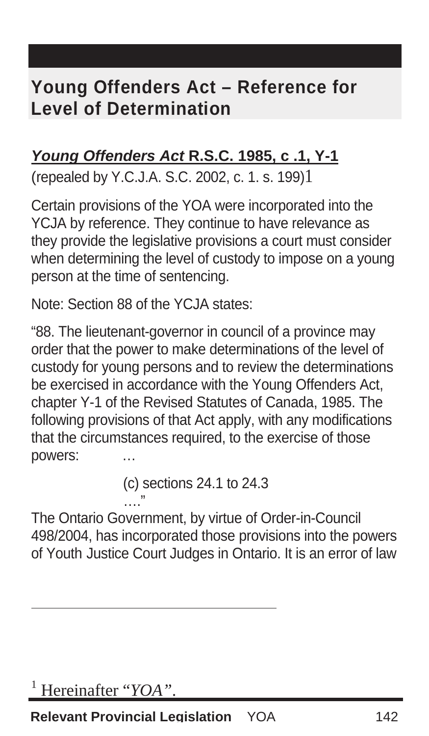## Young Offenders Act – Reference for Level of Determination

***Young Offenders Act*** **R.S.C. 1985, c .1, Y-1**

(repealed by Y.C.J.A. S.C. 2002, c. 1. s. 199)[1]

Certain provisions of the YOA were incorporated into the YCJA by reference. They continue to have relevance as they provide the legislative provisions a court must consider when determining the level of custody to impose on a young person at the time of sentencing.

Note: Section 88 of the YCJA states:

"88. The lieutenant-governor in council of a province may order that the power to make determinations of the level of custody for young persons and to review the determinations be exercised in accordance with the Young Offenders Act, chapter Y-1 of the Revised Statutes of Canada, 1985. The following provisions of that Act apply, with any modifications that the circumstances required, to the exercise of those powers: …

(c) sections 24.1 to 24.3

…."

The Ontario Government, by virtue of Order-in-Council 498/2004, has incorporated those provisions into the powers of Youth Justice Court Judges in Ontario. It is an error of law

---

[1] Hereinafter "*YOA*".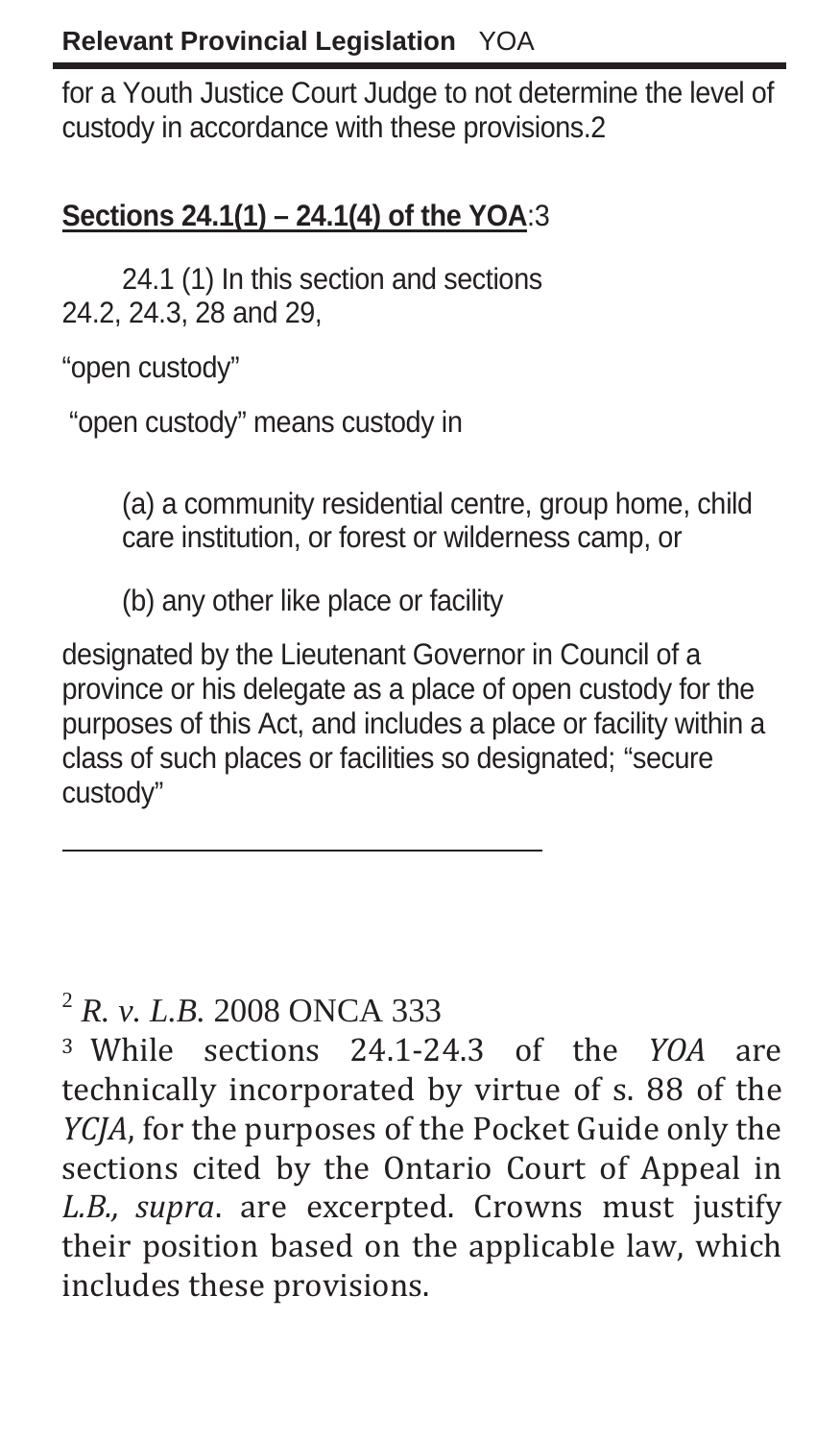for a Youth Justice Court Judge to not determine the level of custody in accordance with these provisions.[2]

**Sections 24.1(1) – 24.1(4) of the YOA**:[3]

24.1 (1) In this section and sections 24.2, 24.3, 28 and 29,

"open custody"

"open custody" means custody in

(a) a community residential centre, group home, child care institution, or forest or wilderness camp, or

(b) any other like place or facility

designated by the Lieutenant Governor in Council of a province or his delegate as a place of open custody for the purposes of this Act, and includes a place or facility within a class of such places or facilities so designated; "secure custody"

---

[2] *R. v. L.B.* 2008 ONCA 333

[3] While sections 24.1-24.3 of the *YOA* are technically incorporated by virtue of s. 88 of the *YCJA*, for the purposes of the Pocket Guide only the sections cited by the Ontario Court of Appeal in *L.B., supra*. are excerpted. Crowns must justify their position based on the applicable law, which includes these provisions.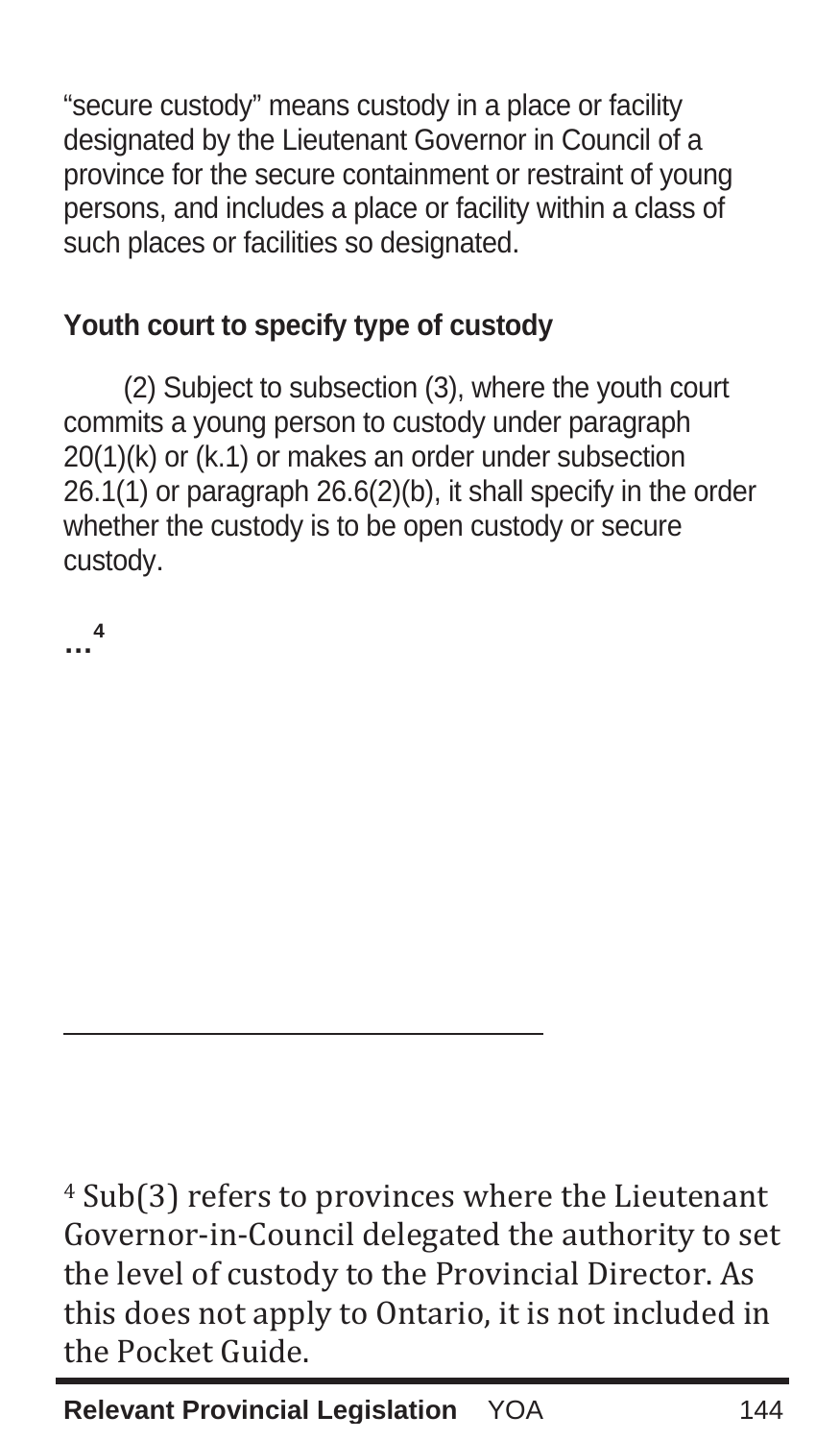"secure custody" means custody in a place or facility designated by the Lieutenant Governor in Council of a province for the secure containment or restraint of young persons, and includes a place or facility within a class of such places or facilities so designated.

**Youth court to specify type of custody**

(2) Subject to subsection (3), where the youth court commits a young person to custody under paragraph 20(1)(k) or (k.1) or makes an order under subsection 26.1(1) or paragraph 26.6(2)(b), it shall specify in the order whether the custody is to be open custody or secure custody.

**…**[4]

---

[4] Sub(3) refers to provinces where the Lieutenant Governor-in-Council delegated the authority to set the level of custody to the Provincial Director. As this does not apply to Ontario, it is not included in the Pocket Guide.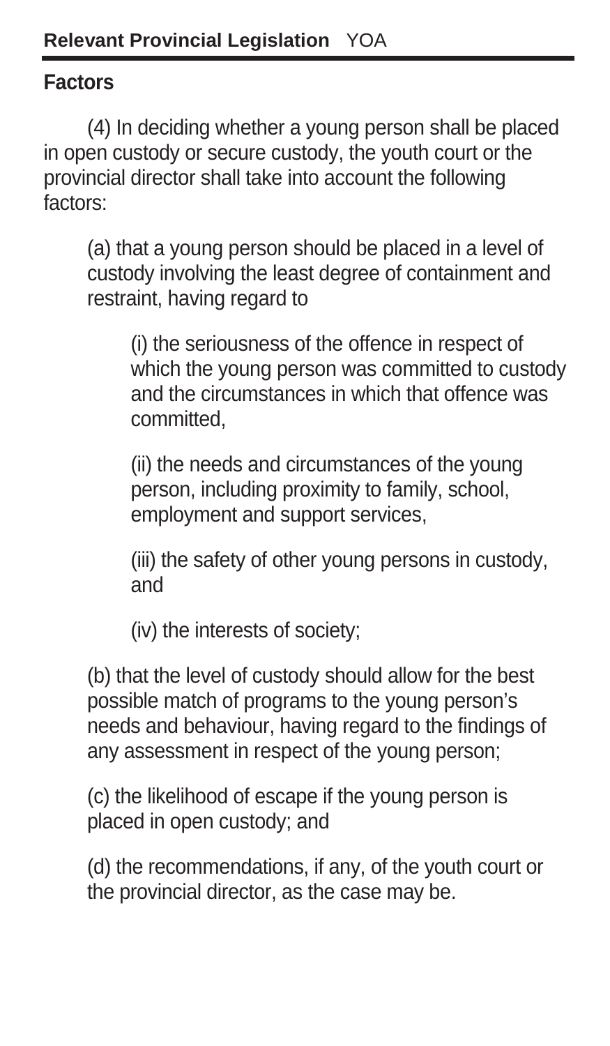**Factors**

(4) In deciding whether a young person shall be placed in open custody or secure custody, the youth court or the provincial director shall take into account the following factors:

(a) that a young person should be placed in a level of custody involving the least degree of containment and restraint, having regard to

(i) the seriousness of the offence in respect of which the young person was committed to custody and the circumstances in which that offence was committed,

(ii) the needs and circumstances of the young person, including proximity to family, school, employment and support services,

(iii) the safety of other young persons in custody, and

(iv) the interests of society;

(b) that the level of custody should allow for the best possible match of programs to the young person's needs and behaviour, having regard to the findings of any assessment in respect of the young person;

(c) the likelihood of escape if the young person is placed in open custody; and

(d) the recommendations, if any, of the youth court or the provincial director, as the case may be.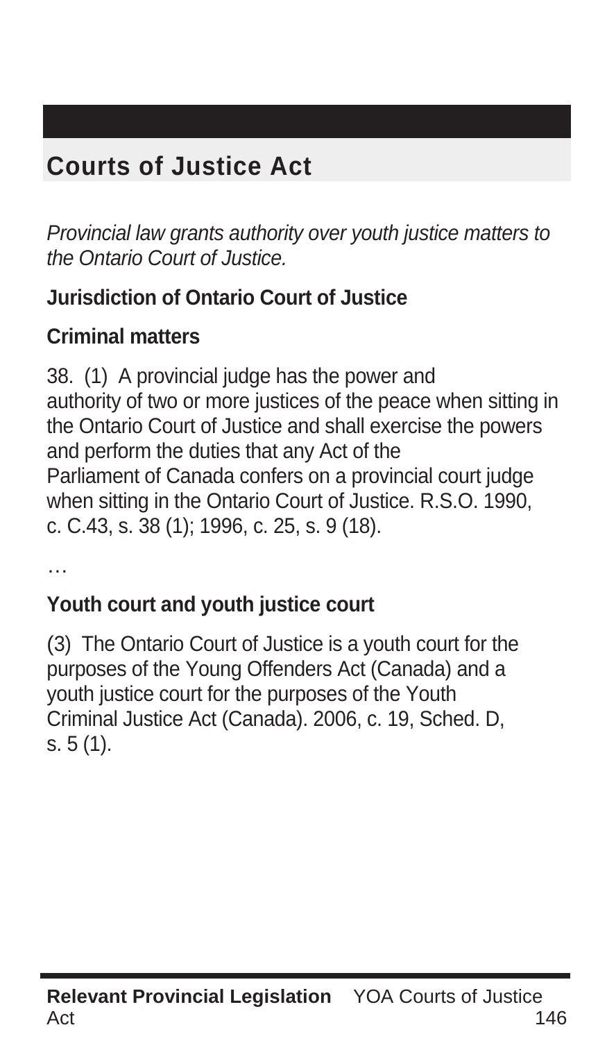# Courts of Justice Act

*Provincial law grants authority over youth justice matters to the Ontario Court of Justice.*

**Jurisdiction of Ontario Court of Justice**

**Criminal matters**

38. (1) A provincial judge has the power and authority of two or more justices of the peace when sitting in the Ontario Court of Justice and shall exercise the powers and perform the duties that any Act of the Parliament of Canada confers on a provincial court judge when sitting in the Ontario Court of Justice. R.S.O. 1990, c. C.43, s. 38 (1); 1996, c. 25, s. 9 (18).

…

**Youth court and youth justice court**

(3) The Ontario Court of Justice is a youth court for the purposes of the Young Offenders Act (Canada) and a youth justice court for the purposes of the Youth Criminal Justice Act (Canada). 2006, c. 19, Sched. D, s. 5 (1).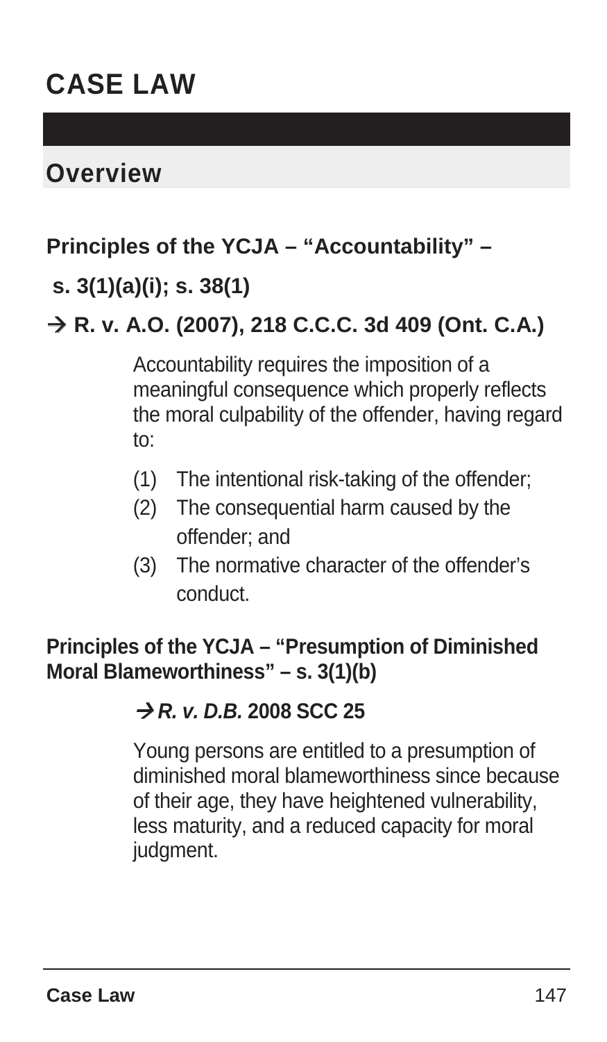# CASE LAW

## Overview

**Principles of the YCJA – "Accountability" –**

**s. 3(1)(a)(i); s. 38(1)**

**→ R. v. A.O. (2007), 218 C.C.C. 3d 409 (Ont. C.A.)**

Accountability requires the imposition of a meaningful consequence which properly reflects the moral culpability of the offender, having regard to:

(1) The intentional risk-taking of the offender;
(2) The consequential harm caused by the offender; and
(3) The normative character of the offender's conduct.

**Principles of the YCJA – "Presumption of Diminished Moral Blameworthiness" – s. 3(1)(b)**

**→ *R. v. D.B.* 2008 SCC 25**

Young persons are entitled to a presumption of diminished moral blameworthiness since because of their age, they have heightened vulnerability, less maturity, and a reduced capacity for moral judgment.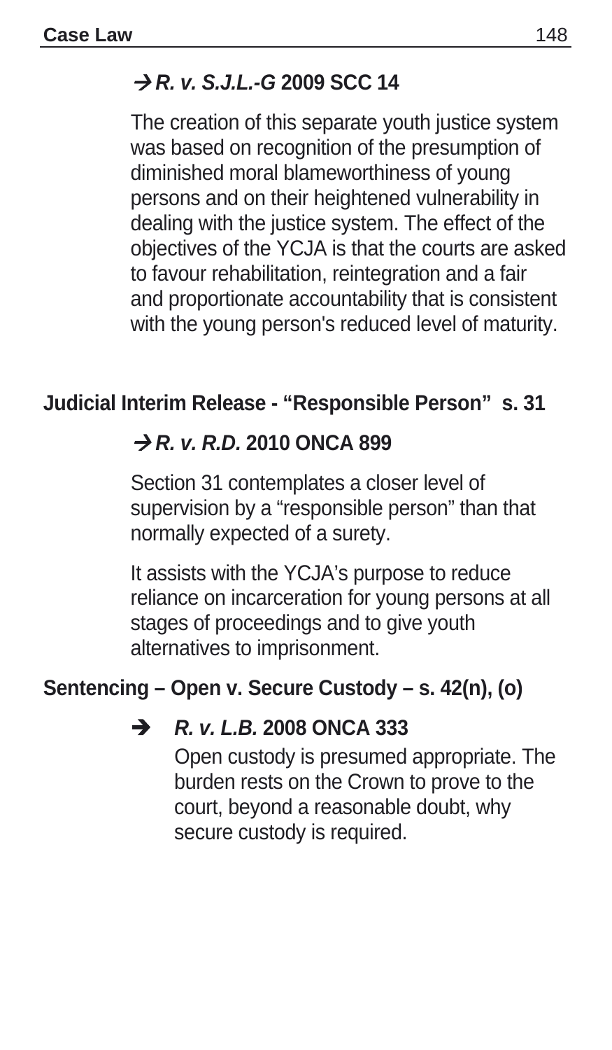### → *R. v. S.J.L.-G* 2009 SCC 14

The creation of this separate youth justice system was based on recognition of the presumption of diminished moral blameworthiness of young persons and on their heightened vulnerability in dealing with the justice system. The effect of the objectives of the YCJA is that the courts are asked to favour rehabilitation, reintegration and a fair and proportionate accountability that is consistent with the young person's reduced level of maturity.

## Judicial Interim Release - "Responsible Person" s. 31

### → *R. v. R.D.* 2010 ONCA 899

Section 31 contemplates a closer level of supervision by a "responsible person" than that normally expected of a surety.

It assists with the YCJA's purpose to reduce reliance on incarceration for young persons at all stages of proceedings and to give youth alternatives to imprisonment.

## Sentencing – Open v. Secure Custody – s. 42(n), (o)

### → *R. v. L.B.* 2008 ONCA 333

Open custody is presumed appropriate. The burden rests on the Crown to prove to the court, beyond a reasonable doubt, why secure custody is required.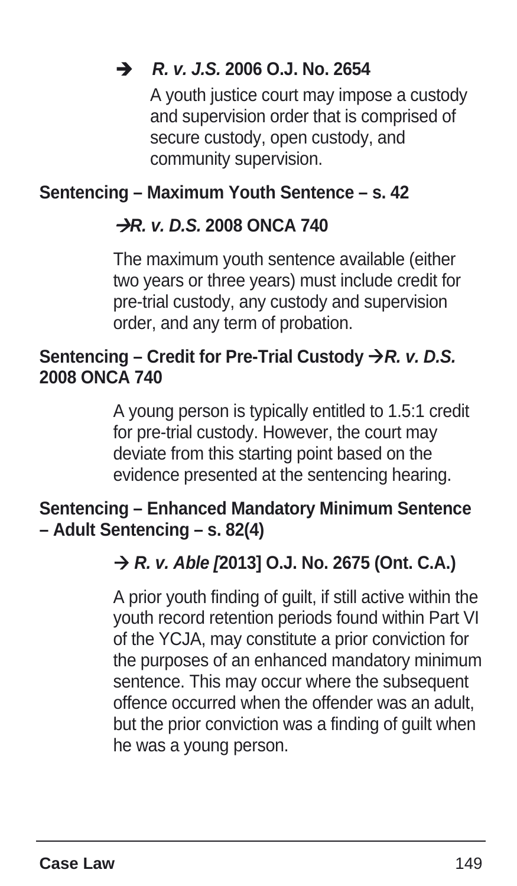➔ ***R. v. J.S.* 2006 O.J. No. 2654**

A youth justice court may impose a custody and supervision order that is comprised of secure custody, open custody, and community supervision.

**Sentencing – Maximum Youth Sentence – s. 42**

**→*R. v. D.S.* 2008 ONCA 740**

The maximum youth sentence available (either two years or three years) must include credit for pre-trial custody, any custody and supervision order, and any term of probation.

**Sentencing – Credit for Pre-Trial Custody →*R. v. D.S.* 2008 ONCA 740**

A young person is typically entitled to 1.5:1 credit for pre-trial custody. However, the court may deviate from this starting point based on the evidence presented at the sentencing hearing.

**Sentencing – Enhanced Mandatory Minimum Sentence – Adult Sentencing – s. 82(4)**

**→ *R. v. Able [*2013] O.J. No. 2675 (Ont. C.A.)**

A prior youth finding of guilt, if still active within the youth record retention periods found within Part VI of the YCJA, may constitute a prior conviction for the purposes of an enhanced mandatory minimum sentence. This may occur where the subsequent offence occurred when the offender was an adult, but the prior conviction was a finding of guilt when he was a young person.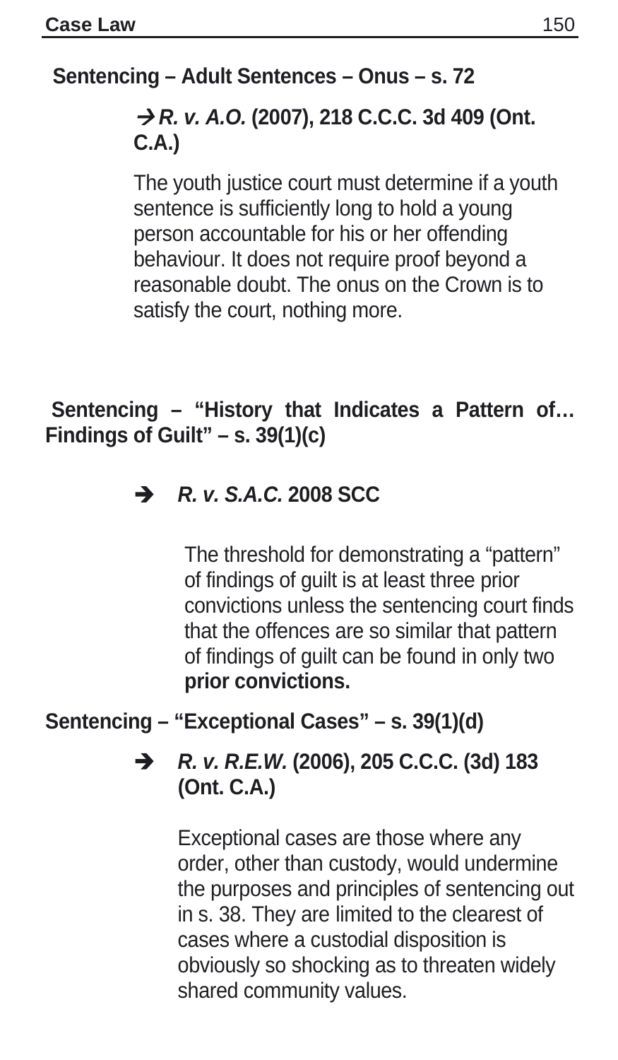## Sentencing – Adult Sentences – Onus – s. 72

→ ***R. v. A.O.*** **(2007), 218 C.C.C. 3d 409 (Ont. C.A.)**

The youth justice court must determine if a youth sentence is sufficiently long to hold a young person accountable for his or her offending behaviour. It does not require proof beyond a reasonable doubt. The onus on the Crown is to satisfy the court, nothing more.

## Sentencing – "History that Indicates a Pattern of… Findings of Guilt" – s. 39(1)(c)

→ ***R. v. S.A.C.*** **2008 SCC**

The threshold for demonstrating a "pattern" of findings of guilt is at least three prior convictions unless the sentencing court finds that the offences are so similar that pattern of findings of guilt can be found in only two **prior convictions.**

## Sentencing – "Exceptional Cases" – s. 39(1)(d)

→ ***R. v. R.E.W.*** **(2006), 205 C.C.C. (3d) 183 (Ont. C.A.)**

Exceptional cases are those where any order, other than custody, would undermine the purposes and principles of sentencing out in s. 38. They are limited to the clearest of cases where a custodial disposition is obviously so shocking as to threaten widely shared community values.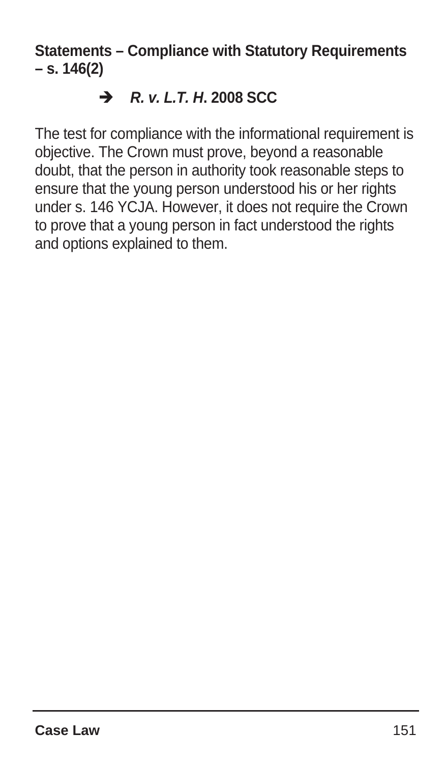**Statements – Compliance with Statutory Requirements – s. 146(2)**

➔ ***R. v. L.T. H.* 2008 SCC**

The test for compliance with the informational requirement is objective. The Crown must prove, beyond a reasonable doubt, that the person in authority took reasonable steps to ensure that the young person understood his or her rights under s. 146 YCJA. However, it does not require the Crown to prove that a young person in fact understood the rights and options explained to them.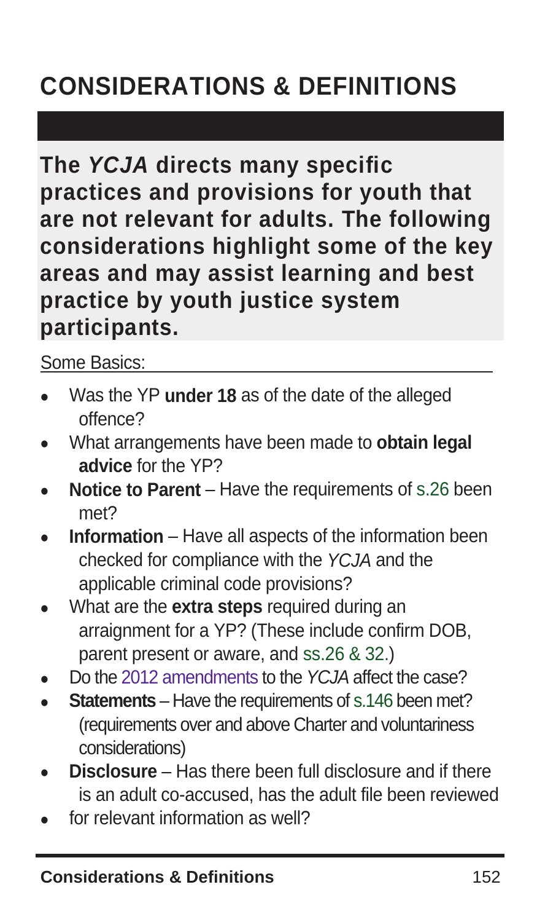# CONSIDERATIONS & DEFINITIONS

**The *YCJA* directs many specific practices and provisions for youth that are not relevant for adults. The following considerations highlight some of the key areas and may assist learning and best practice by youth justice system participants.**

Some Basics:

- Was the YP **under 18** as of the date of the alleged offence?
- What arrangements have been made to **obtain legal advice** for the YP?
- **Notice to Parent** – Have the requirements of s.26 been met?
- **Information** – Have all aspects of the information been checked for compliance with the *YCJA* and the applicable criminal code provisions?
- What are the **extra steps** required during an arraignment for a YP? (These include confirm DOB, parent present or aware, and ss.26 & 32.)
- Do the 2012 amendments to the *YCJA* affect the case?
- **Statements** – Have the requirements of s.146 been met? (requirements over and above Charter and voluntariness considerations)
- **Disclosure** – Has there been full disclosure and if there is an adult co-accused, has the adult file been reviewed for relevant information as well?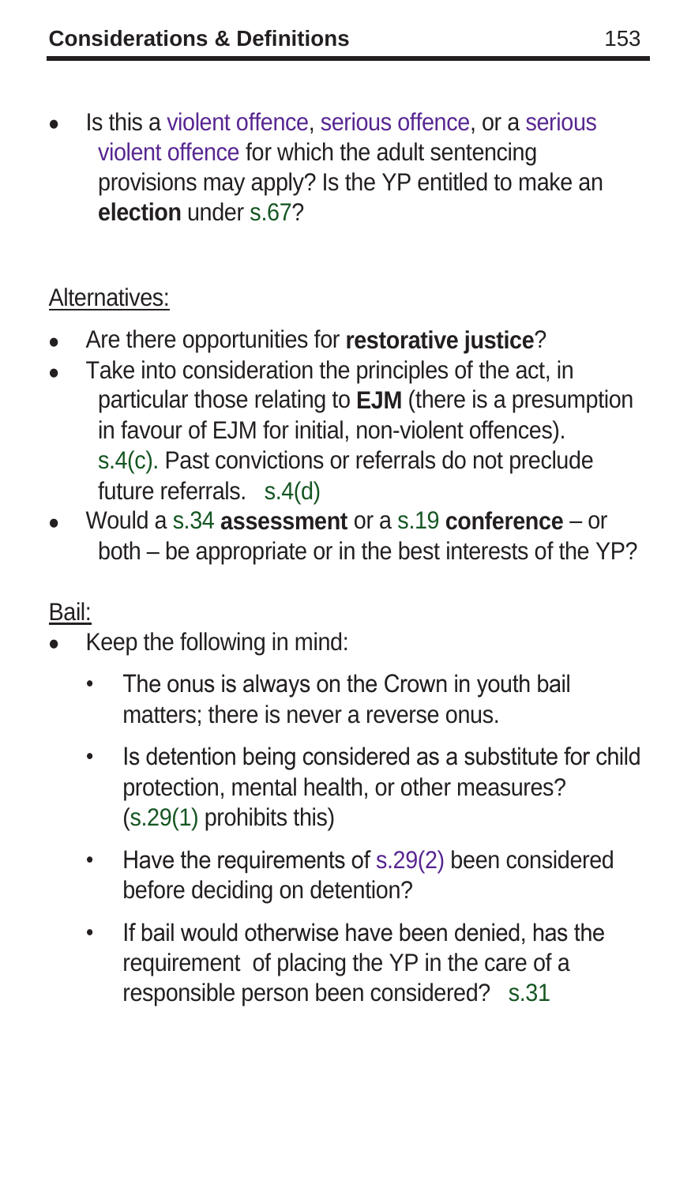- Is this a violent offence, serious offence, or a serious violent offence for which the adult sentencing provisions may apply? Is the YP entitled to make an **election** under s.67?

Alternatives:

- Are there opportunities for **restorative justice**?
- Take into consideration the principles of the act, in particular those relating to **EJM** (there is a presumption in favour of EJM for initial, non-violent offences). s.4(c). Past convictions or referrals do not preclude future referrals. s.4(d)
- Would a s.34 **assessment** or a s.19 **conference** – or both – be appropriate or in the best interests of the YP?

Bail:

- Keep the following in mind:
  - The onus is always on the Crown in youth bail matters; there is never a reverse onus.
  - Is detention being considered as a substitute for child protection, mental health, or other measures? (s.29(1) prohibits this)
  - Have the requirements of s.29(2) been considered before deciding on detention?
  - If bail would otherwise have been denied, has the requirement of placing the YP in the care of a responsible person been considered? s.31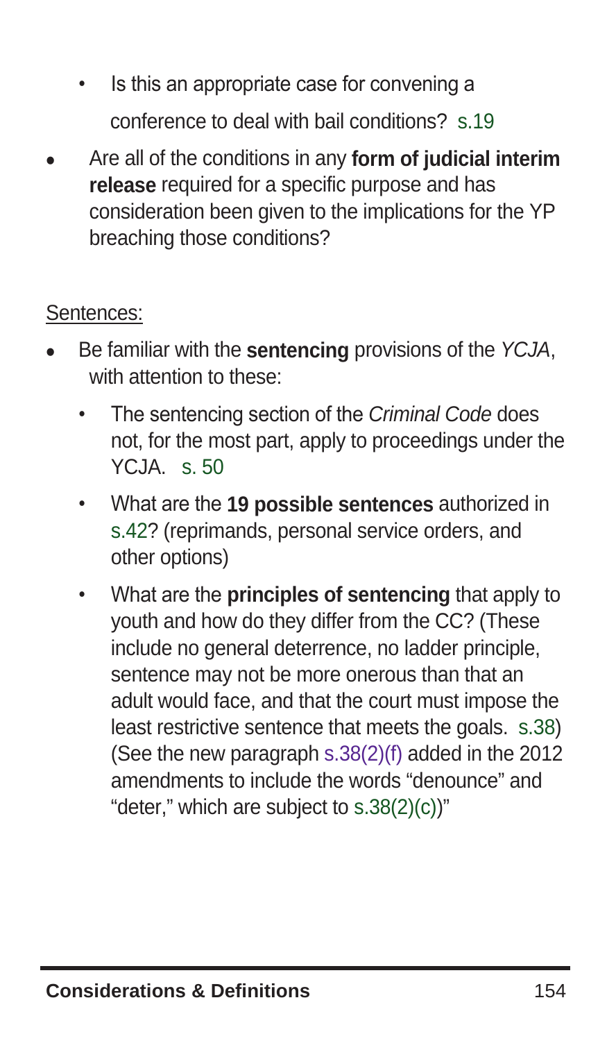- Is this an appropriate case for convening a conference to deal with bail conditions? s.19

- Are all of the conditions in any **form of judicial interim release** required for a specific purpose and has consideration been given to the implications for the YP breaching those conditions?

Sentences:

- Be familiar with the **sentencing** provisions of the *YCJA*, with attention to these:
  - The sentencing section of the *Criminal Code* does not, for the most part, apply to proceedings under the YCJA. s. 50
  - What are the **19 possible sentences** authorized in s.42? (reprimands, personal service orders, and other options)
  - What are the **principles of sentencing** that apply to youth and how do they differ from the CC? (These include no general deterrence, no ladder principle, sentence may not be more onerous than that an adult would face, and that the court must impose the least restrictive sentence that meets the goals. s.38) (See the new paragraph s.38(2)(f) added in the 2012 amendments to include the words "denounce" and "deter," which are subject to s.38(2)(c))"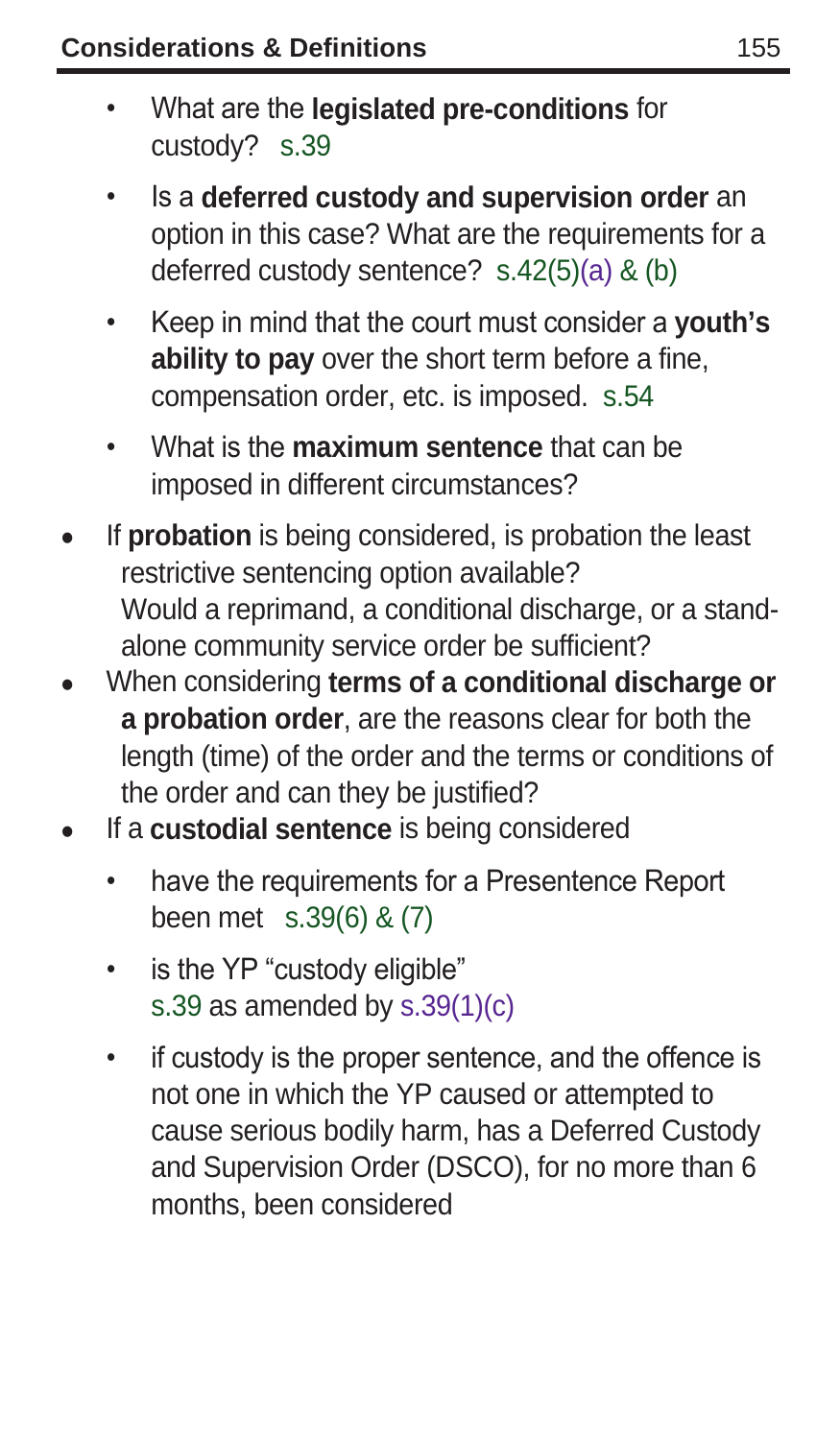- What are the **legislated pre-conditions** for custody? s.39
- Is a **deferred custody and supervision order** an option in this case? What are the requirements for a deferred custody sentence? s.42(5)(a) & (b)
- Keep in mind that the court must consider a **youth's ability to pay** over the short term before a fine, compensation order, etc. is imposed. s.54
- What is the **maximum sentence** that can be imposed in different circumstances?

- If **probation** is being considered, is probation the least restrictive sentencing option available? Would a reprimand, a conditional discharge, or a stand-alone community service order be sufficient?
- When considering **terms of a conditional discharge or a probation order**, are the reasons clear for both the length (time) of the order and the terms or conditions of the order and can they be justified?
- If a **custodial sentence** is being considered
  - have the requirements for a Presentence Report been met s.39(6) & (7)
  - is the YP "custody eligible" s.39 as amended by s.39(1)(c)
  - if custody is the proper sentence, and the offence is not one in which the YP caused or attempted to cause serious bodily harm, has a Deferred Custody and Supervision Order (DSCO), for no more than 6 months, been considered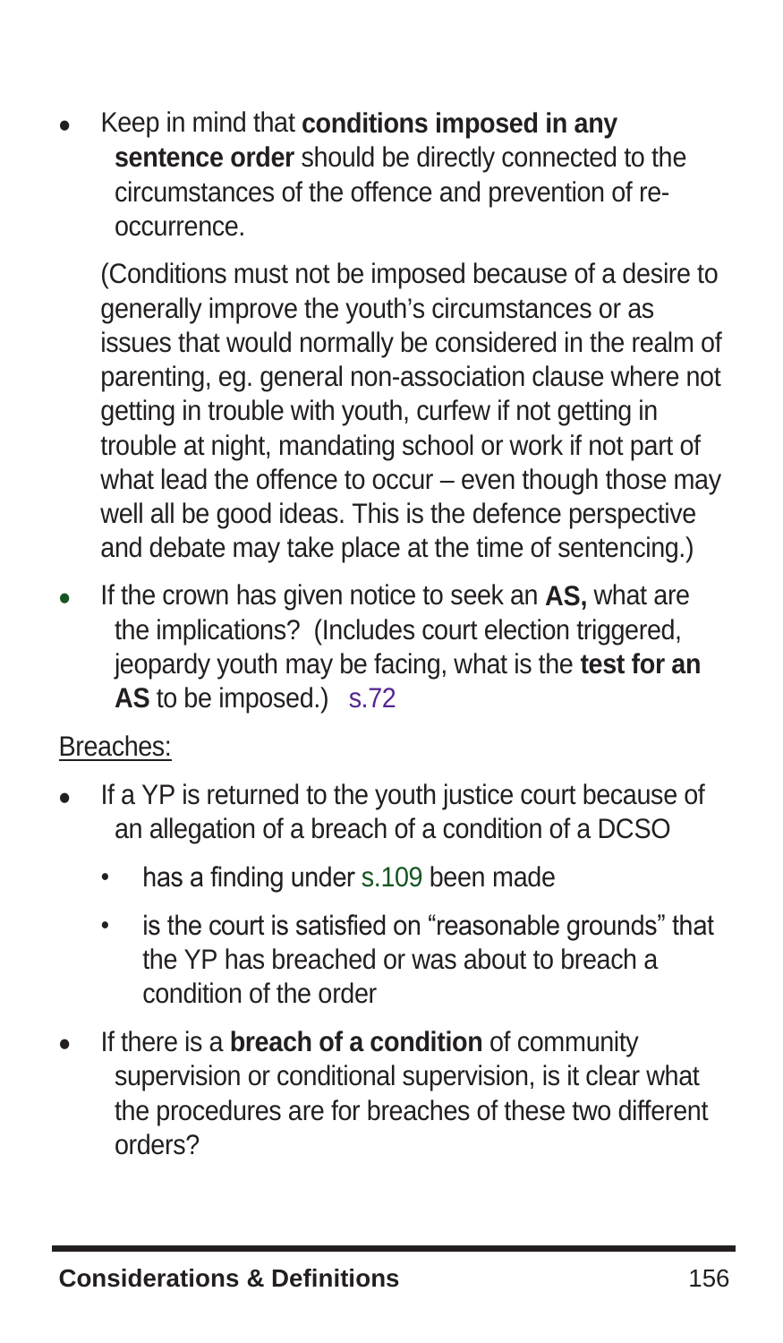- Keep in mind that **conditions imposed in any sentence order** should be directly connected to the circumstances of the offence and prevention of re-occurrence.

  (Conditions must not be imposed because of a desire to generally improve the youth's circumstances or as issues that would normally be considered in the realm of parenting, eg. general non-association clause where not getting in trouble with youth, curfew if not getting in trouble at night, mandating school or work if not part of what lead the offence to occur – even though those may well all be good ideas. This is the defence perspective and debate may take place at the time of sentencing.)

- If the crown has given notice to seek an **AS,** what are the implications? (Includes court election triggered, jeopardy youth may be facing, what is the **test for an AS** to be imposed.) s.72

Breaches:

- If a YP is returned to the youth justice court because of an allegation of a breach of a condition of a DCSO
  - has a finding under s.109 been made
  - is the court is satisfied on "reasonable grounds" that the YP has breached or was about to breach a condition of the order
- If there is a **breach of a condition** of community supervision or conditional supervision, is it clear what the procedures are for breaches of these two different orders?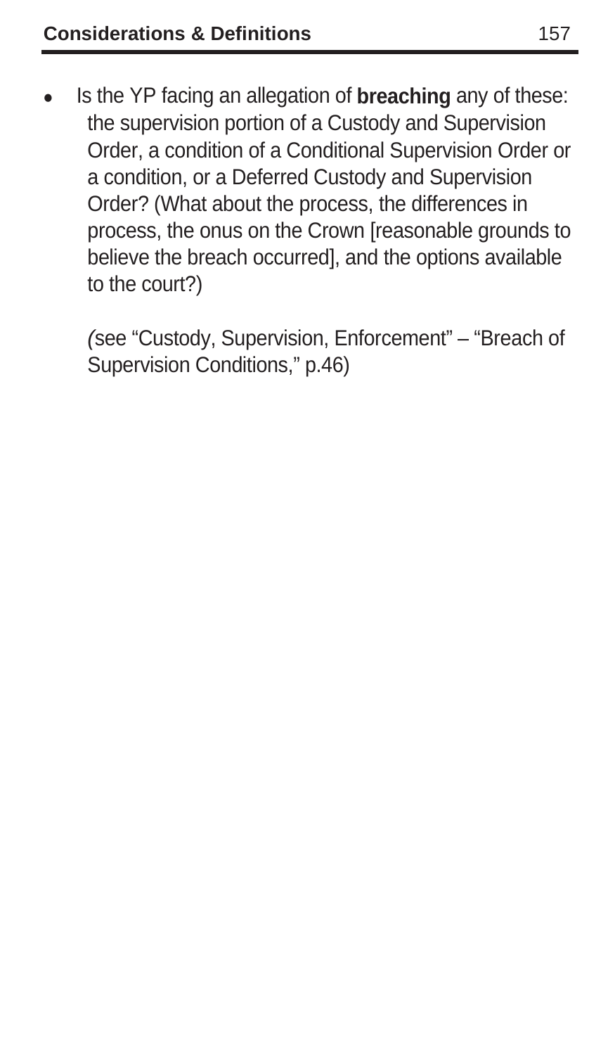- Is the YP facing an allegation of **breaching** any of these: the supervision portion of a Custody and Supervision Order, a condition of a Conditional Supervision Order or a condition, or a Deferred Custody and Supervision Order? (What about the process, the differences in process, the onus on the Crown [reasonable grounds to believe the breach occurred], and the options available to the court?)

  *(*see "Custody, Supervision, Enforcement" – "Breach of Supervision Conditions," p.46)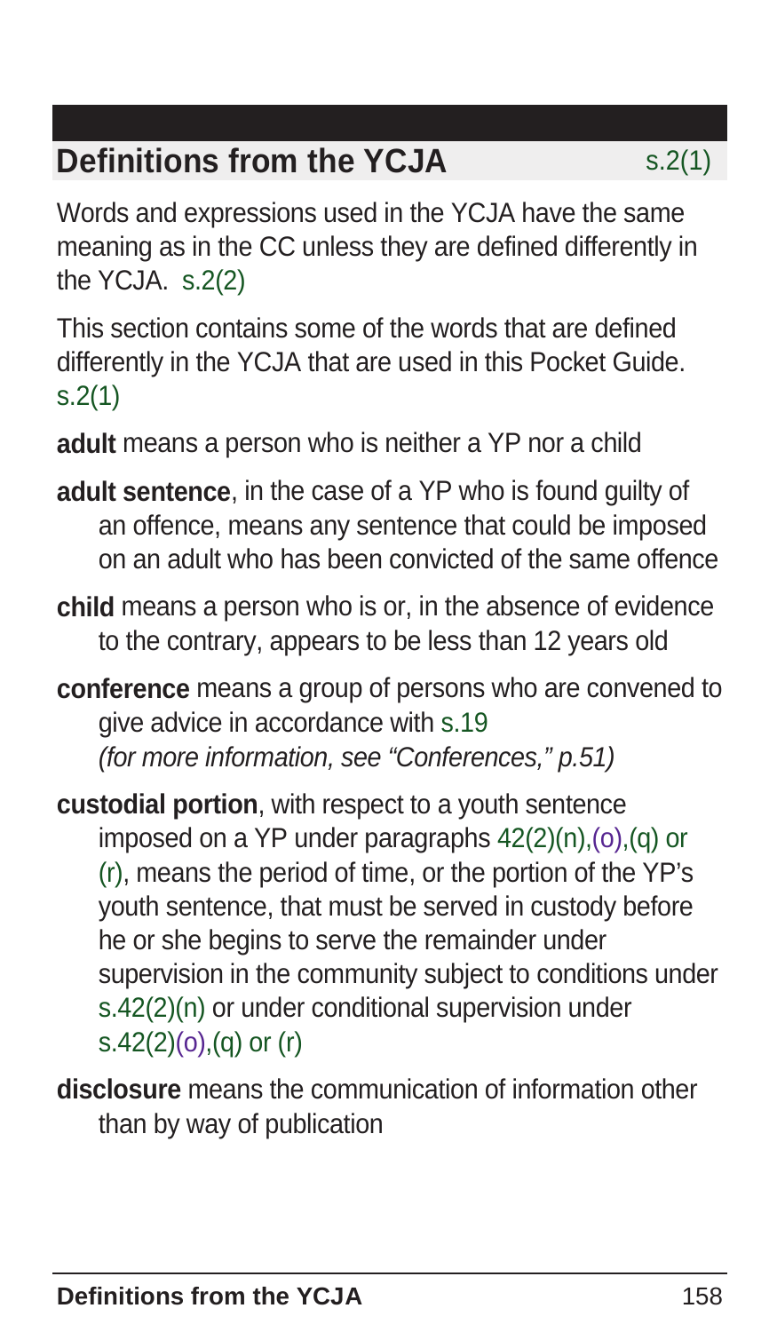## Definitions from the YCJA s.2(1)

Words and expressions used in the YCJA have the same meaning as in the CC unless they are defined differently in the YCJA. s.2(2)

This section contains some of the words that are defined differently in the YCJA that are used in this Pocket Guide. s.2(1)

**adult** means a person who is neither a YP nor a child

**adult sentence**, in the case of a YP who is found guilty of an offence, means any sentence that could be imposed on an adult who has been convicted of the same offence

**child** means a person who is or, in the absence of evidence to the contrary, appears to be less than 12 years old

**conference** means a group of persons who are convened to give advice in accordance with s.19
*(for more information, see "Conferences," p.51)*

**custodial portion**, with respect to a youth sentence imposed on a YP under paragraphs 42(2)(n),(o),(q) or (r), means the period of time, or the portion of the YP's youth sentence, that must be served in custody before he or she begins to serve the remainder under supervision in the community subject to conditions under s.42(2)(n) or under conditional supervision under s.42(2)(o),(q) or (r)

**disclosure** means the communication of information other than by way of publication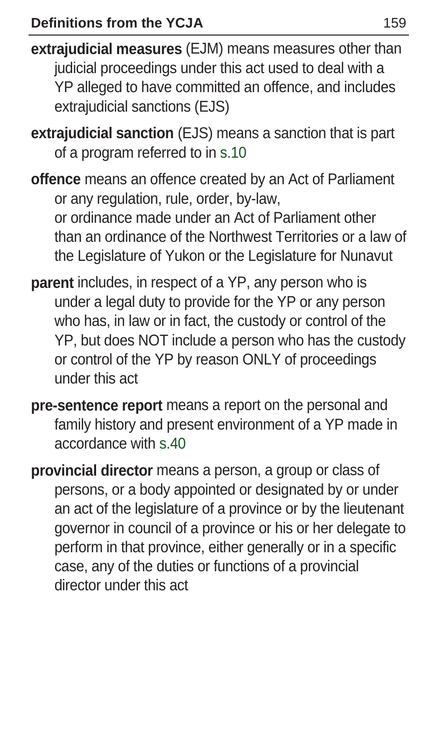**extrajudicial measures** (EJM) means measures other than judicial proceedings under this act used to deal with a YP alleged to have committed an offence, and includes extrajudicial sanctions (EJS)

**extrajudicial sanction** (EJS) means a sanction that is part of a program referred to in s.10

**offence** means an offence created by an Act of Parliament or any regulation, rule, order, by-law, or ordinance made under an Act of Parliament other than an ordinance of the Northwest Territories or a law of the Legislature of Yukon or the Legislature for Nunavut

**parent** includes, in respect of a YP, any person who is under a legal duty to provide for the YP or any person who has, in law or in fact, the custody or control of the YP, but does NOT include a person who has the custody or control of the YP by reason ONLY of proceedings under this act

**pre-sentence report** means a report on the personal and family history and present environment of a YP made in accordance with s.40

**provincial director** means a person, a group or class of persons, or a body appointed or designated by or under an act of the legislature of a province or by the lieutenant governor in council of a province or his or her delegate to perform in that province, either generally or in a specific case, any of the duties or functions of a provincial director under this act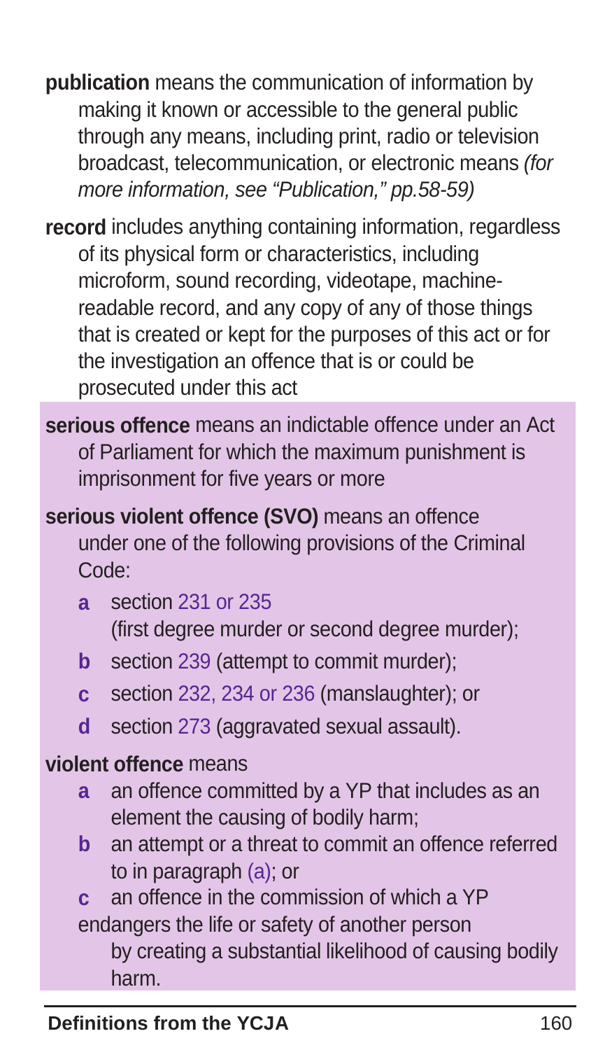**publication** means the communication of information by making it known or accessible to the general public through any means, including print, radio or television broadcast, telecommunication, or electronic means *(for more information, see "Publication," pp.58-59)*

**record** includes anything containing information, regardless of its physical form or characteristics, including microform, sound recording, videotape, machine-readable record, and any copy of any of those things that is created or kept for the purposes of this act or for the investigation an offence that is or could be prosecuted under this act

**serious offence** means an indictable offence under an Act of Parliament for which the maximum punishment is imprisonment for five years or more

**serious violent offence (SVO)** means an offence under one of the following provisions of the Criminal Code:

- **a** section 231 or 235 (first degree murder or second degree murder);
- **b** section 239 (attempt to commit murder);
- **c** section 232, 234 or 236 (manslaughter); or
- **d** section 273 (aggravated sexual assault).

**violent offence** means

- **a** an offence committed by a YP that includes as an element the causing of bodily harm;
- **b** an attempt or a threat to commit an offence referred to in paragraph (a); or
- **c** an offence in the commission of which a YP endangers the life or safety of another person by creating a substantial likelihood of causing bodily harm.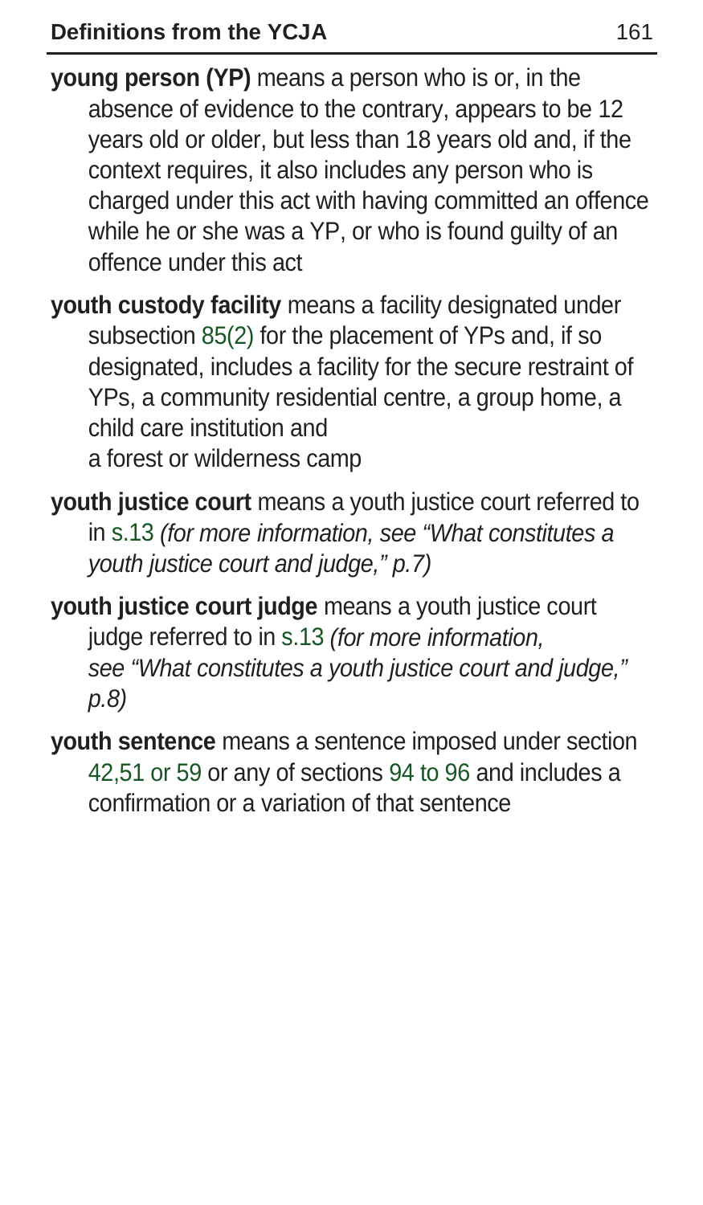**young person (YP)** means a person who is or, in the absence of evidence to the contrary, appears to be 12 years old or older, but less than 18 years old and, if the context requires, it also includes any person who is charged under this act with having committed an offence while he or she was a YP, or who is found guilty of an offence under this act

**youth custody facility** means a facility designated under subsection 85(2) for the placement of YPs and, if so designated, includes a facility for the secure restraint of YPs, a community residential centre, a group home, a child care institution and
a forest or wilderness camp

**youth justice court** means a youth justice court referred to in s.13 *(for more information, see "What constitutes a youth justice court and judge," p.7)*

**youth justice court judge** means a youth justice court judge referred to in s.13 *(for more information, see "What constitutes a youth justice court and judge," p.8)*

**youth sentence** means a sentence imposed under section 42,51 or 59 or any of sections 94 to 96 and includes a confirmation or a variation of that sentence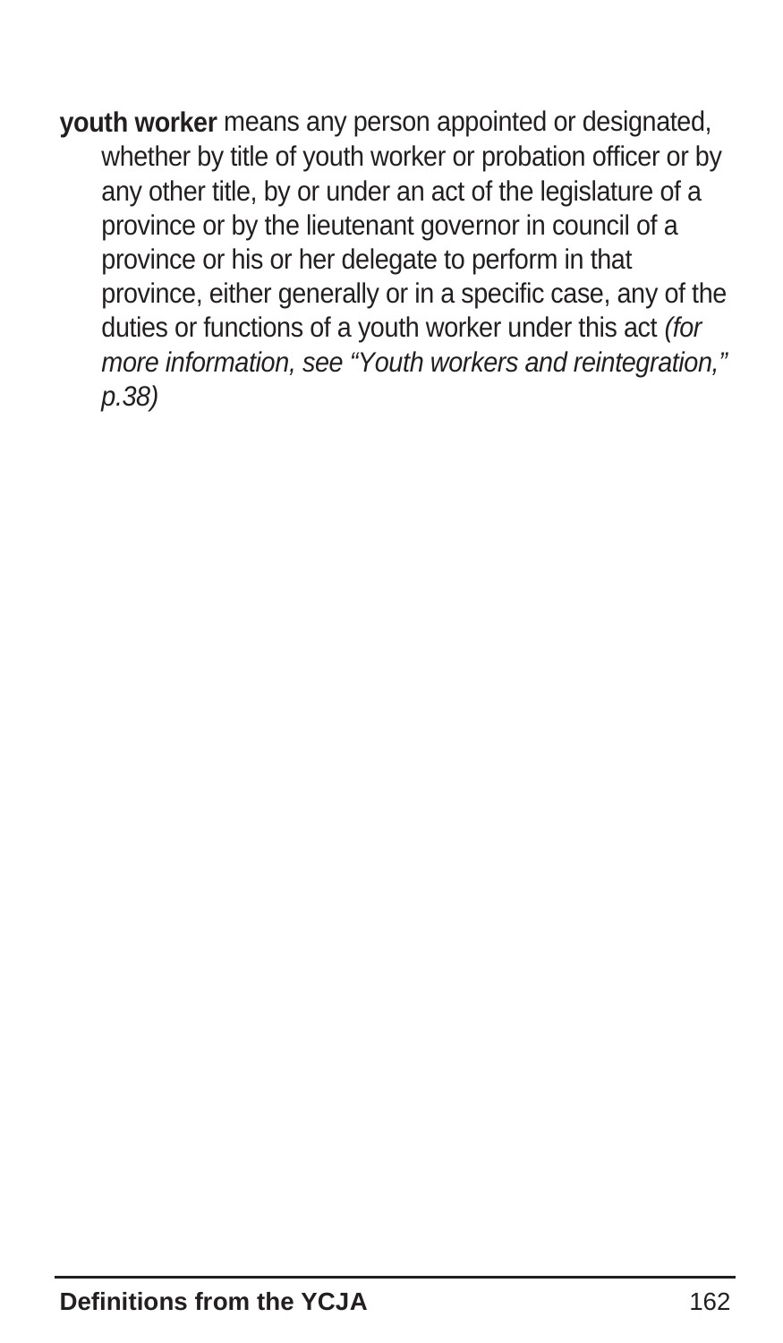**youth worker** means any person appointed or designated, whether by title of youth worker or probation officer or by any other title, by or under an act of the legislature of a province or by the lieutenant governor in council of a province or his or her delegate to perform in that province, either generally or in a specific case, any of the duties or functions of a youth worker under this act *(for more information, see "Youth workers and reintegration," p.38)*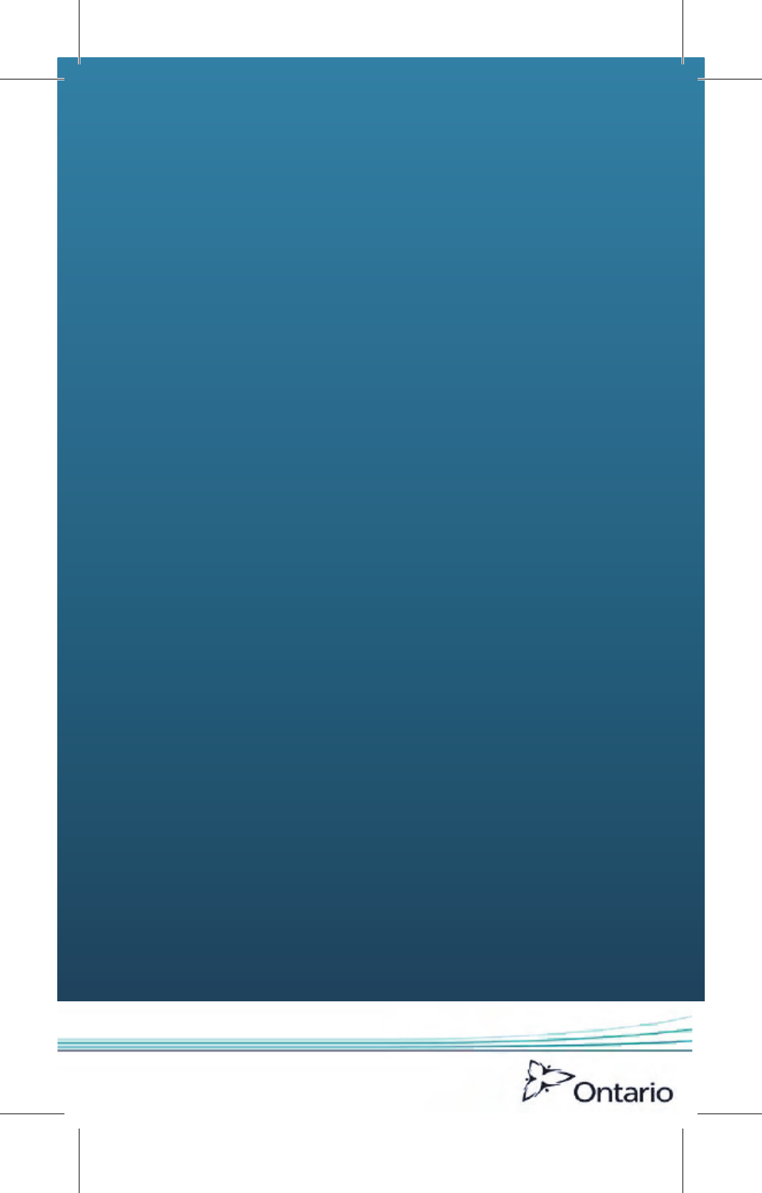Ontario